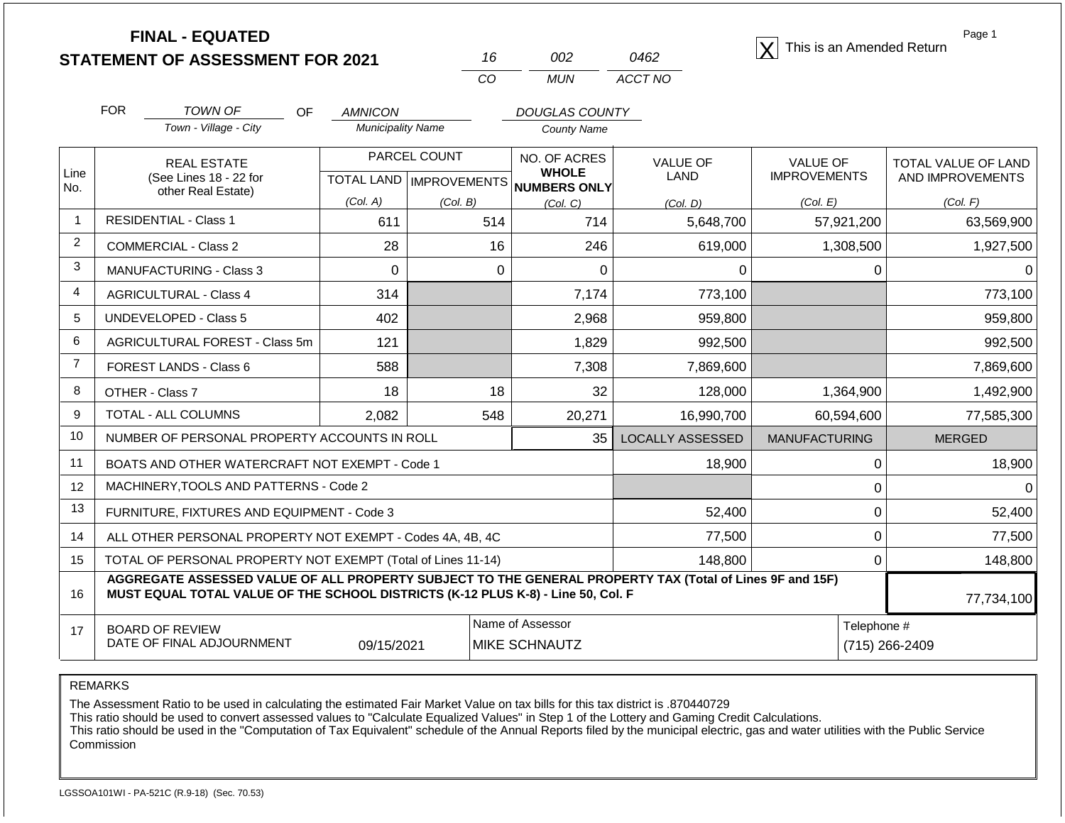# FINAL - EQUATED
## STATEMENT OF ASSESSMENT FOR 2021

| 16 | 002 | 0462 |
|---|---|---|
| CO | MUN | ACCT NO |

[X] This is an Amended Return

FOR *TOWN OF* (Town - Village - City) OF *AMNICON* (Municipality Name) *DOUGLAS COUNTY* (County Name)

| Line No. | REAL ESTATE (See Lines 18 - 22 for other Real Estate) | PARCEL COUNT | | NO. OF ACRES WHOLE NUMBERS ONLY | VALUE OF LAND | VALUE OF IMPROVEMENTS | TOTAL VALUE OF LAND AND IMPROVEMENTS |
|---|---|---|---|---|---|---|---|
| | | TOTAL LAND (Col. A) | IMPROVEMENTS (Col. B) | (Col. C) | (Col. D) | (Col. E) | (Col. F) |
| 1 | RESIDENTIAL - Class 1 | 611 | 514 | 714 | 5,648,700 | 57,921,200 | 63,569,900 |
| 2 | COMMERCIAL - Class 2 | 28 | 16 | 246 | 619,000 | 1,308,500 | 1,927,500 |
| 3 | MANUFACTURING - Class 3 | 0 | 0 | 0 | 0 | 0 | 0 |
| 4 | AGRICULTURAL - Class 4 | 314 | | 7,174 | 773,100 | | 773,100 |
| 5 | UNDEVELOPED - Class 5 | 402 | | 2,968 | 959,800 | | 959,800 |
| 6 | AGRICULTURAL FOREST - Class 5m | 121 | | 1,829 | 992,500 | | 992,500 |
| 7 | FOREST LANDS - Class 6 | 588 | | 7,308 | 7,869,600 | | 7,869,600 |
| 8 | OTHER - Class 7 | 18 | 18 | 32 | 128,000 | 1,364,900 | 1,492,900 |
| 9 | TOTAL - ALL COLUMNS | 2,082 | 548 | 20,271 | 16,990,700 | 60,594,600 | 77,585,300 |
| 10 | NUMBER OF PERSONAL PROPERTY ACCOUNTS IN ROLL | | | 35 | LOCALLY ASSESSED | MANUFACTURING | MERGED |
| 11 | BOATS AND OTHER WATERCRAFT NOT EXEMPT - Code 1 | | | | 18,900 | 0 | 18,900 |
| 12 | MACHINERY,TOOLS AND PATTERNS - Code 2 | | | | | 0 | 0 |
| 13 | FURNITURE, FIXTURES AND EQUIPMENT - Code 3 | | | | 52,400 | 0 | 52,400 |
| 14 | ALL OTHER PERSONAL PROPERTY NOT EXEMPT - Codes 4A, 4B, 4C | | | | 77,500 | 0 | 77,500 |
| 15 | TOTAL OF PERSONAL PROPERTY NOT EXEMPT (Total of Lines 11-14) | | | | 148,800 | 0 | 148,800 |
| 16 | **AGGREGATE ASSESSED VALUE OF ALL PROPERTY SUBJECT TO THE GENERAL PROPERTY TAX (Total of Lines 9F and 15F) MUST EQUAL TOTAL VALUE OF THE SCHOOL DISTRICTS (K-12 PLUS K-8) - Line 50, Col. F** | | | | | | 77,734,100 |
| 17 | BOARD OF REVIEW DATE OF FINAL ADJOURNMENT | 09/15/2021 | | Name of Assessor: MIKE SCHNAUTZ | | | Telephone #: (715) 266-2409 |

REMARKS

The Assessment Ratio to be used in calculating the estimated Fair Market Value on tax bills for this tax district is .870440729
This ratio should be used to convert assessed values to "Calculate Equalized Values" in Step 1 of the Lottery and Gaming Credit Calculations.
This ratio should be used in the "Computation of Tax Equivalent" schedule of the Annual Reports filed by the municipal electric, gas and water utilities with the Public Service Commission

LGSSOA101WI - PA-521C (R.9-18) (Sec. 70.53)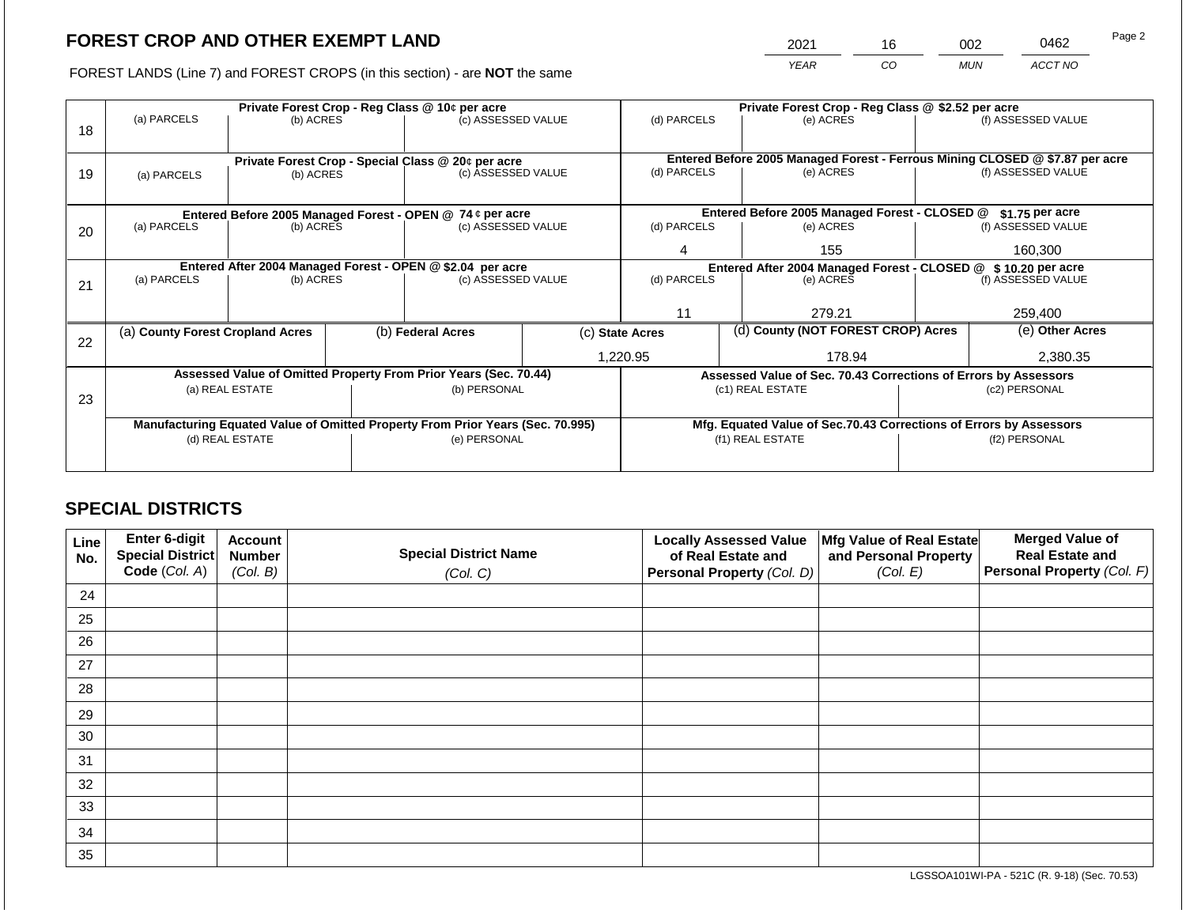## FOREST CROP AND OTHER EXEMPT LAND

| 2021 | 16 | 002 | 0462 |
|---|---|---|---|
| *YEAR* | *CO* | *MUN* | *ACCT NO* |

FOREST LANDS (Line 7) and FOREST CROPS (in this section) - are **NOT** the same

| Line | Private Forest Crop - Reg Class @ 10¢ per acre | | | Private Forest Crop - Reg Class @ $2.52 per acre | | |
|---|---|---|---|---|---|---|
| 18 | (a) PARCELS | (b) ACRES | (c) ASSESSED VALUE | (d) PARCELS | (e) ACRES | (f) ASSESSED VALUE |
| | | | | | | |
| | **Private Forest Crop - Special Class @ 20¢ per acre** | | | **Entered Before 2005 Managed Forest - Ferrous Mining CLOSED @ $7.87 per acre** | | |
| 19 | (a) PARCELS | (b) ACRES | (c) ASSESSED VALUE | (d) PARCELS | (e) ACRES | (f) ASSESSED VALUE |
| | | | | | | |
| | **Entered Before 2005 Managed Forest - OPEN @ 74 ¢ per acre** | | | **Entered Before 2005 Managed Forest - CLOSED @ $1.75 per acre** | | |
| 20 | (a) PARCELS | (b) ACRES | (c) ASSESSED VALUE | (d) PARCELS | (e) ACRES | (f) ASSESSED VALUE |
| | | | | 4 | 155 | 160,300 |
| | **Entered After 2004 Managed Forest - OPEN @ $2.04 per acre** | | | **Entered After 2004 Managed Forest - CLOSED @ $ 10.20 per acre** | | |
| 21 | (a) PARCELS | (b) ACRES | (c) ASSESSED VALUE | (d) PARCELS | (e) ACRES | (f) ASSESSED VALUE |
| | | | | 11 | 279.21 | 259,400 |

| Line | (a) County Forest Cropland Acres | (b) Federal Acres | (c) State Acres | (d) County (NOT FOREST CROP) Acres | (e) Other Acres |
|---|---|---|---|---|---|
| 22 | | | 1,220.95 | 178.94 | 2,380.35 |

| Line | Assessed Value of Omitted Property From Prior Years (Sec. 70.44) | | Assessed Value of Sec. 70.43 Corrections of Errors by Assessors | |
|---|---|---|---|---|
| 23 | (a) REAL ESTATE | (b) PERSONAL | (c1) REAL ESTATE | (c2) PERSONAL |
| | | | | |
| | **Manufacturing Equated Value of Omitted Property From Prior Years (Sec. 70.995)** | | **Mfg. Equated Value of Sec.70.43 Corrections of Errors by Assessors** | |
| | (d) REAL ESTATE | (e) PERSONAL | (f1) REAL ESTATE | (f2) PERSONAL |
| | | | | |

## SPECIAL DISTRICTS

| Line No. | Enter 6-digit Special District Code (*Col. A*) | Account Number (*Col. B*) | Special District Name (*Col. C*) | Locally Assessed Value of Real Estate and Personal Property (*Col. D*) | Mfg Value of Real Estate and Personal Property (*Col. E*) | Merged Value of Real Estate and Personal Property (*Col. F*) |
|---|---|---|---|---|---|---|
| 24 | | | | | | |
| 25 | | | | | | |
| 26 | | | | | | |
| 27 | | | | | | |
| 28 | | | | | | |
| 29 | | | | | | |
| 30 | | | | | | |
| 31 | | | | | | |
| 32 | | | | | | |
| 33 | | | | | | |
| 34 | | | | | | |
| 35 | | | | | | |

LGSSOA101WI-PA - 521C (R. 9-18) (Sec. 70.53)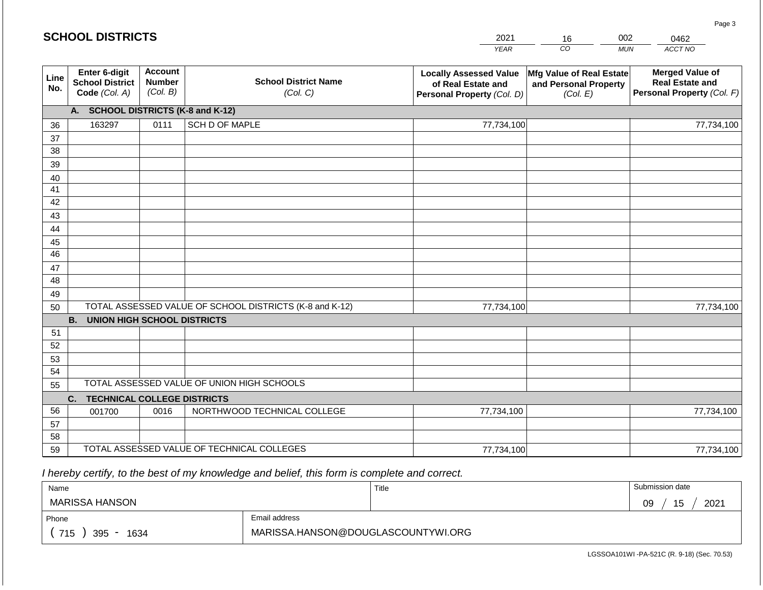## SCHOOL DISTRICTS

| 2021 | 16 | 002 | 0462 |
|---|---|---|---|
| YEAR | CO | MUN | ACCT NO |

| Line No. | Enter 6-digit School District Code (Col. A) | Account Number (Col. B) | School District Name (Col. C) | Locally Assessed Value of Real Estate and Personal Property (Col. D) | Mfg Value of Real Estate and Personal Property (Col. E) | Merged Value of Real Estate and Personal Property (Col. F) |
|---|---|---|---|---|---|---|
| | **A. SCHOOL DISTRICTS (K-8 and K-12)** | | | | | |
| 36 | 163297 | 0111 | SCH D OF MAPLE | 77,734,100 | | 77,734,100 |
| 37 | | | | | | |
| 38 | | | | | | |
| 39 | | | | | | |
| 40 | | | | | | |
| 41 | | | | | | |
| 42 | | | | | | |
| 43 | | | | | | |
| 44 | | | | | | |
| 45 | | | | | | |
| 46 | | | | | | |
| 47 | | | | | | |
| 48 | | | | | | |
| 49 | | | | | | |
| 50 | TOTAL ASSESSED VALUE OF SCHOOL DISTRICTS (K-8 and K-12) | | | 77,734,100 | | 77,734,100 |
| | **B. UNION HIGH SCHOOL DISTRICTS** | | | | | |
| 51 | | | | | | |
| 52 | | | | | | |
| 53 | | | | | | |
| 54 | | | | | | |
| 55 | TOTAL ASSESSED VALUE OF UNION HIGH SCHOOLS | | | | | |
| | **C. TECHNICAL COLLEGE DISTRICTS** | | | | | |
| 56 | 001700 | 0016 | NORTHWOOD TECHNICAL COLLEGE | 77,734,100 | | 77,734,100 |
| 57 | | | | | | |
| 58 | | | | | | |
| 59 | TOTAL ASSESSED VALUE OF TECHNICAL COLLEGES | | | 77,734,100 | | 77,734,100 |

*I hereby certify, to the best of my knowledge and belief, this form is complete and correct.*

| Name | Title | Submission date |
|---|---|---|
| MARISSA HANSON | | 09 / 15 / 2021 |
| **Phone** | **Email address** | |
| ( 715 ) 395 - 1634 | MARISSA.HANSON@DOUGLASCOUNTYWI.ORG | |

LGSSOA101WI -PA-521C (R. 9-18) (Sec. 70.53)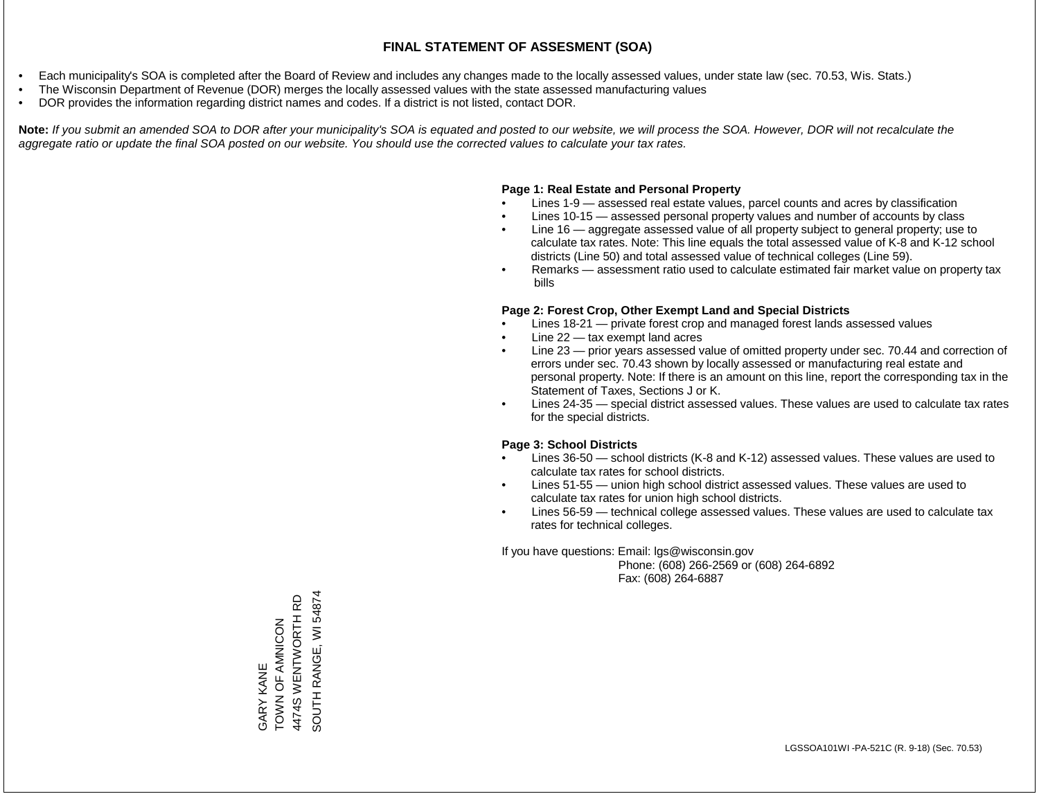# FINAL STATEMENT OF ASSESMENT (SOA)

- Each municipality's SOA is completed after the Board of Review and includes any changes made to the locally assessed values, under state law (sec. 70.53, Wis. Stats.)
- The Wisconsin Department of Revenue (DOR) merges the locally assessed values with the state assessed manufacturing values
- DOR provides the information regarding district names and codes. If a district is not listed, contact DOR.

**Note:** *If you submit an amended SOA to DOR after your municipality's SOA is equated and posted to our website, we will process the SOA. However, DOR will not recalculate the aggregate ratio or update the final SOA posted on our website. You should use the corrected values to calculate your tax rates.*

**Page 1: Real Estate and Personal Property**

- Lines 1-9 — assessed real estate values, parcel counts and acres by classification
- Lines 10-15 — assessed personal property values and number of accounts by class
- Line 16 — aggregate assessed value of all property subject to general property; use to calculate tax rates. Note: This line equals the total assessed value of K-8 and K-12 school districts (Line 50) and total assessed value of technical colleges (Line 59).
- Remarks — assessment ratio used to calculate estimated fair market value on property tax bills

**Page 2: Forest Crop, Other Exempt Land and Special Districts**

- Lines 18-21 — private forest crop and managed forest lands assessed values
- Line 22 — tax exempt land acres
- Line 23 — prior years assessed value of omitted property under sec. 70.44 and correction of errors under sec. 70.43 shown by locally assessed or manufacturing real estate and personal property. Note: If there is an amount on this line, report the corresponding tax in the Statement of Taxes, Sections J or K.
- Lines 24-35 — special district assessed values. These values are used to calculate tax rates for the special districts.

**Page 3: School Districts**

- Lines 36-50 — school districts (K-8 and K-12) assessed values. These values are used to calculate tax rates for school districts.
- Lines 51-55 — union high school district assessed values. These values are used to calculate tax rates for union high school districts.
- Lines 56-59 — technical college assessed values. These values are used to calculate tax rates for technical colleges.

If you have questions: Email: lgs@wisconsin.gov
Phone: (608) 266-2569 or (608) 264-6892
Fax: (608) 264-6887

GARY KANE
TOWN OF AMNICON
4474S WENTWORTH RD
SOUTH RANGE, WI 54874

LGSSOA101WI -PA-521C (R. 9-18) (Sec. 70.53)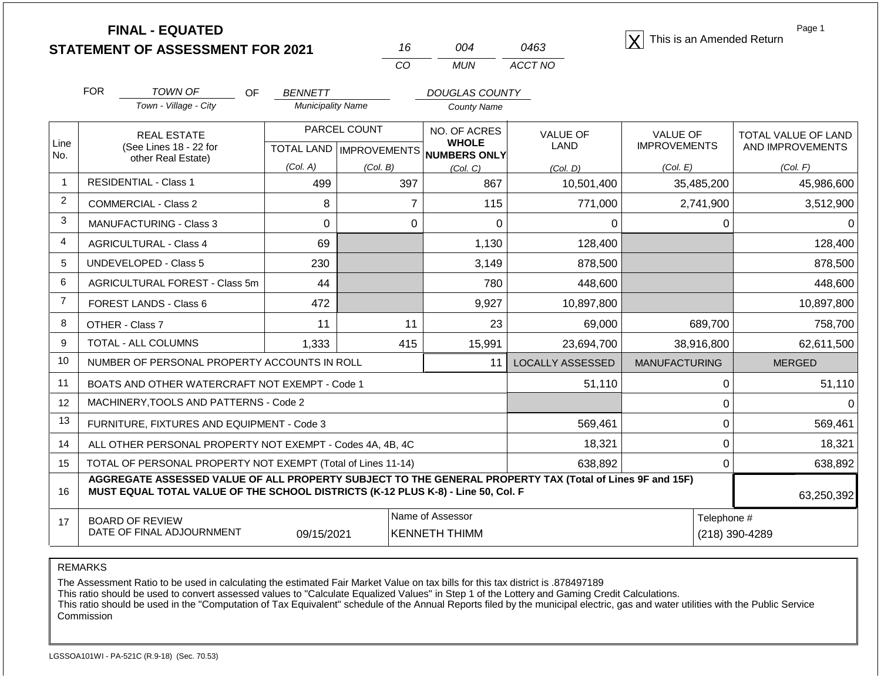# FINAL - EQUATED
# STATEMENT OF ASSESSMENT FOR 2021

| 16 | 004 | 0463 |
|---|---|---|
| CO | MUN | ACCT NO |

[X] This is an Amended Return

FOR *TOWN OF* (Town - Village - City) OF *BENNETT* (Municipality Name) *DOUGLAS COUNTY* (County Name)

| Line No. | REAL ESTATE (See Lines 18 - 22 for other Real Estate) | PARCEL COUNT TOTAL LAND (Col. A) | PARCEL COUNT IMPROVEMENTS (Col. B) | NO. OF ACRES WHOLE NUMBERS ONLY (Col. C) | VALUE OF LAND (Col. D) | VALUE OF IMPROVEMENTS (Col. E) | TOTAL VALUE OF LAND AND IMPROVEMENTS (Col. F) |
|---|---|---|---|---|---|---|---|
| 1 | RESIDENTIAL - Class 1 | 499 | 397 | 867 | 10,501,400 | 35,485,200 | 45,986,600 |
| 2 | COMMERCIAL - Class 2 | 8 | 7 | 115 | 771,000 | 2,741,900 | 3,512,900 |
| 3 | MANUFACTURING - Class 3 | 0 | 0 | 0 | 0 | 0 | 0 |
| 4 | AGRICULTURAL - Class 4 | 69 | | 1,130 | 128,400 | | 128,400 |
| 5 | UNDEVELOPED - Class 5 | 230 | | 3,149 | 878,500 | | 878,500 |
| 6 | AGRICULTURAL FOREST - Class 5m | 44 | | 780 | 448,600 | | 448,600 |
| 7 | FOREST LANDS - Class 6 | 472 | | 9,927 | 10,897,800 | | 10,897,800 |
| 8 | OTHER - Class 7 | 11 | 11 | 23 | 69,000 | 689,700 | 758,700 |
| 9 | TOTAL - ALL COLUMNS | 1,333 | 415 | 15,991 | 23,694,700 | 38,916,800 | 62,611,500 |
| 10 | NUMBER OF PERSONAL PROPERTY ACCOUNTS IN ROLL | | | 11 | LOCALLY ASSESSED | MANUFACTURING | MERGED |
| 11 | BOATS AND OTHER WATERCRAFT NOT EXEMPT - Code 1 | | | | 51,110 | 0 | 51,110 |
| 12 | MACHINERY,TOOLS AND PATTERNS - Code 2 | | | | | 0 | 0 |
| 13 | FURNITURE, FIXTURES AND EQUIPMENT - Code 3 | | | | 569,461 | 0 | 569,461 |
| 14 | ALL OTHER PERSONAL PROPERTY NOT EXEMPT - Codes 4A, 4B, 4C | | | | 18,321 | 0 | 18,321 |
| 15 | TOTAL OF PERSONAL PROPERTY NOT EXEMPT (Total of Lines 11-14) | | | | 638,892 | 0 | 638,892 |
| 16 | **AGGREGATE ASSESSED VALUE OF ALL PROPERTY SUBJECT TO THE GENERAL PROPERTY TAX (Total of Lines 9F and 15F) MUST EQUAL TOTAL VALUE OF THE SCHOOL DISTRICTS (K-12 PLUS K-8) - Line 50, Col. F** | | | | | | 63,250,392 |
| 17 | BOARD OF REVIEW DATE OF FINAL ADJOURNMENT | 09/15/2021 | Name of Assessor: KENNETH THIMM | | | Telephone #: (218) 390-4289 | |

REMARKS

The Assessment Ratio to be used in calculating the estimated Fair Market Value on tax bills for this tax district is .878497189
This ratio should be used to convert assessed values to "Calculate Equalized Values" in Step 1 of the Lottery and Gaming Credit Calculations.
This ratio should be used in the "Computation of Tax Equivalent" schedule of the Annual Reports filed by the municipal electric, gas and water utilities with the Public Service Commission

LGSSOA101WI - PA-521C (R.9-18) (Sec. 70.53)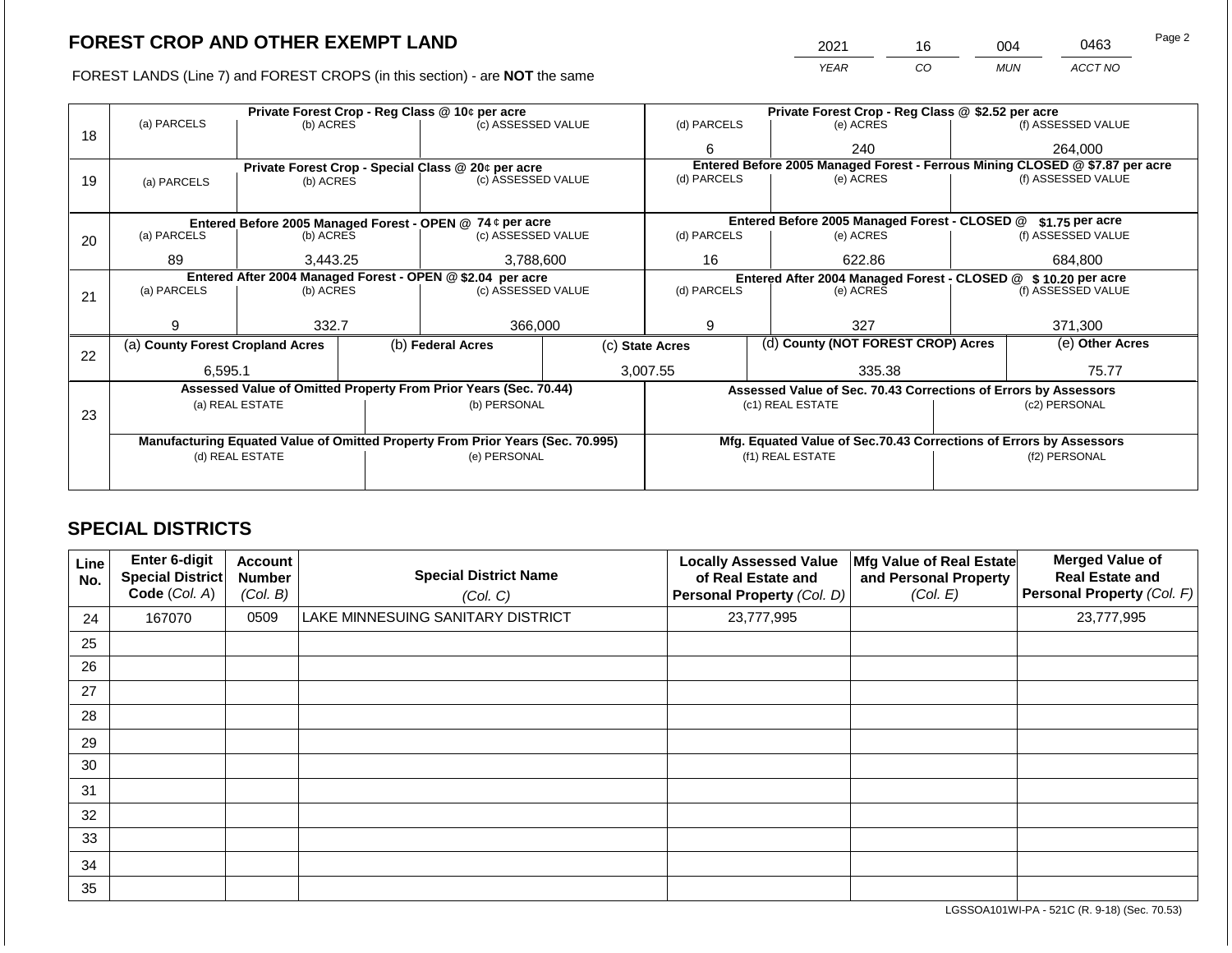# FOREST CROP AND OTHER EXEMPT LAND

| 2021 | 16 | 004 | 0463 |
|---|---|---|---|
| *YEAR* | *CO* | *MUN* | *ACCT NO* |

FOREST LANDS (Line 7) and FOREST CROPS (in this section) - are **NOT** the same

| Line | Private Forest Crop - Reg Class @ 10¢ per acre | | | Private Forest Crop - Reg Class @ $2.52 per acre | | |
|---|---|---|---|---|---|---|
| 18 | (a) PARCELS | (b) ACRES | (c) ASSESSED VALUE | (d) PARCELS | (e) ACRES | (f) ASSESSED VALUE |
| | | | | 6 | 240 | 264,000 |
| | **Private Forest Crop - Special Class @ 20¢ per acre** | | | **Entered Before 2005 Managed Forest - Ferrous Mining CLOSED @ $7.87 per acre** | | |
| 19 | (a) PARCELS | (b) ACRES | (c) ASSESSED VALUE | (d) PARCELS | (e) ACRES | (f) ASSESSED VALUE |
| | | | | | | |
| | **Entered Before 2005 Managed Forest - OPEN @ 74 ¢ per acre** | | | **Entered Before 2005 Managed Forest - CLOSED @ $1.75 per acre** | | |
| 20 | (a) PARCELS | (b) ACRES | (c) ASSESSED VALUE | (d) PARCELS | (e) ACRES | (f) ASSESSED VALUE |
| | 89 | 3,443.25 | 3,788,600 | 16 | 622.86 | 684,800 |
| | **Entered After 2004 Managed Forest - OPEN @ $2.04 per acre** | | | **Entered After 2004 Managed Forest - CLOSED @ $ 10.20 per acre** | | |
| 21 | (a) PARCELS | (b) ACRES | (c) ASSESSED VALUE | (d) PARCELS | (e) ACRES | (f) ASSESSED VALUE |
| | 9 | 332.7 | 366,000 | 9 | 327 | 371,300 |

| Line | (a) County Forest Cropland Acres | (b) Federal Acres | (c) State Acres | (d) County (NOT FOREST CROP) Acres | (e) Other Acres |
|---|---|---|---|---|---|
| 22 | 6,595.1 | | 3,007.55 | 335.38 | 75.77 |

| Line | Assessed Value of Omitted Property From Prior Years (Sec. 70.44) | | Assessed Value of Sec. 70.43 Corrections of Errors by Assessors | |
|---|---|---|---|---|
| 23 | (a) REAL ESTATE | (b) PERSONAL | (c1) REAL ESTATE | (c2) PERSONAL |
| | | | | |
| | **Manufacturing Equated Value of Omitted Property From Prior Years (Sec. 70.995)** | | **Mfg. Equated Value of Sec.70.43 Corrections of Errors by Assessors** | |
| | (d) REAL ESTATE | (e) PERSONAL | (f1) REAL ESTATE | (f2) PERSONAL |
| | | | | |

## SPECIAL DISTRICTS

| Line No. | Enter 6-digit Special District Code (Col. A) | Account Number (Col. B) | Special District Name (Col. C) | Locally Assessed Value of Real Estate and Personal Property (Col. D) | Mfg Value of Real Estate and Personal Property (Col. E) | Merged Value of Real Estate and Personal Property (Col. F) |
|---|---|---|---|---|---|---|
| 24 | 167070 | 0509 | LAKE MINNESUING SANITARY DISTRICT | 23,777,995 | | 23,777,995 |
| 25 | | | | | | |
| 26 | | | | | | |
| 27 | | | | | | |
| 28 | | | | | | |
| 29 | | | | | | |
| 30 | | | | | | |
| 31 | | | | | | |
| 32 | | | | | | |
| 33 | | | | | | |
| 34 | | | | | | |
| 35 | | | | | | |

LGSSOA101WI-PA - 521C (R. 9-18) (Sec. 70.53)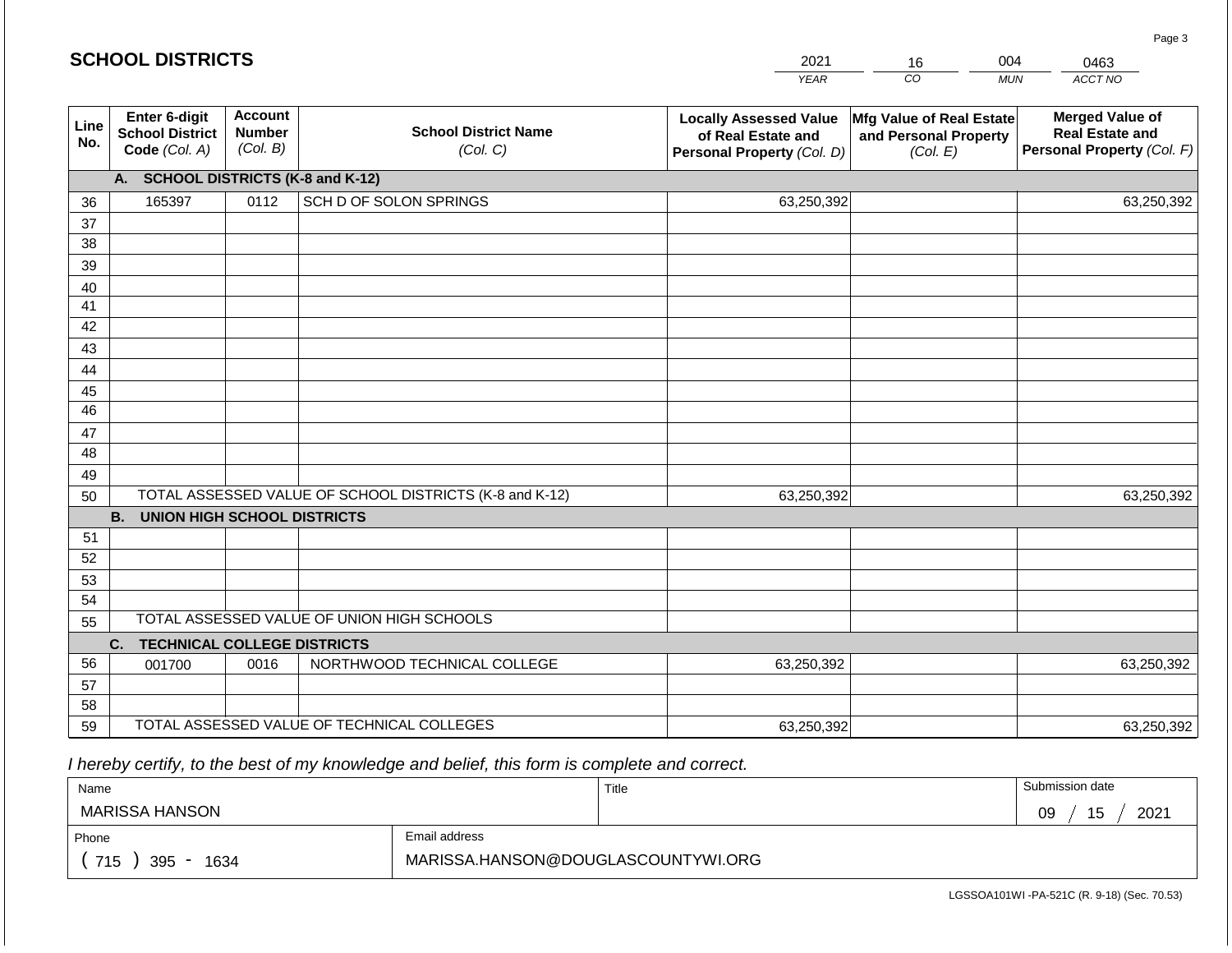## SCHOOL DISTRICTS

| 2021 | 16 | 004 | 0463 |
|---|---|---|---|
| *YEAR* | *CO* | *MUN* | *ACCT NO* |

| Line No. | Enter 6-digit School District Code *(Col. A)* | Account Number *(Col. B)* | School District Name *(Col. C)* | Locally Assessed Value of Real Estate and Personal Property *(Col. D)* | Mfg Value of Real Estate and Personal Property *(Col. E)* | Merged Value of Real Estate and Personal Property *(Col. F)* |
|---|---|---|---|---|---|---|
| | **A. SCHOOL DISTRICTS (K-8 and K-12)** | | | | | |
| 36 | 165397 | 0112 | SCH D OF SOLON SPRINGS | 63,250,392 | | 63,250,392 |
| 37 | | | | | | |
| 38 | | | | | | |
| 39 | | | | | | |
| 40 | | | | | | |
| 41 | | | | | | |
| 42 | | | | | | |
| 43 | | | | | | |
| 44 | | | | | | |
| 45 | | | | | | |
| 46 | | | | | | |
| 47 | | | | | | |
| 48 | | | | | | |
| 49 | | | | | | |
| 50 | TOTAL ASSESSED VALUE OF SCHOOL DISTRICTS (K-8 and K-12) | | | 63,250,392 | | 63,250,392 |
| | **B. UNION HIGH SCHOOL DISTRICTS** | | | | | |
| 51 | | | | | | |
| 52 | | | | | | |
| 53 | | | | | | |
| 54 | | | | | | |
| 55 | TOTAL ASSESSED VALUE OF UNION HIGH SCHOOLS | | | | | |
| | **C. TECHNICAL COLLEGE DISTRICTS** | | | | | |
| 56 | 001700 | 0016 | NORTHWOOD TECHNICAL COLLEGE | 63,250,392 | | 63,250,392 |
| 57 | | | | | | |
| 58 | | | | | | |
| 59 | TOTAL ASSESSED VALUE OF TECHNICAL COLLEGES | | | 63,250,392 | | 63,250,392 |

*I hereby certify, to the best of my knowledge and belief, this form is complete and correct.*

| Name | Title | Submission date |
|---|---|---|
| MARISSA HANSON | | 09 / 15 / 2021 |

| Phone | Email address |
|---|---|
| ( 715 ) 395 - 1634 | MARISSA.HANSON@DOUGLASCOUNTYWI.ORG |

LGSSOA101WI -PA-521C (R. 9-18) (Sec. 70.53)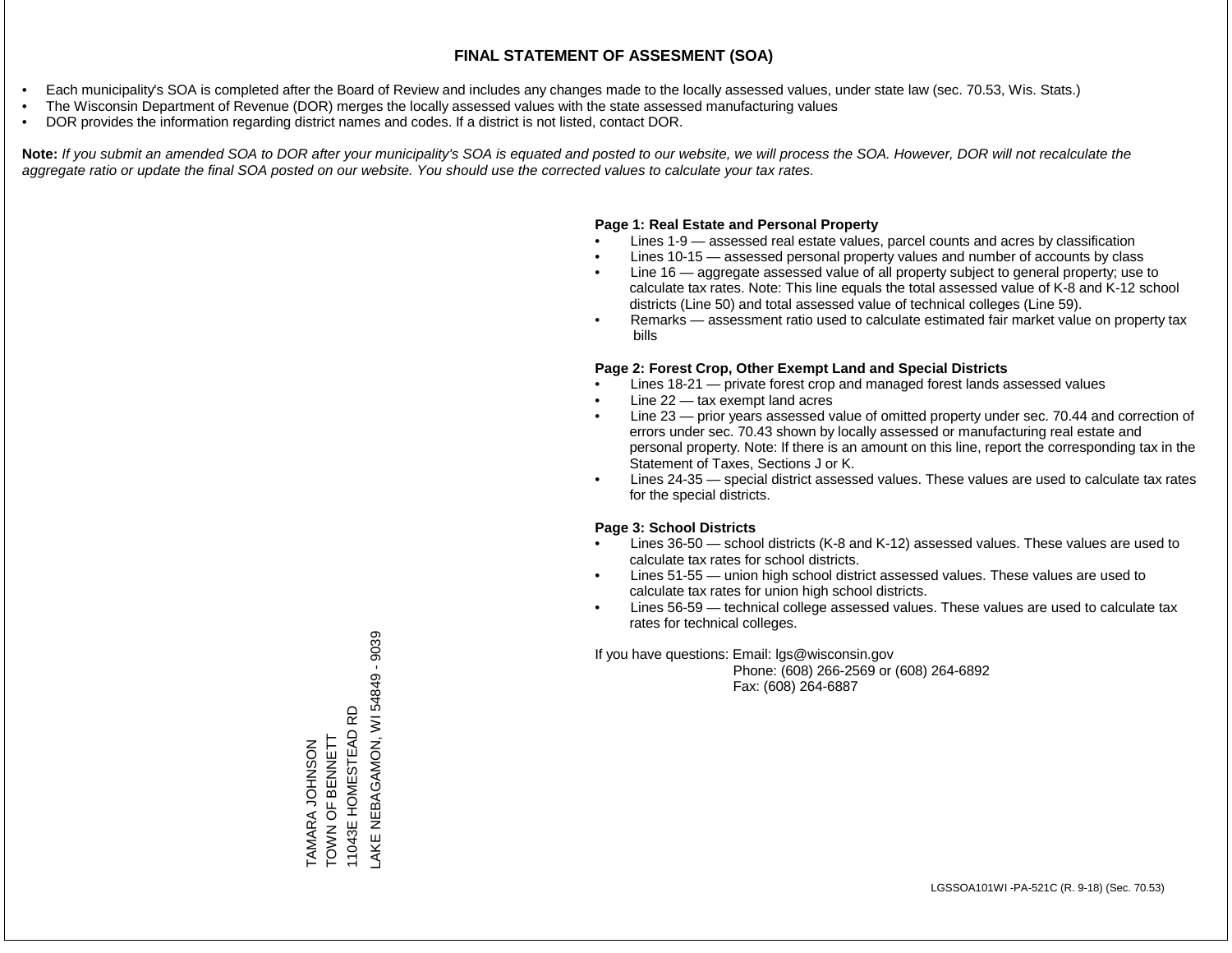# FINAL STATEMENT OF ASSESMENT (SOA)

- Each municipality's SOA is completed after the Board of Review and includes any changes made to the locally assessed values, under state law (sec. 70.53, Wis. Stats.)
- The Wisconsin Department of Revenue (DOR) merges the locally assessed values with the state assessed manufacturing values
- DOR provides the information regarding district names and codes. If a district is not listed, contact DOR.

**Note:** *If you submit an amended SOA to DOR after your municipality's SOA is equated and posted to our website, we will process the SOA. However, DOR will not recalculate the aggregate ratio or update the final SOA posted on our website. You should use the corrected values to calculate your tax rates.*

**Page 1: Real Estate and Personal Property**

- Lines 1-9 — assessed real estate values, parcel counts and acres by classification
- Lines 10-15 — assessed personal property values and number of accounts by class
- Line 16 — aggregate assessed value of all property subject to general property; use to calculate tax rates. Note: This line equals the total assessed value of K-8 and K-12 school districts (Line 50) and total assessed value of technical colleges (Line 59).
- Remarks — assessment ratio used to calculate estimated fair market value on property tax bills

**Page 2: Forest Crop, Other Exempt Land and Special Districts**

- Lines 18-21 — private forest crop and managed forest lands assessed values
- Line 22 — tax exempt land acres
- Line 23 — prior years assessed value of omitted property under sec. 70.44 and correction of errors under sec. 70.43 shown by locally assessed or manufacturing real estate and personal property. Note: If there is an amount on this line, report the corresponding tax in the Statement of Taxes, Sections J or K.
- Lines 24-35 — special district assessed values. These values are used to calculate tax rates for the special districts.

**Page 3: School Districts**

- Lines 36-50 — school districts (K-8 and K-12) assessed values. These values are used to calculate tax rates for school districts.
- Lines 51-55 — union high school district assessed values. These values are used to calculate tax rates for union high school districts.
- Lines 56-59 — technical college assessed values. These values are used to calculate tax rates for technical colleges.

If you have questions: Email: lgs@wisconsin.gov
Phone: (608) 266-2569 or (608) 264-6892
Fax: (608) 264-6887

TAMARA JOHNSON
TOWN OF BENNETT
11043E HOMESTEAD RD
LAKE NEBAGAMON, WI 54849 - 9039

LGSSOA101WI -PA-521C (R. 9-18) (Sec. 70.53)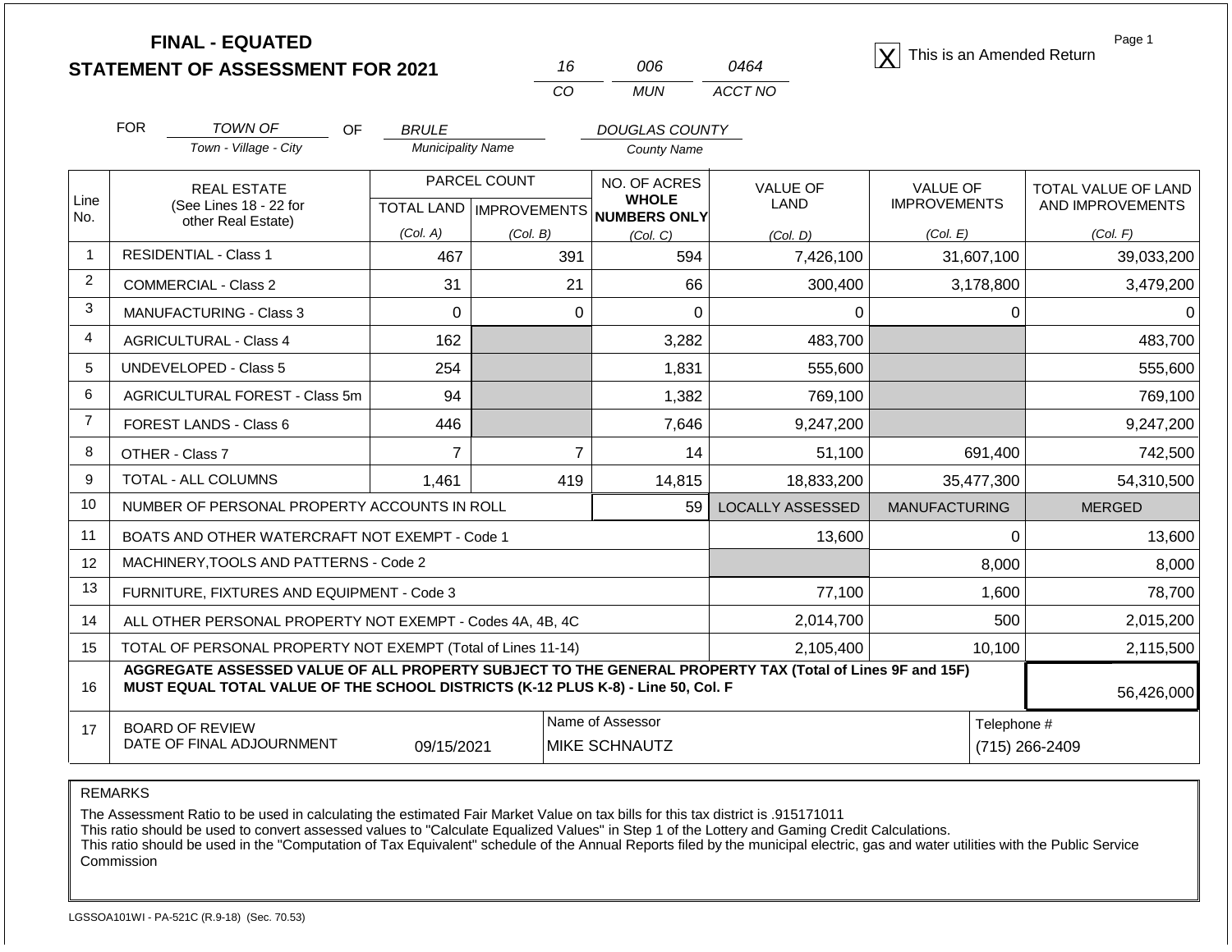# FINAL - EQUATED
## STATEMENT OF ASSESSMENT FOR 2021

| 16 | 006 | 0464 |
|---|---|---|
| CO | MUN | ACCT NO |

[X] This is an Amended Return

FOR *TOWN OF* (Town - Village - City) OF *BRULE* (Municipality Name) *DOUGLAS COUNTY* (County Name)

| Line No. | REAL ESTATE (See Lines 18 - 22 for other Real Estate) | PARCEL COUNT TOTAL LAND (Col. A) | PARCEL COUNT IMPROVEMENTS (Col. B) | NO. OF ACRES WHOLE NUMBERS ONLY (Col. C) | VALUE OF LAND (Col. D) | VALUE OF IMPROVEMENTS (Col. E) | TOTAL VALUE OF LAND AND IMPROVEMENTS (Col. F) |
|---|---|---|---|---|---|---|---|
| 1 | RESIDENTIAL - Class 1 | 467 | 391 | 594 | 7,426,100 | 31,607,100 | 39,033,200 |
| 2 | COMMERCIAL - Class 2 | 31 | 21 | 66 | 300,400 | 3,178,800 | 3,479,200 |
| 3 | MANUFACTURING - Class 3 | 0 | 0 | 0 | 0 | 0 | 0 |
| 4 | AGRICULTURAL - Class 4 | 162 | | 3,282 | 483,700 | | 483,700 |
| 5 | UNDEVELOPED - Class 5 | 254 | | 1,831 | 555,600 | | 555,600 |
| 6 | AGRICULTURAL FOREST - Class 5m | 94 | | 1,382 | 769,100 | | 769,100 |
| 7 | FOREST LANDS - Class 6 | 446 | | 7,646 | 9,247,200 | | 9,247,200 |
| 8 | OTHER - Class 7 | 7 | 7 | 14 | 51,100 | 691,400 | 742,500 |
| 9 | TOTAL - ALL COLUMNS | 1,461 | 419 | 14,815 | 18,833,200 | 35,477,300 | 54,310,500 |
| 10 | NUMBER OF PERSONAL PROPERTY ACCOUNTS IN ROLL | | | 59 | LOCALLY ASSESSED | MANUFACTURING | MERGED |
| 11 | BOATS AND OTHER WATERCRAFT NOT EXEMPT - Code 1 | | | | 13,600 | 0 | 13,600 |
| 12 | MACHINERY,TOOLS AND PATTERNS - Code 2 | | | | | 8,000 | 8,000 |
| 13 | FURNITURE, FIXTURES AND EQUIPMENT - Code 3 | | | | 77,100 | 1,600 | 78,700 |
| 14 | ALL OTHER PERSONAL PROPERTY NOT EXEMPT - Codes 4A, 4B, 4C | | | | 2,014,700 | 500 | 2,015,200 |
| 15 | TOTAL OF PERSONAL PROPERTY NOT EXEMPT (Total of Lines 11-14) | | | | 2,105,400 | 10,100 | 2,115,500 |
| 16 | **AGGREGATE ASSESSED VALUE OF ALL PROPERTY SUBJECT TO THE GENERAL PROPERTY TAX (Total of Lines 9F and 15F) MUST EQUAL TOTAL VALUE OF THE SCHOOL DISTRICTS (K-12 PLUS K-8) - Line 50, Col. F** | | | | | | 56,426,000 |
| 17 | BOARD OF REVIEW DATE OF FINAL ADJOURNMENT | 09/15/2021 | | Name of Assessor: MIKE SCHNAUTZ | | Telephone #: (715) 266-2409 | |

REMARKS

The Assessment Ratio to be used in calculating the estimated Fair Market Value on tax bills for this tax district is .915171011
This ratio should be used to convert assessed values to "Calculate Equalized Values" in Step 1 of the Lottery and Gaming Credit Calculations.
This ratio should be used in the "Computation of Tax Equivalent" schedule of the Annual Reports filed by the municipal electric, gas and water utilities with the Public Service Commission

LGSSOA101WI - PA-521C (R.9-18) (Sec. 70.53)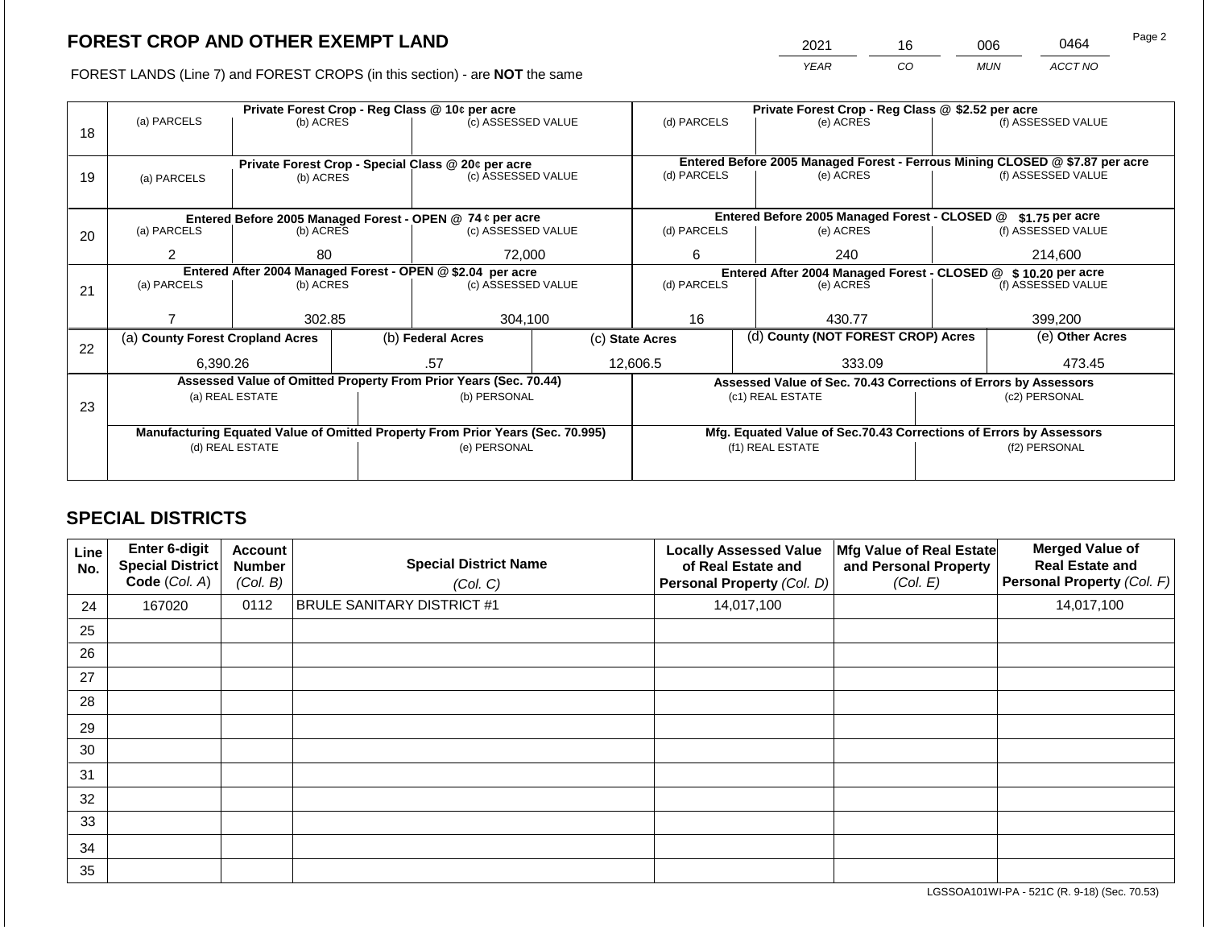# FOREST CROP AND OTHER EXEMPT LAND

| 2021 | 16 | 006 | 0464 |
|---|---|---|---|
| *YEAR* | *CO* | *MUN* | *ACCT NO* |

FOREST LANDS (Line 7) and FOREST CROPS (in this section) - are **NOT** the same

| Line | Private Forest Crop - Reg Class @ 10¢ per acre | | | Private Forest Crop - Reg Class @ $2.52 per acre | | |
|---|---|---|---|---|---|---|
| | (a) PARCELS | (b) ACRES | (c) ASSESSED VALUE | (d) PARCELS | (e) ACRES | (f) ASSESSED VALUE |
| 18 | | | | | | |
| | **Private Forest Crop - Special Class @ 20¢ per acre** | | | **Entered Before 2005 Managed Forest - Ferrous Mining CLOSED @ $7.87 per acre** | | |
| | (a) PARCELS | (b) ACRES | (c) ASSESSED VALUE | (d) PARCELS | (e) ACRES | (f) ASSESSED VALUE |
| 19 | | | | | | |
| | **Entered Before 2005 Managed Forest - OPEN @ 74 ¢ per acre** | | | **Entered Before 2005 Managed Forest - CLOSED @ $1.75 per acre** | | |
| | (a) PARCELS | (b) ACRES | (c) ASSESSED VALUE | (d) PARCELS | (e) ACRES | (f) ASSESSED VALUE |
| 20 | 2 | 80 | 72,000 | 6 | 240 | 214,600 |
| | **Entered After 2004 Managed Forest - OPEN @ $2.04 per acre** | | | **Entered After 2004 Managed Forest - CLOSED @ $ 10.20 per acre** | | |
| | (a) PARCELS | (b) ACRES | (c) ASSESSED VALUE | (d) PARCELS | (e) ACRES | (f) ASSESSED VALUE |
| 21 | 7 | 302.85 | 304,100 | 16 | 430.77 | 399,200 |

| Line | (a) County Forest Cropland Acres | (b) Federal Acres | (c) State Acres | (d) County (NOT FOREST CROP) Acres | (e) Other Acres |
|---|---|---|---|---|---|
| 22 | 6,390.26 | .57 | 12,606.5 | 333.09 | 473.45 |

| Line | Assessed Value of Omitted Property From Prior Years (Sec. 70.44) | | Assessed Value of Sec. 70.43 Corrections of Errors by Assessors | |
|---|---|---|---|---|
| | (a) REAL ESTATE | (b) PERSONAL | (c1) REAL ESTATE | (c2) PERSONAL |
| 23 | | | | |
| | **Manufacturing Equated Value of Omitted Property From Prior Years (Sec. 70.995)** | | **Mfg. Equated Value of Sec.70.43 Corrections of Errors by Assessors** | |
| | (d) REAL ESTATE | (e) PERSONAL | (f1) REAL ESTATE | (f2) PERSONAL |
| | | | | |

## SPECIAL DISTRICTS

| Line No. | Enter 6-digit Special District Code *(Col. A)* | Account Number *(Col. B)* | Special District Name *(Col. C)* | Locally Assessed Value of Real Estate and Personal Property *(Col. D)* | Mfg Value of Real Estate and Personal Property *(Col. E)* | Merged Value of Real Estate and Personal Property *(Col. F)* |
|---|---|---|---|---|---|---|
| 24 | 167020 | 0112 | BRULE SANITARY DISTRICT #1 | 14,017,100 | | 14,017,100 |
| 25 | | | | | | |
| 26 | | | | | | |
| 27 | | | | | | |
| 28 | | | | | | |
| 29 | | | | | | |
| 30 | | | | | | |
| 31 | | | | | | |
| 32 | | | | | | |
| 33 | | | | | | |
| 34 | | | | | | |
| 35 | | | | | | |

LGSSOA101WI-PA - 521C (R. 9-18) (Sec. 70.53)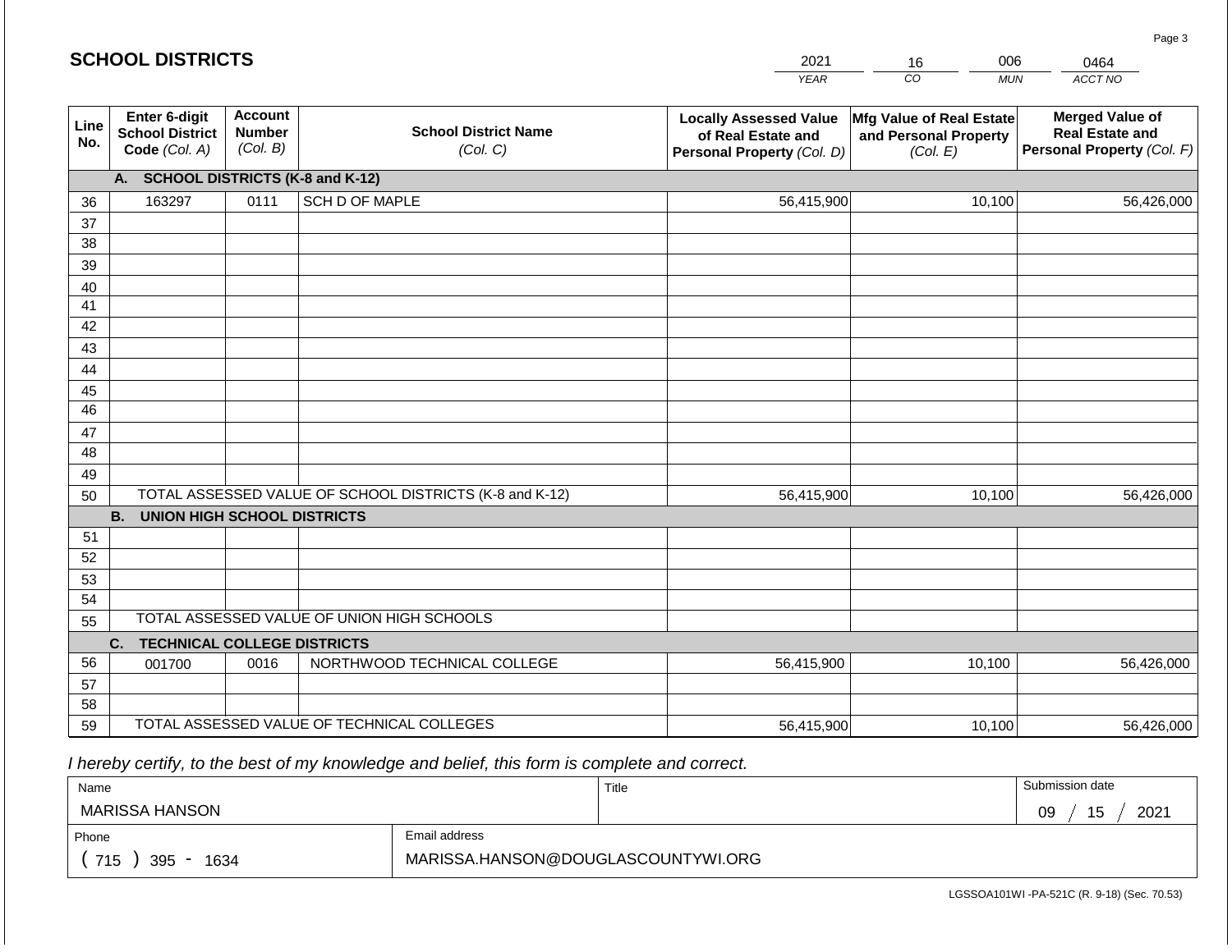## SCHOOL DISTRICTS

| 2021 | 16 | 006 | 0464 |
|---|---|---|---|
| YEAR | CO | MUN | ACCT NO |

| Line No. | Enter 6-digit School District Code (Col. A) | Account Number (Col. B) | School District Name (Col. C) | Locally Assessed Value of Real Estate and Personal Property (Col. D) | Mfg Value of Real Estate and Personal Property (Col. E) | Merged Value of Real Estate and Personal Property (Col. F) |
|---|---|---|---|---|---|---|
| | **A. SCHOOL DISTRICTS (K-8 and K-12)** | | | | | |
| 36 | 163297 | 0111 | SCH D OF MAPLE | 56,415,900 | 10,100 | 56,426,000 |
| 37 | | | | | | |
| 38 | | | | | | |
| 39 | | | | | | |
| 40 | | | | | | |
| 41 | | | | | | |
| 42 | | | | | | |
| 43 | | | | | | |
| 44 | | | | | | |
| 45 | | | | | | |
| 46 | | | | | | |
| 47 | | | | | | |
| 48 | | | | | | |
| 49 | | | | | | |
| 50 | TOTAL ASSESSED VALUE OF SCHOOL DISTRICTS (K-8 and K-12) | | | 56,415,900 | 10,100 | 56,426,000 |
| | **B. UNION HIGH SCHOOL DISTRICTS** | | | | | |
| 51 | | | | | | |
| 52 | | | | | | |
| 53 | | | | | | |
| 54 | | | | | | |
| 55 | TOTAL ASSESSED VALUE OF UNION HIGH SCHOOLS | | | | | |
| | **C. TECHNICAL COLLEGE DISTRICTS** | | | | | |
| 56 | 001700 | 0016 | NORTHWOOD TECHNICAL COLLEGE | 56,415,900 | 10,100 | 56,426,000 |
| 57 | | | | | | |
| 58 | | | | | | |
| 59 | TOTAL ASSESSED VALUE OF TECHNICAL COLLEGES | | | 56,415,900 | 10,100 | 56,426,000 |

*I hereby certify, to the best of my knowledge and belief, this form is complete and correct.*

| Name | Title | Submission date |
|---|---|---|
| MARISSA HANSON | | 09 / 15 / 2021 |
| Phone | Email address | |
| ( 715 ) 395 - 1634 | MARISSA.HANSON@DOUGLASCOUNTYWI.ORG | |

LGSSOA101WI -PA-521C (R. 9-18) (Sec. 70.53)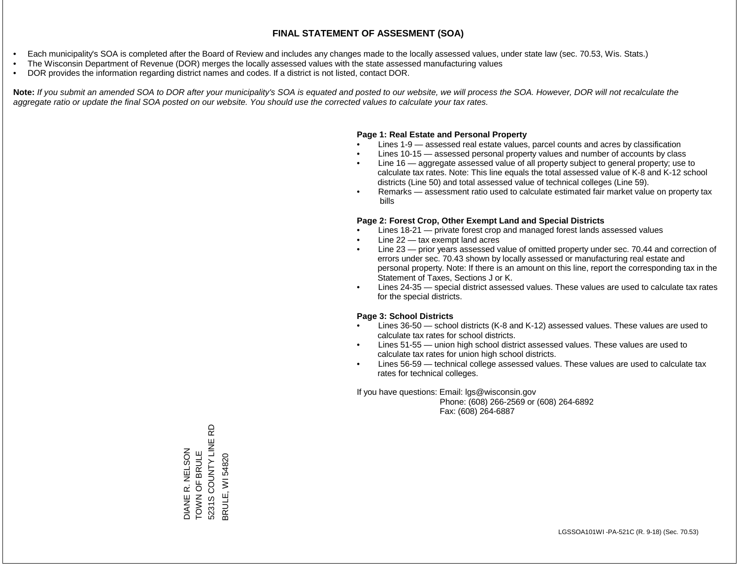# FINAL STATEMENT OF ASSESMENT (SOA)

- Each municipality's SOA is completed after the Board of Review and includes any changes made to the locally assessed values, under state law (sec. 70.53, Wis. Stats.)
- The Wisconsin Department of Revenue (DOR) merges the locally assessed values with the state assessed manufacturing values
- DOR provides the information regarding district names and codes. If a district is not listed, contact DOR.

**Note:** *If you submit an amended SOA to DOR after your municipality's SOA is equated and posted to our website, we will process the SOA. However, DOR will not recalculate the aggregate ratio or update the final SOA posted on our website. You should use the corrected values to calculate your tax rates.*

**Page 1: Real Estate and Personal Property**

- Lines 1-9 — assessed real estate values, parcel counts and acres by classification
- Lines 10-15 — assessed personal property values and number of accounts by class
- Line 16 — aggregate assessed value of all property subject to general property; use to calculate tax rates. Note: This line equals the total assessed value of K-8 and K-12 school districts (Line 50) and total assessed value of technical colleges (Line 59).
- Remarks — assessment ratio used to calculate estimated fair market value on property tax bills

**Page 2: Forest Crop, Other Exempt Land and Special Districts**

- Lines 18-21 — private forest crop and managed forest lands assessed values
- Line 22 — tax exempt land acres
- Line 23 — prior years assessed value of omitted property under sec. 70.44 and correction of errors under sec. 70.43 shown by locally assessed or manufacturing real estate and personal property. Note: If there is an amount on this line, report the corresponding tax in the Statement of Taxes, Sections J or K.
- Lines 24-35 — special district assessed values. These values are used to calculate tax rates for the special districts.

**Page 3: School Districts**

- Lines 36-50 — school districts (K-8 and K-12) assessed values. These values are used to calculate tax rates for school districts.
- Lines 51-55 — union high school district assessed values. These values are used to calculate tax rates for union high school districts.
- Lines 56-59 — technical college assessed values. These values are used to calculate tax rates for technical colleges.

If you have questions: Email: lgs@wisconsin.gov
Phone: (608) 266-2569 or (608) 264-6892
Fax: (608) 264-6887

DIANE R. NELSON
TOWN OF BRULE
5231S COUNTY LINE RD
BRULE, WI 54820

LGSSOA101WI -PA-521C (R. 9-18) (Sec. 70.53)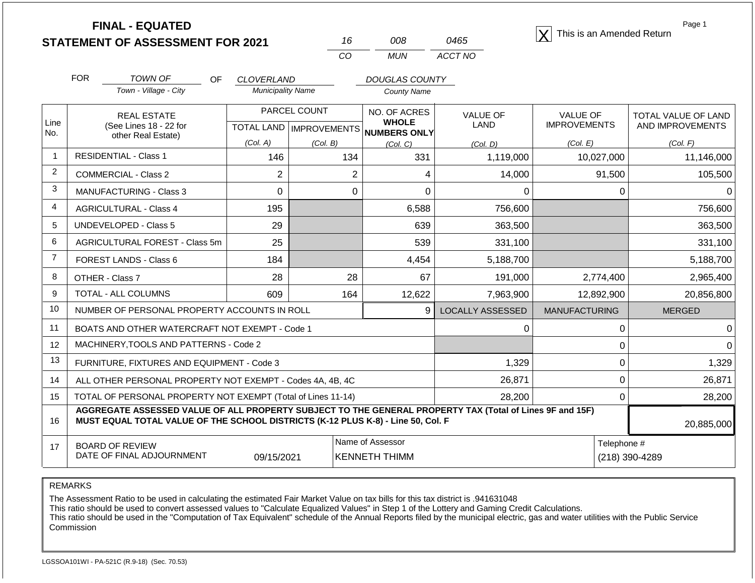# FINAL - EQUATED
## STATEMENT OF ASSESSMENT FOR 2021

| 16 | 008 | 0465 |
|---|---|---|
| CO | MUN | ACCT NO |

[X] This is an Amended Return

FOR *TOWN OF* (Town - Village - City) OF *CLOVERLAND* (Municipality Name) *DOUGLAS COUNTY* (County Name)

| Line No. | REAL ESTATE (See Lines 18 - 22 for other Real Estate) | PARCEL COUNT TOTAL LAND (Col. A) | PARCEL COUNT IMPROVEMENTS (Col. B) | NO. OF ACRES WHOLE NUMBERS ONLY (Col. C) | VALUE OF LAND (Col. D) | VALUE OF IMPROVEMENTS (Col. E) | TOTAL VALUE OF LAND AND IMPROVEMENTS (Col. F) |
|---|---|---|---|---|---|---|---|
| 1 | RESIDENTIAL - Class 1 | 146 | 134 | 331 | 1,119,000 | 10,027,000 | 11,146,000 |
| 2 | COMMERCIAL - Class 2 | 2 | 2 | 4 | 14,000 | 91,500 | 105,500 |
| 3 | MANUFACTURING - Class 3 | 0 | 0 | 0 | 0 | 0 | 0 |
| 4 | AGRICULTURAL - Class 4 | 195 | | 6,588 | 756,600 | | 756,600 |
| 5 | UNDEVELOPED - Class 5 | 29 | | 639 | 363,500 | | 363,500 |
| 6 | AGRICULTURAL FOREST - Class 5m | 25 | | 539 | 331,100 | | 331,100 |
| 7 | FOREST LANDS - Class 6 | 184 | | 4,454 | 5,188,700 | | 5,188,700 |
| 8 | OTHER - Class 7 | 28 | 28 | 67 | 191,000 | 2,774,400 | 2,965,400 |
| 9 | TOTAL - ALL COLUMNS | 609 | 164 | 12,622 | 7,963,900 | 12,892,900 | 20,856,800 |
| 10 | NUMBER OF PERSONAL PROPERTY ACCOUNTS IN ROLL | | | 9 | LOCALLY ASSESSED | MANUFACTURING | MERGED |
| 11 | BOATS AND OTHER WATERCRAFT NOT EXEMPT - Code 1 | | | | 0 | 0 | 0 |
| 12 | MACHINERY,TOOLS AND PATTERNS - Code 2 | | | | | 0 | 0 |
| 13 | FURNITURE, FIXTURES AND EQUIPMENT - Code 3 | | | | 1,329 | 0 | 1,329 |
| 14 | ALL OTHER PERSONAL PROPERTY NOT EXEMPT - Codes 4A, 4B, 4C | | | | 26,871 | 0 | 26,871 |
| 15 | TOTAL OF PERSONAL PROPERTY NOT EXEMPT (Total of Lines 11-14) | | | | 28,200 | 0 | 28,200 |
| 16 | **AGGREGATE ASSESSED VALUE OF ALL PROPERTY SUBJECT TO THE GENERAL PROPERTY TAX (Total of Lines 9F and 15F) MUST EQUAL TOTAL VALUE OF THE SCHOOL DISTRICTS (K-12 PLUS K-8) - Line 50, Col. F** | | | | | | 20,885,000 |
| 17 | BOARD OF REVIEW DATE OF FINAL ADJOURNMENT | 09/15/2021 | | Name of Assessor: KENNETH THIMM | | | Telephone #: (218) 390-4289 |

REMARKS

The Assessment Ratio to be used in calculating the estimated Fair Market Value on tax bills for this tax district is .941631048
This ratio should be used to convert assessed values to "Calculate Equalized Values" in Step 1 of the Lottery and Gaming Credit Calculations.
This ratio should be used in the "Computation of Tax Equivalent" schedule of the Annual Reports filed by the municipal electric, gas and water utilities with the Public Service Commission

LGSSOA101WI - PA-521C (R.9-18) (Sec. 70.53)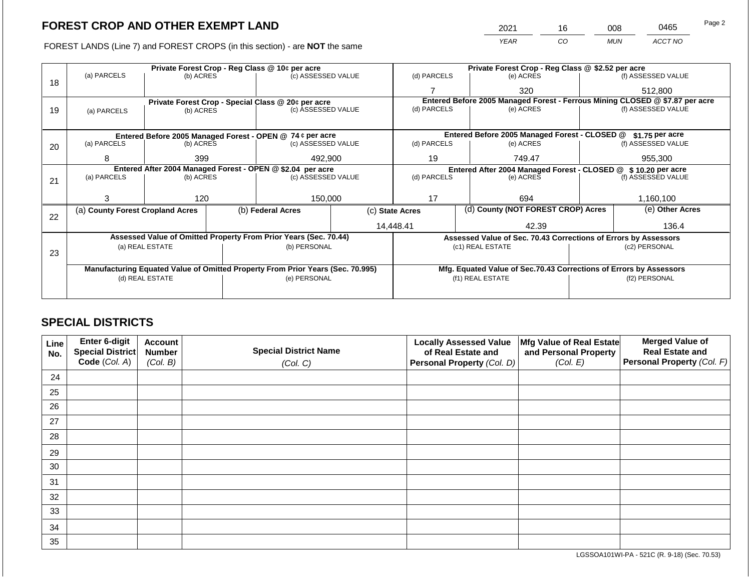# FOREST CROP AND OTHER EXEMPT LAND

FOREST LANDS (Line 7) and FOREST CROPS (in this section) - are **NOT** the same

| YEAR | CO | MUN | ACCT NO |
|---|---|---|---|
| 2021 | 16 | 008 | 0465 |

| Line | Private Forest Crop - Reg Class @ 10¢ per acre | | | Private Forest Crop - Reg Class @ $2.52 per acre | | |
|---|---|---|---|---|---|---|
| | (a) PARCELS | (b) ACRES | (c) ASSESSED VALUE | (d) PARCELS | (e) ACRES | (f) ASSESSED VALUE |
| 18 | | | | 7 | 320 | 512,800 |
| | **Private Forest Crop - Special Class @ 20¢ per acre** | | | **Entered Before 2005 Managed Forest - Ferrous Mining CLOSED @ $7.87 per acre** | | |
| | (a) PARCELS | (b) ACRES | (c) ASSESSED VALUE | (d) PARCELS | (e) ACRES | (f) ASSESSED VALUE |
| 19 | | | | | | |
| | **Entered Before 2005 Managed Forest - OPEN @ 74 ¢ per acre** | | | **Entered Before 2005 Managed Forest - CLOSED @ $1.75 per acre** | | |
| | (a) PARCELS | (b) ACRES | (c) ASSESSED VALUE | (d) PARCELS | (e) ACRES | (f) ASSESSED VALUE |
| 20 | 8 | 399 | 492,900 | 19 | 749.47 | 955,300 |
| | **Entered After 2004 Managed Forest - OPEN @ $2.04 per acre** | | | **Entered After 2004 Managed Forest - CLOSED @ $ 10.20 per acre** | | |
| | (a) PARCELS | (b) ACRES | (c) ASSESSED VALUE | (d) PARCELS | (e) ACRES | (f) ASSESSED VALUE |
| 21 | 3 | 120 | 150,000 | 17 | 694 | 1,160,100 |

| Line | (a) County Forest Cropland Acres | (b) Federal Acres | (c) State Acres | (d) County (NOT FOREST CROP) Acres | (e) Other Acres |
|---|---|---|---|---|---|
| 22 | | | 14,448.41 | 42.39 | 136.4 |

| Line | Assessed Value of Omitted Property From Prior Years (Sec. 70.44) | | Assessed Value of Sec. 70.43 Corrections of Errors by Assessors | |
|---|---|---|---|---|
| | (a) REAL ESTATE | (b) PERSONAL | (c1) REAL ESTATE | (c2) PERSONAL |
| 23 | | | | |
| | **Manufacturing Equated Value of Omitted Property From Prior Years (Sec. 70.995)** | | **Mfg. Equated Value of Sec.70.43 Corrections of Errors by Assessors** | |
| | (d) REAL ESTATE | (e) PERSONAL | (f1) REAL ESTATE | (f2) PERSONAL |
| | | | | |

## SPECIAL DISTRICTS

| Line No. | Enter 6-digit Special District Code (Col. A) | Account Number (Col. B) | Special District Name (Col. C) | Locally Assessed Value of Real Estate and Personal Property (Col. D) | Mfg Value of Real Estate and Personal Property (Col. E) | Merged Value of Real Estate and Personal Property (Col. F) |
|---|---|---|---|---|---|---|
| 24 | | | | | | |
| 25 | | | | | | |
| 26 | | | | | | |
| 27 | | | | | | |
| 28 | | | | | | |
| 29 | | | | | | |
| 30 | | | | | | |
| 31 | | | | | | |
| 32 | | | | | | |
| 33 | | | | | | |
| 34 | | | | | | |
| 35 | | | | | | |

LGSSOA101WI-PA - 521C (R. 9-18) (Sec. 70.53)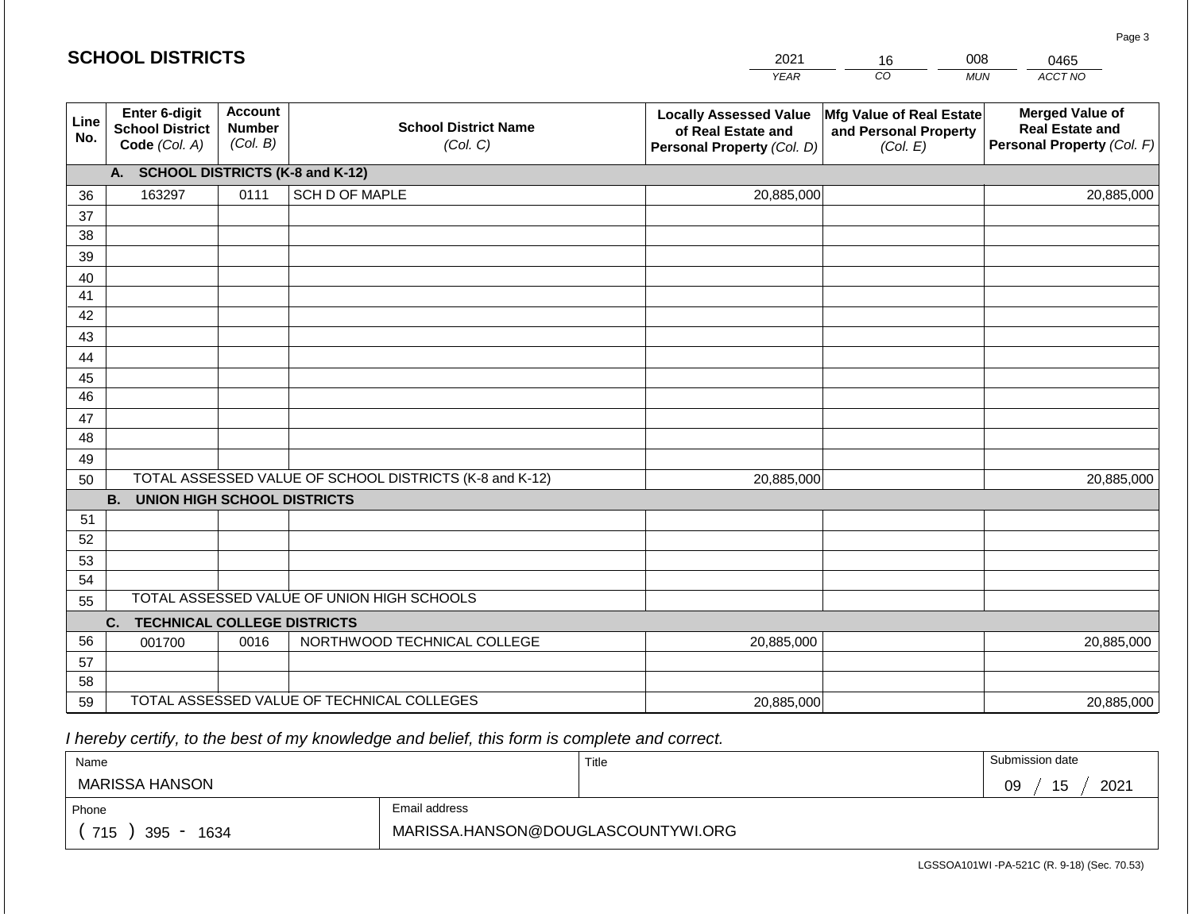## SCHOOL DISTRICTS

| 2021 | 16 | 008 | 0465 |
|---|---|---|---|
| YEAR | CO | MUN | ACCT NO |

| Line No. | Enter 6-digit School District Code (Col. A) | Account Number (Col. B) | School District Name (Col. C) | Locally Assessed Value of Real Estate and Personal Property (Col. D) | Mfg Value of Real Estate and Personal Property (Col. E) | Merged Value of Real Estate and Personal Property (Col. F) |
|---|---|---|---|---|---|---|
| | **A. SCHOOL DISTRICTS (K-8 and K-12)** | | | | | |
| 36 | 163297 | 0111 | SCH D OF MAPLE | 20,885,000 | | 20,885,000 |
| 37 | | | | | | |
| 38 | | | | | | |
| 39 | | | | | | |
| 40 | | | | | | |
| 41 | | | | | | |
| 42 | | | | | | |
| 43 | | | | | | |
| 44 | | | | | | |
| 45 | | | | | | |
| 46 | | | | | | |
| 47 | | | | | | |
| 48 | | | | | | |
| 49 | | | | | | |
| 50 | TOTAL ASSESSED VALUE OF SCHOOL DISTRICTS (K-8 and K-12) | | | 20,885,000 | | 20,885,000 |
| | **B. UNION HIGH SCHOOL DISTRICTS** | | | | | |
| 51 | | | | | | |
| 52 | | | | | | |
| 53 | | | | | | |
| 54 | | | | | | |
| 55 | TOTAL ASSESSED VALUE OF UNION HIGH SCHOOLS | | | | | |
| | **C. TECHNICAL COLLEGE DISTRICTS** | | | | | |
| 56 | 001700 | 0016 | NORTHWOOD TECHNICAL COLLEGE | 20,885,000 | | 20,885,000 |
| 57 | | | | | | |
| 58 | | | | | | |
| 59 | TOTAL ASSESSED VALUE OF TECHNICAL COLLEGES | | | 20,885,000 | | 20,885,000 |

*I hereby certify, to the best of my knowledge and belief, this form is complete and correct.*

| Name | | Title | Submission date |
|---|---|---|---|
| MARISSA HANSON | | | 09 / 15 / 2021 |
| Phone | Email address | | |
| ( 715 ) 395 - 1634 | MARISSA.HANSON@DOUGLASCOUNTYWI.ORG | | |

LGSSOA101WI -PA-521C (R. 9-18) (Sec. 70.53)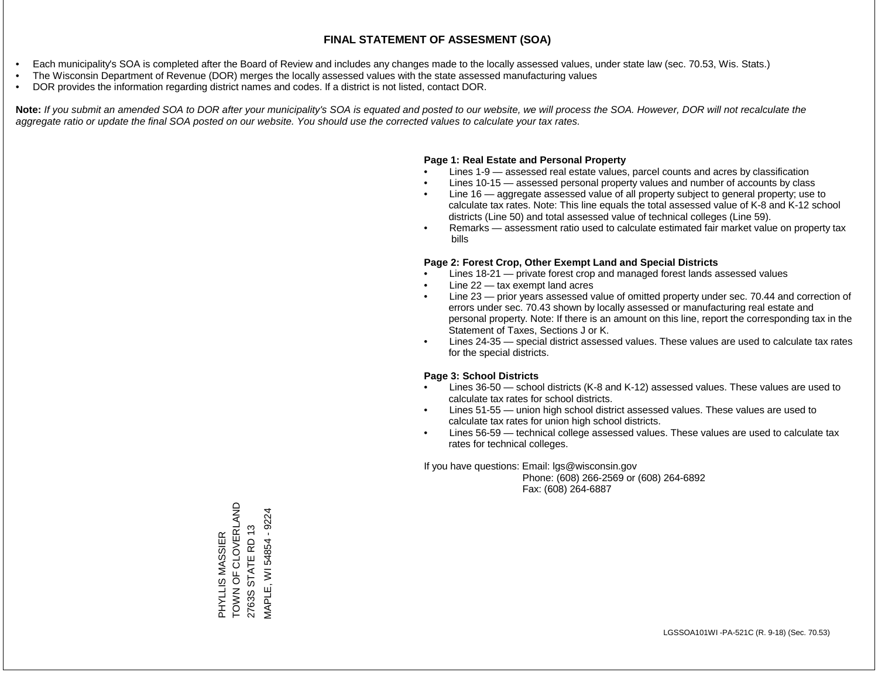# FINAL STATEMENT OF ASSESMENT (SOA)

- Each municipality's SOA is completed after the Board of Review and includes any changes made to the locally assessed values, under state law (sec. 70.53, Wis. Stats.)
- The Wisconsin Department of Revenue (DOR) merges the locally assessed values with the state assessed manufacturing values
- DOR provides the information regarding district names and codes. If a district is not listed, contact DOR.

**Note:** *If you submit an amended SOA to DOR after your municipality's SOA is equated and posted to our website, we will process the SOA. However, DOR will not recalculate the aggregate ratio or update the final SOA posted on our website. You should use the corrected values to calculate your tax rates.*

**Page 1: Real Estate and Personal Property**

- Lines 1-9 — assessed real estate values, parcel counts and acres by classification
- Lines 10-15 — assessed personal property values and number of accounts by class
- Line 16 — aggregate assessed value of all property subject to general property; use to calculate tax rates. Note: This line equals the total assessed value of K-8 and K-12 school districts (Line 50) and total assessed value of technical colleges (Line 59).
- Remarks — assessment ratio used to calculate estimated fair market value on property tax bills

**Page 2: Forest Crop, Other Exempt Land and Special Districts**

- Lines 18-21 — private forest crop and managed forest lands assessed values
- Line 22 — tax exempt land acres
- Line 23 — prior years assessed value of omitted property under sec. 70.44 and correction of errors under sec. 70.43 shown by locally assessed or manufacturing real estate and personal property. Note: If there is an amount on this line, report the corresponding tax in the Statement of Taxes, Sections J or K.
- Lines 24-35 — special district assessed values. These values are used to calculate tax rates for the special districts.

**Page 3: School Districts**

- Lines 36-50 — school districts (K-8 and K-12) assessed values. These values are used to calculate tax rates for school districts.
- Lines 51-55 — union high school district assessed values. These values are used to calculate tax rates for union high school districts.
- Lines 56-59 — technical college assessed values. These values are used to calculate tax rates for technical colleges.

If you have questions: Email: lgs@wisconsin.gov
Phone: (608) 266-2569 or (608) 264-6892
Fax: (608) 264-6887

PHYLLIS MASSIER
TOWN OF CLOVERLAND
2763S STATE RD 13
MAPLE, WI 54854 - 9224

LGSSOA101WI -PA-521C (R. 9-18) (Sec. 70.53)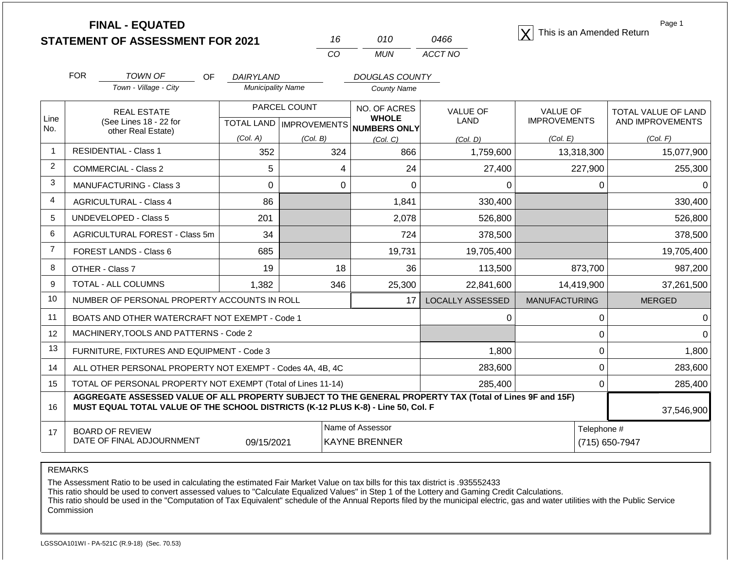# FINAL - EQUATED
## STATEMENT OF ASSESSMENT FOR 2021

| 16 | 010 | 0466 |
|---|---|---|
| CO | MUN | ACCT NO |

[X] This is an Amended Return

FOR TOWN OF (Town - Village - City) OF DAIRYLAND (Municipality Name) DOUGLAS COUNTY (County Name)

| Line No. | REAL ESTATE (See Lines 18 - 22 for other Real Estate) | PARCEL COUNT TOTAL LAND (Col. A) | PARCEL COUNT IMPROVEMENTS (Col. B) | NO. OF ACRES WHOLE NUMBERS ONLY (Col. C) | VALUE OF LAND (Col. D) | VALUE OF IMPROVEMENTS (Col. E) | TOTAL VALUE OF LAND AND IMPROVEMENTS (Col. F) |
|---|---|---|---|---|---|---|---|
| 1 | RESIDENTIAL - Class 1 | 352 | 324 | 866 | 1,759,600 | 13,318,300 | 15,077,900 |
| 2 | COMMERCIAL - Class 2 | 5 | 4 | 24 | 27,400 | 227,900 | 255,300 |
| 3 | MANUFACTURING - Class 3 | 0 | 0 | 0 | 0 | 0 | 0 |
| 4 | AGRICULTURAL - Class 4 | 86 | | 1,841 | 330,400 | | 330,400 |
| 5 | UNDEVELOPED - Class 5 | 201 | | 2,078 | 526,800 | | 526,800 |
| 6 | AGRICULTURAL FOREST - Class 5m | 34 | | 724 | 378,500 | | 378,500 |
| 7 | FOREST LANDS - Class 6 | 685 | | 19,731 | 19,705,400 | | 19,705,400 |
| 8 | OTHER - Class 7 | 19 | 18 | 36 | 113,500 | 873,700 | 987,200 |
| 9 | TOTAL - ALL COLUMNS | 1,382 | 346 | 25,300 | 22,841,600 | 14,419,900 | 37,261,500 |
| 10 | NUMBER OF PERSONAL PROPERTY ACCOUNTS IN ROLL | | | 17 | LOCALLY ASSESSED | MANUFACTURING | MERGED |
| 11 | BOATS AND OTHER WATERCRAFT NOT EXEMPT - Code 1 | | | | 0 | 0 | 0 |
| 12 | MACHINERY,TOOLS AND PATTERNS - Code 2 | | | | | 0 | 0 |
| 13 | FURNITURE, FIXTURES AND EQUIPMENT - Code 3 | | | | 1,800 | 0 | 1,800 |
| 14 | ALL OTHER PERSONAL PROPERTY NOT EXEMPT - Codes 4A, 4B, 4C | | | | 283,600 | 0 | 283,600 |
| 15 | TOTAL OF PERSONAL PROPERTY NOT EXEMPT (Total of Lines 11-14) | | | | 285,400 | 0 | 285,400 |
| 16 | **AGGREGATE ASSESSED VALUE OF ALL PROPERTY SUBJECT TO THE GENERAL PROPERTY TAX (Total of Lines 9F and 15F) MUST EQUAL TOTAL VALUE OF THE SCHOOL DISTRICTS (K-12 PLUS K-8) - Line 50, Col. F** | | | | | | 37,546,900 |
| 17 | BOARD OF REVIEW DATE OF FINAL ADJOURNMENT | 09/15/2021 | | Name of Assessor: KAYNE BRENNER | | | Telephone #: (715) 650-7947 |

REMARKS

The Assessment Ratio to be used in calculating the estimated Fair Market Value on tax bills for this tax district is .935552433
This ratio should be used to convert assessed values to "Calculate Equalized Values" in Step 1 of the Lottery and Gaming Credit Calculations.
This ratio should be used in the "Computation of Tax Equivalent" schedule of the Annual Reports filed by the municipal electric, gas and water utilities with the Public Service Commission

LGSSOA101WI - PA-521C (R.9-18) (Sec. 70.53)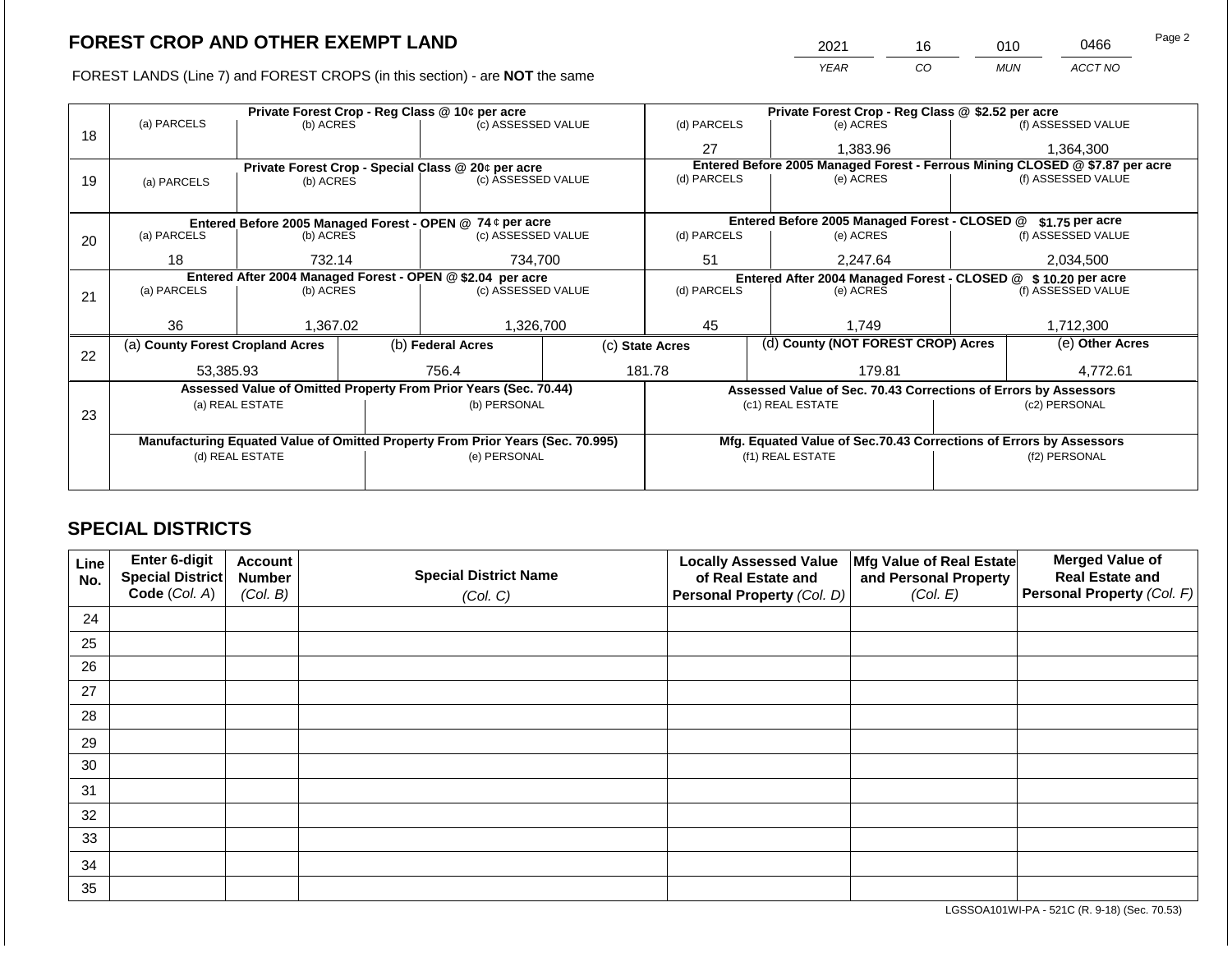# FOREST CROP AND OTHER EXEMPT LAND

| 2021 | 16 | 010 | 0466 |
|---|---|---|---|
| *YEAR* | *CO* | *MUN* | *ACCT NO* |

FOREST LANDS (Line 7) and FOREST CROPS (in this section) - are **NOT** the same

| Line | Private Forest Crop - Reg Class @ 10¢ per acre | | | Private Forest Crop - Reg Class @ $2.52 per acre | | |
|---|---|---|---|---|---|---|
| | (a) PARCELS | (b) ACRES | (c) ASSESSED VALUE | (d) PARCELS | (e) ACRES | (f) ASSESSED VALUE |
| 18 | | | | 27 | 1,383.96 | 1,364,300 |
| | **Private Forest Crop - Special Class @ 20¢ per acre** | | | **Entered Before 2005 Managed Forest - Ferrous Mining CLOSED @ $7.87 per acre** | | |
| | (a) PARCELS | (b) ACRES | (c) ASSESSED VALUE | (d) PARCELS | (e) ACRES | (f) ASSESSED VALUE |
| 19 | | | | | | |
| | **Entered Before 2005 Managed Forest - OPEN @ 74 ¢ per acre** | | | **Entered Before 2005 Managed Forest - CLOSED @ $1.75 per acre** | | |
| | (a) PARCELS | (b) ACRES | (c) ASSESSED VALUE | (d) PARCELS | (e) ACRES | (f) ASSESSED VALUE |
| 20 | 18 | 732.14 | 734,700 | 51 | 2,247.64 | 2,034,500 |
| | **Entered After 2004 Managed Forest - OPEN @ $2.04 per acre** | | | **Entered After 2004 Managed Forest - CLOSED @ $ 10.20 per acre** | | |
| | (a) PARCELS | (b) ACRES | (c) ASSESSED VALUE | (d) PARCELS | (e) ACRES | (f) ASSESSED VALUE |
| 21 | 36 | 1,367.02 | 1,326,700 | 45 | 1,749 | 1,712,300 |

| Line | (a) County Forest Cropland Acres | (b) Federal Acres | (c) State Acres | (d) County (NOT FOREST CROP) Acres | (e) Other Acres |
|---|---|---|---|---|---|
| 22 | 53,385.93 | 756.4 | 181.78 | 179.81 | 4,772.61 |

| Line | Assessed Value of Omitted Property From Prior Years (Sec. 70.44) | | Assessed Value of Sec. 70.43 Corrections of Errors by Assessors | |
|---|---|---|---|---|
| | (a) REAL ESTATE | (b) PERSONAL | (c1) REAL ESTATE | (c2) PERSONAL |
| 23 | | | | |
| | **Manufacturing Equated Value of Omitted Property From Prior Years (Sec. 70.995)** | | **Mfg. Equated Value of Sec.70.43 Corrections of Errors by Assessors** | |
| | (d) REAL ESTATE | (e) PERSONAL | (f1) REAL ESTATE | (f2) PERSONAL |
| | | | | |

## SPECIAL DISTRICTS

| Line No. | Enter 6-digit Special District Code (*Col. A*) | Account Number (*Col. B*) | Special District Name (*Col. C*) | Locally Assessed Value of Real Estate and Personal Property (*Col. D*) | Mfg Value of Real Estate and Personal Property (*Col. E*) | Merged Value of Real Estate and Personal Property (*Col. F*) |
|---|---|---|---|---|---|---|
| 24 | | | | | | |
| 25 | | | | | | |
| 26 | | | | | | |
| 27 | | | | | | |
| 28 | | | | | | |
| 29 | | | | | | |
| 30 | | | | | | |
| 31 | | | | | | |
| 32 | | | | | | |
| 33 | | | | | | |
| 34 | | | | | | |
| 35 | | | | | | |

LGSSOA101WI-PA - 521C (R. 9-18) (Sec. 70.53)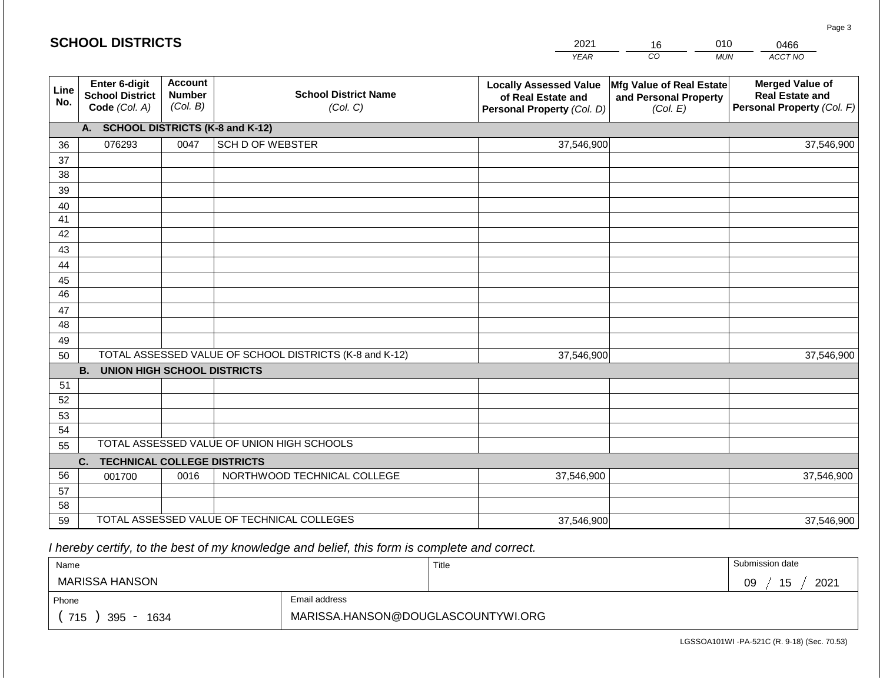# SCHOOL DISTRICTS

| 2021 | 16 | 010 | 0466 |
|---|---|---|---|
| YEAR | CO | MUN | ACCT NO |

| Line No. | Enter 6-digit School District Code (Col. A) | Account Number (Col. B) | School District Name (Col. C) | Locally Assessed Value of Real Estate and Personal Property (Col. D) | Mfg Value of Real Estate and Personal Property (Col. E) | Merged Value of Real Estate and Personal Property (Col. F) |
|---|---|---|---|---|---|---|
| | **A. SCHOOL DISTRICTS (K-8 and K-12)** | | | | | |
| 36 | 076293 | 0047 | SCH D OF WEBSTER | 37,546,900 | | 37,546,900 |
| 37 | | | | | | |
| 38 | | | | | | |
| 39 | | | | | | |
| 40 | | | | | | |
| 41 | | | | | | |
| 42 | | | | | | |
| 43 | | | | | | |
| 44 | | | | | | |
| 45 | | | | | | |
| 46 | | | | | | |
| 47 | | | | | | |
| 48 | | | | | | |
| 49 | | | | | | |
| 50 | TOTAL ASSESSED VALUE OF SCHOOL DISTRICTS (K-8 and K-12) | | | 37,546,900 | | 37,546,900 |
| | **B. UNION HIGH SCHOOL DISTRICTS** | | | | | |
| 51 | | | | | | |
| 52 | | | | | | |
| 53 | | | | | | |
| 54 | | | | | | |
| 55 | TOTAL ASSESSED VALUE OF UNION HIGH SCHOOLS | | | | | |
| | **C. TECHNICAL COLLEGE DISTRICTS** | | | | | |
| 56 | 001700 | 0016 | NORTHWOOD TECHNICAL COLLEGE | 37,546,900 | | 37,546,900 |
| 57 | | | | | | |
| 58 | | | | | | |
| 59 | TOTAL ASSESSED VALUE OF TECHNICAL COLLEGES | | | 37,546,900 | | 37,546,900 |

*I hereby certify, to the best of my knowledge and belief, this form is complete and correct.*

| Name | Title | Submission date |
|---|---|---|
| MARISSA HANSON | | 09 / 15 / 2021 |
| Phone | Email address | |
| ( 715 ) 395 - 1634 | MARISSA.HANSON@DOUGLASCOUNTYWI.ORG | |

LGSSOA101WI -PA-521C (R. 9-18) (Sec. 70.53)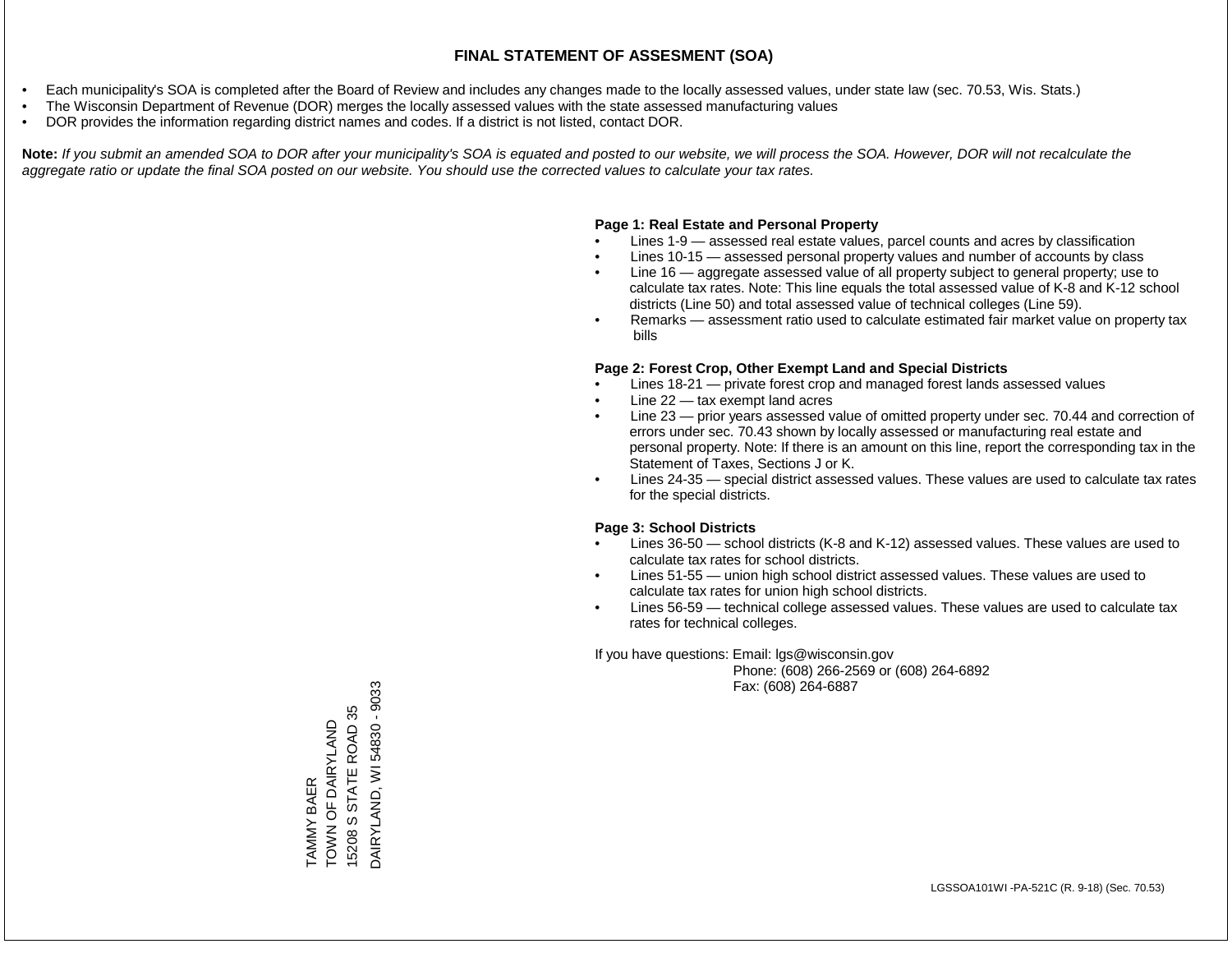# FINAL STATEMENT OF ASSESMENT (SOA)

- Each municipality's SOA is completed after the Board of Review and includes any changes made to the locally assessed values, under state law (sec. 70.53, Wis. Stats.)
- The Wisconsin Department of Revenue (DOR) merges the locally assessed values with the state assessed manufacturing values
- DOR provides the information regarding district names and codes. If a district is not listed, contact DOR.

**Note:** *If you submit an amended SOA to DOR after your municipality's SOA is equated and posted to our website, we will process the SOA. However, DOR will not recalculate the aggregate ratio or update the final SOA posted on our website. You should use the corrected values to calculate your tax rates.*

**Page 1: Real Estate and Personal Property**

- Lines 1-9 — assessed real estate values, parcel counts and acres by classification
- Lines 10-15 — assessed personal property values and number of accounts by class
- Line 16 — aggregate assessed value of all property subject to general property; use to calculate tax rates. Note: This line equals the total assessed value of K-8 and K-12 school districts (Line 50) and total assessed value of technical colleges (Line 59).
- Remarks — assessment ratio used to calculate estimated fair market value on property tax bills

**Page 2: Forest Crop, Other Exempt Land and Special Districts**

- Lines 18-21 — private forest crop and managed forest lands assessed values
- Line 22 — tax exempt land acres
- Line 23 — prior years assessed value of omitted property under sec. 70.44 and correction of errors under sec. 70.43 shown by locally assessed or manufacturing real estate and personal property. Note: If there is an amount on this line, report the corresponding tax in the Statement of Taxes, Sections J or K.
- Lines 24-35 — special district assessed values. These values are used to calculate tax rates for the special districts.

**Page 3: School Districts**

- Lines 36-50 — school districts (K-8 and K-12) assessed values. These values are used to calculate tax rates for school districts.
- Lines 51-55 — union high school district assessed values. These values are used to calculate tax rates for union high school districts.
- Lines 56-59 — technical college assessed values. These values are used to calculate tax rates for technical colleges.

If you have questions: Email: lgs@wisconsin.gov
Phone: (608) 266-2569 or (608) 264-6892
Fax: (608) 264-6887

TAMMY BAER
TOWN OF DAIRYLAND
15208 S STATE ROAD 35
DAIRYLAND, WI 54830 - 9033

LGSSOA101WI -PA-521C (R. 9-18) (Sec. 70.53)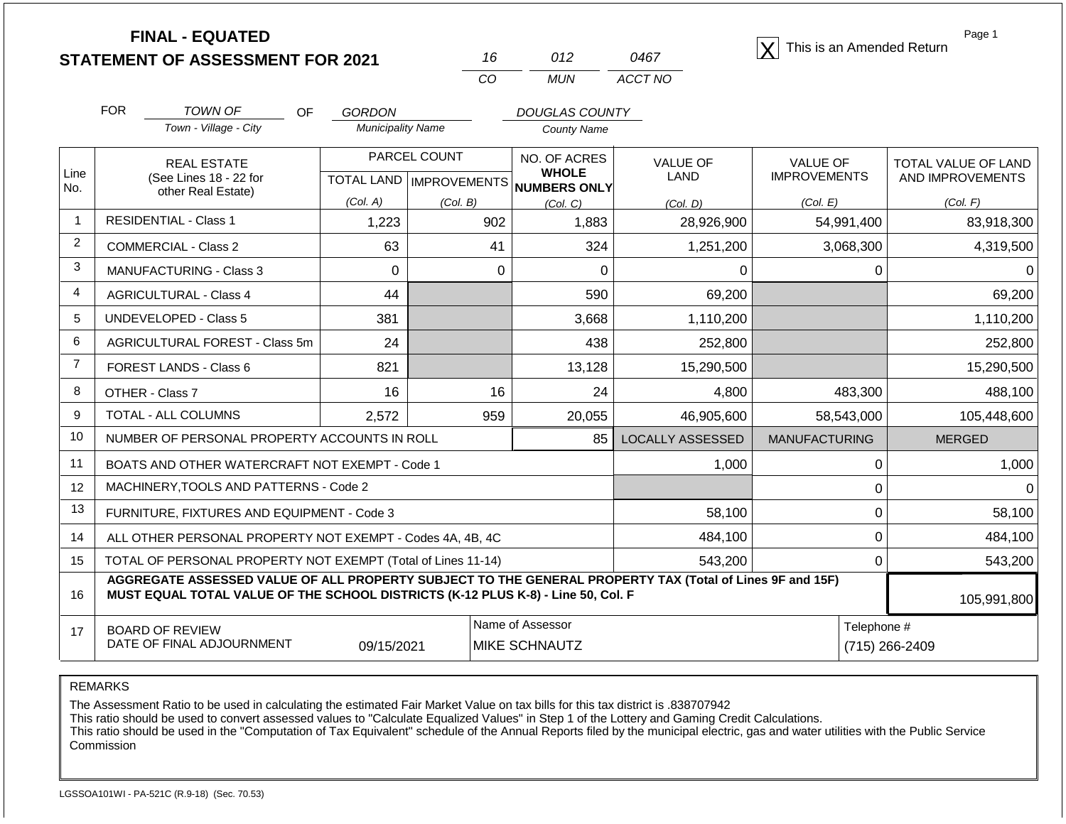# FINAL - EQUATED
# STATEMENT OF ASSESSMENT FOR 2021

| 16 | 012 | 0467 |
|---|---|---|
| CO | MUN | ACCT NO |

[X] This is an Amended Return

FOR *TOWN OF* (Town - Village - City) OF *GORDON* (Municipality Name) *DOUGLAS COUNTY* (County Name)

| Line No. | REAL ESTATE (See Lines 18 - 22 for other Real Estate) | PARCEL COUNT TOTAL LAND (Col. A) | PARCEL COUNT IMPROVEMENTS (Col. B) | NO. OF ACRES WHOLE NUMBERS ONLY (Col. C) | VALUE OF LAND (Col. D) | VALUE OF IMPROVEMENTS (Col. E) | TOTAL VALUE OF LAND AND IMPROVEMENTS (Col. F) |
|---|---|---|---|---|---|---|---|
| 1 | RESIDENTIAL - Class 1 | 1,223 | 902 | 1,883 | 28,926,900 | 54,991,400 | 83,918,300 |
| 2 | COMMERCIAL - Class 2 | 63 | 41 | 324 | 1,251,200 | 3,068,300 | 4,319,500 |
| 3 | MANUFACTURING - Class 3 | 0 | 0 | 0 | 0 | 0 | 0 |
| 4 | AGRICULTURAL - Class 4 | 44 | | 590 | 69,200 | | 69,200 |
| 5 | UNDEVELOPED - Class 5 | 381 | | 3,668 | 1,110,200 | | 1,110,200 |
| 6 | AGRICULTURAL FOREST - Class 5m | 24 | | 438 | 252,800 | | 252,800 |
| 7 | FOREST LANDS - Class 6 | 821 | | 13,128 | 15,290,500 | | 15,290,500 |
| 8 | OTHER - Class 7 | 16 | 16 | 24 | 4,800 | 483,300 | 488,100 |
| 9 | TOTAL - ALL COLUMNS | 2,572 | 959 | 20,055 | 46,905,600 | 58,543,000 | 105,448,600 |
| 10 | NUMBER OF PERSONAL PROPERTY ACCOUNTS IN ROLL | | | 85 | LOCALLY ASSESSED | MANUFACTURING | MERGED |
| 11 | BOATS AND OTHER WATERCRAFT NOT EXEMPT - Code 1 | | | | 1,000 | 0 | 1,000 |
| 12 | MACHINERY,TOOLS AND PATTERNS - Code 2 | | | | | 0 | 0 |
| 13 | FURNITURE, FIXTURES AND EQUIPMENT - Code 3 | | | | 58,100 | 0 | 58,100 |
| 14 | ALL OTHER PERSONAL PROPERTY NOT EXEMPT - Codes 4A, 4B, 4C | | | | 484,100 | 0 | 484,100 |
| 15 | TOTAL OF PERSONAL PROPERTY NOT EXEMPT (Total of Lines 11-14) | | | | 543,200 | 0 | 543,200 |
| 16 | **AGGREGATE ASSESSED VALUE OF ALL PROPERTY SUBJECT TO THE GENERAL PROPERTY TAX (Total of Lines 9F and 15F) MUST EQUAL TOTAL VALUE OF THE SCHOOL DISTRICTS (K-12 PLUS K-8) - Line 50, Col. F** | | | | | | 105,991,800 |
| 17 | BOARD OF REVIEW DATE OF FINAL ADJOURNMENT | 09/15/2021 | | Name of Assessor: MIKE SCHNAUTZ | | Telephone #: (715) 266-2409 | |

REMARKS

The Assessment Ratio to be used in calculating the estimated Fair Market Value on tax bills for this tax district is .838707942
This ratio should be used to convert assessed values to "Calculate Equalized Values" in Step 1 of the Lottery and Gaming Credit Calculations.
This ratio should be used in the "Computation of Tax Equivalent" schedule of the Annual Reports filed by the municipal electric, gas and water utilities with the Public Service Commission

LGSSOA101WI - PA-521C (R.9-18) (Sec. 70.53)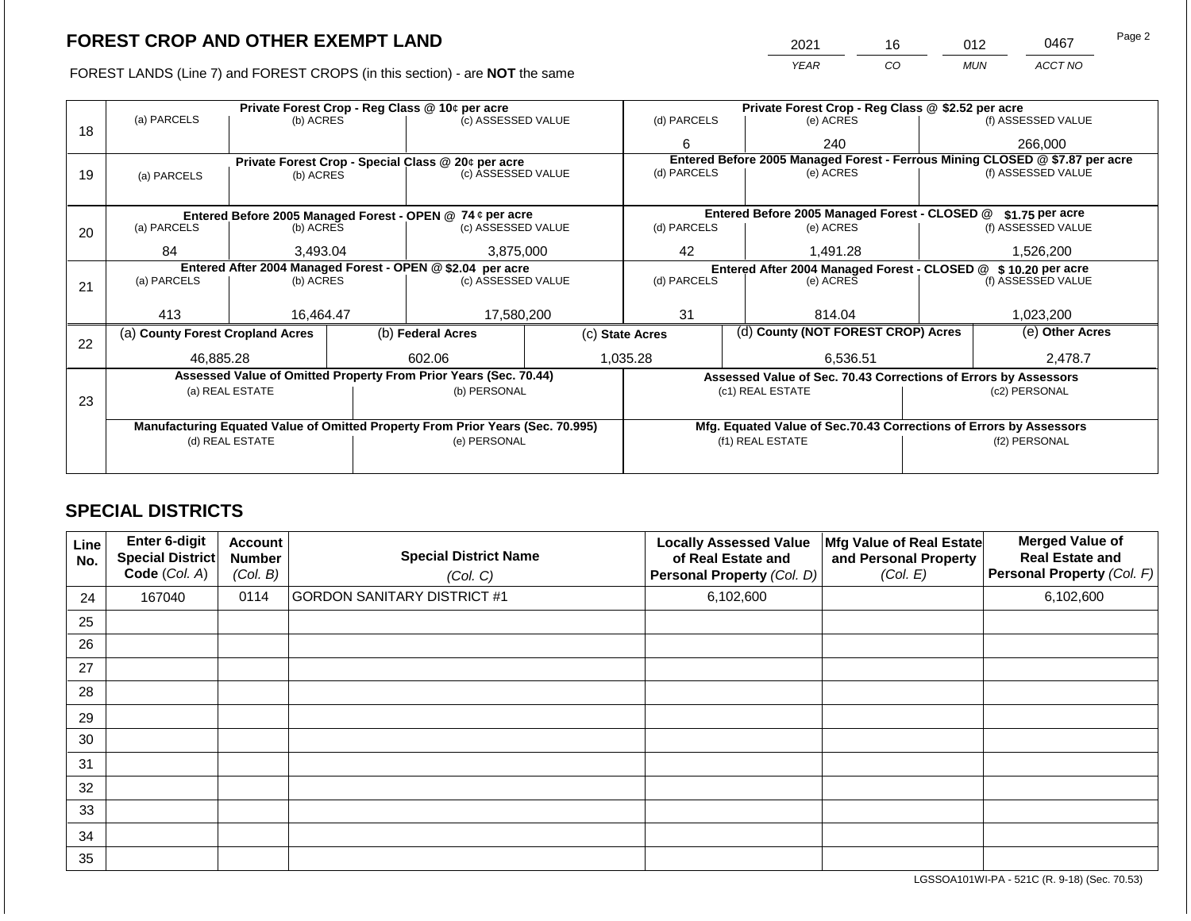## FOREST CROP AND OTHER EXEMPT LAND

| 2021 | 16 | 012 | 0467 |
|---|---|---|---|
| *YEAR* | *CO* | *MUN* | *ACCT NO* |

FOREST LANDS (Line 7) and FOREST CROPS (in this section) - are **NOT** the same

| Line | | | | | | |
|---|---|---|---|---|---|---|
| 18 | **Private Forest Crop - Reg Class @ 10¢ per acre** | | | **Private Forest Crop - Reg Class @ $2.52 per acre** | | |
| | (a) PARCELS | (b) ACRES | (c) ASSESSED VALUE | (d) PARCELS | (e) ACRES | (f) ASSESSED VALUE |
| | | | | 6 | 240 | 266,000 |
| 19 | **Private Forest Crop - Special Class @ 20¢ per acre** | | | **Entered Before 2005 Managed Forest - Ferrous Mining CLOSED @ $7.87 per acre** | | |
| | (a) PARCELS | (b) ACRES | (c) ASSESSED VALUE | (d) PARCELS | (e) ACRES | (f) ASSESSED VALUE |
| | | | | | | |
| 20 | **Entered Before 2005 Managed Forest - OPEN @ 74 ¢ per acre** | | | **Entered Before 2005 Managed Forest - CLOSED @ $1.75 per acre** | | |
| | (a) PARCELS | (b) ACRES | (c) ASSESSED VALUE | (d) PARCELS | (e) ACRES | (f) ASSESSED VALUE |
| | 84 | 3,493.04 | 3,875,000 | 42 | 1,491.28 | 1,526,200 |
| 21 | **Entered After 2004 Managed Forest - OPEN @ $2.04 per acre** | | | **Entered After 2004 Managed Forest - CLOSED @ $ 10.20 per acre** | | |
| | (a) PARCELS | (b) ACRES | (c) ASSESSED VALUE | (d) PARCELS | (e) ACRES | (f) ASSESSED VALUE |
| | 413 | 16,464.47 | 17,580,200 | 31 | 814.04 | 1,023,200 |

| Line | (a) County Forest Cropland Acres | (b) Federal Acres | (c) State Acres | (d) County (NOT FOREST CROP) Acres | (e) Other Acres |
|---|---|---|---|---|---|
| 22 | 46,885.28 | 602.06 | 1,035.28 | 6,536.51 | 2,478.7 |

| Line | **Assessed Value of Omitted Property From Prior Years (Sec. 70.44)** | | **Assessed Value of Sec. 70.43 Corrections of Errors by Assessors** | |
|---|---|---|---|---|
| 23 | (a) REAL ESTATE | (b) PERSONAL | (c1) REAL ESTATE | (c2) PERSONAL |
| | | | | |
| | **Manufacturing Equated Value of Omitted Property From Prior Years (Sec. 70.995)** | | **Mfg. Equated Value of Sec.70.43 Corrections of Errors by Assessors** | |
| | (d) REAL ESTATE | (e) PERSONAL | (f1) REAL ESTATE | (f2) PERSONAL |
| | | | | |

## SPECIAL DISTRICTS

| Line No. | Enter 6-digit Special District Code *(Col. A)* | Account Number *(Col. B)* | Special District Name *(Col. C)* | Locally Assessed Value of Real Estate and Personal Property *(Col. D)* | Mfg Value of Real Estate and Personal Property *(Col. E)* | Merged Value of Real Estate and Personal Property *(Col. F)* |
|---|---|---|---|---|---|---|
| 24 | 167040 | 0114 | GORDON SANITARY DISTRICT #1 | 6,102,600 | | 6,102,600 |
| 25 | | | | | | |
| 26 | | | | | | |
| 27 | | | | | | |
| 28 | | | | | | |
| 29 | | | | | | |
| 30 | | | | | | |
| 31 | | | | | | |
| 32 | | | | | | |
| 33 | | | | | | |
| 34 | | | | | | |
| 35 | | | | | | |

LGSSOA101WI-PA - 521C (R. 9-18) (Sec. 70.53)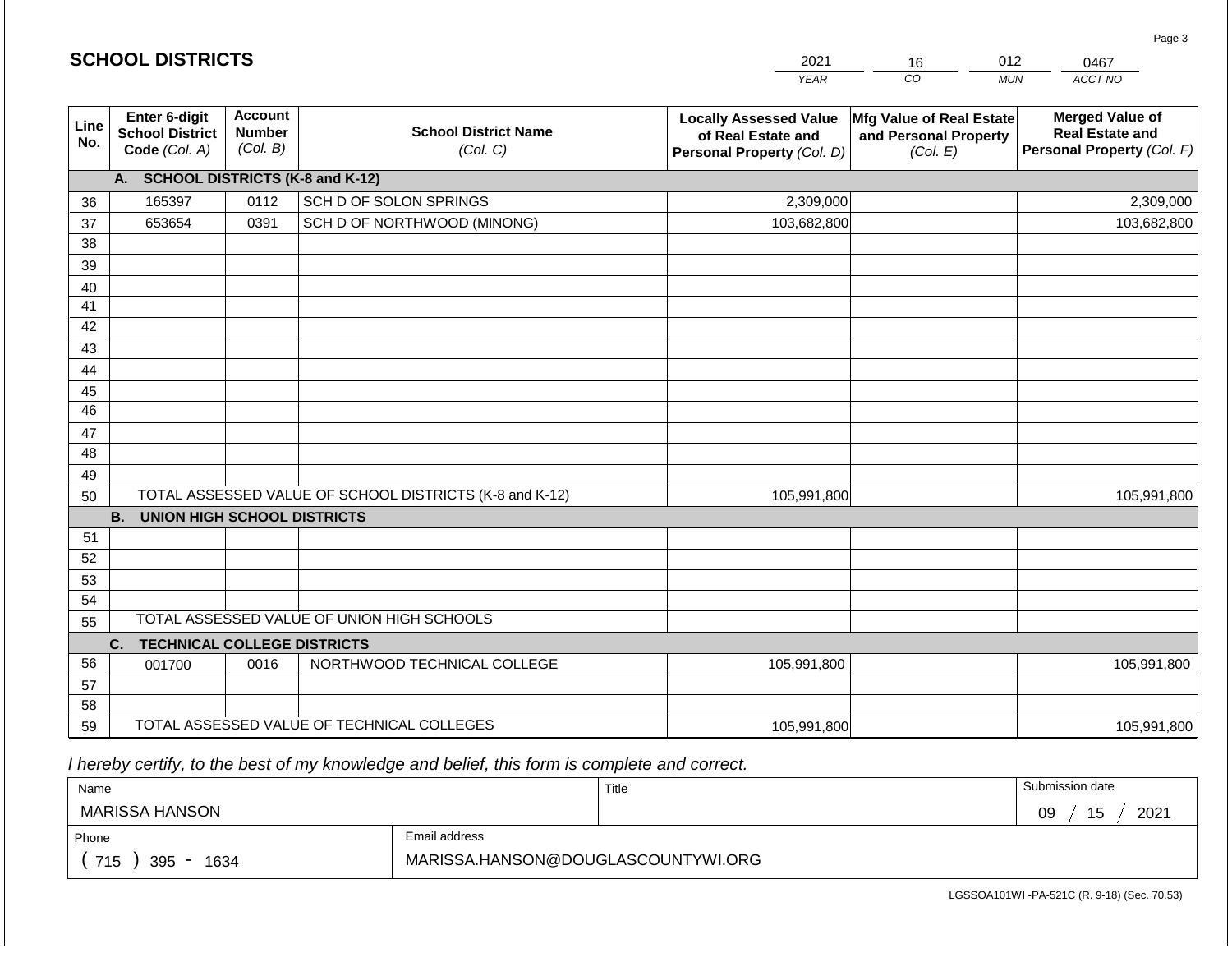## SCHOOL DISTRICTS

| 2021 | 16 | 012 | 0467 |
|---|---|---|---|
| YEAR | CO | MUN | ACCT NO |

| Line No. | Enter 6-digit School District Code (Col. A) | Account Number (Col. B) | School District Name (Col. C) | Locally Assessed Value of Real Estate and Personal Property (Col. D) | Mfg Value of Real Estate and Personal Property (Col. E) | Merged Value of Real Estate and Personal Property (Col. F) |
|---|---|---|---|---|---|---|
| | **A. SCHOOL DISTRICTS (K-8 and K-12)** | | | | | |
| 36 | 165397 | 0112 | SCH D OF SOLON SPRINGS | 2,309,000 | | 2,309,000 |
| 37 | 653654 | 0391 | SCH D OF NORTHWOOD (MINONG) | 103,682,800 | | 103,682,800 |
| 38 | | | | | | |
| 39 | | | | | | |
| 40 | | | | | | |
| 41 | | | | | | |
| 42 | | | | | | |
| 43 | | | | | | |
| 44 | | | | | | |
| 45 | | | | | | |
| 46 | | | | | | |
| 47 | | | | | | |
| 48 | | | | | | |
| 49 | | | | | | |
| 50 | | | TOTAL ASSESSED VALUE OF SCHOOL DISTRICTS (K-8 and K-12) | 105,991,800 | | 105,991,800 |
| | **B. UNION HIGH SCHOOL DISTRICTS** | | | | | |
| 51 | | | | | | |
| 52 | | | | | | |
| 53 | | | | | | |
| 54 | | | | | | |
| 55 | | | TOTAL ASSESSED VALUE OF UNION HIGH SCHOOLS | | | |
| | **C. TECHNICAL COLLEGE DISTRICTS** | | | | | |
| 56 | 001700 | 0016 | NORTHWOOD TECHNICAL COLLEGE | 105,991,800 | | 105,991,800 |
| 57 | | | | | | |
| 58 | | | | | | |
| 59 | | | TOTAL ASSESSED VALUE OF TECHNICAL COLLEGES | 105,991,800 | | 105,991,800 |

*I hereby certify, to the best of my knowledge and belief, this form is complete and correct.*

| Name | Title | Submission date |
|---|---|---|
| MARISSA HANSON | | 09 / 15 / 2021 |
| **Phone** | **Email address** | |
| ( 715 ) 395 - 1634 | MARISSA.HANSON@DOUGLASCOUNTYWI.ORG | |

LGSSOA101WI -PA-521C (R. 9-18) (Sec. 70.53)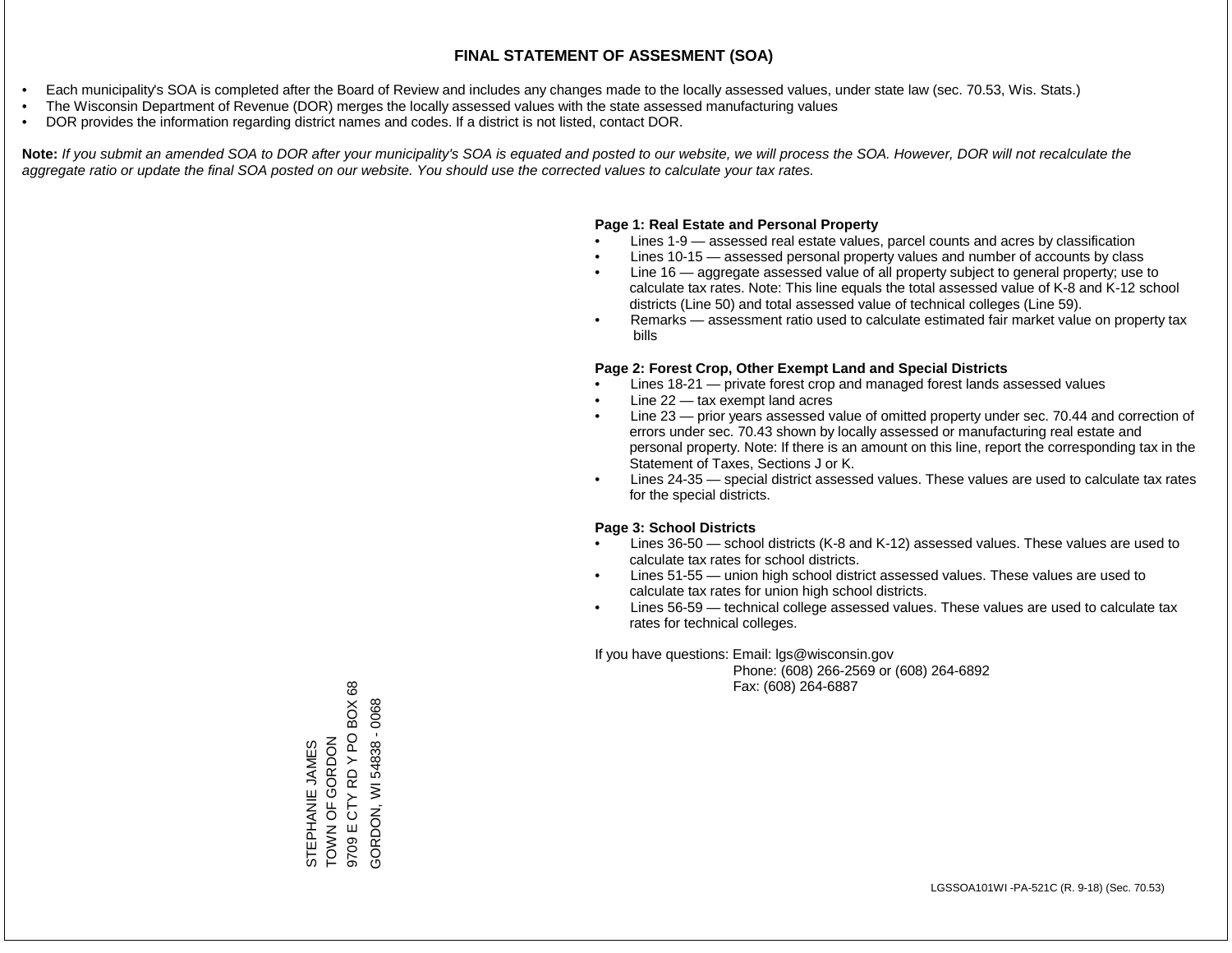# FINAL STATEMENT OF ASSESMENT (SOA)

- Each municipality's SOA is completed after the Board of Review and includes any changes made to the locally assessed values, under state law (sec. 70.53, Wis. Stats.)
- The Wisconsin Department of Revenue (DOR) merges the locally assessed values with the state assessed manufacturing values
- DOR provides the information regarding district names and codes. If a district is not listed, contact DOR.

**Note:** *If you submit an amended SOA to DOR after your municipality's SOA is equated and posted to our website, we will process the SOA. However, DOR will not recalculate the aggregate ratio or update the final SOA posted on our website. You should use the corrected values to calculate your tax rates.*

**Page 1: Real Estate and Personal Property**

- Lines 1-9 — assessed real estate values, parcel counts and acres by classification
- Lines 10-15 — assessed personal property values and number of accounts by class
- Line 16 — aggregate assessed value of all property subject to general property; use to calculate tax rates. Note: This line equals the total assessed value of K-8 and K-12 school districts (Line 50) and total assessed value of technical colleges (Line 59).
- Remarks — assessment ratio used to calculate estimated fair market value on property tax bills

**Page 2: Forest Crop, Other Exempt Land and Special Districts**

- Lines 18-21 — private forest crop and managed forest lands assessed values
- Line 22 — tax exempt land acres
- Line 23 — prior years assessed value of omitted property under sec. 70.44 and correction of errors under sec. 70.43 shown by locally assessed or manufacturing real estate and personal property. Note: If there is an amount on this line, report the corresponding tax in the Statement of Taxes, Sections J or K.
- Lines 24-35 — special district assessed values. These values are used to calculate tax rates for the special districts.

**Page 3: School Districts**

- Lines 36-50 — school districts (K-8 and K-12) assessed values. These values are used to calculate tax rates for school districts.
- Lines 51-55 — union high school district assessed values. These values are used to calculate tax rates for union high school districts.
- Lines 56-59 — technical college assessed values. These values are used to calculate tax rates for technical colleges.

If you have questions: Email: lgs@wisconsin.gov
Phone: (608) 266-2569 or (608) 264-6892
Fax: (608) 264-6887

STEPHANIE JAMES
TOWN OF GORDON
9709 E CTY RD Y PO BOX 68
GORDON, WI 54838 - 0068

LGSSOA101WI -PA-521C (R. 9-18) (Sec. 70.53)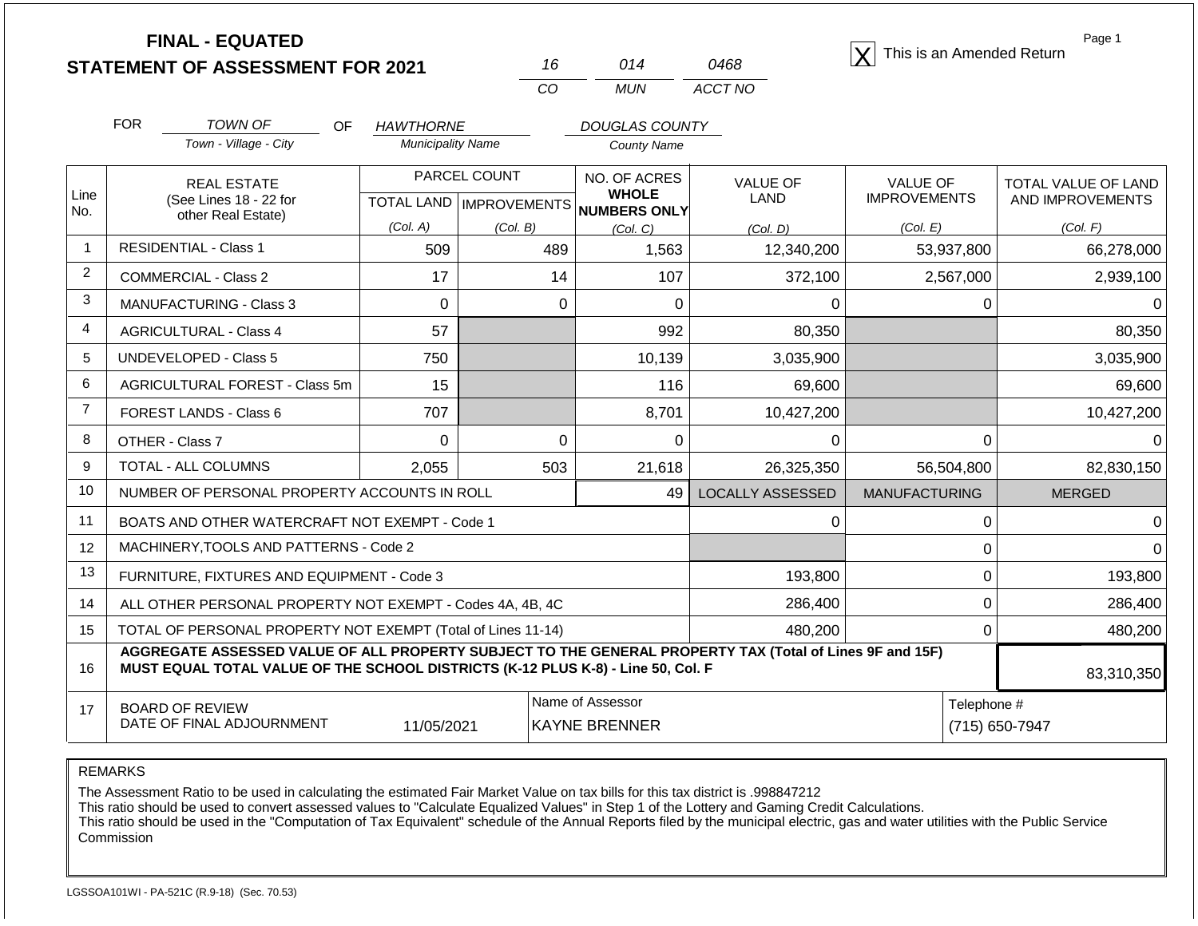# FINAL - EQUATED
# STATEMENT OF ASSESSMENT FOR 2021

| 16 | 014 | 0468 |
|---|---|---|
| CO | MUN | ACCT NO |

[X] This is an Amended Return

Page 1

FOR *TOWN OF* (Town - Village - City) OF *HAWTHORNE* (Municipality Name) *DOUGLAS COUNTY* (County Name)

| Line No. | REAL ESTATE (See Lines 18 - 22 for other Real Estate) | PARCEL COUNT TOTAL LAND (Col. A) | PARCEL COUNT IMPROVEMENTS (Col. B) | NO. OF ACRES WHOLE NUMBERS ONLY (Col. C) | VALUE OF LAND (Col. D) | VALUE OF IMPROVEMENTS (Col. E) | TOTAL VALUE OF LAND AND IMPROVEMENTS (Col. F) |
|---|---|---|---|---|---|---|---|
| 1 | RESIDENTIAL - Class 1 | 509 | 489 | 1,563 | 12,340,200 | 53,937,800 | 66,278,000 |
| 2 | COMMERCIAL - Class 2 | 17 | 14 | 107 | 372,100 | 2,567,000 | 2,939,100 |
| 3 | MANUFACTURING - Class 3 | 0 | 0 | 0 | 0 | 0 | 0 |
| 4 | AGRICULTURAL - Class 4 | 57 | | 992 | 80,350 | | 80,350 |
| 5 | UNDEVELOPED - Class 5 | 750 | | 10,139 | 3,035,900 | | 3,035,900 |
| 6 | AGRICULTURAL FOREST - Class 5m | 15 | | 116 | 69,600 | | 69,600 |
| 7 | FOREST LANDS - Class 6 | 707 | | 8,701 | 10,427,200 | | 10,427,200 |
| 8 | OTHER - Class 7 | 0 | 0 | 0 | 0 | 0 | 0 |
| 9 | TOTAL - ALL COLUMNS | 2,055 | 503 | 21,618 | 26,325,350 | 56,504,800 | 82,830,150 |
| 10 | NUMBER OF PERSONAL PROPERTY ACCOUNTS IN ROLL | | | 49 | LOCALLY ASSESSED | MANUFACTURING | MERGED |
| 11 | BOATS AND OTHER WATERCRAFT NOT EXEMPT - Code 1 | | | | 0 | 0 | 0 |
| 12 | MACHINERY,TOOLS AND PATTERNS - Code 2 | | | | | 0 | 0 |
| 13 | FURNITURE, FIXTURES AND EQUIPMENT - Code 3 | | | | 193,800 | 0 | 193,800 |
| 14 | ALL OTHER PERSONAL PROPERTY NOT EXEMPT - Codes 4A, 4B, 4C | | | | 286,400 | 0 | 286,400 |
| 15 | TOTAL OF PERSONAL PROPERTY NOT EXEMPT (Total of Lines 11-14) | | | | 480,200 | 0 | 480,200 |
| 16 | **AGGREGATE ASSESSED VALUE OF ALL PROPERTY SUBJECT TO THE GENERAL PROPERTY TAX (Total of Lines 9F and 15F) MUST EQUAL TOTAL VALUE OF THE SCHOOL DISTRICTS (K-12 PLUS K-8) - Line 50, Col. F** | | | | | | 83,310,350 |
| 17 | BOARD OF REVIEW DATE OF FINAL ADJOURNMENT | 11/05/2021 | | Name of Assessor: KAYNE BRENNER | | Telephone #: (715) 650-7947 | |

REMARKS

The Assessment Ratio to be used in calculating the estimated Fair Market Value on tax bills for this tax district is .998847212
This ratio should be used to convert assessed values to "Calculate Equalized Values" in Step 1 of the Lottery and Gaming Credit Calculations.
This ratio should be used in the "Computation of Tax Equivalent" schedule of the Annual Reports filed by the municipal electric, gas and water utilities with the Public Service Commission

LGSSOA101WI - PA-521C (R.9-18) (Sec. 70.53)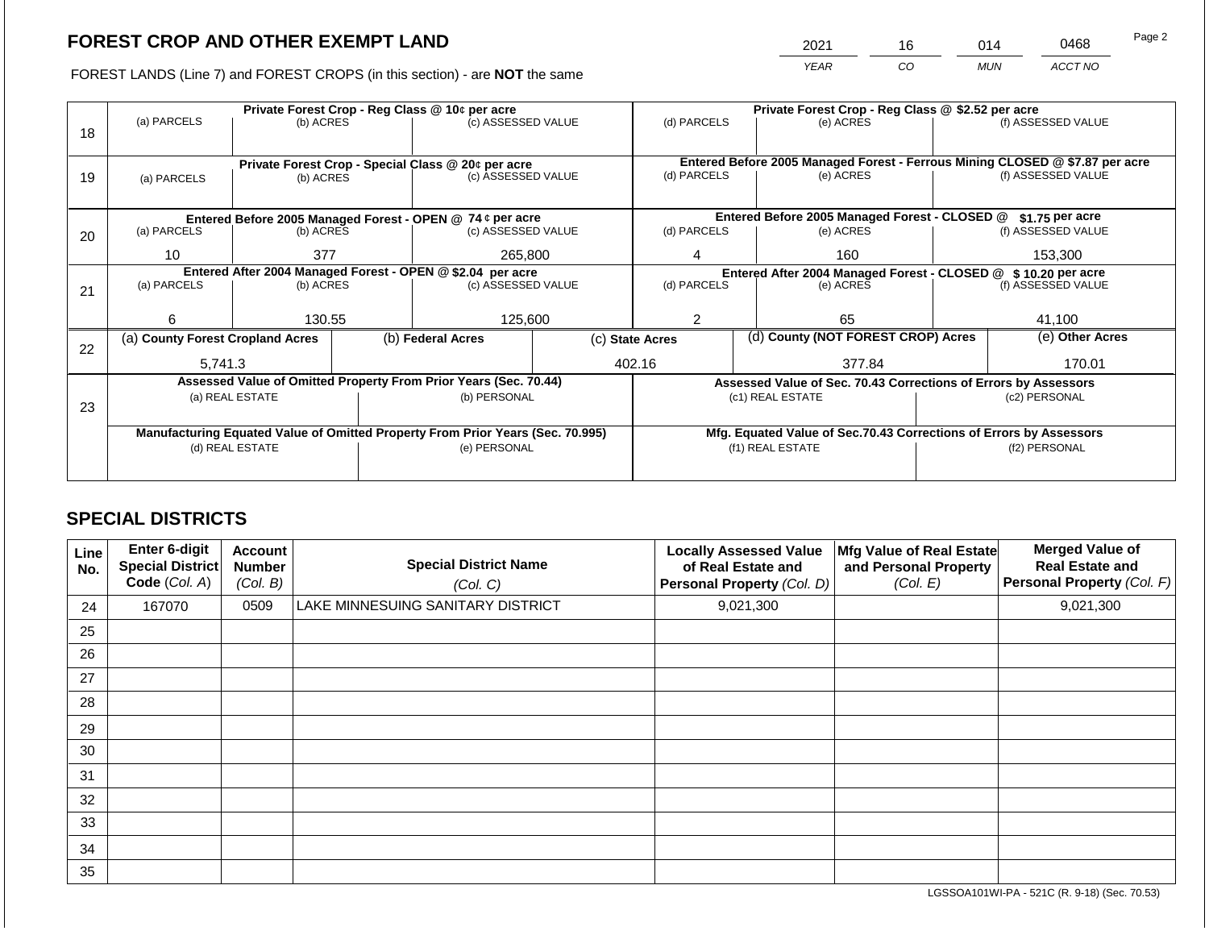## FOREST CROP AND OTHER EXEMPT LAND

FOREST LANDS (Line 7) and FOREST CROPS (in this section) - are **NOT** the same

| YEAR | CO | MUN | ACCT NO |
|---|---|---|---|
| 2021 | 16 | 014 | 0468 |

| Line | Private Forest Crop - Reg Class @ 10¢ per acre | | | Private Forest Crop - Reg Class @ $2.52 per acre | | |
|---|---|---|---|---|---|---|
| | (a) PARCELS | (b) ACRES | (c) ASSESSED VALUE | (d) PARCELS | (e) ACRES | (f) ASSESSED VALUE |
| 18 | | | | | | |
| | **Private Forest Crop - Special Class @ 20¢ per acre** | | | **Entered Before 2005 Managed Forest - Ferrous Mining CLOSED @ $7.87 per acre** | | |
| | (a) PARCELS | (b) ACRES | (c) ASSESSED VALUE | (d) PARCELS | (e) ACRES | (f) ASSESSED VALUE |
| 19 | | | | | | |
| | **Entered Before 2005 Managed Forest - OPEN @ 74 ¢ per acre** | | | **Entered Before 2005 Managed Forest - CLOSED @ $1.75 per acre** | | |
| | (a) PARCELS | (b) ACRES | (c) ASSESSED VALUE | (d) PARCELS | (e) ACRES | (f) ASSESSED VALUE |
| 20 | 10 | 377 | 265,800 | 4 | 160 | 153,300 |
| | **Entered After 2004 Managed Forest - OPEN @ $2.04 per acre** | | | **Entered After 2004 Managed Forest - CLOSED @ $ 10.20 per acre** | | |
| | (a) PARCELS | (b) ACRES | (c) ASSESSED VALUE | (d) PARCELS | (e) ACRES | (f) ASSESSED VALUE |
| 21 | 6 | 130.55 | 125,600 | 2 | 65 | 41,100 |

| Line | (a) County Forest Cropland Acres | (b) Federal Acres | (c) State Acres | (d) County (NOT FOREST CROP) Acres | (e) Other Acres |
|---|---|---|---|---|---|
| 22 | 5,741.3 | | 402.16 | 377.84 | 170.01 |

| Line | Assessed Value of Omitted Property From Prior Years (Sec. 70.44) | | Assessed Value of Sec. 70.43 Corrections of Errors by Assessors | |
|---|---|---|---|---|
| | (a) REAL ESTATE | (b) PERSONAL | (c1) REAL ESTATE | (c2) PERSONAL |
| 23 | | | | |
| | **Manufacturing Equated Value of Omitted Property From Prior Years (Sec. 70.995)** | | **Mfg. Equated Value of Sec.70.43 Corrections of Errors by Assessors** | |
| | (d) REAL ESTATE | (e) PERSONAL | (f1) REAL ESTATE | (f2) PERSONAL |
| | | | | |

## SPECIAL DISTRICTS

| Line No. | Enter 6-digit Special District Code (Col. A) | Account Number (Col. B) | Special District Name (Col. C) | Locally Assessed Value of Real Estate and Personal Property (Col. D) | Mfg Value of Real Estate and Personal Property (Col. E) | Merged Value of Real Estate and Personal Property (Col. F) |
|---|---|---|---|---|---|---|
| 24 | 167070 | 0509 | LAKE MINNESUING SANITARY DISTRICT | 9,021,300 | | 9,021,300 |
| 25 | | | | | | |
| 26 | | | | | | |
| 27 | | | | | | |
| 28 | | | | | | |
| 29 | | | | | | |
| 30 | | | | | | |
| 31 | | | | | | |
| 32 | | | | | | |
| 33 | | | | | | |
| 34 | | | | | | |
| 35 | | | | | | |

LGSSOA101WI-PA - 521C (R. 9-18) (Sec. 70.53)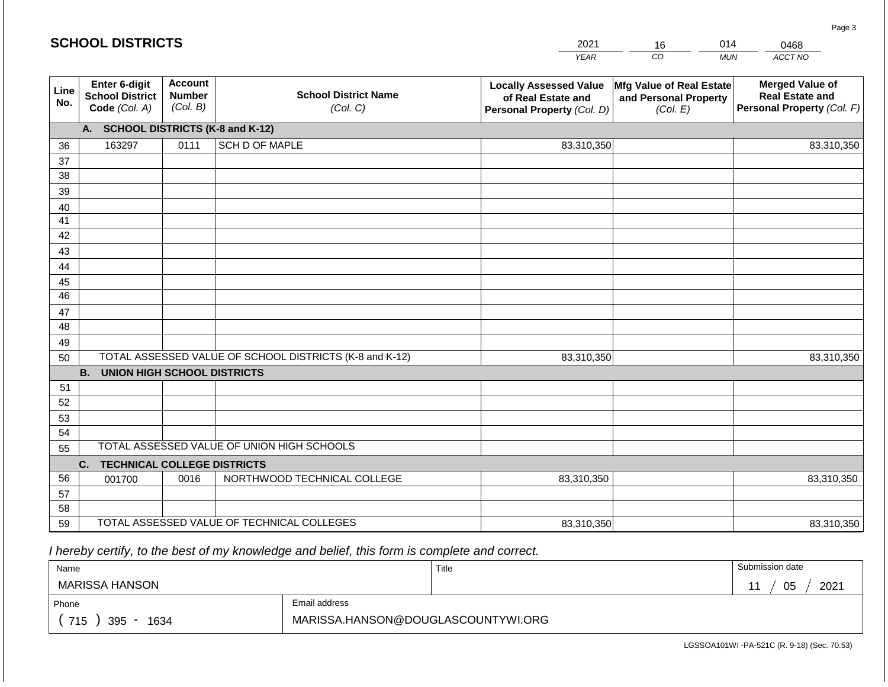## SCHOOL DISTRICTS

| 2021 | 16 | 014 | 0468 |
|---|---|---|---|
| YEAR | CO | MUN | ACCT NO |

| Line No. | Enter 6-digit School District Code (Col. A) | Account Number (Col. B) | School District Name (Col. C) | Locally Assessed Value of Real Estate and Personal Property (Col. D) | Mfg Value of Real Estate and Personal Property (Col. E) | Merged Value of Real Estate and Personal Property (Col. F) |
|---|---|---|---|---|---|---|
| | **A. SCHOOL DISTRICTS (K-8 and K-12)** | | | | | |
| 36 | 163297 | 0111 | SCH D OF MAPLE | 83,310,350 | | 83,310,350 |
| 37 | | | | | | |
| 38 | | | | | | |
| 39 | | | | | | |
| 40 | | | | | | |
| 41 | | | | | | |
| 42 | | | | | | |
| 43 | | | | | | |
| 44 | | | | | | |
| 45 | | | | | | |
| 46 | | | | | | |
| 47 | | | | | | |
| 48 | | | | | | |
| 49 | | | | | | |
| 50 | TOTAL ASSESSED VALUE OF SCHOOL DISTRICTS (K-8 and K-12) | | | 83,310,350 | | 83,310,350 |
| | **B. UNION HIGH SCHOOL DISTRICTS** | | | | | |
| 51 | | | | | | |
| 52 | | | | | | |
| 53 | | | | | | |
| 54 | | | | | | |
| 55 | TOTAL ASSESSED VALUE OF UNION HIGH SCHOOLS | | | | | |
| | **C. TECHNICAL COLLEGE DISTRICTS** | | | | | |
| 56 | 001700 | 0016 | NORTHWOOD TECHNICAL COLLEGE | 83,310,350 | | 83,310,350 |
| 57 | | | | | | |
| 58 | | | | | | |
| 59 | TOTAL ASSESSED VALUE OF TECHNICAL COLLEGES | | | 83,310,350 | | 83,310,350 |

*I hereby certify, to the best of my knowledge and belief, this form is complete and correct.*

| Name | Title | Submission date |
|---|---|---|
| MARISSA HANSON | | 11 / 05 / 2021 |

| Phone | Email address |
|---|---|
| ( 715 ) 395 - 1634 | MARISSA.HANSON@DOUGLASCOUNTYWI.ORG |

LGSSOA101WI -PA-521C (R. 9-18) (Sec. 70.53)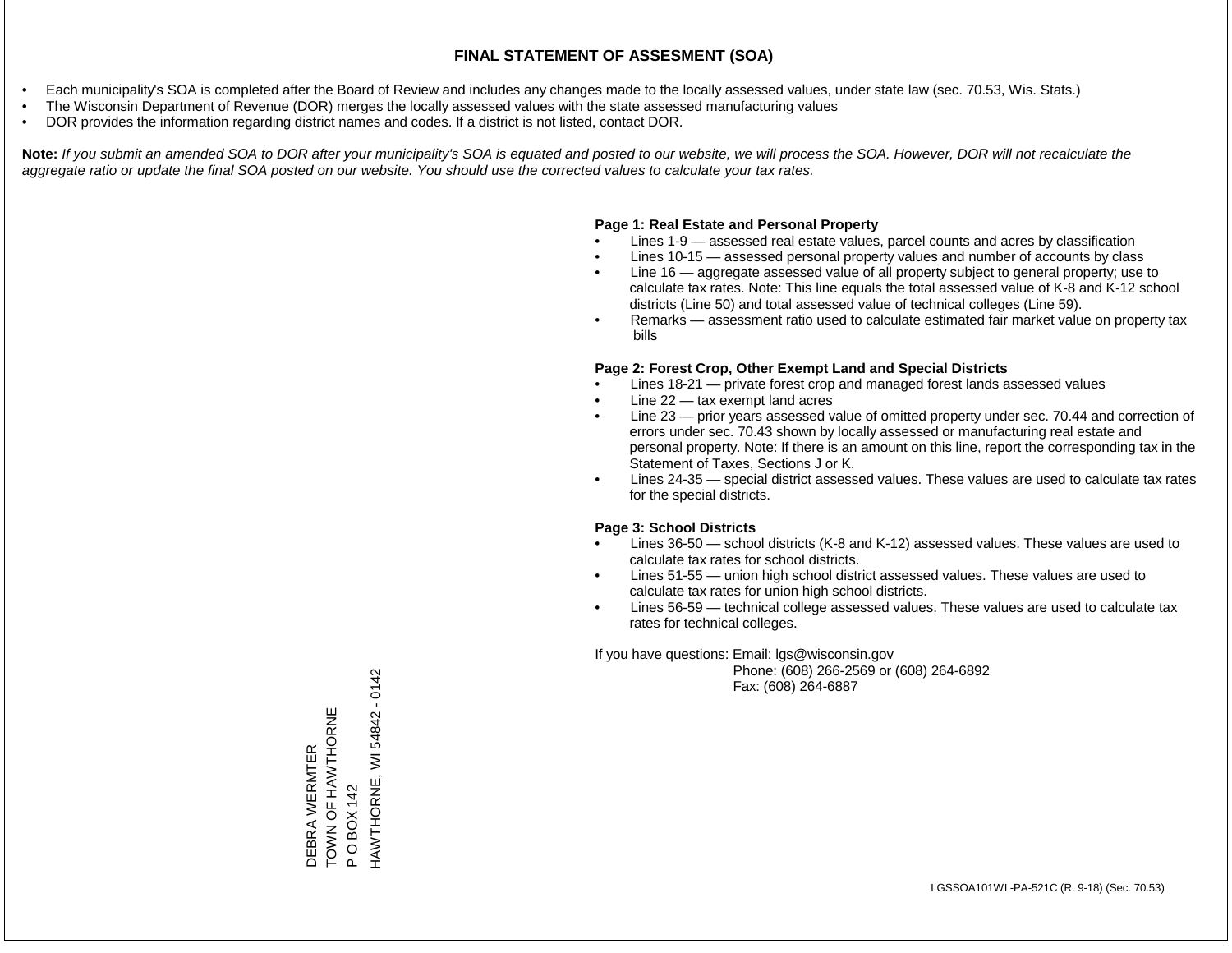# FINAL STATEMENT OF ASSESMENT (SOA)

- Each municipality's SOA is completed after the Board of Review and includes any changes made to the locally assessed values, under state law (sec. 70.53, Wis. Stats.)
- The Wisconsin Department of Revenue (DOR) merges the locally assessed values with the state assessed manufacturing values
- DOR provides the information regarding district names and codes. If a district is not listed, contact DOR.

**Note:** *If you submit an amended SOA to DOR after your municipality's SOA is equated and posted to our website, we will process the SOA. However, DOR will not recalculate the aggregate ratio or update the final SOA posted on our website. You should use the corrected values to calculate your tax rates.*

**Page 1: Real Estate and Personal Property**

- Lines 1-9 — assessed real estate values, parcel counts and acres by classification
- Lines 10-15 — assessed personal property values and number of accounts by class
- Line 16 — aggregate assessed value of all property subject to general property; use to calculate tax rates. Note: This line equals the total assessed value of K-8 and K-12 school districts (Line 50) and total assessed value of technical colleges (Line 59).
- Remarks — assessment ratio used to calculate estimated fair market value on property tax bills

**Page 2: Forest Crop, Other Exempt Land and Special Districts**

- Lines 18-21 — private forest crop and managed forest lands assessed values
- Line 22 — tax exempt land acres
- Line 23 — prior years assessed value of omitted property under sec. 70.44 and correction of errors under sec. 70.43 shown by locally assessed or manufacturing real estate and personal property. Note: If there is an amount on this line, report the corresponding tax in the Statement of Taxes, Sections J or K.
- Lines 24-35 — special district assessed values. These values are used to calculate tax rates for the special districts.

**Page 3: School Districts**

- Lines 36-50 — school districts (K-8 and K-12) assessed values. These values are used to calculate tax rates for school districts.
- Lines 51-55 — union high school district assessed values. These values are used to calculate tax rates for union high school districts.
- Lines 56-59 — technical college assessed values. These values are used to calculate tax rates for technical colleges.

If you have questions: Email: lgs@wisconsin.gov
Phone: (608) 266-2569 or (608) 264-6892
Fax: (608) 264-6887

DEBRA WERMTER
TOWN OF HAWTHORNE
P O BOX 142
HAWTHORNE, WI 54842 - 0142

LGSSOA101WI -PA-521C (R. 9-18) (Sec. 70.53)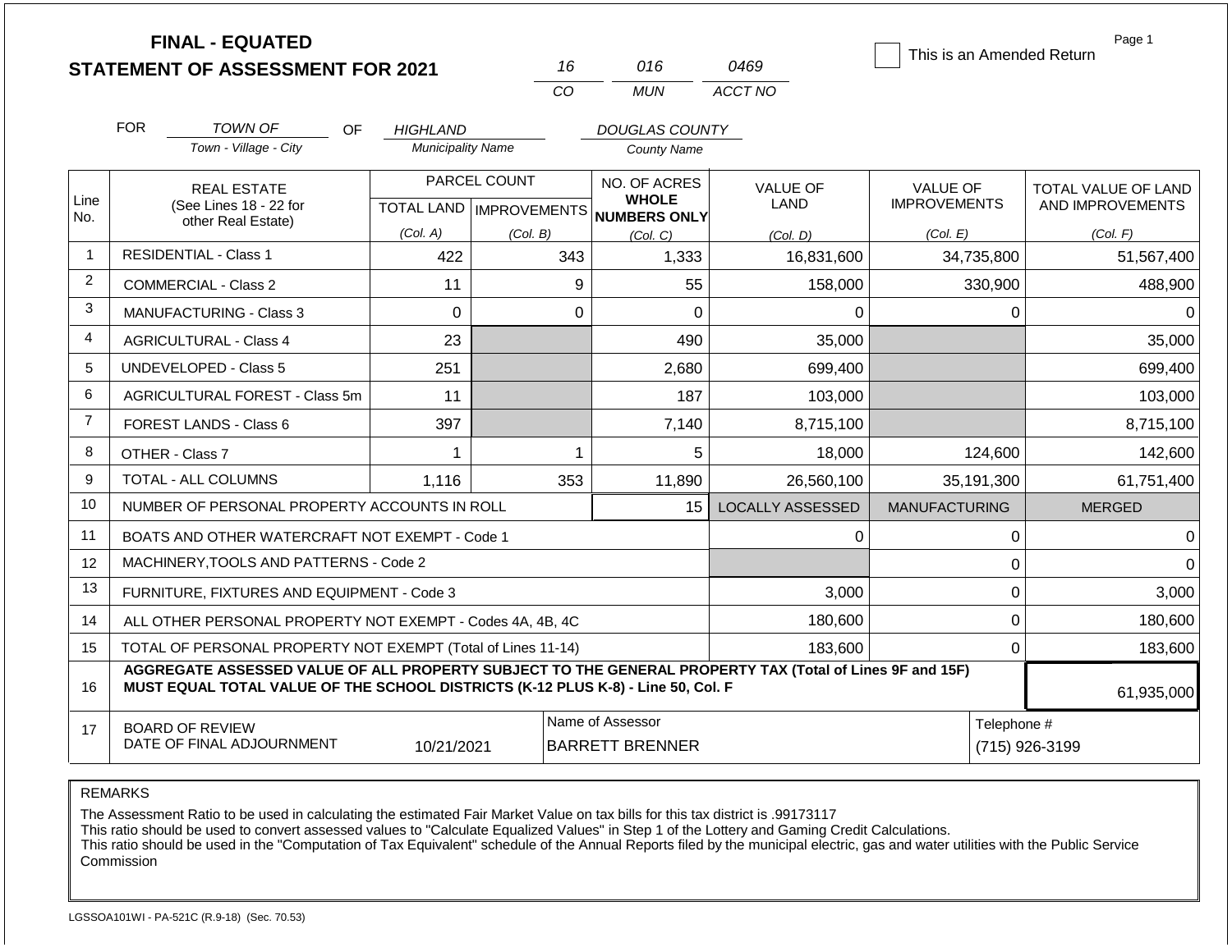# FINAL - EQUATED
## STATEMENT OF ASSESSMENT FOR 2021

| 16 | 016 | 0469 |
|---|---|---|
| CO | MUN | ACCT NO |

☐ This is an Amended Return

Page 1

FOR *TOWN OF* (Town - Village - City) OF *HIGHLAND* (Municipality Name) *DOUGLAS COUNTY* (County Name)

| Line No. | REAL ESTATE (See Lines 18 - 22 for other Real Estate) | PARCEL COUNT TOTAL LAND (Col. A) | PARCEL COUNT IMPROVEMENTS (Col. B) | NO. OF ACRES WHOLE NUMBERS ONLY (Col. C) | VALUE OF LAND (Col. D) | VALUE OF IMPROVEMENTS (Col. E) | TOTAL VALUE OF LAND AND IMPROVEMENTS (Col. F) |
|---|---|---|---|---|---|---|---|
| 1 | RESIDENTIAL - Class 1 | 422 | 343 | 1,333 | 16,831,600 | 34,735,800 | 51,567,400 |
| 2 | COMMERCIAL - Class 2 | 11 | 9 | 55 | 158,000 | 330,900 | 488,900 |
| 3 | MANUFACTURING - Class 3 | 0 | 0 | 0 | 0 | 0 | 0 |
| 4 | AGRICULTURAL - Class 4 | 23 | | 490 | 35,000 | | 35,000 |
| 5 | UNDEVELOPED - Class 5 | 251 | | 2,680 | 699,400 | | 699,400 |
| 6 | AGRICULTURAL FOREST - Class 5m | 11 | | 187 | 103,000 | | 103,000 |
| 7 | FOREST LANDS - Class 6 | 397 | | 7,140 | 8,715,100 | | 8,715,100 |
| 8 | OTHER - Class 7 | 1 | 1 | 5 | 18,000 | 124,600 | 142,600 |
| 9 | TOTAL - ALL COLUMNS | 1,116 | 353 | 11,890 | 26,560,100 | 35,191,300 | 61,751,400 |
| 10 | NUMBER OF PERSONAL PROPERTY ACCOUNTS IN ROLL | | | 15 | LOCALLY ASSESSED | MANUFACTURING | MERGED |
| 11 | BOATS AND OTHER WATERCRAFT NOT EXEMPT - Code 1 | | | | 0 | 0 | 0 |
| 12 | MACHINERY,TOOLS AND PATTERNS - Code 2 | | | | | 0 | 0 |
| 13 | FURNITURE, FIXTURES AND EQUIPMENT - Code 3 | | | | 3,000 | 0 | 3,000 |
| 14 | ALL OTHER PERSONAL PROPERTY NOT EXEMPT - Codes 4A, 4B, 4C | | | | 180,600 | 0 | 180,600 |
| 15 | TOTAL OF PERSONAL PROPERTY NOT EXEMPT (Total of Lines 11-14) | | | | 183,600 | 0 | 183,600 |
| 16 | **AGGREGATE ASSESSED VALUE OF ALL PROPERTY SUBJECT TO THE GENERAL PROPERTY TAX (Total of Lines 9F and 15F) MUST EQUAL TOTAL VALUE OF THE SCHOOL DISTRICTS (K-12 PLUS K-8) - Line 50, Col. F** | | | | | | 61,935,000 |
| 17 | BOARD OF REVIEW DATE OF FINAL ADJOURNMENT | 10/21/2021 | | Name of Assessor: BARRETT BRENNER | | Telephone #: (715) 926-3199 | |

REMARKS

The Assessment Ratio to be used in calculating the estimated Fair Market Value on tax bills for this tax district is .99173117
This ratio should be used to convert assessed values to "Calculate Equalized Values" in Step 1 of the Lottery and Gaming Credit Calculations.
This ratio should be used in the "Computation of Tax Equivalent" schedule of the Annual Reports filed by the municipal electric, gas and water utilities with the Public Service Commission

LGSSOA101WI - PA-521C (R.9-18) (Sec. 70.53)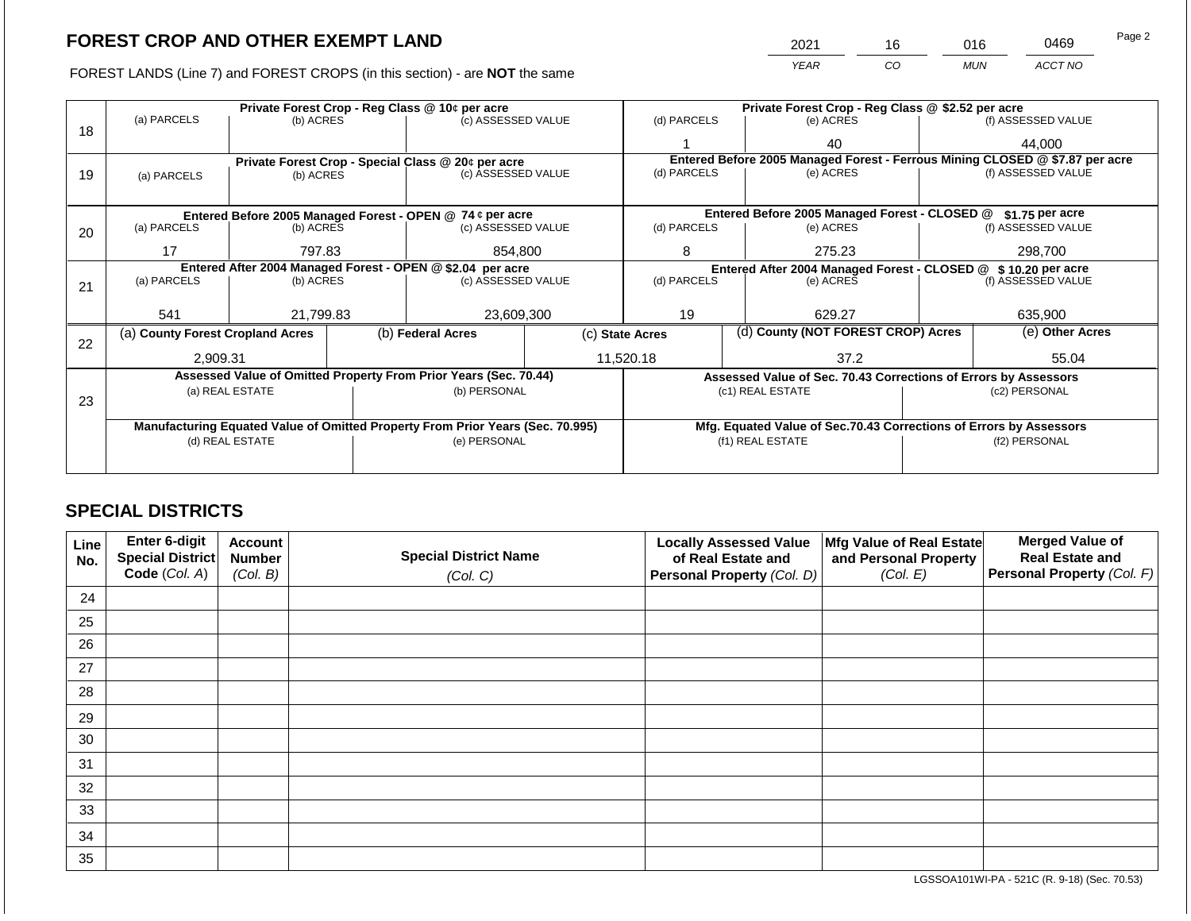# FOREST CROP AND OTHER EXEMPT LAND

| 2021 | 16 | 016 | 0469 |
|---|---|---|---|
| YEAR | CO | MUN | ACCT NO |

FOREST LANDS (Line 7) and FOREST CROPS (in this section) - are **NOT** the same

| Line | Private Forest Crop - Reg Class @ 10¢ per acre | | | Private Forest Crop - Reg Class @ $2.52 per acre | | |
|---|---|---|---|---|---|---|
| | (a) PARCELS | (b) ACRES | (c) ASSESSED VALUE | (d) PARCELS | (e) ACRES | (f) ASSESSED VALUE |
| 18 | | | | 1 | 40 | 44,000 |
| | **Private Forest Crop - Special Class @ 20¢ per acre** | | | **Entered Before 2005 Managed Forest - Ferrous Mining CLOSED @ $7.87 per acre** | | |
| | (a) PARCELS | (b) ACRES | (c) ASSESSED VALUE | (d) PARCELS | (e) ACRES | (f) ASSESSED VALUE |
| 19 | | | | | | |
| | **Entered Before 2005 Managed Forest - OPEN @ 74 ¢ per acre** | | | **Entered Before 2005 Managed Forest - CLOSED @ $1.75 per acre** | | |
| | (a) PARCELS | (b) ACRES | (c) ASSESSED VALUE | (d) PARCELS | (e) ACRES | (f) ASSESSED VALUE |
| 20 | 17 | 797.83 | 854,800 | 8 | 275.23 | 298,700 |
| | **Entered After 2004 Managed Forest - OPEN @ $2.04 per acre** | | | **Entered After 2004 Managed Forest - CLOSED @ $ 10.20 per acre** | | |
| | (a) PARCELS | (b) ACRES | (c) ASSESSED VALUE | (d) PARCELS | (e) ACRES | (f) ASSESSED VALUE |
| 21 | 541 | 21,799.83 | 23,609,300 | 19 | 629.27 | 635,900 |

| Line | (a) County Forest Cropland Acres | (b) Federal Acres | (c) State Acres | (d) County (NOT FOREST CROP) Acres | (e) Other Acres |
|---|---|---|---|---|---|
| 22 | 2,909.31 | | 11,520.18 | 37.2 | 55.04 |

| Line | Assessed Value of Omitted Property From Prior Years (Sec. 70.44) | | Assessed Value of Sec. 70.43 Corrections of Errors by Assessors | |
|---|---|---|---|---|
| | (a) REAL ESTATE | (b) PERSONAL | (c1) REAL ESTATE | (c2) PERSONAL |
| 23 | | | | |
| | **Manufacturing Equated Value of Omitted Property From Prior Years (Sec. 70.995)** | | **Mfg. Equated Value of Sec.70.43 Corrections of Errors by Assessors** | |
| | (d) REAL ESTATE | (e) PERSONAL | (f1) REAL ESTATE | (f2) PERSONAL |
| | | | | |

## SPECIAL DISTRICTS

| Line No. | Enter 6-digit Special District Code (Col. A) | Account Number (Col. B) | Special District Name (Col. C) | Locally Assessed Value of Real Estate and Personal Property (Col. D) | Mfg Value of Real Estate and Personal Property (Col. E) | Merged Value of Real Estate and Personal Property (Col. F) |
|---|---|---|---|---|---|---|
| 24 | | | | | | |
| 25 | | | | | | |
| 26 | | | | | | |
| 27 | | | | | | |
| 28 | | | | | | |
| 29 | | | | | | |
| 30 | | | | | | |
| 31 | | | | | | |
| 32 | | | | | | |
| 33 | | | | | | |
| 34 | | | | | | |
| 35 | | | | | | |

LGSSOA101WI-PA - 521C (R. 9-18) (Sec. 70.53)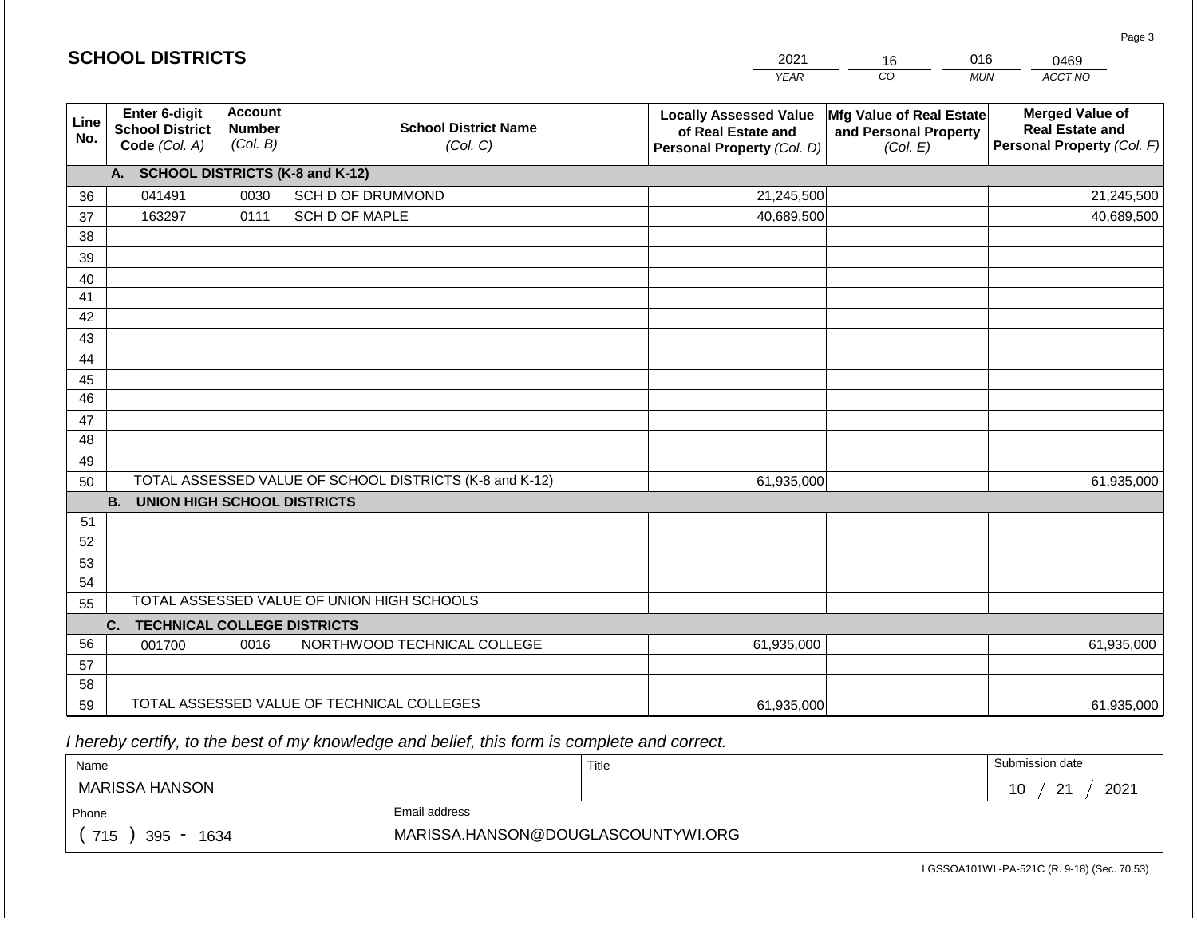## SCHOOL DISTRICTS

| 2021 | 16 | 016 | 0469 |
|---|---|---|---|
| YEAR | CO | MUN | ACCT NO |

| Line No. | Enter 6-digit School District Code *(Col. A)* | Account Number *(Col. B)* | School District Name *(Col. C)* | Locally Assessed Value of Real Estate and Personal Property *(Col. D)* | Mfg Value of Real Estate and Personal Property *(Col. E)* | Merged Value of Real Estate and Personal Property *(Col. F)* |
|---|---|---|---|---|---|---|
| | **A. SCHOOL DISTRICTS (K-8 and K-12)** | | | | | |
| 36 | 041491 | 0030 | SCH D OF DRUMMOND | 21,245,500 | | 21,245,500 |
| 37 | 163297 | 0111 | SCH D OF MAPLE | 40,689,500 | | 40,689,500 |
| 38 | | | | | | |
| 39 | | | | | | |
| 40 | | | | | | |
| 41 | | | | | | |
| 42 | | | | | | |
| 43 | | | | | | |
| 44 | | | | | | |
| 45 | | | | | | |
| 46 | | | | | | |
| 47 | | | | | | |
| 48 | | | | | | |
| 49 | | | | | | |
| 50 | TOTAL ASSESSED VALUE OF SCHOOL DISTRICTS (K-8 and K-12) | | | 61,935,000 | | 61,935,000 |
| | **B. UNION HIGH SCHOOL DISTRICTS** | | | | | |
| 51 | | | | | | |
| 52 | | | | | | |
| 53 | | | | | | |
| 54 | | | | | | |
| 55 | TOTAL ASSESSED VALUE OF UNION HIGH SCHOOLS | | | | | |
| | **C. TECHNICAL COLLEGE DISTRICTS** | | | | | |
| 56 | 001700 | 0016 | NORTHWOOD TECHNICAL COLLEGE | 61,935,000 | | 61,935,000 |
| 57 | | | | | | |
| 58 | | | | | | |
| 59 | TOTAL ASSESSED VALUE OF TECHNICAL COLLEGES | | | 61,935,000 | | 61,935,000 |

*I hereby certify, to the best of my knowledge and belief, this form is complete and correct.*

| Name | Title | Submission date |
|---|---|---|
| MARISSA HANSON | | 10 / 21 / 2021 |

| Phone | Email address |
|---|---|
| ( 715 ) 395 - 1634 | MARISSA.HANSON@DOUGLASCOUNTYWI.ORG |

LGSSOA101WI -PA-521C (R. 9-18) (Sec. 70.53)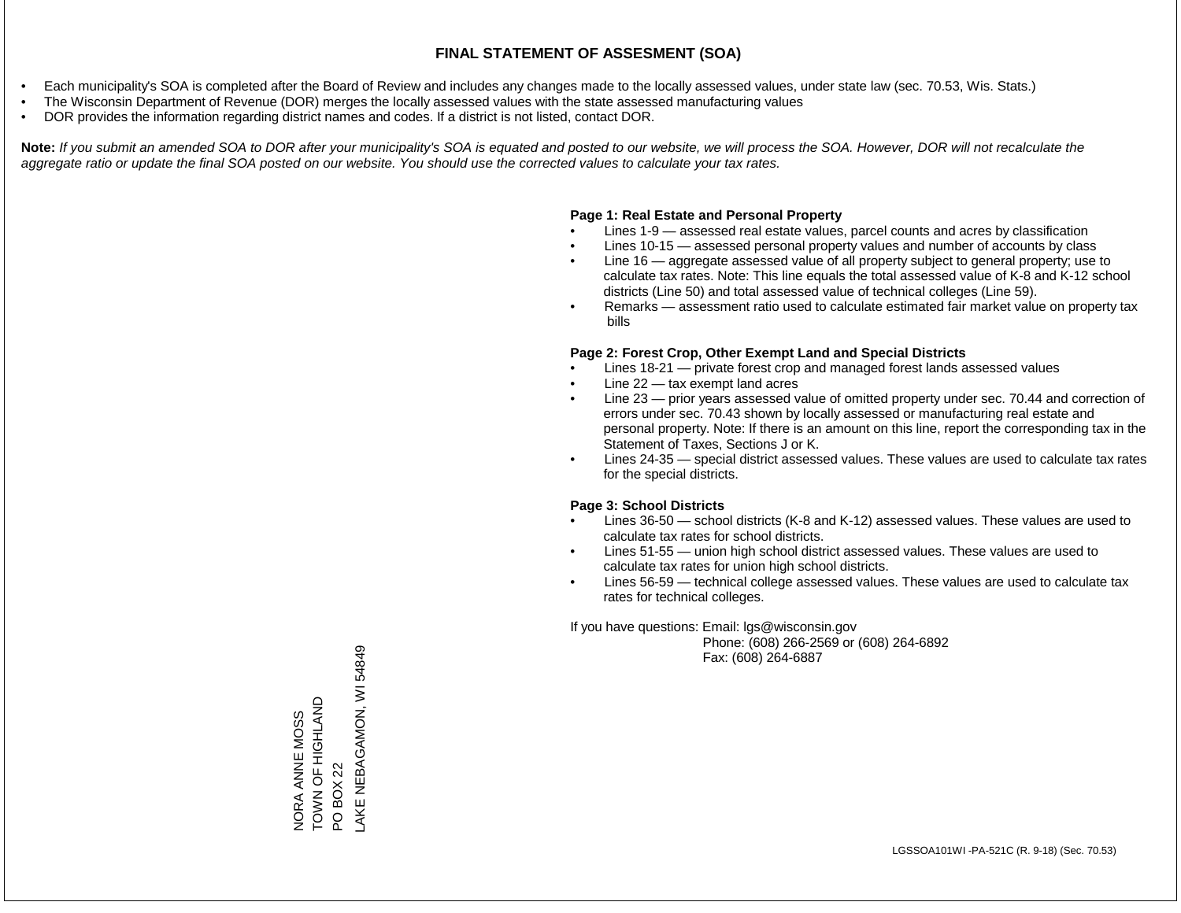# FINAL STATEMENT OF ASSESMENT (SOA)

- Each municipality's SOA is completed after the Board of Review and includes any changes made to the locally assessed values, under state law (sec. 70.53, Wis. Stats.)
- The Wisconsin Department of Revenue (DOR) merges the locally assessed values with the state assessed manufacturing values
- DOR provides the information regarding district names and codes. If a district is not listed, contact DOR.

**Note:** *If you submit an amended SOA to DOR after your municipality's SOA is equated and posted to our website, we will process the SOA. However, DOR will not recalculate the aggregate ratio or update the final SOA posted on our website. You should use the corrected values to calculate your tax rates.*

**Page 1: Real Estate and Personal Property**

- Lines 1-9 — assessed real estate values, parcel counts and acres by classification
- Lines 10-15 — assessed personal property values and number of accounts by class
- Line 16 — aggregate assessed value of all property subject to general property; use to calculate tax rates. Note: This line equals the total assessed value of K-8 and K-12 school districts (Line 50) and total assessed value of technical colleges (Line 59).
- Remarks — assessment ratio used to calculate estimated fair market value on property tax bills

**Page 2: Forest Crop, Other Exempt Land and Special Districts**

- Lines 18-21 — private forest crop and managed forest lands assessed values
- Line 22 — tax exempt land acres
- Line 23 — prior years assessed value of omitted property under sec. 70.44 and correction of errors under sec. 70.43 shown by locally assessed or manufacturing real estate and personal property. Note: If there is an amount on this line, report the corresponding tax in the Statement of Taxes, Sections J or K.
- Lines 24-35 — special district assessed values. These values are used to calculate tax rates for the special districts.

**Page 3: School Districts**

- Lines 36-50 — school districts (K-8 and K-12) assessed values. These values are used to calculate tax rates for school districts.
- Lines 51-55 — union high school district assessed values. These values are used to calculate tax rates for union high school districts.
- Lines 56-59 — technical college assessed values. These values are used to calculate tax rates for technical colleges.

If you have questions: Email: lgs@wisconsin.gov
Phone: (608) 266-2569 or (608) 264-6892
Fax: (608) 264-6887

NORA ANNE MOSS
TOWN OF HIGHLAND
PO BOX 22
LAKE NEBAGAMON, WI 54849

LGSSOA101WI -PA-521C (R. 9-18) (Sec. 70.53)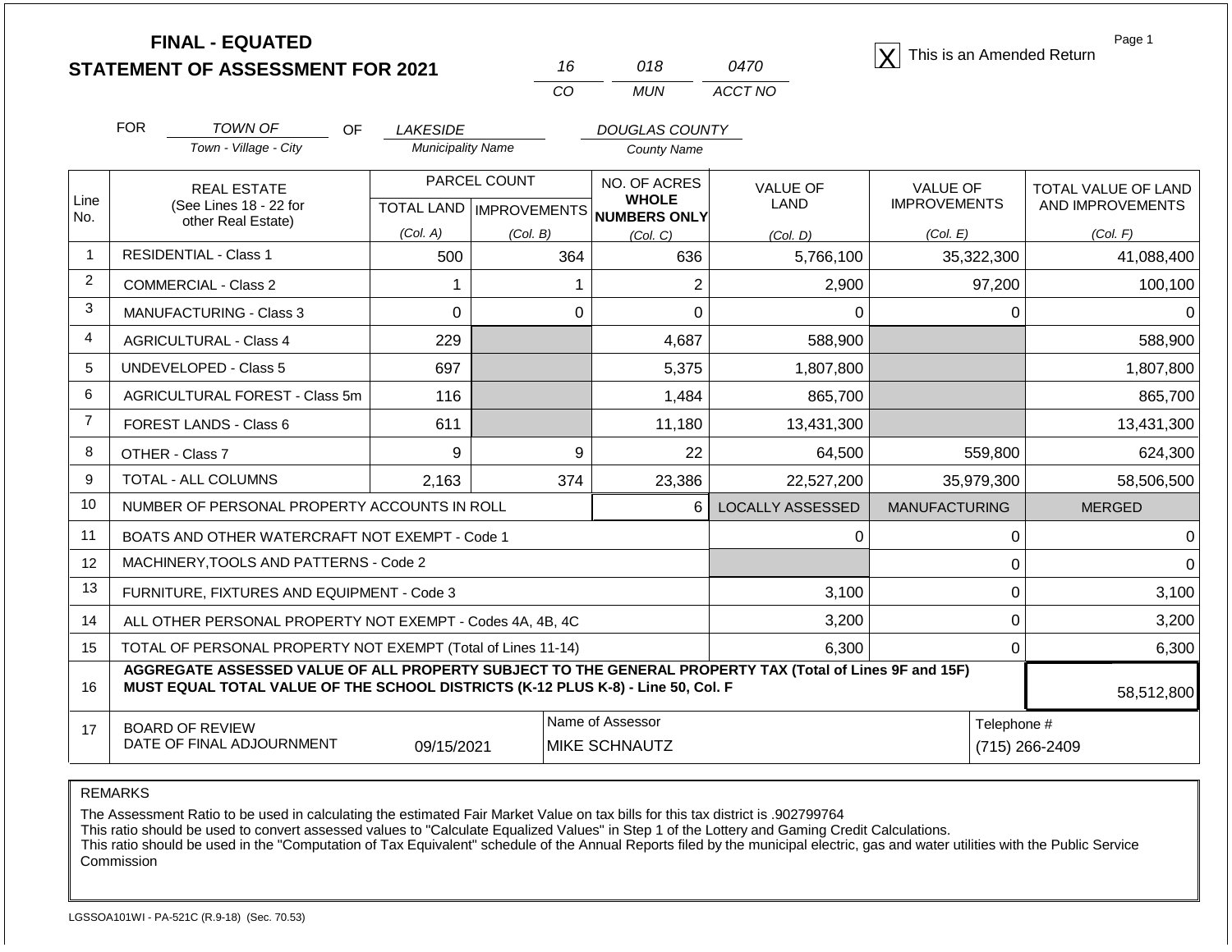# FINAL - EQUATED
## STATEMENT OF ASSESSMENT FOR 2021

| 16 | 018 | 0470 |
|---|---|---|
| CO | MUN | ACCT NO |

[X] This is an Amended Return

FOR TOWN OF (Town - Village - City) OF LAKESIDE (Municipality Name) DOUGLAS COUNTY (County Name)

| Line No. | REAL ESTATE (See Lines 18 - 22 for other Real Estate) | PARCEL COUNT TOTAL LAND (Col. A) | PARCEL COUNT IMPROVEMENTS (Col. B) | NO. OF ACRES WHOLE NUMBERS ONLY (Col. C) | VALUE OF LAND (Col. D) | VALUE OF IMPROVEMENTS (Col. E) | TOTAL VALUE OF LAND AND IMPROVEMENTS (Col. F) |
|---|---|---|---|---|---|---|---|
| 1 | RESIDENTIAL - Class 1 | 500 | 364 | 636 | 5,766,100 | 35,322,300 | 41,088,400 |
| 2 | COMMERCIAL - Class 2 | 1 | 1 | 2 | 2,900 | 97,200 | 100,100 |
| 3 | MANUFACTURING - Class 3 | 0 | 0 | 0 | 0 | 0 | 0 |
| 4 | AGRICULTURAL - Class 4 | 229 | | 4,687 | 588,900 | | 588,900 |
| 5 | UNDEVELOPED - Class 5 | 697 | | 5,375 | 1,807,800 | | 1,807,800 |
| 6 | AGRICULTURAL FOREST - Class 5m | 116 | | 1,484 | 865,700 | | 865,700 |
| 7 | FOREST LANDS - Class 6 | 611 | | 11,180 | 13,431,300 | | 13,431,300 |
| 8 | OTHER - Class 7 | 9 | 9 | 22 | 64,500 | 559,800 | 624,300 |
| 9 | TOTAL - ALL COLUMNS | 2,163 | 374 | 23,386 | 22,527,200 | 35,979,300 | 58,506,500 |
| 10 | NUMBER OF PERSONAL PROPERTY ACCOUNTS IN ROLL | | | 6 | LOCALLY ASSESSED | MANUFACTURING | MERGED |
| 11 | BOATS AND OTHER WATERCRAFT NOT EXEMPT - Code 1 | | | | 0 | 0 | 0 |
| 12 | MACHINERY,TOOLS AND PATTERNS - Code 2 | | | | | 0 | 0 |
| 13 | FURNITURE, FIXTURES AND EQUIPMENT - Code 3 | | | | 3,100 | 0 | 3,100 |
| 14 | ALL OTHER PERSONAL PROPERTY NOT EXEMPT - Codes 4A, 4B, 4C | | | | 3,200 | 0 | 3,200 |
| 15 | TOTAL OF PERSONAL PROPERTY NOT EXEMPT (Total of Lines 11-14) | | | | 6,300 | 0 | 6,300 |
| 16 | **AGGREGATE ASSESSED VALUE OF ALL PROPERTY SUBJECT TO THE GENERAL PROPERTY TAX (Total of Lines 9F and 15F) MUST EQUAL TOTAL VALUE OF THE SCHOOL DISTRICTS (K-12 PLUS K-8) - Line 50, Col. F** | | | | | | 58,512,800 |
| 17 | BOARD OF REVIEW DATE OF FINAL ADJOURNMENT | 09/15/2021 | | Name of Assessor: MIKE SCHNAUTZ | | Telephone #: (715) 266-2409 | |

REMARKS

The Assessment Ratio to be used in calculating the estimated Fair Market Value on tax bills for this tax district is .902799764
This ratio should be used to convert assessed values to "Calculate Equalized Values" in Step 1 of the Lottery and Gaming Credit Calculations.
This ratio should be used in the "Computation of Tax Equivalent" schedule of the Annual Reports filed by the municipal electric, gas and water utilities with the Public Service Commission

LGSSOA101WI - PA-521C (R.9-18) (Sec. 70.53)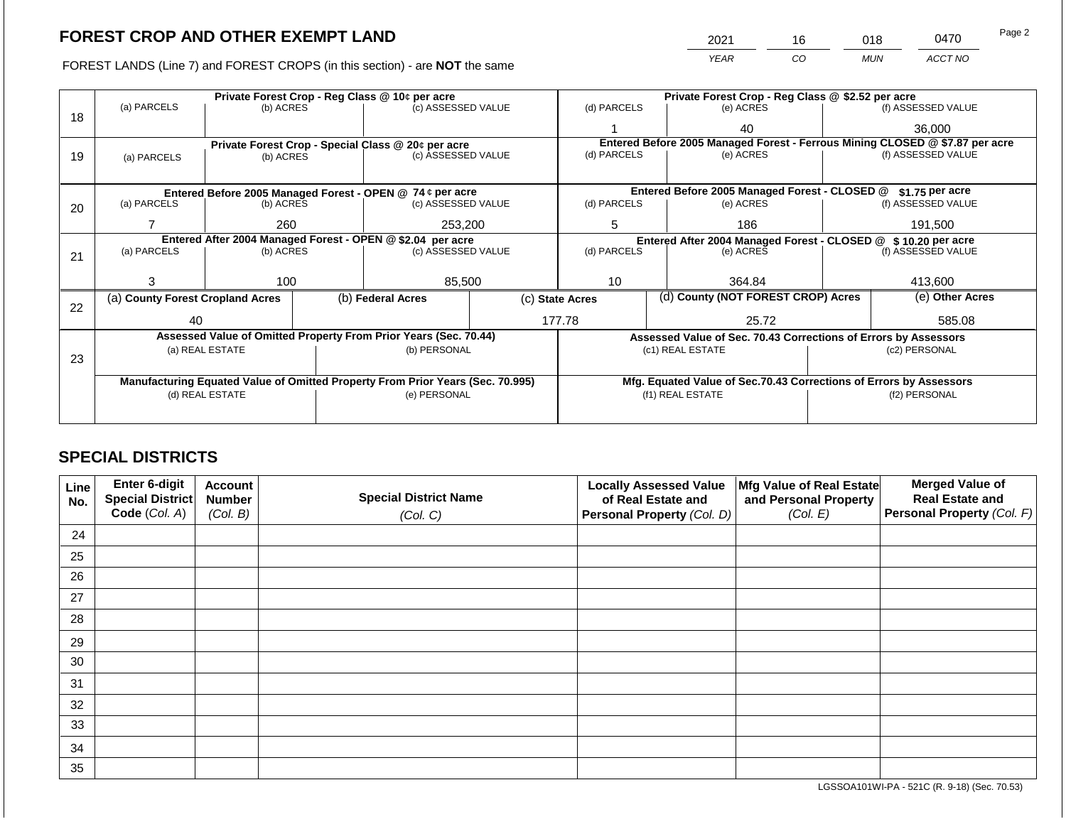# FOREST CROP AND OTHER EXEMPT LAND

| 2021 | 16 | 018 | 0470 |
|---|---|---|---|
| *YEAR* | *CO* | *MUN* | *ACCT NO* |

FOREST LANDS (Line 7) and FOREST CROPS (in this section) - are **NOT** the same

| Line | Private Forest Crop - Reg Class @ 10¢ per acre | | | Private Forest Crop - Reg Class @ $2.52 per acre | | |
|---|---|---|---|---|---|---|
| | (a) PARCELS | (b) ACRES | (c) ASSESSED VALUE | (d) PARCELS | (e) ACRES | (f) ASSESSED VALUE |
| 18 | | | | 1 | 40 | 36,000 |
| | **Private Forest Crop - Special Class @ 20¢ per acre** | | | **Entered Before 2005 Managed Forest - Ferrous Mining CLOSED @ $7.87 per acre** | | |
| | (a) PARCELS | (b) ACRES | (c) ASSESSED VALUE | (d) PARCELS | (e) ACRES | (f) ASSESSED VALUE |
| 19 | | | | | | |
| | **Entered Before 2005 Managed Forest - OPEN @ 74 ¢ per acre** | | | **Entered Before 2005 Managed Forest - CLOSED @ $1.75 per acre** | | |
| | (a) PARCELS | (b) ACRES | (c) ASSESSED VALUE | (d) PARCELS | (e) ACRES | (f) ASSESSED VALUE |
| 20 | 7 | 260 | 253,200 | 5 | 186 | 191,500 |
| | **Entered After 2004 Managed Forest - OPEN @ $2.04 per acre** | | | **Entered After 2004 Managed Forest - CLOSED @ $ 10.20 per acre** | | |
| | (a) PARCELS | (b) ACRES | (c) ASSESSED VALUE | (d) PARCELS | (e) ACRES | (f) ASSESSED VALUE |
| 21 | 3 | 100 | 85,500 | 10 | 364.84 | 413,600 |

| Line | (a) County Forest Cropland Acres | (b) Federal Acres | (c) State Acres | (d) County (NOT FOREST CROP) Acres | (e) Other Acres |
|---|---|---|---|---|---|
| 22 | 40 | | 177.78 | 25.72 | 585.08 |

| Line | Assessed Value of Omitted Property From Prior Years (Sec. 70.44) | | Assessed Value of Sec. 70.43 Corrections of Errors by Assessors | |
|---|---|---|---|---|
| | (a) REAL ESTATE | (b) PERSONAL | (c1) REAL ESTATE | (c2) PERSONAL |
| 23 | | | | |
| | **Manufacturing Equated Value of Omitted Property From Prior Years (Sec. 70.995)** | | **Mfg. Equated Value of Sec.70.43 Corrections of Errors by Assessors** | |
| | (d) REAL ESTATE | (e) PERSONAL | (f1) REAL ESTATE | (f2) PERSONAL |
| | | | | |

## SPECIAL DISTRICTS

| Line No. | Enter 6-digit Special District Code (*Col. A*) | Account Number (*Col. B*) | Special District Name (*Col. C*) | Locally Assessed Value of Real Estate and Personal Property (*Col. D*) | Mfg Value of Real Estate and Personal Property (*Col. E*) | Merged Value of Real Estate and Personal Property (*Col. F*) |
|---|---|---|---|---|---|---|
| 24 | | | | | | |
| 25 | | | | | | |
| 26 | | | | | | |
| 27 | | | | | | |
| 28 | | | | | | |
| 29 | | | | | | |
| 30 | | | | | | |
| 31 | | | | | | |
| 32 | | | | | | |
| 33 | | | | | | |
| 34 | | | | | | |
| 35 | | | | | | |

LGSSOA101WI-PA - 521C (R. 9-18) (Sec. 70.53)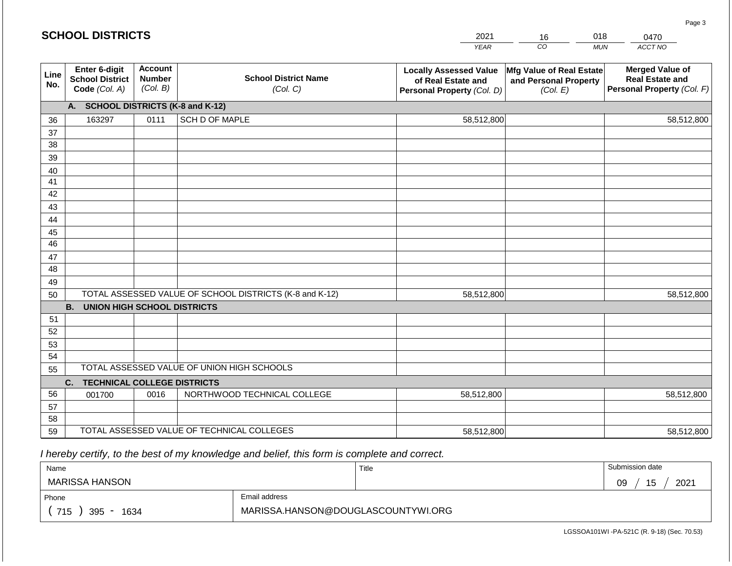## SCHOOL DISTRICTS

| YEAR | CO | MUN | ACCT NO |
|---|---|---|---|
| 2021 | 16 | 018 | 0470 |

| Line No. | Enter 6-digit School District Code (Col. A) | Account Number (Col. B) | School District Name (Col. C) | Locally Assessed Value of Real Estate and Personal Property (Col. D) | Mfg Value of Real Estate and Personal Property (Col. E) | Merged Value of Real Estate and Personal Property (Col. F) |
|---|---|---|---|---|---|---|
| | **A. SCHOOL DISTRICTS (K-8 and K-12)** | | | | | |
| 36 | 163297 | 0111 | SCH D OF MAPLE | 58,512,800 | | 58,512,800 |
| 37 | | | | | | |
| 38 | | | | | | |
| 39 | | | | | | |
| 40 | | | | | | |
| 41 | | | | | | |
| 42 | | | | | | |
| 43 | | | | | | |
| 44 | | | | | | |
| 45 | | | | | | |
| 46 | | | | | | |
| 47 | | | | | | |
| 48 | | | | | | |
| 49 | | | | | | |
| 50 | TOTAL ASSESSED VALUE OF SCHOOL DISTRICTS (K-8 and K-12) | | | 58,512,800 | | 58,512,800 |
| | **B. UNION HIGH SCHOOL DISTRICTS** | | | | | |
| 51 | | | | | | |
| 52 | | | | | | |
| 53 | | | | | | |
| 54 | | | | | | |
| 55 | TOTAL ASSESSED VALUE OF UNION HIGH SCHOOLS | | | | | |
| | **C. TECHNICAL COLLEGE DISTRICTS** | | | | | |
| 56 | 001700 | 0016 | NORTHWOOD TECHNICAL COLLEGE | 58,512,800 | | 58,512,800 |
| 57 | | | | | | |
| 58 | | | | | | |
| 59 | TOTAL ASSESSED VALUE OF TECHNICAL COLLEGES | | | 58,512,800 | | 58,512,800 |

*I hereby certify, to the best of my knowledge and belief, this form is complete and correct.*

| Name | Title | Submission date |
|---|---|---|
| MARISSA HANSON | | 09 / 15 / 2021 |

| Phone | Email address |
|---|---|
| ( 715 ) 395 - 1634 | MARISSA.HANSON@DOUGLASCOUNTYWI.ORG |

LGSSOA101WI -PA-521C (R. 9-18) (Sec. 70.53)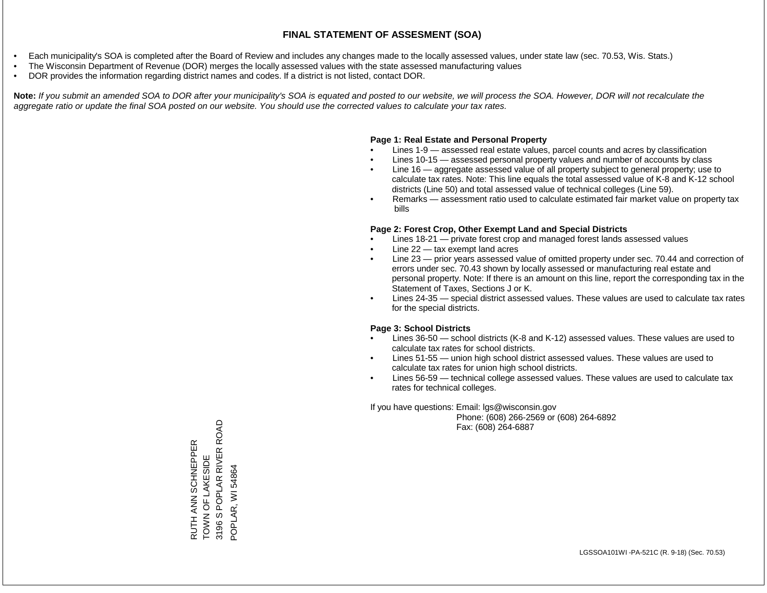# FINAL STATEMENT OF ASSESMENT (SOA)

- Each municipality's SOA is completed after the Board of Review and includes any changes made to the locally assessed values, under state law (sec. 70.53, Wis. Stats.)
- The Wisconsin Department of Revenue (DOR) merges the locally assessed values with the state assessed manufacturing values
- DOR provides the information regarding district names and codes. If a district is not listed, contact DOR.

**Note:** *If you submit an amended SOA to DOR after your municipality's SOA is equated and posted to our website, we will process the SOA. However, DOR will not recalculate the aggregate ratio or update the final SOA posted on our website. You should use the corrected values to calculate your tax rates.*

**Page 1: Real Estate and Personal Property**

- Lines 1-9 — assessed real estate values, parcel counts and acres by classification
- Lines 10-15 — assessed personal property values and number of accounts by class
- Line 16 — aggregate assessed value of all property subject to general property; use to calculate tax rates. Note: This line equals the total assessed value of K-8 and K-12 school districts (Line 50) and total assessed value of technical colleges (Line 59).
- Remarks — assessment ratio used to calculate estimated fair market value on property tax bills

**Page 2: Forest Crop, Other Exempt Land and Special Districts**

- Lines 18-21 — private forest crop and managed forest lands assessed values
- Line 22 — tax exempt land acres
- Line 23 — prior years assessed value of omitted property under sec. 70.44 and correction of errors under sec. 70.43 shown by locally assessed or manufacturing real estate and personal property. Note: If there is an amount on this line, report the corresponding tax in the Statement of Taxes, Sections J or K.
- Lines 24-35 — special district assessed values. These values are used to calculate tax rates for the special districts.

**Page 3: School Districts**

- Lines 36-50 — school districts (K-8 and K-12) assessed values. These values are used to calculate tax rates for school districts.
- Lines 51-55 — union high school district assessed values. These values are used to calculate tax rates for union high school districts.
- Lines 56-59 — technical college assessed values. These values are used to calculate tax rates for technical colleges.

If you have questions: Email: lgs@wisconsin.gov
Phone: (608) 266-2569 or (608) 264-6892
Fax: (608) 264-6887

RUTH ANN SCHNEPPER
TOWN OF LAKESIDE
3196 S POPLAR RIVER ROAD
POPLAR, WI 54864

LGSSOA101WI -PA-521C (R. 9-18) (Sec. 70.53)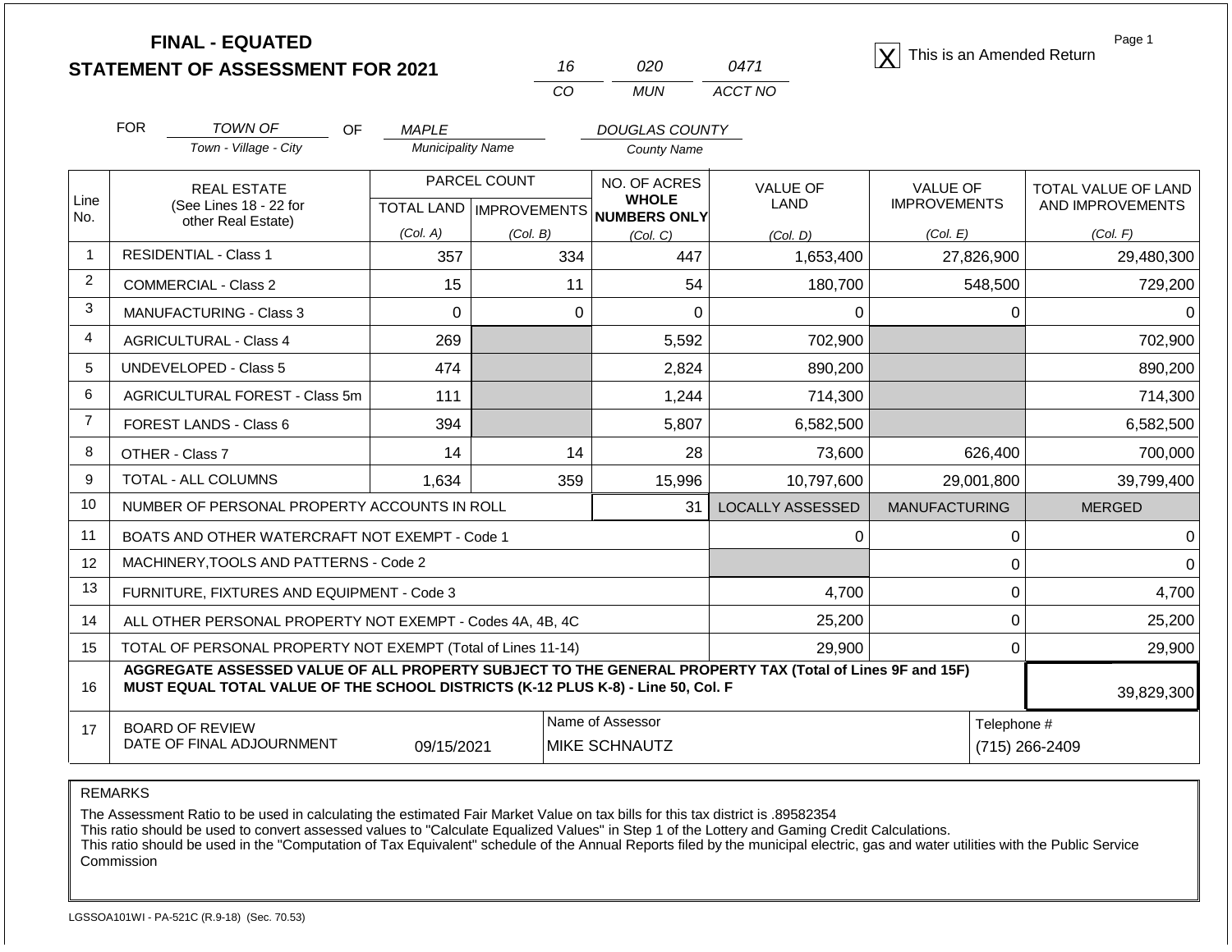**FINAL - EQUATED**
**STATEMENT OF ASSESSMENT FOR 2021**

| 16 | 020 | 0471 |
|---|---|---|
| CO | MUN | ACCT NO |

[X] This is an Amended Return

| FOR | TOWN OF | OF | MAPLE | DOUGLAS COUNTY |
|---|---|---|---|---|
| | Town - Village - City | | Municipality Name | County Name |

| Line No. | REAL ESTATE (See Lines 18 - 22 for other Real Estate) | PARCEL COUNT TOTAL LAND (Col. A) | PARCEL COUNT IMPROVEMENTS (Col. B) | NO. OF ACRES WHOLE NUMBERS ONLY (Col. C) | VALUE OF LAND (Col. D) | VALUE OF IMPROVEMENTS (Col. E) | TOTAL VALUE OF LAND AND IMPROVEMENTS (Col. F) |
|---|---|---|---|---|---|---|---|
| 1 | RESIDENTIAL - Class 1 | 357 | 334 | 447 | 1,653,400 | 27,826,900 | 29,480,300 |
| 2 | COMMERCIAL - Class 2 | 15 | 11 | 54 | 180,700 | 548,500 | 729,200 |
| 3 | MANUFACTURING - Class 3 | 0 | 0 | 0 | 0 | 0 | 0 |
| 4 | AGRICULTURAL - Class 4 | 269 | | 5,592 | 702,900 | | 702,900 |
| 5 | UNDEVELOPED - Class 5 | 474 | | 2,824 | 890,200 | | 890,200 |
| 6 | AGRICULTURAL FOREST - Class 5m | 111 | | 1,244 | 714,300 | | 714,300 |
| 7 | FOREST LANDS - Class 6 | 394 | | 5,807 | 6,582,500 | | 6,582,500 |
| 8 | OTHER - Class 7 | 14 | 14 | 28 | 73,600 | 626,400 | 700,000 |
| 9 | TOTAL - ALL COLUMNS | 1,634 | 359 | 15,996 | 10,797,600 | 29,001,800 | 39,799,400 |
| 10 | NUMBER OF PERSONAL PROPERTY ACCOUNTS IN ROLL | | | 31 | LOCALLY ASSESSED | MANUFACTURING | MERGED |
| 11 | BOATS AND OTHER WATERCRAFT NOT EXEMPT - Code 1 | | | | 0 | 0 | 0 |
| 12 | MACHINERY,TOOLS AND PATTERNS - Code 2 | | | | | 0 | 0 |
| 13 | FURNITURE, FIXTURES AND EQUIPMENT - Code 3 | | | | 4,700 | 0 | 4,700 |
| 14 | ALL OTHER PERSONAL PROPERTY NOT EXEMPT - Codes 4A, 4B, 4C | | | | 25,200 | 0 | 25,200 |
| 15 | TOTAL OF PERSONAL PROPERTY NOT EXEMPT (Total of Lines 11-14) | | | | 29,900 | 0 | 29,900 |
| 16 | **AGGREGATE ASSESSED VALUE OF ALL PROPERTY SUBJECT TO THE GENERAL PROPERTY TAX (Total of Lines 9F and 15F) MUST EQUAL TOTAL VALUE OF THE SCHOOL DISTRICTS (K-12 PLUS K-8) - Line 50, Col. F** | | | | | | 39,829,300 |
| 17 | BOARD OF REVIEW DATE OF FINAL ADJOURNMENT | 09/15/2021 | | Name of Assessor: MIKE SCHNAUTZ | | | Telephone #: (715) 266-2409 |

REMARKS

The Assessment Ratio to be used in calculating the estimated Fair Market Value on tax bills for this tax district is .89582354
This ratio should be used to convert assessed values to "Calculate Equalized Values" in Step 1 of the Lottery and Gaming Credit Calculations.
This ratio should be used in the "Computation of Tax Equivalent" schedule of the Annual Reports filed by the municipal electric, gas and water utilities with the Public Service Commission

LGSSOA101WI - PA-521C (R.9-18) (Sec. 70.53)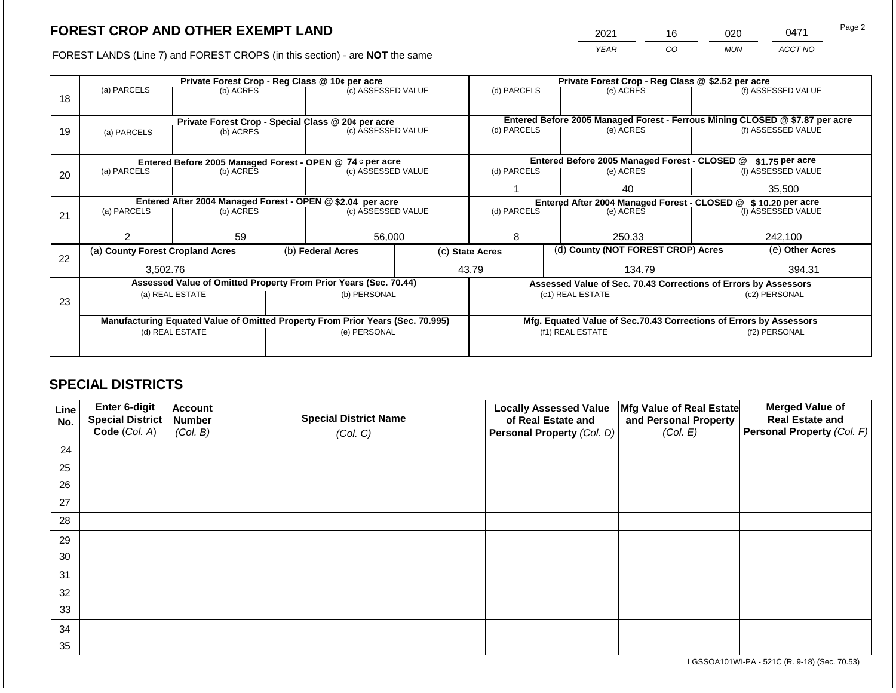## FOREST CROP AND OTHER EXEMPT LAND

FOREST LANDS (Line 7) and FOREST CROPS (in this section) - are **NOT** the same

| YEAR | CO | MUN | ACCT NO |
|---|---|---|---|
| 2021 | 16 | 020 | 0471 |

| Line | Private Forest Crop - Reg Class @ 10¢ per acre | | | Private Forest Crop - Reg Class @ $2.52 per acre | | |
|---|---|---|---|---|---|---|
| 18 | (a) PARCELS | (b) ACRES | (c) ASSESSED VALUE | (d) PARCELS | (e) ACRES | (f) ASSESSED VALUE |
| | | | | | | |
| | **Private Forest Crop - Special Class @ 20¢ per acre** | | | **Entered Before 2005 Managed Forest - Ferrous Mining CLOSED @ $7.87 per acre** | | |
| 19 | (a) PARCELS | (b) ACRES | (c) ASSESSED VALUE | (d) PARCELS | (e) ACRES | (f) ASSESSED VALUE |
| | | | | | | |
| | **Entered Before 2005 Managed Forest - OPEN @ 74 ¢ per acre** | | | **Entered Before 2005 Managed Forest - CLOSED @ $1.75 per acre** | | |
| 20 | (a) PARCELS | (b) ACRES | (c) ASSESSED VALUE | (d) PARCELS | (e) ACRES | (f) ASSESSED VALUE |
| | | | | 1 | 40 | 35,500 |
| | **Entered After 2004 Managed Forest - OPEN @ $2.04 per acre** | | | **Entered After 2004 Managed Forest - CLOSED @ $ 10.20 per acre** | | |
| 21 | (a) PARCELS | (b) ACRES | (c) ASSESSED VALUE | (d) PARCELS | (e) ACRES | (f) ASSESSED VALUE |
| | 2 | 59 | 56,000 | 8 | 250.33 | 242,100 |

| Line | (a) County Forest Cropland Acres | (b) Federal Acres | (c) State Acres | (d) County (NOT FOREST CROP) Acres | (e) Other Acres |
|---|---|---|---|---|---|
| 22 | 3,502.76 | | 43.79 | 134.79 | 394.31 |

| Line | Assessed Value of Omitted Property From Prior Years (Sec. 70.44) | | Assessed Value of Sec. 70.43 Corrections of Errors by Assessors | |
|---|---|---|---|---|
| 23 | (a) REAL ESTATE | (b) PERSONAL | (c1) REAL ESTATE | (c2) PERSONAL |
| | | | | |
| | **Manufacturing Equated Value of Omitted Property From Prior Years (Sec. 70.995)** | | **Mfg. Equated Value of Sec.70.43 Corrections of Errors by Assessors** | |
| | (d) REAL ESTATE | (e) PERSONAL | (f1) REAL ESTATE | (f2) PERSONAL |
| | | | | |

## SPECIAL DISTRICTS

| Line No. | Enter 6-digit Special District Code (Col. A) | Account Number (Col. B) | Special District Name (Col. C) | Locally Assessed Value of Real Estate and Personal Property (Col. D) | Mfg Value of Real Estate and Personal Property (Col. E) | Merged Value of Real Estate and Personal Property (Col. F) |
|---|---|---|---|---|---|---|
| 24 | | | | | | |
| 25 | | | | | | |
| 26 | | | | | | |
| 27 | | | | | | |
| 28 | | | | | | |
| 29 | | | | | | |
| 30 | | | | | | |
| 31 | | | | | | |
| 32 | | | | | | |
| 33 | | | | | | |
| 34 | | | | | | |
| 35 | | | | | | |

LGSSOA101WI-PA - 521C (R. 9-18) (Sec. 70.53)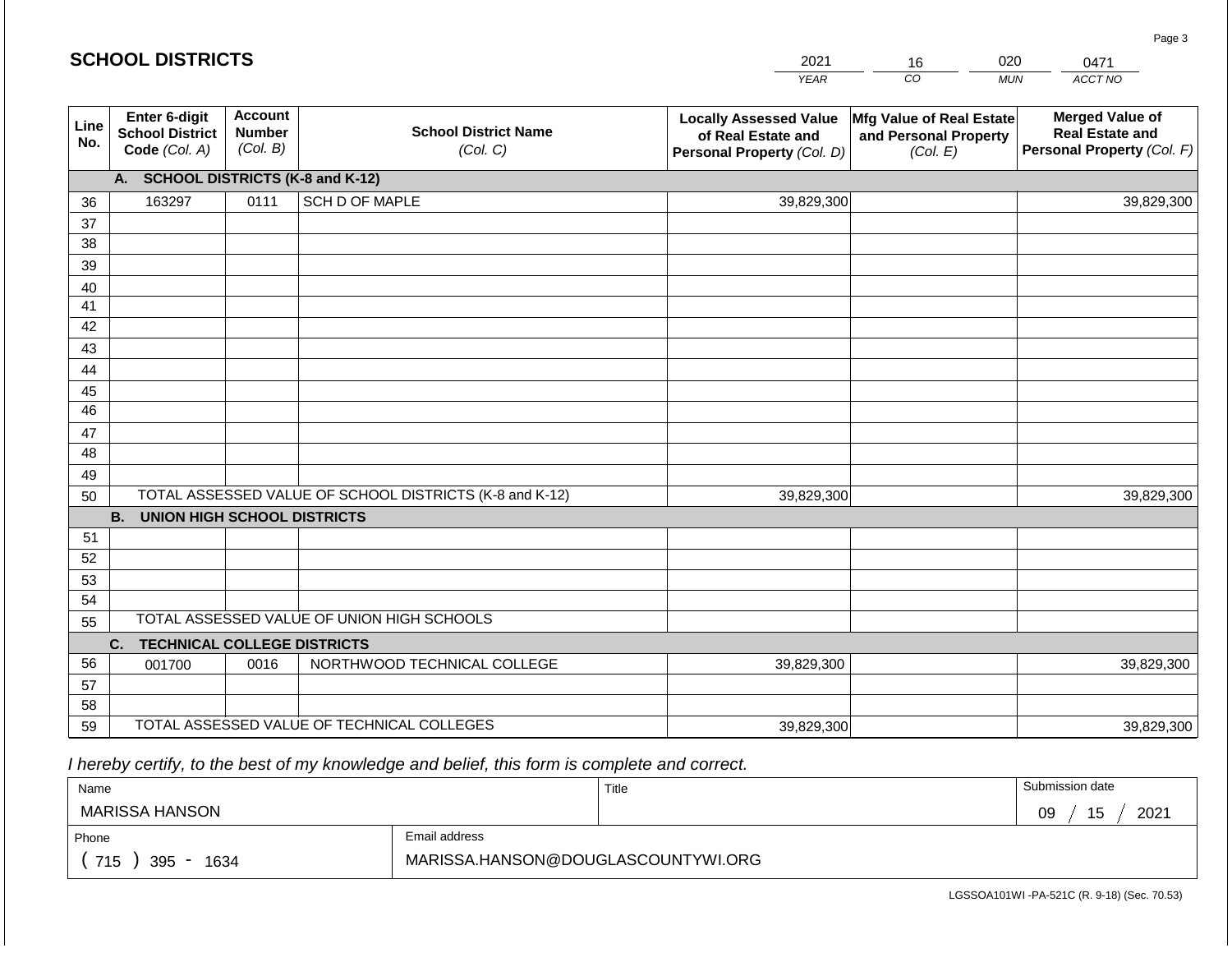## SCHOOL DISTRICTS

| 2021 | 16 | 020 | 0471 |
|---|---|---|---|
| YEAR | CO | MUN | ACCT NO |

| Line No. | Enter 6-digit School District Code (Col. A) | Account Number (Col. B) | School District Name (Col. C) | Locally Assessed Value of Real Estate and Personal Property (Col. D) | Mfg Value of Real Estate and Personal Property (Col. E) | Merged Value of Real Estate and Personal Property (Col. F) |
|---|---|---|---|---|---|---|
| | **A. SCHOOL DISTRICTS (K-8 and K-12)** | | | | | |
| 36 | 163297 | 0111 | SCH D OF MAPLE | 39,829,300 | | 39,829,300 |
| 37 | | | | | | |
| 38 | | | | | | |
| 39 | | | | | | |
| 40 | | | | | | |
| 41 | | | | | | |
| 42 | | | | | | |
| 43 | | | | | | |
| 44 | | | | | | |
| 45 | | | | | | |
| 46 | | | | | | |
| 47 | | | | | | |
| 48 | | | | | | |
| 49 | | | | | | |
| 50 | TOTAL ASSESSED VALUE OF SCHOOL DISTRICTS (K-8 and K-12) | | | 39,829,300 | | 39,829,300 |
| | **B. UNION HIGH SCHOOL DISTRICTS** | | | | | |
| 51 | | | | | | |
| 52 | | | | | | |
| 53 | | | | | | |
| 54 | | | | | | |
| 55 | TOTAL ASSESSED VALUE OF UNION HIGH SCHOOLS | | | | | |
| | **C. TECHNICAL COLLEGE DISTRICTS** | | | | | |
| 56 | 001700 | 0016 | NORTHWOOD TECHNICAL COLLEGE | 39,829,300 | | 39,829,300 |
| 57 | | | | | | |
| 58 | | | | | | |
| 59 | TOTAL ASSESSED VALUE OF TECHNICAL COLLEGES | | | 39,829,300 | | 39,829,300 |

*I hereby certify, to the best of my knowledge and belief, this form is complete and correct.*

| Name | Title | Submission date |
|---|---|---|
| MARISSA HANSON | | 09 / 15 / 2021 |
| **Phone** | **Email address** | |
| ( 715 ) 395 - 1634 | MARISSA.HANSON@DOUGLASCOUNTYWI.ORG | |

LGSSOA101WI -PA-521C (R. 9-18) (Sec. 70.53)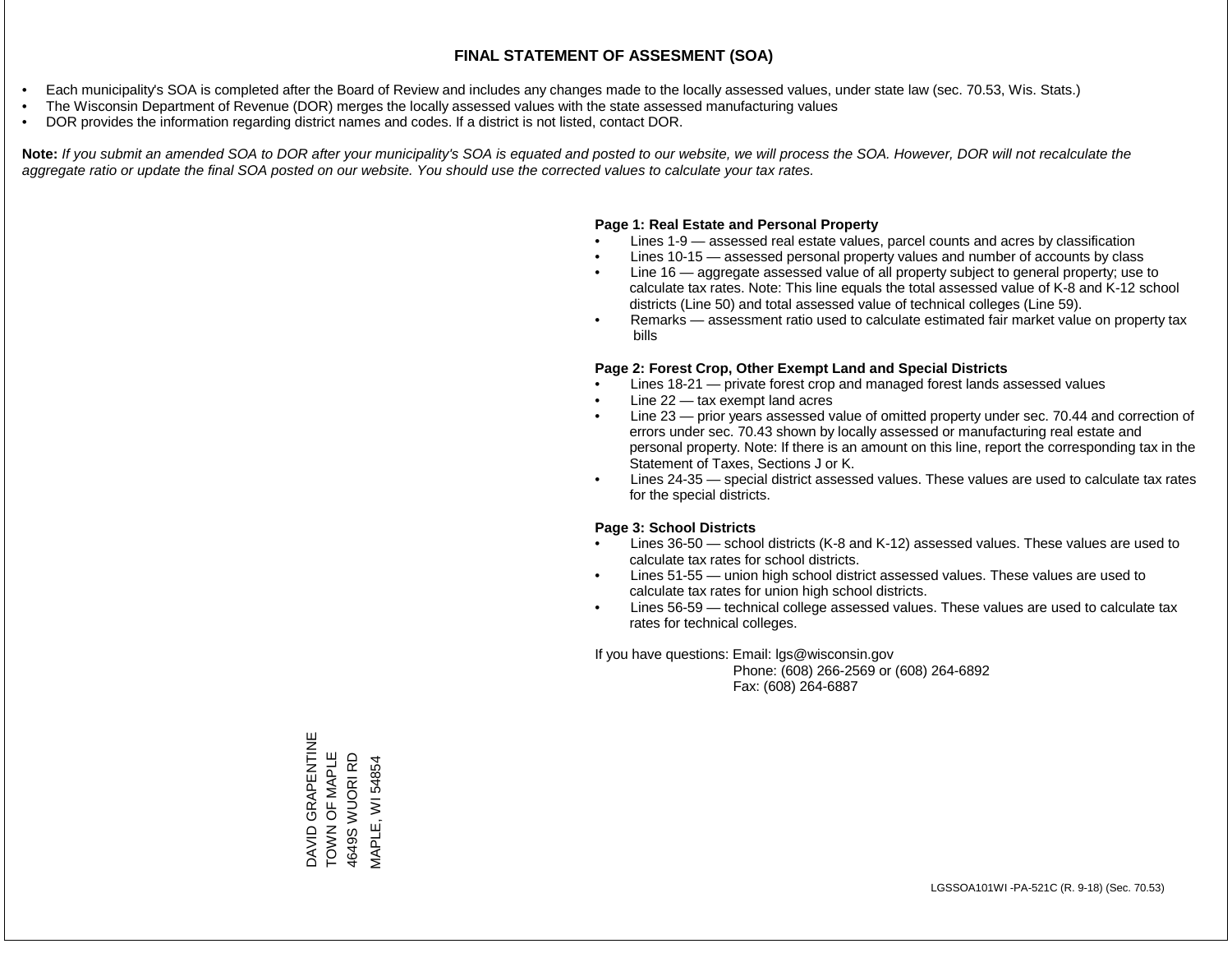# FINAL STATEMENT OF ASSESMENT (SOA)

- Each municipality's SOA is completed after the Board of Review and includes any changes made to the locally assessed values, under state law (sec. 70.53, Wis. Stats.)
- The Wisconsin Department of Revenue (DOR) merges the locally assessed values with the state assessed manufacturing values
- DOR provides the information regarding district names and codes. If a district is not listed, contact DOR.

**Note:** *If you submit an amended SOA to DOR after your municipality's SOA is equated and posted to our website, we will process the SOA. However, DOR will not recalculate the aggregate ratio or update the final SOA posted on our website. You should use the corrected values to calculate your tax rates.*

**Page 1: Real Estate and Personal Property**

- Lines 1-9 — assessed real estate values, parcel counts and acres by classification
- Lines 10-15 — assessed personal property values and number of accounts by class
- Line 16 — aggregate assessed value of all property subject to general property; use to calculate tax rates. Note: This line equals the total assessed value of K-8 and K-12 school districts (Line 50) and total assessed value of technical colleges (Line 59).
- Remarks — assessment ratio used to calculate estimated fair market value on property tax bills

**Page 2: Forest Crop, Other Exempt Land and Special Districts**

- Lines 18-21 — private forest crop and managed forest lands assessed values
- Line 22 — tax exempt land acres
- Line 23 — prior years assessed value of omitted property under sec. 70.44 and correction of errors under sec. 70.43 shown by locally assessed or manufacturing real estate and personal property. Note: If there is an amount on this line, report the corresponding tax in the Statement of Taxes, Sections J or K.
- Lines 24-35 — special district assessed values. These values are used to calculate tax rates for the special districts.

**Page 3: School Districts**

- Lines 36-50 — school districts (K-8 and K-12) assessed values. These values are used to calculate tax rates for school districts.
- Lines 51-55 — union high school district assessed values. These values are used to calculate tax rates for union high school districts.
- Lines 56-59 — technical college assessed values. These values are used to calculate tax rates for technical colleges.

If you have questions: Email: lgs@wisconsin.gov
Phone: (608) 266-2569 or (608) 264-6892
Fax: (608) 264-6887

DAVID GRAPENTINE
TOWN OF MAPLE
4649S WUORI RD
MAPLE, WI 54854

LGSSOA101WI -PA-521C (R. 9-18) (Sec. 70.53)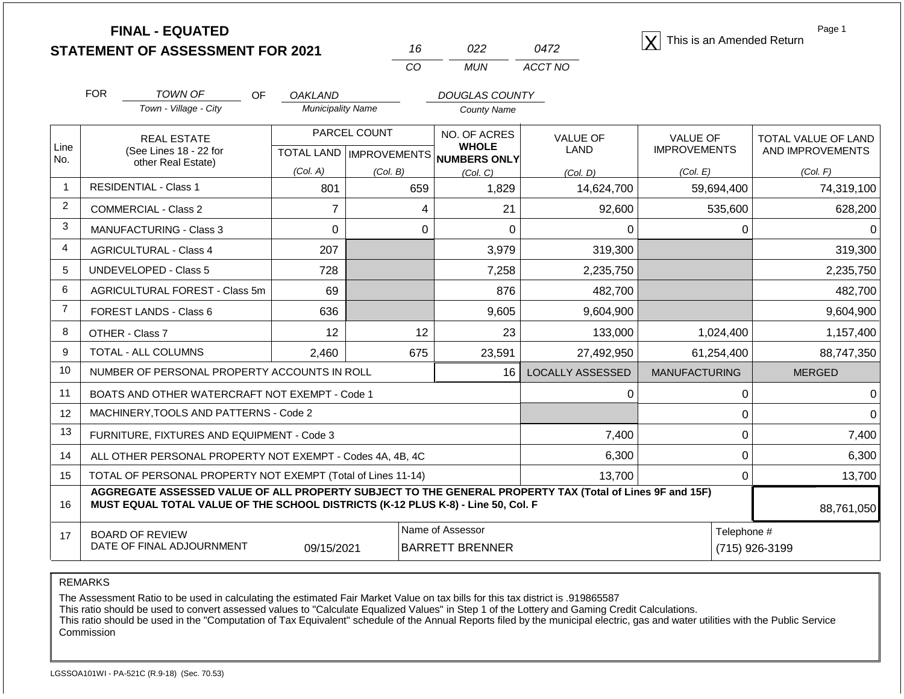# FINAL - EQUATED
## STATEMENT OF ASSESSMENT FOR 2021

| 16 | 022 | 0472 |
|---|---|---|
| CO | MUN | ACCT NO |

[X] This is an Amended Return

FOR *TOWN OF* (Town - Village - City) OF *OAKLAND* (Municipality Name) *DOUGLAS COUNTY* (County Name)

| Line No. | REAL ESTATE (See Lines 18 - 22 for other Real Estate) | PARCEL COUNT TOTAL LAND (Col. A) | PARCEL COUNT IMPROVEMENTS (Col. B) | NO. OF ACRES WHOLE NUMBERS ONLY (Col. C) | VALUE OF LAND (Col. D) | VALUE OF IMPROVEMENTS (Col. E) | TOTAL VALUE OF LAND AND IMPROVEMENTS (Col. F) |
|---|---|---|---|---|---|---|---|
| 1 | RESIDENTIAL - Class 1 | 801 | 659 | 1,829 | 14,624,700 | 59,694,400 | 74,319,100 |
| 2 | COMMERCIAL - Class 2 | 7 | 4 | 21 | 92,600 | 535,600 | 628,200 |
| 3 | MANUFACTURING - Class 3 | 0 | 0 | 0 | 0 | 0 | 0 |
| 4 | AGRICULTURAL - Class 4 | 207 | | 3,979 | 319,300 | | 319,300 |
| 5 | UNDEVELOPED - Class 5 | 728 | | 7,258 | 2,235,750 | | 2,235,750 |
| 6 | AGRICULTURAL FOREST - Class 5m | 69 | | 876 | 482,700 | | 482,700 |
| 7 | FOREST LANDS - Class 6 | 636 | | 9,605 | 9,604,900 | | 9,604,900 |
| 8 | OTHER - Class 7 | 12 | 12 | 23 | 133,000 | 1,024,400 | 1,157,400 |
| 9 | TOTAL - ALL COLUMNS | 2,460 | 675 | 23,591 | 27,492,950 | 61,254,400 | 88,747,350 |
| 10 | NUMBER OF PERSONAL PROPERTY ACCOUNTS IN ROLL | | | 16 | LOCALLY ASSESSED | MANUFACTURING | MERGED |
| 11 | BOATS AND OTHER WATERCRAFT NOT EXEMPT - Code 1 | | | | 0 | 0 | 0 |
| 12 | MACHINERY,TOOLS AND PATTERNS - Code 2 | | | | | 0 | 0 |
| 13 | FURNITURE, FIXTURES AND EQUIPMENT - Code 3 | | | | 7,400 | 0 | 7,400 |
| 14 | ALL OTHER PERSONAL PROPERTY NOT EXEMPT - Codes 4A, 4B, 4C | | | | 6,300 | 0 | 6,300 |
| 15 | TOTAL OF PERSONAL PROPERTY NOT EXEMPT (Total of Lines 11-14) | | | | 13,700 | 0 | 13,700 |
| 16 | **AGGREGATE ASSESSED VALUE OF ALL PROPERTY SUBJECT TO THE GENERAL PROPERTY TAX (Total of Lines 9F and 15F) MUST EQUAL TOTAL VALUE OF THE SCHOOL DISTRICTS (K-12 PLUS K-8) - Line 50, Col. F** | | | | | | 88,761,050 |
| 17 | BOARD OF REVIEW DATE OF FINAL ADJOURNMENT | 09/15/2021 | | Name of Assessor: BARRETT BRENNER | | Telephone #: (715) 926-3199 | |

REMARKS

The Assessment Ratio to be used in calculating the estimated Fair Market Value on tax bills for this tax district is .919865587
This ratio should be used to convert assessed values to "Calculate Equalized Values" in Step 1 of the Lottery and Gaming Credit Calculations.
This ratio should be used in the "Computation of Tax Equivalent" schedule of the Annual Reports filed by the municipal electric, gas and water utilities with the Public Service Commission

LGSSOA101WI - PA-521C (R.9-18) (Sec. 70.53)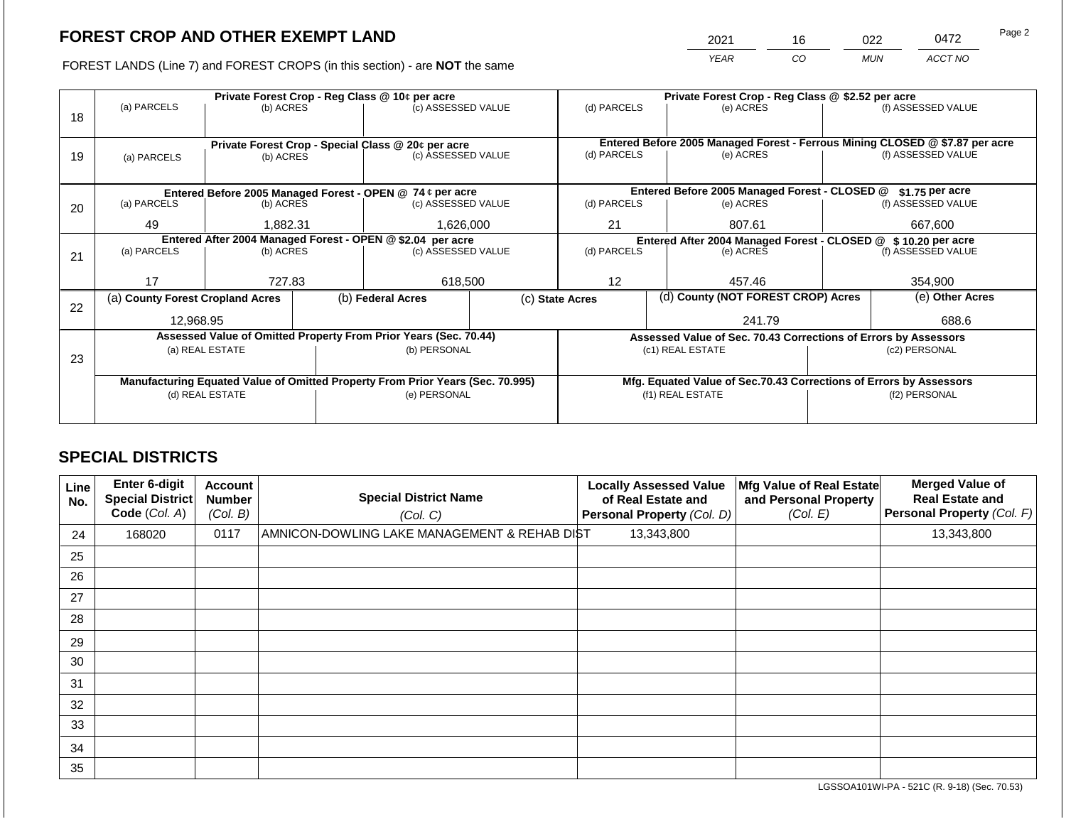## FOREST CROP AND OTHER EXEMPT LAND

| 2021 | 16 | 022 | 0472 |
|---|---|---|---|
| YEAR | CO | MUN | ACCT NO |

FOREST LANDS (Line 7) and FOREST CROPS (in this section) - are **NOT** the same

| Line | Private Forest Crop - Reg Class @ 10¢ per acre | | | Private Forest Crop - Reg Class @ $2.52 per acre | | |
|---|---|---|---|---|---|---|
| 18 | (a) PARCELS | (b) ACRES | (c) ASSESSED VALUE | (d) PARCELS | (e) ACRES | (f) ASSESSED VALUE |
| | | | | | | |
| | **Private Forest Crop - Special Class @ 20¢ per acre** | | | **Entered Before 2005 Managed Forest - Ferrous Mining CLOSED @ $7.87 per acre** | | |
| 19 | (a) PARCELS | (b) ACRES | (c) ASSESSED VALUE | (d) PARCELS | (e) ACRES | (f) ASSESSED VALUE |
| | | | | | | |
| | **Entered Before 2005 Managed Forest - OPEN @ 74 ¢ per acre** | | | **Entered Before 2005 Managed Forest - CLOSED @ $1.75 per acre** | | |
| 20 | (a) PARCELS | (b) ACRES | (c) ASSESSED VALUE | (d) PARCELS | (e) ACRES | (f) ASSESSED VALUE |
| | 49 | 1,882.31 | 1,626,000 | 21 | 807.61 | 667,600 |
| | **Entered After 2004 Managed Forest - OPEN @ $2.04 per acre** | | | **Entered After 2004 Managed Forest - CLOSED @ $ 10.20 per acre** | | |
| 21 | (a) PARCELS | (b) ACRES | (c) ASSESSED VALUE | (d) PARCELS | (e) ACRES | (f) ASSESSED VALUE |
| | 17 | 727.83 | 618,500 | 12 | 457.46 | 354,900 |

| Line | (a) County Forest Cropland Acres | (b) Federal Acres | (c) State Acres | (d) County (NOT FOREST CROP) Acres | (e) Other Acres |
|---|---|---|---|---|---|
| 22 | 12,968.95 | | | 241.79 | 688.6 |

| Line | Assessed Value of Omitted Property From Prior Years (Sec. 70.44) | | Assessed Value of Sec. 70.43 Corrections of Errors by Assessors | |
|---|---|---|---|---|
| 23 | (a) REAL ESTATE | (b) PERSONAL | (c1) REAL ESTATE | (c2) PERSONAL |
| | | | | |
| | **Manufacturing Equated Value of Omitted Property From Prior Years (Sec. 70.995)** | | **Mfg. Equated Value of Sec.70.43 Corrections of Errors by Assessors** | |
| | (d) REAL ESTATE | (e) PERSONAL | (f1) REAL ESTATE | (f2) PERSONAL |
| | | | | |

## SPECIAL DISTRICTS

| Line No. | Enter 6-digit Special District Code (Col. A) | Account Number (Col. B) | Special District Name (Col. C) | Locally Assessed Value of Real Estate and Personal Property (Col. D) | Mfg Value of Real Estate and Personal Property (Col. E) | Merged Value of Real Estate and Personal Property (Col. F) |
|---|---|---|---|---|---|---|
| 24 | 168020 | 0117 | AMNICON-DOWLING LAKE MANAGEMENT & REHAB DIST | 13,343,800 | | 13,343,800 |
| 25 | | | | | | |
| 26 | | | | | | |
| 27 | | | | | | |
| 28 | | | | | | |
| 29 | | | | | | |
| 30 | | | | | | |
| 31 | | | | | | |
| 32 | | | | | | |
| 33 | | | | | | |
| 34 | | | | | | |
| 35 | | | | | | |

LGSSOA101WI-PA - 521C (R. 9-18) (Sec. 70.53)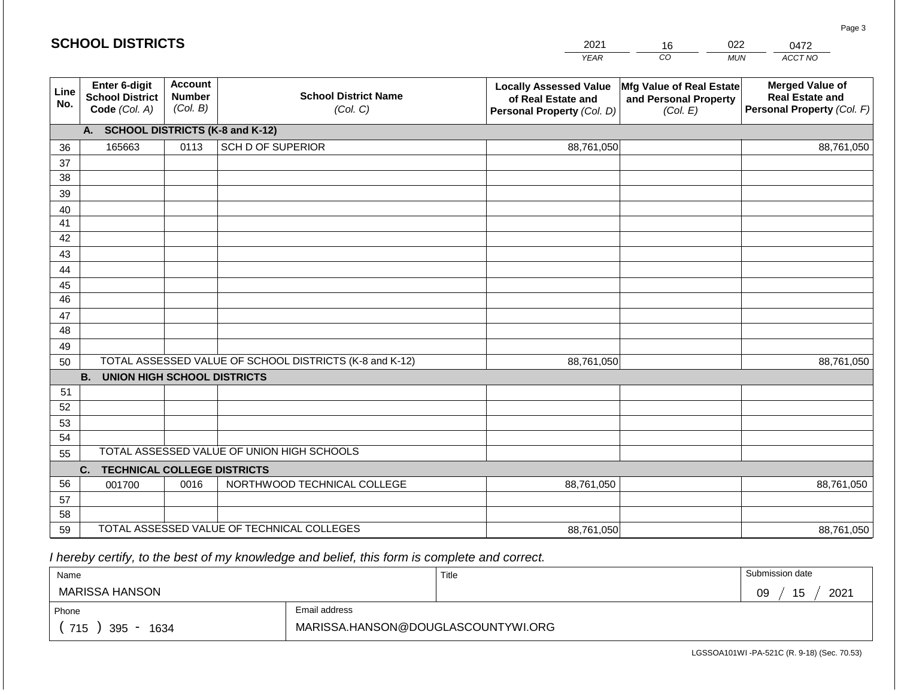## SCHOOL DISTRICTS

| 2021 | 16 | 022 | 0472 |
|---|---|---|---|
| YEAR | CO | MUN | ACCT NO |

| Line No. | Enter 6-digit School District Code (Col. A) | Account Number (Col. B) | School District Name (Col. C) | Locally Assessed Value of Real Estate and Personal Property (Col. D) | Mfg Value of Real Estate and Personal Property (Col. E) | Merged Value of Real Estate and Personal Property (Col. F) |
|---|---|---|---|---|---|---|
| | **A. SCHOOL DISTRICTS (K-8 and K-12)** | | | | | |
| 36 | 165663 | 0113 | SCH D OF SUPERIOR | 88,761,050 | | 88,761,050 |
| 37 | | | | | | |
| 38 | | | | | | |
| 39 | | | | | | |
| 40 | | | | | | |
| 41 | | | | | | |
| 42 | | | | | | |
| 43 | | | | | | |
| 44 | | | | | | |
| 45 | | | | | | |
| 46 | | | | | | |
| 47 | | | | | | |
| 48 | | | | | | |
| 49 | | | | | | |
| 50 | TOTAL ASSESSED VALUE OF SCHOOL DISTRICTS (K-8 and K-12) | | | 88,761,050 | | 88,761,050 |
| | **B. UNION HIGH SCHOOL DISTRICTS** | | | | | |
| 51 | | | | | | |
| 52 | | | | | | |
| 53 | | | | | | |
| 54 | | | | | | |
| 55 | TOTAL ASSESSED VALUE OF UNION HIGH SCHOOLS | | | | | |
| | **C. TECHNICAL COLLEGE DISTRICTS** | | | | | |
| 56 | 001700 | 0016 | NORTHWOOD TECHNICAL COLLEGE | 88,761,050 | | 88,761,050 |
| 57 | | | | | | |
| 58 | | | | | | |
| 59 | TOTAL ASSESSED VALUE OF TECHNICAL COLLEGES | | | 88,761,050 | | 88,761,050 |

*I hereby certify, to the best of my knowledge and belief, this form is complete and correct.*

| Name | Title | Submission date |
|---|---|---|
| MARISSA HANSON | | 09 / 15 / 2021 |
| **Phone** | **Email address** | |
| ( 715 ) 395 - 1634 | MARISSA.HANSON@DOUGLASCOUNTYWI.ORG | |

LGSSOA101WI -PA-521C (R. 9-18) (Sec. 70.53)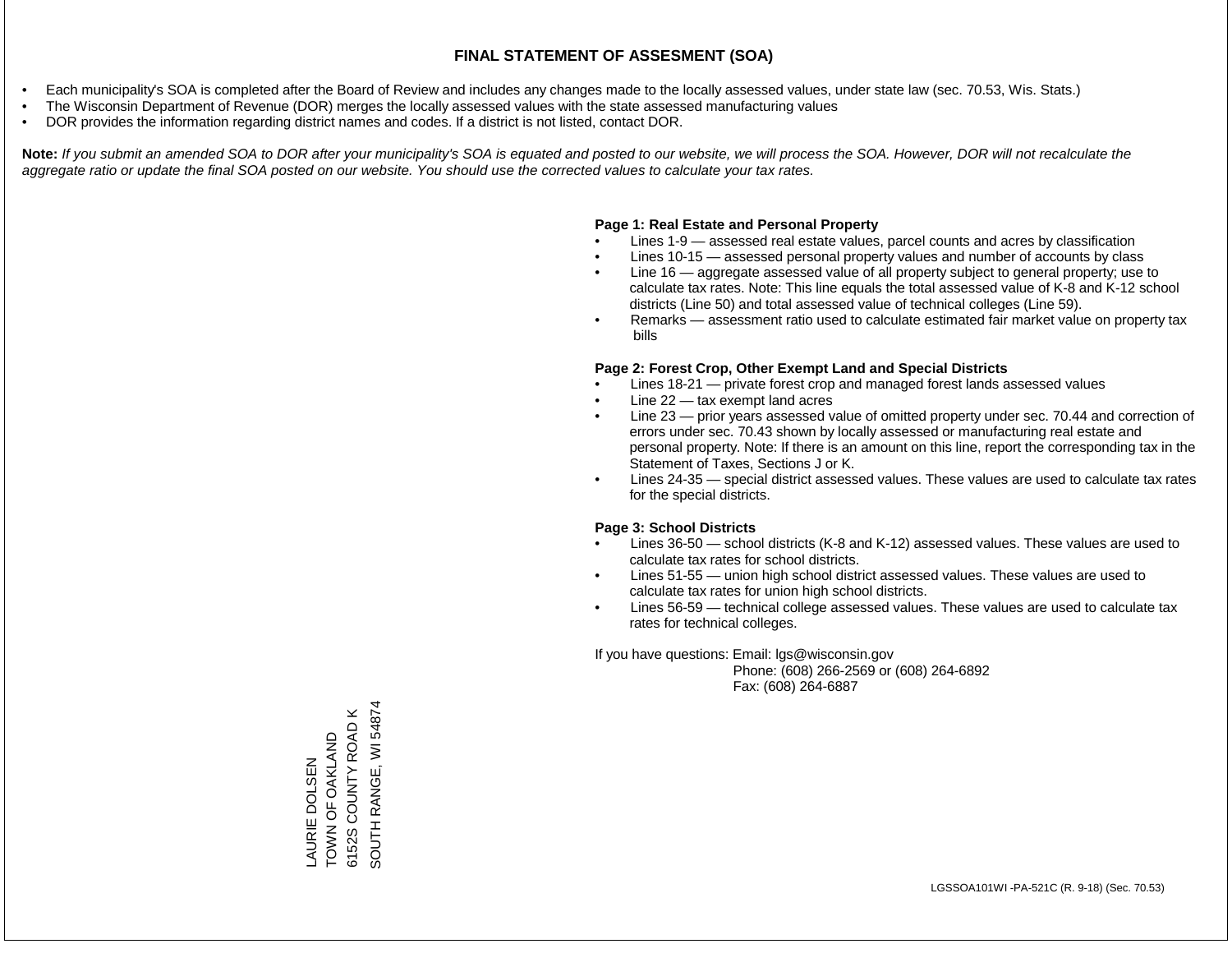# FINAL STATEMENT OF ASSESMENT (SOA)

- Each municipality's SOA is completed after the Board of Review and includes any changes made to the locally assessed values, under state law (sec. 70.53, Wis. Stats.)
- The Wisconsin Department of Revenue (DOR) merges the locally assessed values with the state assessed manufacturing values
- DOR provides the information regarding district names and codes. If a district is not listed, contact DOR.

**Note:** *If you submit an amended SOA to DOR after your municipality's SOA is equated and posted to our website, we will process the SOA. However, DOR will not recalculate the aggregate ratio or update the final SOA posted on our website. You should use the corrected values to calculate your tax rates.*

**Page 1: Real Estate and Personal Property**

- Lines 1-9 — assessed real estate values, parcel counts and acres by classification
- Lines 10-15 — assessed personal property values and number of accounts by class
- Line 16 — aggregate assessed value of all property subject to general property; use to calculate tax rates. Note: This line equals the total assessed value of K-8 and K-12 school districts (Line 50) and total assessed value of technical colleges (Line 59).
- Remarks — assessment ratio used to calculate estimated fair market value on property tax bills

**Page 2: Forest Crop, Other Exempt Land and Special Districts**

- Lines 18-21 — private forest crop and managed forest lands assessed values
- Line 22 — tax exempt land acres
- Line 23 — prior years assessed value of omitted property under sec. 70.44 and correction of errors under sec. 70.43 shown by locally assessed or manufacturing real estate and personal property. Note: If there is an amount on this line, report the corresponding tax in the Statement of Taxes, Sections J or K.
- Lines 24-35 — special district assessed values. These values are used to calculate tax rates for the special districts.

**Page 3: School Districts**

- Lines 36-50 — school districts (K-8 and K-12) assessed values. These values are used to calculate tax rates for school districts.
- Lines 51-55 — union high school district assessed values. These values are used to calculate tax rates for union high school districts.
- Lines 56-59 — technical college assessed values. These values are used to calculate tax rates for technical colleges.

If you have questions: Email: lgs@wisconsin.gov
Phone: (608) 266-2569 or (608) 264-6892
Fax: (608) 264-6887

LAURIE DOLSEN
TOWN OF OAKLAND
6152S COUNTY ROAD K
SOUTH RANGE, WI 54874

LGSSOA101WI -PA-521C (R. 9-18) (Sec. 70.53)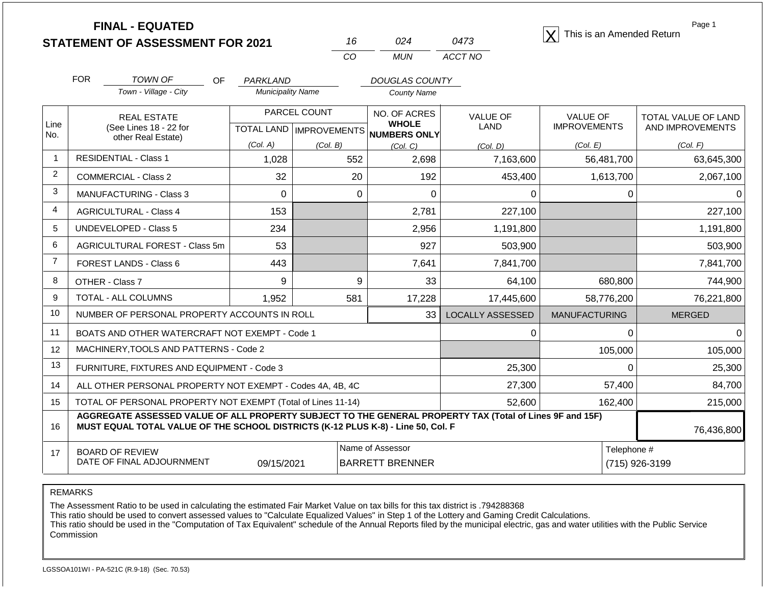# FINAL - EQUATED
## STATEMENT OF ASSESSMENT FOR 2021

16 | 024 | 0473
CO | MUN | ACCT NO

[X] This is an Amended Return

Page 1

FOR TOWN OF (Town - Village - City) OF PARKLAND (Municipality Name) DOUGLAS COUNTY (County Name)

| Line No. | REAL ESTATE (See Lines 18 - 22 for other Real Estate) | PARCEL COUNT TOTAL LAND (Col. A) | PARCEL COUNT IMPROVEMENTS (Col. B) | NO. OF ACRES WHOLE NUMBERS ONLY (Col. C) | VALUE OF LAND (Col. D) | VALUE OF IMPROVEMENTS (Col. E) | TOTAL VALUE OF LAND AND IMPROVEMENTS (Col. F) |
|---|---|---|---|---|---|---|---|
| 1 | RESIDENTIAL - Class 1 | 1,028 | 552 | 2,698 | 7,163,600 | 56,481,700 | 63,645,300 |
| 2 | COMMERCIAL - Class 2 | 32 | 20 | 192 | 453,400 | 1,613,700 | 2,067,100 |
| 3 | MANUFACTURING - Class 3 | 0 | 0 | 0 | 0 | 0 | 0 |
| 4 | AGRICULTURAL - Class 4 | 153 | | 2,781 | 227,100 | | 227,100 |
| 5 | UNDEVELOPED - Class 5 | 234 | | 2,956 | 1,191,800 | | 1,191,800 |
| 6 | AGRICULTURAL FOREST - Class 5m | 53 | | 927 | 503,900 | | 503,900 |
| 7 | FOREST LANDS - Class 6 | 443 | | 7,641 | 7,841,700 | | 7,841,700 |
| 8 | OTHER - Class 7 | 9 | 9 | 33 | 64,100 | 680,800 | 744,900 |
| 9 | TOTAL - ALL COLUMNS | 1,952 | 581 | 17,228 | 17,445,600 | 58,776,200 | 76,221,800 |
| 10 | NUMBER OF PERSONAL PROPERTY ACCOUNTS IN ROLL | | | 33 | LOCALLY ASSESSED | MANUFACTURING | MERGED |
| 11 | BOATS AND OTHER WATERCRAFT NOT EXEMPT - Code 1 | | | | 0 | 0 | 0 |
| 12 | MACHINERY,TOOLS AND PATTERNS - Code 2 | | | | | 105,000 | 105,000 |
| 13 | FURNITURE, FIXTURES AND EQUIPMENT - Code 3 | | | | 25,300 | 0 | 25,300 |
| 14 | ALL OTHER PERSONAL PROPERTY NOT EXEMPT - Codes 4A, 4B, 4C | | | | 27,300 | 57,400 | 84,700 |
| 15 | TOTAL OF PERSONAL PROPERTY NOT EXEMPT (Total of Lines 11-14) | | | | 52,600 | 162,400 | 215,000 |
| 16 | **AGGREGATE ASSESSED VALUE OF ALL PROPERTY SUBJECT TO THE GENERAL PROPERTY TAX (Total of Lines 9F and 15F) MUST EQUAL TOTAL VALUE OF THE SCHOOL DISTRICTS (K-12 PLUS K-8) - Line 50, Col. F** | | | | | | 76,436,800 |
| 17 | BOARD OF REVIEW DATE OF FINAL ADJOURNMENT | 09/15/2021 | | Name of Assessor: BARRETT BRENNER | | | Telephone #: (715) 926-3199 |

REMARKS

The Assessment Ratio to be used in calculating the estimated Fair Market Value on tax bills for this tax district is .794288368
This ratio should be used to convert assessed values to "Calculate Equalized Values" in Step 1 of the Lottery and Gaming Credit Calculations.
This ratio should be used in the "Computation of Tax Equivalent" schedule of the Annual Reports filed by the municipal electric, gas and water utilities with the Public Service Commission

LGSSOA101WI - PA-521C (R.9-18) (Sec. 70.53)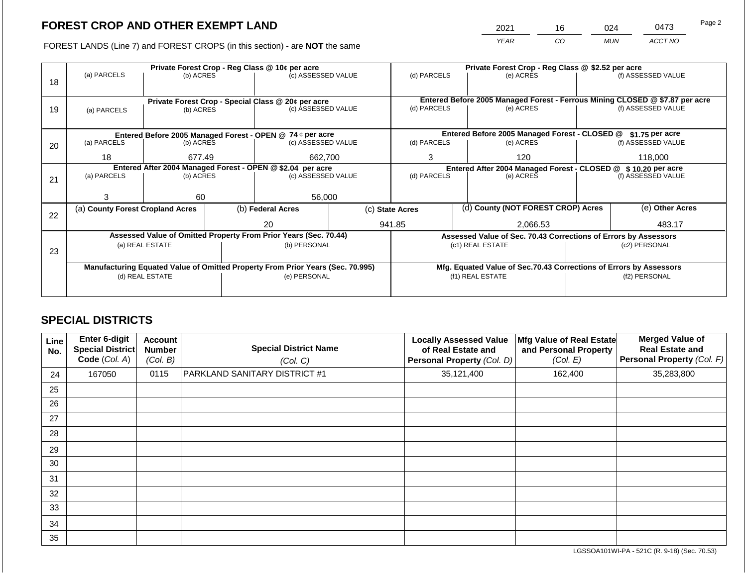## FOREST CROP AND OTHER EXEMPT LAND

FOREST LANDS (Line 7) and FOREST CROPS (in this section) - are **NOT** the same

| YEAR | CO | MUN | ACCT NO |
|---|---|---|---|
| 2021 | 16 | 024 | 0473 |

| Line | Private Forest Crop - Reg Class @ 10¢ per acre | | | Private Forest Crop - Reg Class @ $2.52 per acre | | |
|---|---|---|---|---|---|---|
| | (a) PARCELS | (b) ACRES | (c) ASSESSED VALUE | (d) PARCELS | (e) ACRES | (f) ASSESSED VALUE |
| 18 | | | | | | |
| | **Private Forest Crop - Special Class @ 20¢ per acre** | | | **Entered Before 2005 Managed Forest - Ferrous Mining CLOSED @ $7.87 per acre** | | |
| | (a) PARCELS | (b) ACRES | (c) ASSESSED VALUE | (d) PARCELS | (e) ACRES | (f) ASSESSED VALUE |
| 19 | | | | | | |
| | **Entered Before 2005 Managed Forest - OPEN @ 74 ¢ per acre** | | | **Entered Before 2005 Managed Forest - CLOSED @ $1.75 per acre** | | |
| | (a) PARCELS | (b) ACRES | (c) ASSESSED VALUE | (d) PARCELS | (e) ACRES | (f) ASSESSED VALUE |
| 20 | 18 | 677.49 | 662,700 | 3 | 120 | 118,000 |
| | **Entered After 2004 Managed Forest - OPEN @ $2.04 per acre** | | | **Entered After 2004 Managed Forest - CLOSED @ $ 10.20 per acre** | | |
| | (a) PARCELS | (b) ACRES | (c) ASSESSED VALUE | (d) PARCELS | (e) ACRES | (f) ASSESSED VALUE |
| 21 | 3 | 60 | 56,000 | | | |

| Line | (a) County Forest Cropland Acres | (b) Federal Acres | (c) State Acres | (d) County (NOT FOREST CROP) Acres | (e) Other Acres |
|---|---|---|---|---|---|
| 22 | | 20 | 941.85 | 2,066.53 | 483.17 |

| Line | Assessed Value of Omitted Property From Prior Years (Sec. 70.44) | | Assessed Value of Sec. 70.43 Corrections of Errors by Assessors | |
|---|---|---|---|---|
| | (a) REAL ESTATE | (b) PERSONAL | (c1) REAL ESTATE | (c2) PERSONAL |
| 23 | | | | |
| | **Manufacturing Equated Value of Omitted Property From Prior Years (Sec. 70.995)** | | **Mfg. Equated Value of Sec.70.43 Corrections of Errors by Assessors** | |
| | (d) REAL ESTATE | (e) PERSONAL | (f1) REAL ESTATE | (f2) PERSONAL |
| | | | | |

## SPECIAL DISTRICTS

| Line No. | Enter 6-digit Special District Code (Col. A) | Account Number (Col. B) | Special District Name (Col. C) | Locally Assessed Value of Real Estate and Personal Property (Col. D) | Mfg Value of Real Estate and Personal Property (Col. E) | Merged Value of Real Estate and Personal Property (Col. F) |
|---|---|---|---|---|---|---|
| 24 | 167050 | 0115 | PARKLAND SANITARY DISTRICT #1 | 35,121,400 | 162,400 | 35,283,800 |
| 25 | | | | | | |
| 26 | | | | | | |
| 27 | | | | | | |
| 28 | | | | | | |
| 29 | | | | | | |
| 30 | | | | | | |
| 31 | | | | | | |
| 32 | | | | | | |
| 33 | | | | | | |
| 34 | | | | | | |
| 35 | | | | | | |

LGSSOA101WI-PA - 521C (R. 9-18) (Sec. 70.53)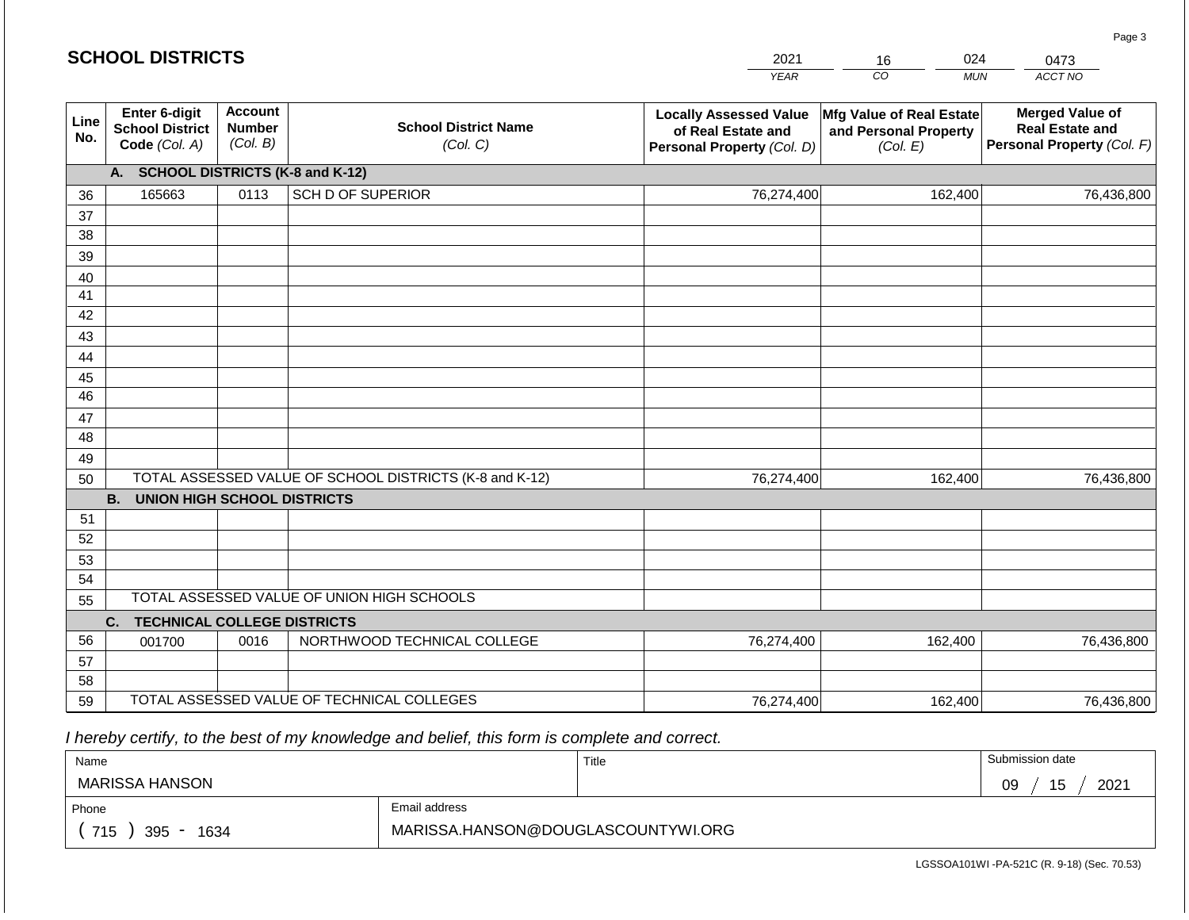## SCHOOL DISTRICTS

| YEAR | CO | MUN | ACCT NO |
|---|---|---|---|
| 2021 | 16 | 024 | 0473 |

| Line No. | Enter 6-digit School District Code (Col. A) | Account Number (Col. B) | School District Name (Col. C) | Locally Assessed Value of Real Estate and Personal Property (Col. D) | Mfg Value of Real Estate and Personal Property (Col. E) | Merged Value of Real Estate and Personal Property (Col. F) |
|---|---|---|---|---|---|---|
| | **A. SCHOOL DISTRICTS (K-8 and K-12)** | | | | | |
| 36 | 165663 | 0113 | SCH D OF SUPERIOR | 76,274,400 | 162,400 | 76,436,800 |
| 37 | | | | | | |
| 38 | | | | | | |
| 39 | | | | | | |
| 40 | | | | | | |
| 41 | | | | | | |
| 42 | | | | | | |
| 43 | | | | | | |
| 44 | | | | | | |
| 45 | | | | | | |
| 46 | | | | | | |
| 47 | | | | | | |
| 48 | | | | | | |
| 49 | | | | | | |
| 50 | TOTAL ASSESSED VALUE OF SCHOOL DISTRICTS (K-8 and K-12) | | | 76,274,400 | 162,400 | 76,436,800 |
| | **B. UNION HIGH SCHOOL DISTRICTS** | | | | | |
| 51 | | | | | | |
| 52 | | | | | | |
| 53 | | | | | | |
| 54 | | | | | | |
| 55 | TOTAL ASSESSED VALUE OF UNION HIGH SCHOOLS | | | | | |
| | **C. TECHNICAL COLLEGE DISTRICTS** | | | | | |
| 56 | 001700 | 0016 | NORTHWOOD TECHNICAL COLLEGE | 76,274,400 | 162,400 | 76,436,800 |
| 57 | | | | | | |
| 58 | | | | | | |
| 59 | TOTAL ASSESSED VALUE OF TECHNICAL COLLEGES | | | 76,274,400 | 162,400 | 76,436,800 |

*I hereby certify, to the best of my knowledge and belief, this form is complete and correct.*

| Name | Title | Submission date |
|---|---|---|
| MARISSA HANSON | | 09 / 15 / 2021 |

| Phone | Email address |
|---|---|
| ( 715 ) 395 - 1634 | MARISSA.HANSON@DOUGLASCOUNTYWI.ORG |

LGSSOA101WI -PA-521C (R. 9-18) (Sec. 70.53)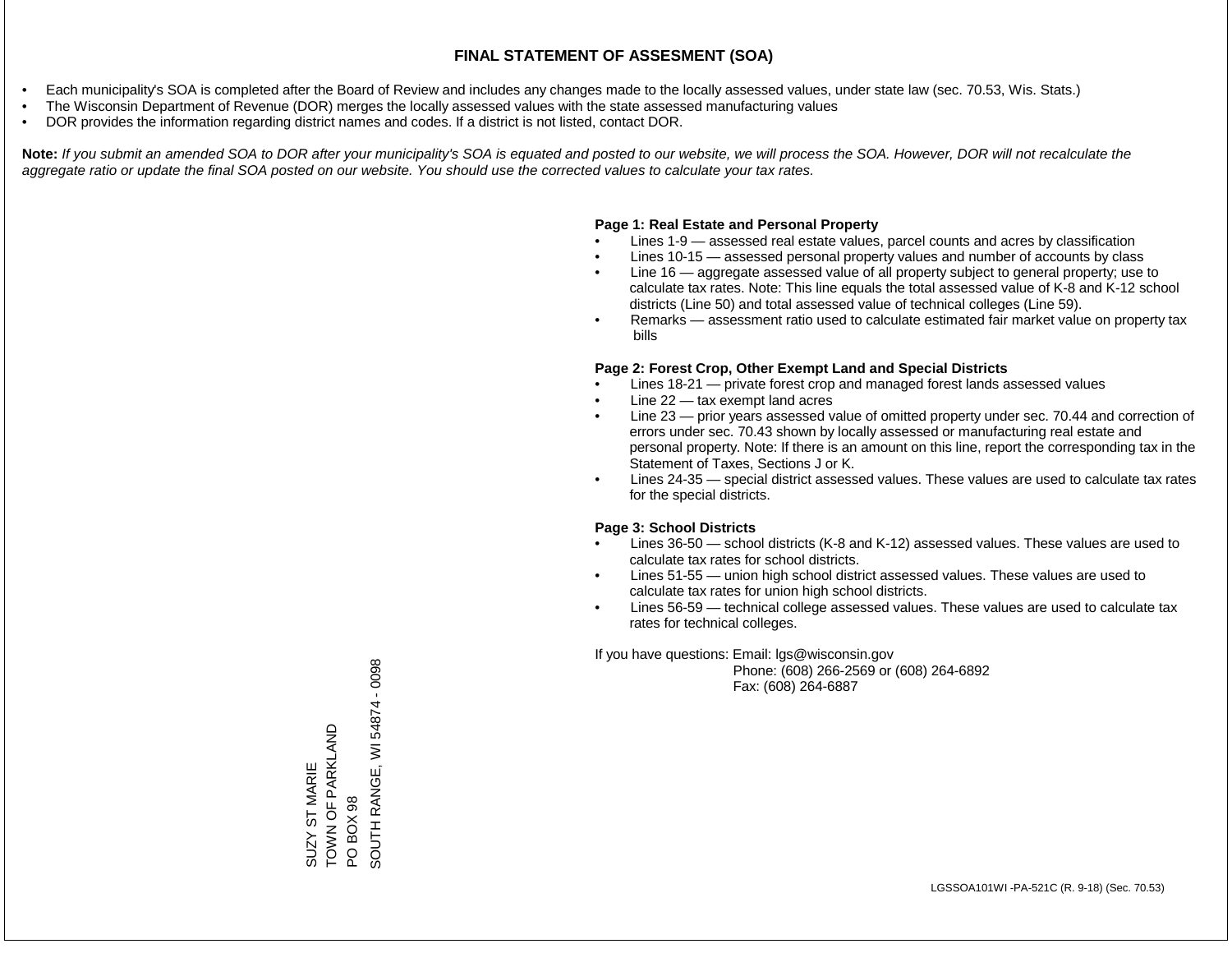# FINAL STATEMENT OF ASSESMENT (SOA)

- Each municipality's SOA is completed after the Board of Review and includes any changes made to the locally assessed values, under state law (sec. 70.53, Wis. Stats.)
- The Wisconsin Department of Revenue (DOR) merges the locally assessed values with the state assessed manufacturing values
- DOR provides the information regarding district names and codes. If a district is not listed, contact DOR.

**Note:** *If you submit an amended SOA to DOR after your municipality's SOA is equated and posted to our website, we will process the SOA. However, DOR will not recalculate the aggregate ratio or update the final SOA posted on our website. You should use the corrected values to calculate your tax rates.*

**Page 1: Real Estate and Personal Property**

- Lines 1-9 — assessed real estate values, parcel counts and acres by classification
- Lines 10-15 — assessed personal property values and number of accounts by class
- Line 16 — aggregate assessed value of all property subject to general property; use to calculate tax rates. Note: This line equals the total assessed value of K-8 and K-12 school districts (Line 50) and total assessed value of technical colleges (Line 59).
- Remarks — assessment ratio used to calculate estimated fair market value on property tax bills

**Page 2: Forest Crop, Other Exempt Land and Special Districts**

- Lines 18-21 — private forest crop and managed forest lands assessed values
- Line 22 — tax exempt land acres
- Line 23 — prior years assessed value of omitted property under sec. 70.44 and correction of errors under sec. 70.43 shown by locally assessed or manufacturing real estate and personal property. Note: If there is an amount on this line, report the corresponding tax in the Statement of Taxes, Sections J or K.
- Lines 24-35 — special district assessed values. These values are used to calculate tax rates for the special districts.

**Page 3: School Districts**

- Lines 36-50 — school districts (K-8 and K-12) assessed values. These values are used to calculate tax rates for school districts.
- Lines 51-55 — union high school district assessed values. These values are used to calculate tax rates for union high school districts.
- Lines 56-59 — technical college assessed values. These values are used to calculate tax rates for technical colleges.

If you have questions: Email: lgs@wisconsin.gov
Phone: (608) 266-2569 or (608) 264-6892
Fax: (608) 264-6887

SUZY ST MARIE
TOWN OF PARKLAND
PO BOX 98
SOUTH RANGE, WI 54874 - 0098

LGSSOA101WI -PA-521C (R. 9-18) (Sec. 70.53)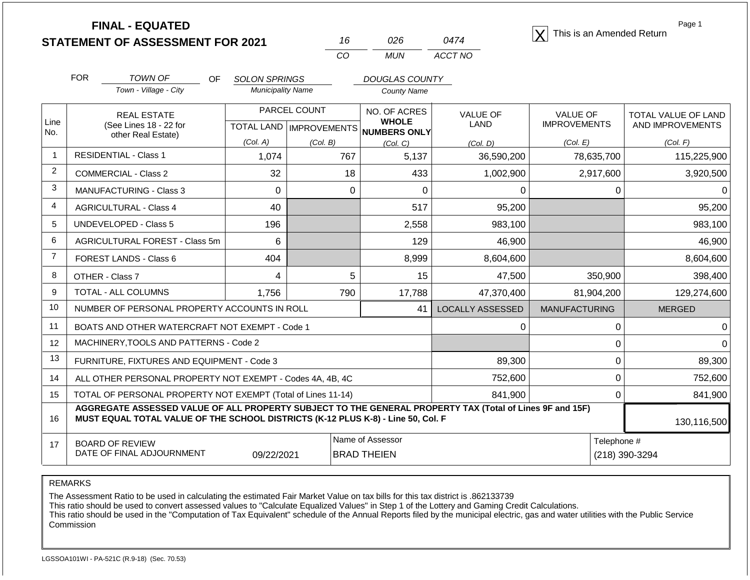# FINAL - EQUATED
# STATEMENT OF ASSESSMENT FOR 2021

| 16 | 026 | 0474 |
|---|---|---|
| CO | MUN | ACCT NO |

[X] This is an Amended Return

Page 1

FOR *TOWN OF* (Town - Village - City) OF *SOLON SPRINGS* (Municipality Name) *DOUGLAS COUNTY* (County Name)

| Line No. | REAL ESTATE (See Lines 18 - 22 for other Real Estate) | PARCEL COUNT TOTAL LAND (Col. A) | PARCEL COUNT IMPROVEMENTS (Col. B) | NO. OF ACRES WHOLE NUMBERS ONLY (Col. C) | VALUE OF LAND (Col. D) | VALUE OF IMPROVEMENTS (Col. E) | TOTAL VALUE OF LAND AND IMPROVEMENTS (Col. F) |
|---|---|---|---|---|---|---|---|
| 1 | RESIDENTIAL - Class 1 | 1,074 | 767 | 5,137 | 36,590,200 | 78,635,700 | 115,225,900 |
| 2 | COMMERCIAL - Class 2 | 32 | 18 | 433 | 1,002,900 | 2,917,600 | 3,920,500 |
| 3 | MANUFACTURING - Class 3 | 0 | 0 | 0 | 0 | 0 | 0 |
| 4 | AGRICULTURAL - Class 4 | 40 | | 517 | 95,200 | | 95,200 |
| 5 | UNDEVELOPED - Class 5 | 196 | | 2,558 | 983,100 | | 983,100 |
| 6 | AGRICULTURAL FOREST - Class 5m | 6 | | 129 | 46,900 | | 46,900 |
| 7 | FOREST LANDS - Class 6 | 404 | | 8,999 | 8,604,600 | | 8,604,600 |
| 8 | OTHER - Class 7 | 4 | 5 | 15 | 47,500 | 350,900 | 398,400 |
| 9 | TOTAL - ALL COLUMNS | 1,756 | 790 | 17,788 | 47,370,400 | 81,904,200 | 129,274,600 |
| 10 | NUMBER OF PERSONAL PROPERTY ACCOUNTS IN ROLL | | | 41 | LOCALLY ASSESSED | MANUFACTURING | MERGED |
| 11 | BOATS AND OTHER WATERCRAFT NOT EXEMPT - Code 1 | | | | 0 | 0 | 0 |
| 12 | MACHINERY,TOOLS AND PATTERNS - Code 2 | | | | | 0 | 0 |
| 13 | FURNITURE, FIXTURES AND EQUIPMENT - Code 3 | | | | 89,300 | 0 | 89,300 |
| 14 | ALL OTHER PERSONAL PROPERTY NOT EXEMPT - Codes 4A, 4B, 4C | | | | 752,600 | 0 | 752,600 |
| 15 | TOTAL OF PERSONAL PROPERTY NOT EXEMPT (Total of Lines 11-14) | | | | 841,900 | 0 | 841,900 |
| 16 | **AGGREGATE ASSESSED VALUE OF ALL PROPERTY SUBJECT TO THE GENERAL PROPERTY TAX (Total of Lines 9F and 15F) MUST EQUAL TOTAL VALUE OF THE SCHOOL DISTRICTS (K-12 PLUS K-8) - Line 50, Col. F** | | | | | | 130,116,500 |
| 17 | BOARD OF REVIEW DATE OF FINAL ADJOURNMENT | 09/22/2021 | | Name of Assessor: BRAD THEIEN | | Telephone #: (218) 390-3294 | |

REMARKS

The Assessment Ratio to be used in calculating the estimated Fair Market Value on tax bills for this tax district is .862133739
This ratio should be used to convert assessed values to "Calculate Equalized Values" in Step 1 of the Lottery and Gaming Credit Calculations.
This ratio should be used in the "Computation of Tax Equivalent" schedule of the Annual Reports filed by the municipal electric, gas and water utilities with the Public Service Commission

LGSSOA101WI - PA-521C (R.9-18) (Sec. 70.53)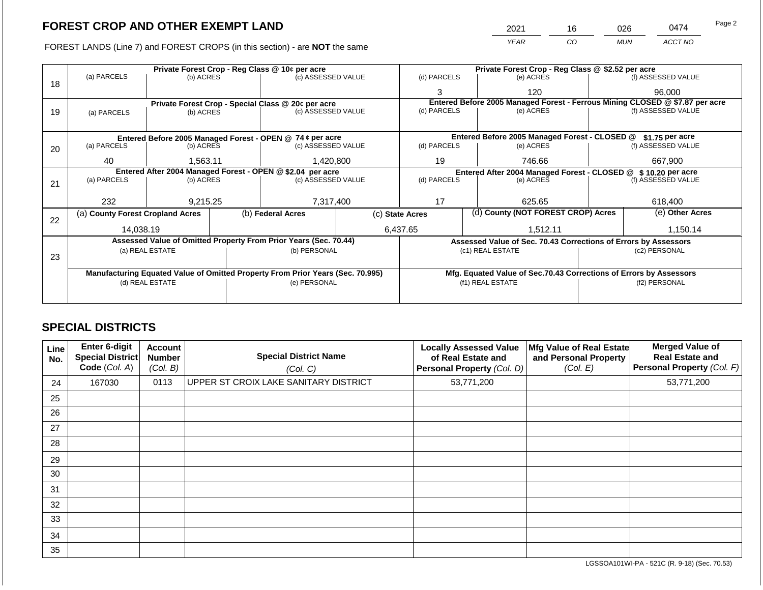## FOREST CROP AND OTHER EXEMPT LAND

FOREST LANDS (Line 7) and FOREST CROPS (in this section) - are **NOT** the same

| 2021 | 16 | 026 | 0474 |
|---|---|---|---|
| *YEAR* | *CO* | *MUN* | *ACCT NO* |

| | Private Forest Crop - Reg Class @ 10¢ per acre | | | Private Forest Crop - Reg Class @ $2.52 per acre | | |
|---|---|---|---|---|---|---|
| 18 | (a) PARCELS | (b) ACRES | (c) ASSESSED VALUE | (d) PARCELS | (e) ACRES | (f) ASSESSED VALUE |
| | | | | 3 | 120 | 96,000 |
| | **Private Forest Crop - Special Class @ 20¢ per acre** | | | **Entered Before 2005 Managed Forest - Ferrous Mining CLOSED @ $7.87 per acre** | | |
| 19 | (a) PARCELS | (b) ACRES | (c) ASSESSED VALUE | (d) PARCELS | (e) ACRES | (f) ASSESSED VALUE |
| | | | | | | |
| | **Entered Before 2005 Managed Forest - OPEN @ 74 ¢ per acre** | | | **Entered Before 2005 Managed Forest - CLOSED @ $1.75 per acre** | | |
| 20 | (a) PARCELS | (b) ACRES | (c) ASSESSED VALUE | (d) PARCELS | (e) ACRES | (f) ASSESSED VALUE |
| | 40 | 1,563.11 | 1,420,800 | 19 | 746.66 | 667,900 |
| | **Entered After 2004 Managed Forest - OPEN @ $2.04 per acre** | | | **Entered After 2004 Managed Forest - CLOSED @ $ 10.20 per acre** | | |
| 21 | (a) PARCELS | (b) ACRES | (c) ASSESSED VALUE | (d) PARCELS | (e) ACRES | (f) ASSESSED VALUE |
| | 232 | 9,215.25 | 7,317,400 | 17 | 625.65 | 618,400 |

| | (a) County Forest Cropland Acres | (b) Federal Acres | (c) State Acres | (d) County (NOT FOREST CROP) Acres | (e) Other Acres |
|---|---|---|---|---|---|
| 22 | 14,038.19 | | 6,437.65 | 1,512.11 | 1,150.14 |

| | Assessed Value of Omitted Property From Prior Years (Sec. 70.44) | | Assessed Value of Sec. 70.43 Corrections of Errors by Assessors | |
|---|---|---|---|---|
| 23 | (a) REAL ESTATE | (b) PERSONAL | (c1) REAL ESTATE | (c2) PERSONAL |
| | | | | |
| | **Manufacturing Equated Value of Omitted Property From Prior Years (Sec. 70.995)** | | **Mfg. Equated Value of Sec.70.43 Corrections of Errors by Assessors** | |
| | (d) REAL ESTATE | (e) PERSONAL | (f1) REAL ESTATE | (f2) PERSONAL |
| | | | | |

## SPECIAL DISTRICTS

| Line No. | Enter 6-digit Special District Code (Col. A) | Account Number (Col. B) | Special District Name (Col. C) | Locally Assessed Value of Real Estate and Personal Property (Col. D) | Mfg Value of Real Estate and Personal Property (Col. E) | Merged Value of Real Estate and Personal Property (Col. F) |
|---|---|---|---|---|---|---|
| 24 | 167030 | 0113 | UPPER ST CROIX LAKE SANITARY DISTRICT | 53,771,200 | | 53,771,200 |
| 25 | | | | | | |
| 26 | | | | | | |
| 27 | | | | | | |
| 28 | | | | | | |
| 29 | | | | | | |
| 30 | | | | | | |
| 31 | | | | | | |
| 32 | | | | | | |
| 33 | | | | | | |
| 34 | | | | | | |
| 35 | | | | | | |

LGSSOA101WI-PA - 521C (R. 9-18) (Sec. 70.53)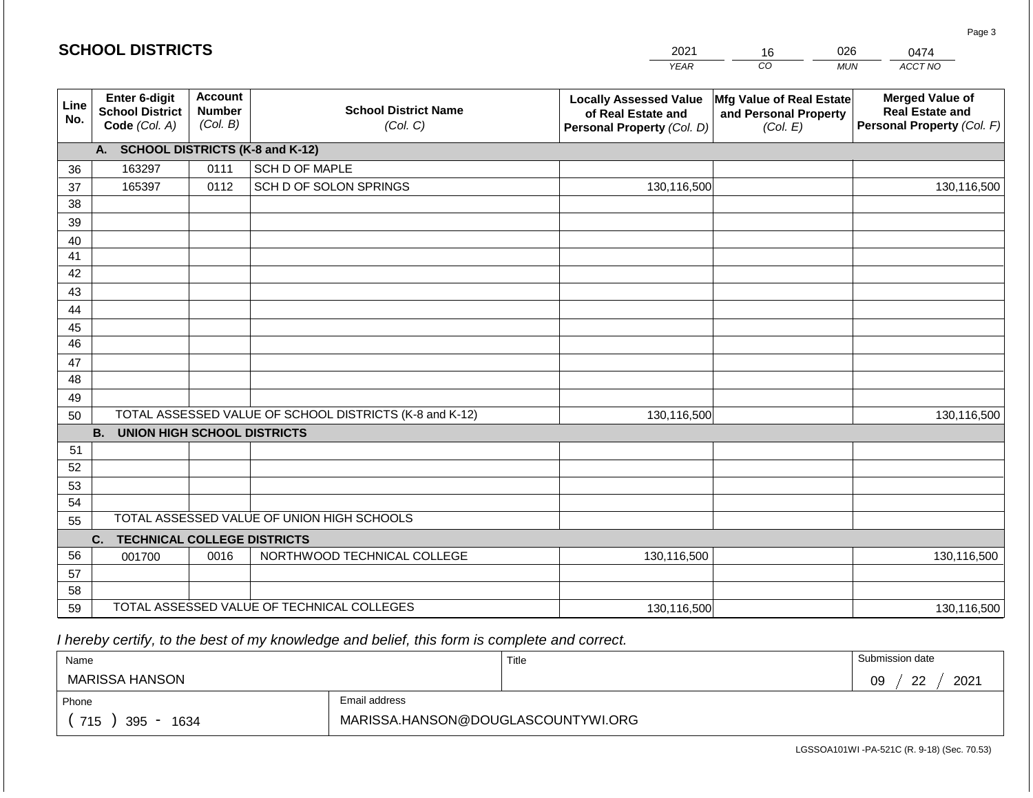## SCHOOL DISTRICTS

| 2021 | 16 | 026 | 0474 |
|---|---|---|---|
| YEAR | CO | MUN | ACCT NO |

| Line No. | Enter 6-digit School District Code (Col. A) | Account Number (Col. B) | School District Name (Col. C) | Locally Assessed Value of Real Estate and Personal Property (Col. D) | Mfg Value of Real Estate and Personal Property (Col. E) | Merged Value of Real Estate and Personal Property (Col. F) |
|---|---|---|---|---|---|---|
| | **A. SCHOOL DISTRICTS (K-8 and K-12)** | | | | | |
| 36 | 163297 | 0111 | SCH D OF MAPLE | | | |
| 37 | 165397 | 0112 | SCH D OF SOLON SPRINGS | 130,116,500 | | 130,116,500 |
| 38 | | | | | | |
| 39 | | | | | | |
| 40 | | | | | | |
| 41 | | | | | | |
| 42 | | | | | | |
| 43 | | | | | | |
| 44 | | | | | | |
| 45 | | | | | | |
| 46 | | | | | | |
| 47 | | | | | | |
| 48 | | | | | | |
| 49 | | | | | | |
| 50 | TOTAL ASSESSED VALUE OF SCHOOL DISTRICTS (K-8 and K-12) | | | 130,116,500 | | 130,116,500 |
| | **B. UNION HIGH SCHOOL DISTRICTS** | | | | | |
| 51 | | | | | | |
| 52 | | | | | | |
| 53 | | | | | | |
| 54 | | | | | | |
| 55 | TOTAL ASSESSED VALUE OF UNION HIGH SCHOOLS | | | | | |
| | **C. TECHNICAL COLLEGE DISTRICTS** | | | | | |
| 56 | 001700 | 0016 | NORTHWOOD TECHNICAL COLLEGE | 130,116,500 | | 130,116,500 |
| 57 | | | | | | |
| 58 | | | | | | |
| 59 | TOTAL ASSESSED VALUE OF TECHNICAL COLLEGES | | | 130,116,500 | | 130,116,500 |

*I hereby certify, to the best of my knowledge and belief, this form is complete and correct.*

| Name | Title | Submission date |
|---|---|---|
| MARISSA HANSON | | 09 / 22 / 2021 |

| Phone | Email address |
|---|---|
| ( 715 ) 395 - 1634 | MARISSA.HANSON@DOUGLASCOUNTYWI.ORG |

LGSSOA101WI -PA-521C (R. 9-18) (Sec. 70.53)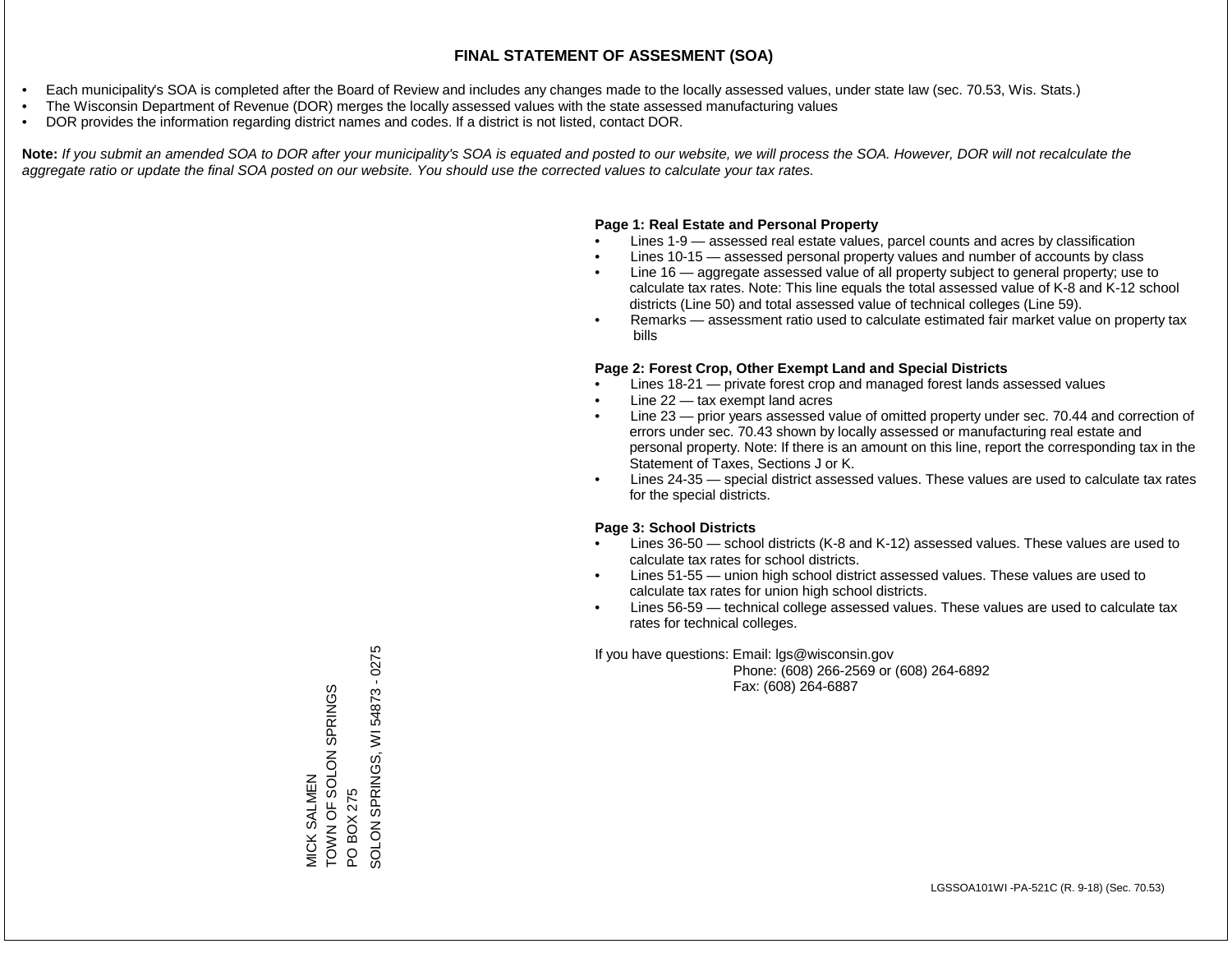# FINAL STATEMENT OF ASSESMENT (SOA)

- Each municipality's SOA is completed after the Board of Review and includes any changes made to the locally assessed values, under state law (sec. 70.53, Wis. Stats.)
- The Wisconsin Department of Revenue (DOR) merges the locally assessed values with the state assessed manufacturing values
- DOR provides the information regarding district names and codes. If a district is not listed, contact DOR.

**Note:** *If you submit an amended SOA to DOR after your municipality's SOA is equated and posted to our website, we will process the SOA. However, DOR will not recalculate the aggregate ratio or update the final SOA posted on our website. You should use the corrected values to calculate your tax rates.*

MICK SALMEN
TOWN OF SOLON SPRINGS
PO BOX 275
SOLON SPRINGS, WI 54873 - 0275

**Page 1: Real Estate and Personal Property**

- Lines 1-9 — assessed real estate values, parcel counts and acres by classification
- Lines 10-15 — assessed personal property values and number of accounts by class
- Line 16 — aggregate assessed value of all property subject to general property; use to calculate tax rates. Note: This line equals the total assessed value of K-8 and K-12 school districts (Line 50) and total assessed value of technical colleges (Line 59).
- Remarks — assessment ratio used to calculate estimated fair market value on property tax bills

**Page 2: Forest Crop, Other Exempt Land and Special Districts**

- Lines 18-21 — private forest crop and managed forest lands assessed values
- Line 22 — tax exempt land acres
- Line 23 — prior years assessed value of omitted property under sec. 70.44 and correction of errors under sec. 70.43 shown by locally assessed or manufacturing real estate and personal property. Note: If there is an amount on this line, report the corresponding tax in the Statement of Taxes, Sections J or K.
- Lines 24-35 — special district assessed values. These values are used to calculate tax rates for the special districts.

**Page 3: School Districts**

- Lines 36-50 — school districts (K-8 and K-12) assessed values. These values are used to calculate tax rates for school districts.
- Lines 51-55 — union high school district assessed values. These values are used to calculate tax rates for union high school districts.
- Lines 56-59 — technical college assessed values. These values are used to calculate tax rates for technical colleges.

If you have questions: Email: lgs@wisconsin.gov
Phone: (608) 266-2569 or (608) 264-6892
Fax: (608) 264-6887

LGSSOA101WI -PA-521C (R. 9-18) (Sec. 70.53)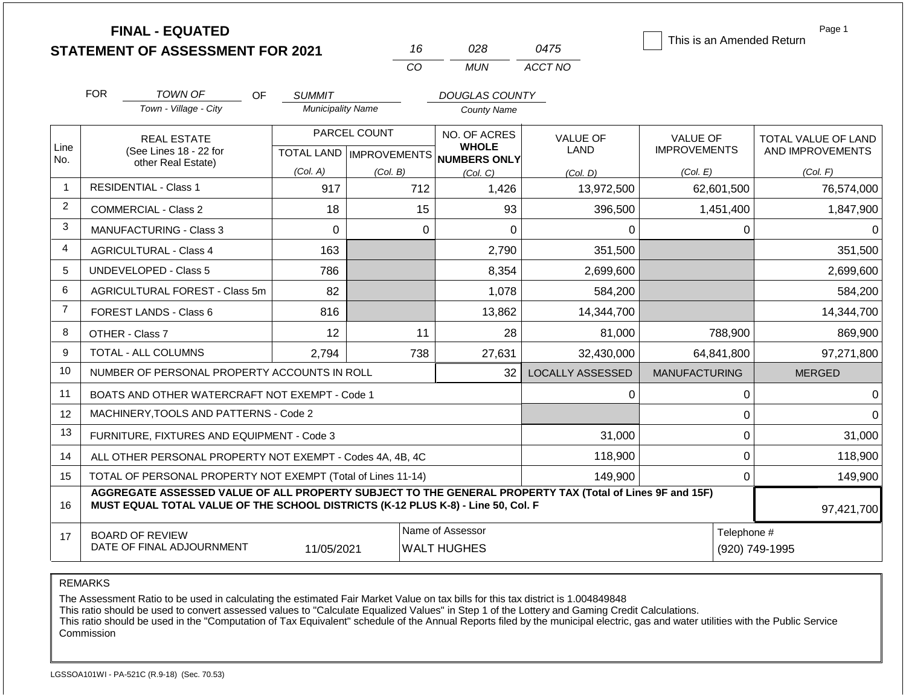# FINAL - EQUATED
## STATEMENT OF ASSESSMENT FOR 2021

| 16 | 028 | 0475 |
|---|---|---|
| CO | MUN | ACCT NO |

☐ This is an Amended Return

Page 1

FOR *TOWN OF* (Town - Village - City) OF *SUMMIT* (Municipality Name) *DOUGLAS COUNTY* (County Name)

| Line No. | REAL ESTATE (See Lines 18 - 22 for other Real Estate) | PARCEL COUNT TOTAL LAND (Col. A) | PARCEL COUNT IMPROVEMENTS (Col. B) | NO. OF ACRES WHOLE NUMBERS ONLY (Col. C) | VALUE OF LAND (Col. D) | VALUE OF IMPROVEMENTS (Col. E) | TOTAL VALUE OF LAND AND IMPROVEMENTS (Col. F) |
|---|---|---|---|---|---|---|---|
| 1 | RESIDENTIAL - Class 1 | 917 | 712 | 1,426 | 13,972,500 | 62,601,500 | 76,574,000 |
| 2 | COMMERCIAL - Class 2 | 18 | 15 | 93 | 396,500 | 1,451,400 | 1,847,900 |
| 3 | MANUFACTURING - Class 3 | 0 | 0 | 0 | 0 | 0 | 0 |
| 4 | AGRICULTURAL - Class 4 | 163 | | 2,790 | 351,500 | | 351,500 |
| 5 | UNDEVELOPED - Class 5 | 786 | | 8,354 | 2,699,600 | | 2,699,600 |
| 6 | AGRICULTURAL FOREST - Class 5m | 82 | | 1,078 | 584,200 | | 584,200 |
| 7 | FOREST LANDS - Class 6 | 816 | | 13,862 | 14,344,700 | | 14,344,700 |
| 8 | OTHER - Class 7 | 12 | 11 | 28 | 81,000 | 788,900 | 869,900 |
| 9 | TOTAL - ALL COLUMNS | 2,794 | 738 | 27,631 | 32,430,000 | 64,841,800 | 97,271,800 |
| 10 | NUMBER OF PERSONAL PROPERTY ACCOUNTS IN ROLL | | | 32 | LOCALLY ASSESSED | MANUFACTURING | MERGED |
| 11 | BOATS AND OTHER WATERCRAFT NOT EXEMPT - Code 1 | | | | 0 | 0 | 0 |
| 12 | MACHINERY,TOOLS AND PATTERNS - Code 2 | | | | | 0 | 0 |
| 13 | FURNITURE, FIXTURES AND EQUIPMENT - Code 3 | | | | 31,000 | 0 | 31,000 |
| 14 | ALL OTHER PERSONAL PROPERTY NOT EXEMPT - Codes 4A, 4B, 4C | | | | 118,900 | 0 | 118,900 |
| 15 | TOTAL OF PERSONAL PROPERTY NOT EXEMPT (Total of Lines 11-14) | | | | 149,900 | 0 | 149,900 |
| 16 | **AGGREGATE ASSESSED VALUE OF ALL PROPERTY SUBJECT TO THE GENERAL PROPERTY TAX (Total of Lines 9F and 15F) MUST EQUAL TOTAL VALUE OF THE SCHOOL DISTRICTS (K-12 PLUS K-8) - Line 50, Col. F** | | | | | | 97,421,700 |
| 17 | BOARD OF REVIEW DATE OF FINAL ADJOURNMENT | 11/05/2021 | | Name of Assessor: WALT HUGHES | | | Telephone #: (920) 749-1995 |

REMARKS

The Assessment Ratio to be used in calculating the estimated Fair Market Value on tax bills for this tax district is 1.004849848
This ratio should be used to convert assessed values to "Calculate Equalized Values" in Step 1 of the Lottery and Gaming Credit Calculations.
This ratio should be used in the "Computation of Tax Equivalent" schedule of the Annual Reports filed by the municipal electric, gas and water utilities with the Public Service Commission

LGSSOA101WI - PA-521C (R.9-18) (Sec. 70.53)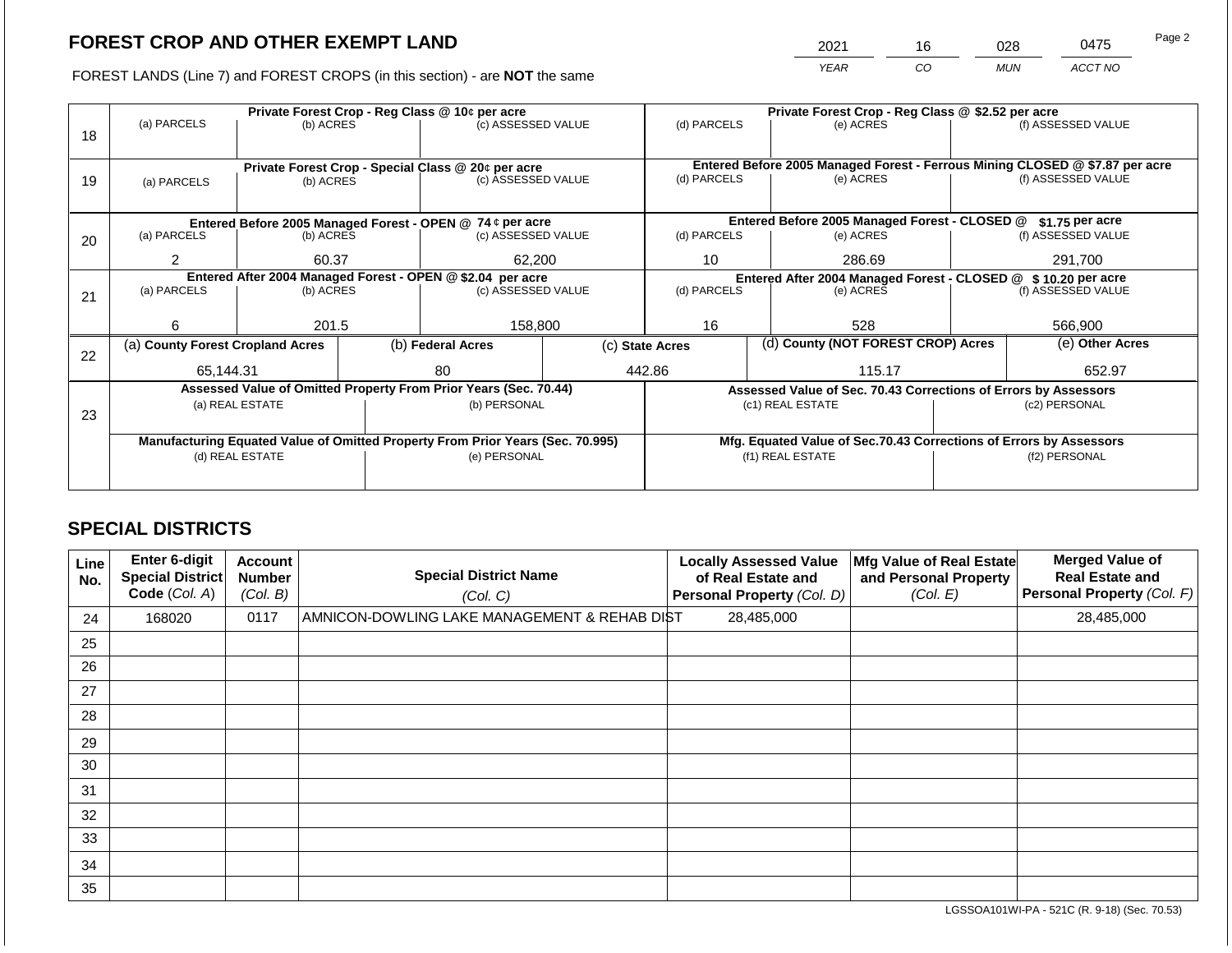## FOREST CROP AND OTHER EXEMPT LAND

FOREST LANDS (Line 7) and FOREST CROPS (in this section) - are **NOT** the same

| YEAR | CO | MUN | ACCT NO |
|---|---|---|---|
| 2021 | 16 | 028 | 0475 |

| Line | Private Forest Crop - Reg Class @ 10¢ per acre | | | Private Forest Crop - Reg Class @ $2.52 per acre | | |
|---|---|---|---|---|---|---|
| | (a) PARCELS | (b) ACRES | (c) ASSESSED VALUE | (d) PARCELS | (e) ACRES | (f) ASSESSED VALUE |
| 18 | | | | | | |
| | **Private Forest Crop - Special Class @ 20¢ per acre** | | | **Entered Before 2005 Managed Forest - Ferrous Mining CLOSED @ $7.87 per acre** | | |
| | (a) PARCELS | (b) ACRES | (c) ASSESSED VALUE | (d) PARCELS | (e) ACRES | (f) ASSESSED VALUE |
| 19 | | | | | | |
| | **Entered Before 2005 Managed Forest - OPEN @ 74 ¢ per acre** | | | **Entered Before 2005 Managed Forest - CLOSED @ $1.75 per acre** | | |
| | (a) PARCELS | (b) ACRES | (c) ASSESSED VALUE | (d) PARCELS | (e) ACRES | (f) ASSESSED VALUE |
| 20 | 2 | 60.37 | 62,200 | 10 | 286.69 | 291,700 |
| | **Entered After 2004 Managed Forest - OPEN @ $2.04 per acre** | | | **Entered After 2004 Managed Forest - CLOSED @ $ 10.20 per acre** | | |
| | (a) PARCELS | (b) ACRES | (c) ASSESSED VALUE | (d) PARCELS | (e) ACRES | (f) ASSESSED VALUE |
| 21 | 6 | 201.5 | 158,800 | 16 | 528 | 566,900 |

| Line | (a) County Forest Cropland Acres | (b) Federal Acres | (c) State Acres | (d) County (NOT FOREST CROP) Acres | (e) Other Acres |
|---|---|---|---|---|---|
| 22 | 65,144.31 | 80 | 442.86 | 115.17 | 652.97 |

| Line | Assessed Value of Omitted Property From Prior Years (Sec. 70.44) | | Assessed Value of Sec. 70.43 Corrections of Errors by Assessors | |
|---|---|---|---|---|
| | (a) REAL ESTATE | (b) PERSONAL | (c1) REAL ESTATE | (c2) PERSONAL |
| 23 | | | | |
| | **Manufacturing Equated Value of Omitted Property From Prior Years (Sec. 70.995)** | | **Mfg. Equated Value of Sec.70.43 Corrections of Errors by Assessors** | |
| | (d) REAL ESTATE | (e) PERSONAL | (f1) REAL ESTATE | (f2) PERSONAL |
| | | | | |

## SPECIAL DISTRICTS

| Line No. | Enter 6-digit Special District Code (Col. A) | Account Number (Col. B) | Special District Name (Col. C) | Locally Assessed Value of Real Estate and Personal Property (Col. D) | Mfg Value of Real Estate and Personal Property (Col. E) | Merged Value of Real Estate and Personal Property (Col. F) |
|---|---|---|---|---|---|---|
| 24 | 168020 | 0117 | AMNICON-DOWLING LAKE MANAGEMENT & REHAB DIST | 28,485,000 | | 28,485,000 |
| 25 | | | | | | |
| 26 | | | | | | |
| 27 | | | | | | |
| 28 | | | | | | |
| 29 | | | | | | |
| 30 | | | | | | |
| 31 | | | | | | |
| 32 | | | | | | |
| 33 | | | | | | |
| 34 | | | | | | |
| 35 | | | | | | |

LGSSOA101WI-PA - 521C (R. 9-18) (Sec. 70.53)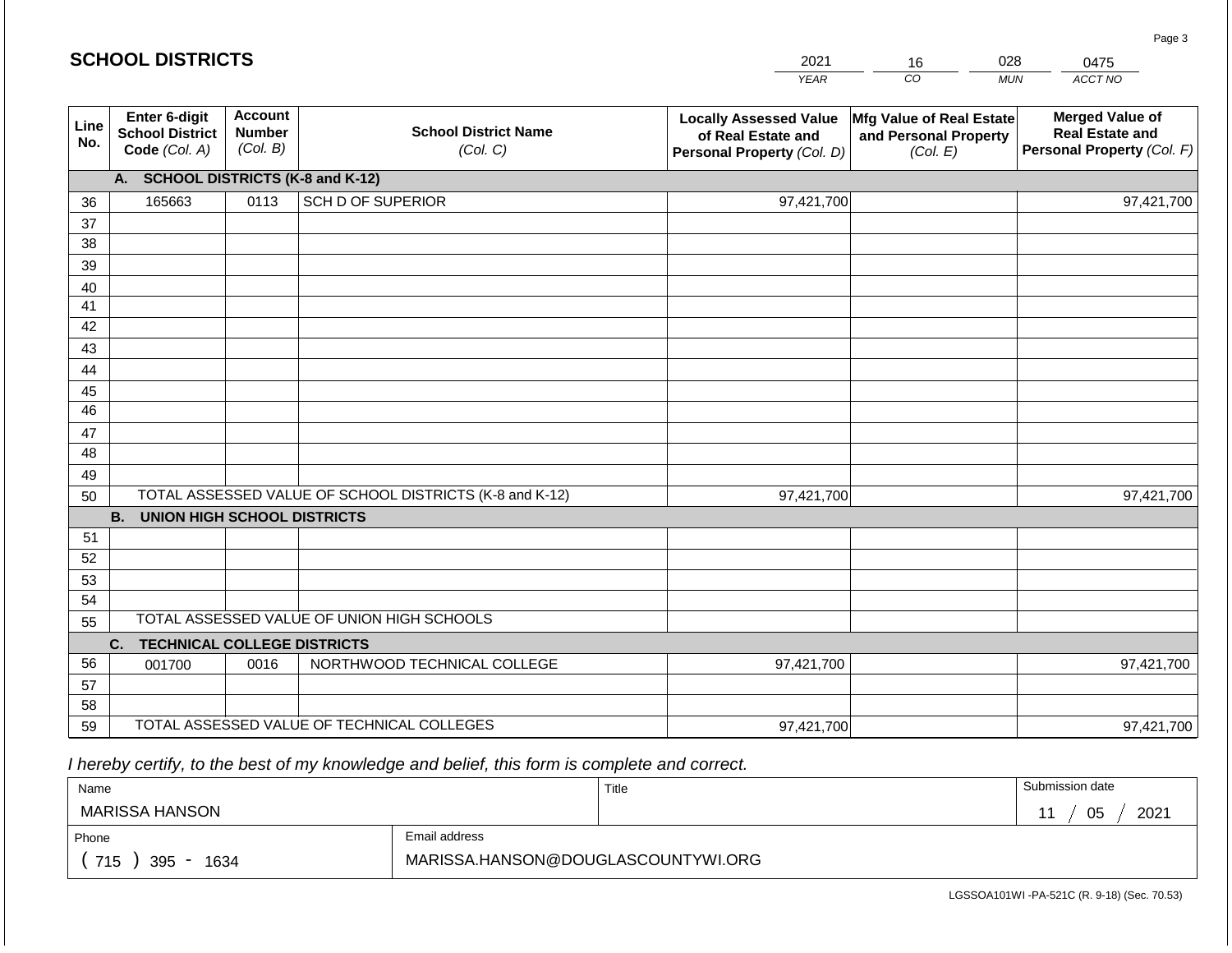# SCHOOL DISTRICTS

| 2021 | 16 | 028 | 0475 |
|---|---|---|---|
| YEAR | CO | MUN | ACCT NO |

| Line No. | Enter 6-digit School District Code (Col. A) | Account Number (Col. B) | School District Name (Col. C) | Locally Assessed Value of Real Estate and Personal Property (Col. D) | Mfg Value of Real Estate and Personal Property (Col. E) | Merged Value of Real Estate and Personal Property (Col. F) |
|---|---|---|---|---|---|---|
| | **A. SCHOOL DISTRICTS (K-8 and K-12)** | | | | | |
| 36 | 165663 | 0113 | SCH D OF SUPERIOR | 97,421,700 | | 97,421,700 |
| 37 | | | | | | |
| 38 | | | | | | |
| 39 | | | | | | |
| 40 | | | | | | |
| 41 | | | | | | |
| 42 | | | | | | |
| 43 | | | | | | |
| 44 | | | | | | |
| 45 | | | | | | |
| 46 | | | | | | |
| 47 | | | | | | |
| 48 | | | | | | |
| 49 | | | | | | |
| 50 | TOTAL ASSESSED VALUE OF SCHOOL DISTRICTS (K-8 and K-12) | | | 97,421,700 | | 97,421,700 |
| | **B. UNION HIGH SCHOOL DISTRICTS** | | | | | |
| 51 | | | | | | |
| 52 | | | | | | |
| 53 | | | | | | |
| 54 | | | | | | |
| 55 | TOTAL ASSESSED VALUE OF UNION HIGH SCHOOLS | | | | | |
| | **C. TECHNICAL COLLEGE DISTRICTS** | | | | | |
| 56 | 001700 | 0016 | NORTHWOOD TECHNICAL COLLEGE | 97,421,700 | | 97,421,700 |
| 57 | | | | | | |
| 58 | | | | | | |
| 59 | TOTAL ASSESSED VALUE OF TECHNICAL COLLEGES | | | 97,421,700 | | 97,421,700 |

*I hereby certify, to the best of my knowledge and belief, this form is complete and correct.*

| Name | Title | Submission date |
|---|---|---|
| MARISSA HANSON | | 11 / 05 / 2021 |

| Phone | Email address |
|---|---|
| ( 715 ) 395 - 1634 | MARISSA.HANSON@DOUGLASCOUNTYWI.ORG |

LGSSOA101WI -PA-521C (R. 9-18) (Sec. 70.53)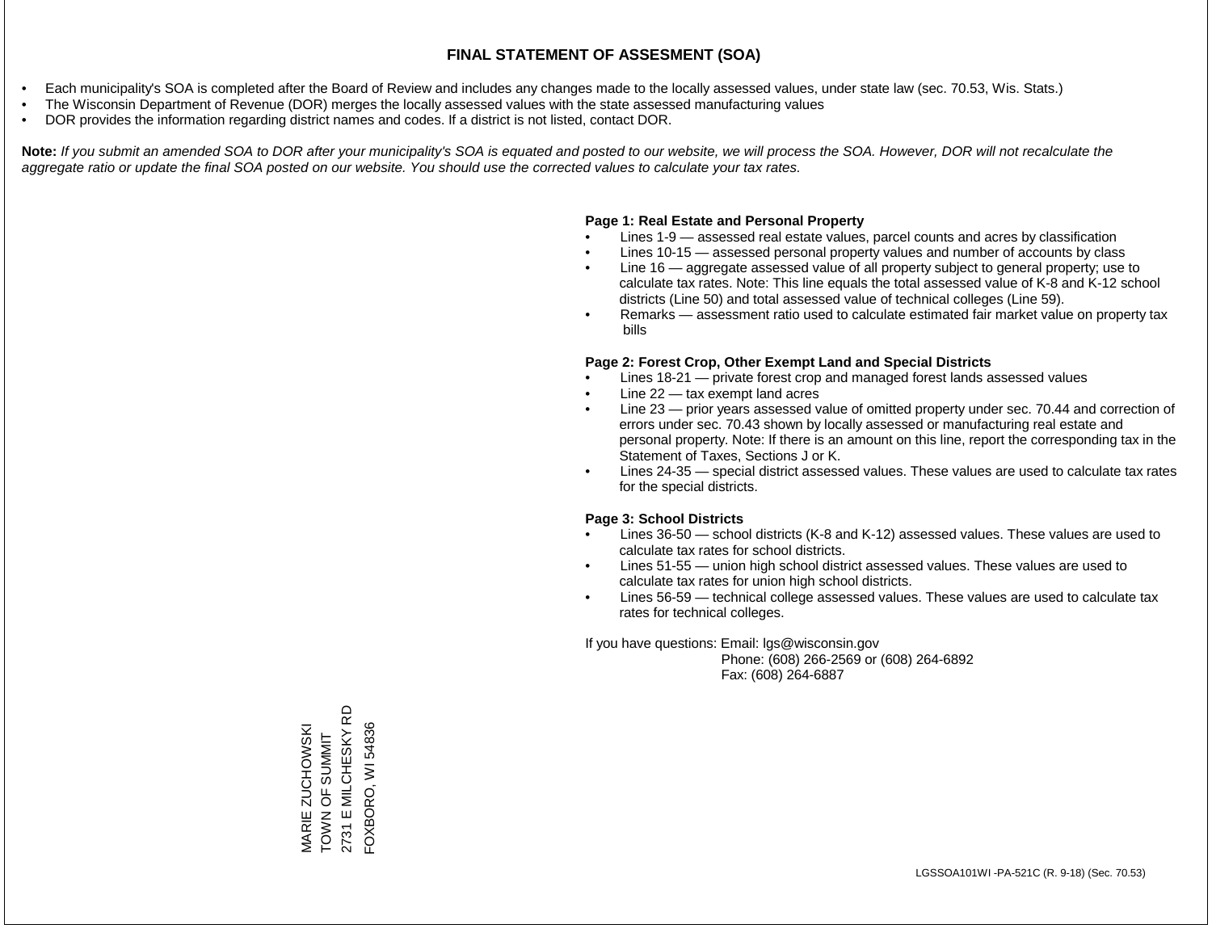# FINAL STATEMENT OF ASSESMENT (SOA)

- Each municipality's SOA is completed after the Board of Review and includes any changes made to the locally assessed values, under state law (sec. 70.53, Wis. Stats.)
- The Wisconsin Department of Revenue (DOR) merges the locally assessed values with the state assessed manufacturing values
- DOR provides the information regarding district names and codes. If a district is not listed, contact DOR.

**Note:** *If you submit an amended SOA to DOR after your municipality's SOA is equated and posted to our website, we will process the SOA. However, DOR will not recalculate the aggregate ratio or update the final SOA posted on our website. You should use the corrected values to calculate your tax rates.*

**Page 1: Real Estate and Personal Property**

- Lines 1-9 — assessed real estate values, parcel counts and acres by classification
- Lines 10-15 — assessed personal property values and number of accounts by class
- Line 16 — aggregate assessed value of all property subject to general property; use to calculate tax rates. Note: This line equals the total assessed value of K-8 and K-12 school districts (Line 50) and total assessed value of technical colleges (Line 59).
- Remarks — assessment ratio used to calculate estimated fair market value on property tax bills

**Page 2: Forest Crop, Other Exempt Land and Special Districts**

- Lines 18-21 — private forest crop and managed forest lands assessed values
- Line 22 — tax exempt land acres
- Line 23 — prior years assessed value of omitted property under sec. 70.44 and correction of errors under sec. 70.43 shown by locally assessed or manufacturing real estate and personal property. Note: If there is an amount on this line, report the corresponding tax in the Statement of Taxes, Sections J or K.
- Lines 24-35 — special district assessed values. These values are used to calculate tax rates for the special districts.

**Page 3: School Districts**

- Lines 36-50 — school districts (K-8 and K-12) assessed values. These values are used to calculate tax rates for school districts.
- Lines 51-55 — union high school district assessed values. These values are used to calculate tax rates for union high school districts.
- Lines 56-59 — technical college assessed values. These values are used to calculate tax rates for technical colleges.

If you have questions: Email: lgs@wisconsin.gov
Phone: (608) 266-2569 or (608) 264-6892
Fax: (608) 264-6887

MARIE ZUCHOWSKI
TOWN OF SUMMIT
2731 E MILCHESKY RD
FOXBORO, WI 54836

LGSSOA101WI -PA-521C (R. 9-18) (Sec. 70.53)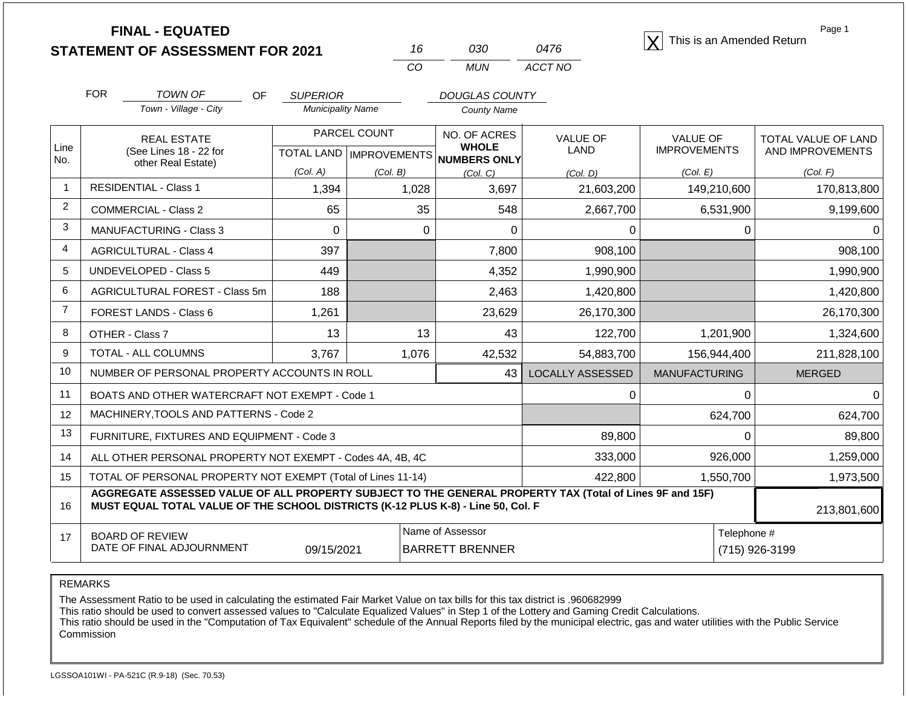**FINAL - EQUATED**
**STATEMENT OF ASSESSMENT FOR 2021**

| 16 | 030 | 0476 |
|---|---|---|
| CO | MUN | ACCT NO |

[X] This is an Amended Return

FOR *TOWN OF* (Town - Village - City) OF *SUPERIOR* (Municipality Name) *DOUGLAS COUNTY* (County Name)

| Line No. | REAL ESTATE (See Lines 18 - 22 for other Real Estate) | PARCEL COUNT TOTAL LAND (Col. A) | PARCEL COUNT IMPROVEMENTS (Col. B) | NO. OF ACRES WHOLE NUMBERS ONLY (Col. C) | VALUE OF LAND (Col. D) | VALUE OF IMPROVEMENTS (Col. E) | TOTAL VALUE OF LAND AND IMPROVEMENTS (Col. F) |
|---|---|---|---|---|---|---|---|
| 1 | RESIDENTIAL - Class 1 | 1,394 | 1,028 | 3,697 | 21,603,200 | 149,210,600 | 170,813,800 |
| 2 | COMMERCIAL - Class 2 | 65 | 35 | 548 | 2,667,700 | 6,531,900 | 9,199,600 |
| 3 | MANUFACTURING - Class 3 | 0 | 0 | 0 | 0 | 0 | 0 |
| 4 | AGRICULTURAL - Class 4 | 397 | | 7,800 | 908,100 | | 908,100 |
| 5 | UNDEVELOPED - Class 5 | 449 | | 4,352 | 1,990,900 | | 1,990,900 |
| 6 | AGRICULTURAL FOREST - Class 5m | 188 | | 2,463 | 1,420,800 | | 1,420,800 |
| 7 | FOREST LANDS - Class 6 | 1,261 | | 23,629 | 26,170,300 | | 26,170,300 |
| 8 | OTHER - Class 7 | 13 | 13 | 43 | 122,700 | 1,201,900 | 1,324,600 |
| 9 | TOTAL - ALL COLUMNS | 3,767 | 1,076 | 42,532 | 54,883,700 | 156,944,400 | 211,828,100 |
| 10 | NUMBER OF PERSONAL PROPERTY ACCOUNTS IN ROLL | | | 43 | LOCALLY ASSESSED | MANUFACTURING | MERGED |
| 11 | BOATS AND OTHER WATERCRAFT NOT EXEMPT - Code 1 | | | | 0 | 0 | 0 |
| 12 | MACHINERY,TOOLS AND PATTERNS - Code 2 | | | | | 624,700 | 624,700 |
| 13 | FURNITURE, FIXTURES AND EQUIPMENT - Code 3 | | | | 89,800 | 0 | 89,800 |
| 14 | ALL OTHER PERSONAL PROPERTY NOT EXEMPT - Codes 4A, 4B, 4C | | | | 333,000 | 926,000 | 1,259,000 |
| 15 | TOTAL OF PERSONAL PROPERTY NOT EXEMPT (Total of Lines 11-14) | | | | 422,800 | 1,550,700 | 1,973,500 |
| 16 | **AGGREGATE ASSESSED VALUE OF ALL PROPERTY SUBJECT TO THE GENERAL PROPERTY TAX (Total of Lines 9F and 15F) MUST EQUAL TOTAL VALUE OF THE SCHOOL DISTRICTS (K-12 PLUS K-8) - Line 50, Col. F** | | | | | | 213,801,600 |
| 17 | BOARD OF REVIEW DATE OF FINAL ADJOURNMENT | 09/15/2021 | | Name of Assessor: BARRETT BRENNER | | Telephone #: (715) 926-3199 | |

REMARKS

The Assessment Ratio to be used in calculating the estimated Fair Market Value on tax bills for this tax district is .960682999
This ratio should be used to convert assessed values to "Calculate Equalized Values" in Step 1 of the Lottery and Gaming Credit Calculations.
This ratio should be used in the "Computation of Tax Equivalent" schedule of the Annual Reports filed by the municipal electric, gas and water utilities with the Public Service Commission

LGSSOA101WI - PA-521C (R.9-18) (Sec. 70.53)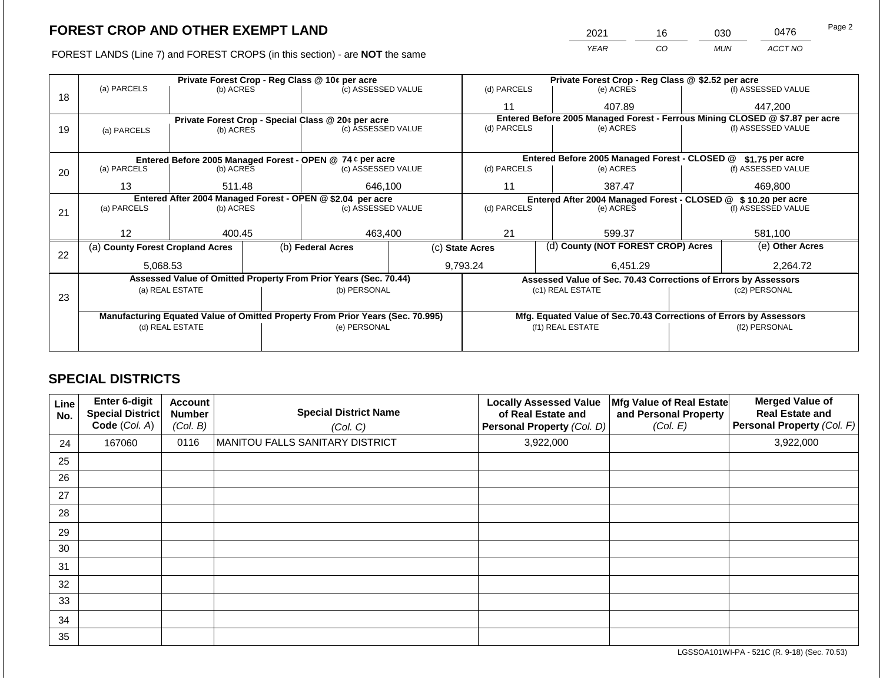# FOREST CROP AND OTHER EXEMPT LAND

FOREST LANDS (Line 7) and FOREST CROPS (in this section) - are **NOT** the same

| YEAR | CO | MUN | ACCT NO |
|---|---|---|---|
| 2021 | 16 | 030 | 0476 |

| Line | | | | | | |
|---|---|---|---|---|---|---|
| 18 | **Private Forest Crop - Reg Class @ 10¢ per acre** | | | **Private Forest Crop - Reg Class @ $2.52 per acre** | | |
| | (a) PARCELS | (b) ACRES | (c) ASSESSED VALUE | (d) PARCELS | (e) ACRES | (f) ASSESSED VALUE |
| | | | | 11 | 407.89 | 447,200 |
| 19 | **Private Forest Crop - Special Class @ 20¢ per acre** | | | **Entered Before 2005 Managed Forest - Ferrous Mining CLOSED @ $7.87 per acre** | | |
| | (a) PARCELS | (b) ACRES | (c) ASSESSED VALUE | (d) PARCELS | (e) ACRES | (f) ASSESSED VALUE |
| | | | | | | |
| 20 | **Entered Before 2005 Managed Forest - OPEN @ 74 ¢ per acre** | | | **Entered Before 2005 Managed Forest - CLOSED @ $1.75 per acre** | | |
| | (a) PARCELS | (b) ACRES | (c) ASSESSED VALUE | (d) PARCELS | (e) ACRES | (f) ASSESSED VALUE |
| | 13 | 511.48 | 646,100 | 11 | 387.47 | 469,800 |
| 21 | **Entered After 2004 Managed Forest - OPEN @ $2.04 per acre** | | | **Entered After 2004 Managed Forest - CLOSED @ $ 10.20 per acre** | | |
| | (a) PARCELS | (b) ACRES | (c) ASSESSED VALUE | (d) PARCELS | (e) ACRES | (f) ASSESSED VALUE |
| | 12 | 400.45 | 463,400 | 21 | 599.37 | 581,100 |

| Line | (a) County Forest Cropland Acres | (b) Federal Acres | (c) State Acres | (d) County (NOT FOREST CROP) Acres | (e) Other Acres |
|---|---|---|---|---|---|
| 22 | 5,068.53 | | 9,793.24 | 6,451.29 | 2,264.72 |

| Line | **Assessed Value of Omitted Property From Prior Years (Sec. 70.44)** | | **Assessed Value of Sec. 70.43 Corrections of Errors by Assessors** | |
|---|---|---|---|---|
| 23 | (a) REAL ESTATE | (b) PERSONAL | (c1) REAL ESTATE | (c2) PERSONAL |
| | | | | |
| | **Manufacturing Equated Value of Omitted Property From Prior Years (Sec. 70.995)** | | **Mfg. Equated Value of Sec.70.43 Corrections of Errors by Assessors** | |
| | (d) REAL ESTATE | (e) PERSONAL | (f1) REAL ESTATE | (f2) PERSONAL |
| | | | | |

## SPECIAL DISTRICTS

| Line No. | Enter 6-digit Special District Code (Col. A) | Account Number (Col. B) | Special District Name (Col. C) | Locally Assessed Value of Real Estate and Personal Property (Col. D) | Mfg Value of Real Estate and Personal Property (Col. E) | Merged Value of Real Estate and Personal Property (Col. F) |
|---|---|---|---|---|---|---|
| 24 | 167060 | 0116 | MANITOU FALLS SANITARY DISTRICT | 3,922,000 | | 3,922,000 |
| 25 | | | | | | |
| 26 | | | | | | |
| 27 | | | | | | |
| 28 | | | | | | |
| 29 | | | | | | |
| 30 | | | | | | |
| 31 | | | | | | |
| 32 | | | | | | |
| 33 | | | | | | |
| 34 | | | | | | |
| 35 | | | | | | |

LGSSOA101WI-PA - 521C (R. 9-18) (Sec. 70.53)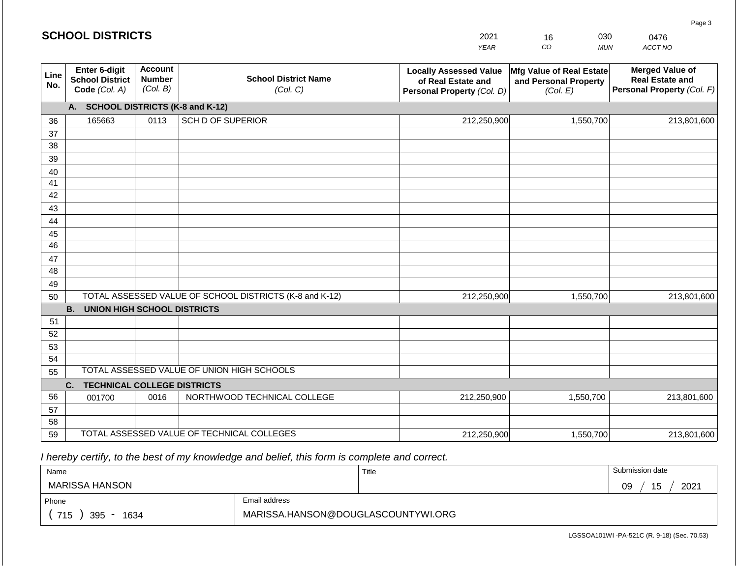## SCHOOL DISTRICTS

| 2021 | 16 | 030 | 0476 |
|---|---|---|---|
| *YEAR* | *CO* | *MUN* | *ACCT NO* |

| Line No. | Enter 6-digit School District Code *(Col. A)* | Account Number *(Col. B)* | School District Name *(Col. C)* | Locally Assessed Value of Real Estate and Personal Property *(Col. D)* | Mfg Value of Real Estate and Personal Property *(Col. E)* | Merged Value of Real Estate and Personal Property *(Col. F)* |
|---|---|---|---|---|---|---|
| | **A. SCHOOL DISTRICTS (K-8 and K-12)** | | | | | |
| 36 | 165663 | 0113 | SCH D OF SUPERIOR | 212,250,900 | 1,550,700 | 213,801,600 |
| 37 | | | | | | |
| 38 | | | | | | |
| 39 | | | | | | |
| 40 | | | | | | |
| 41 | | | | | | |
| 42 | | | | | | |
| 43 | | | | | | |
| 44 | | | | | | |
| 45 | | | | | | |
| 46 | | | | | | |
| 47 | | | | | | |
| 48 | | | | | | |
| 49 | | | | | | |
| 50 | TOTAL ASSESSED VALUE OF SCHOOL DISTRICTS (K-8 and K-12) | | | 212,250,900 | 1,550,700 | 213,801,600 |
| | **B. UNION HIGH SCHOOL DISTRICTS** | | | | | |
| 51 | | | | | | |
| 52 | | | | | | |
| 53 | | | | | | |
| 54 | | | | | | |
| 55 | TOTAL ASSESSED VALUE OF UNION HIGH SCHOOLS | | | | | |
| | **C. TECHNICAL COLLEGE DISTRICTS** | | | | | |
| 56 | 001700 | 0016 | NORTHWOOD TECHNICAL COLLEGE | 212,250,900 | 1,550,700 | 213,801,600 |
| 57 | | | | | | |
| 58 | | | | | | |
| 59 | TOTAL ASSESSED VALUE OF TECHNICAL COLLEGES | | | 212,250,900 | 1,550,700 | 213,801,600 |

*I hereby certify, to the best of my knowledge and belief, this form is complete and correct.*

| Name | Title | Submission date |
|---|---|---|
| MARISSA HANSON | | 09 / 15 / 2021 |

| Phone | Email address |
|---|---|
| ( 715 ) 395 - 1634 | MARISSA.HANSON@DOUGLASCOUNTYWI.ORG |

LGSSOA101WI -PA-521C (R. 9-18) (Sec. 70.53)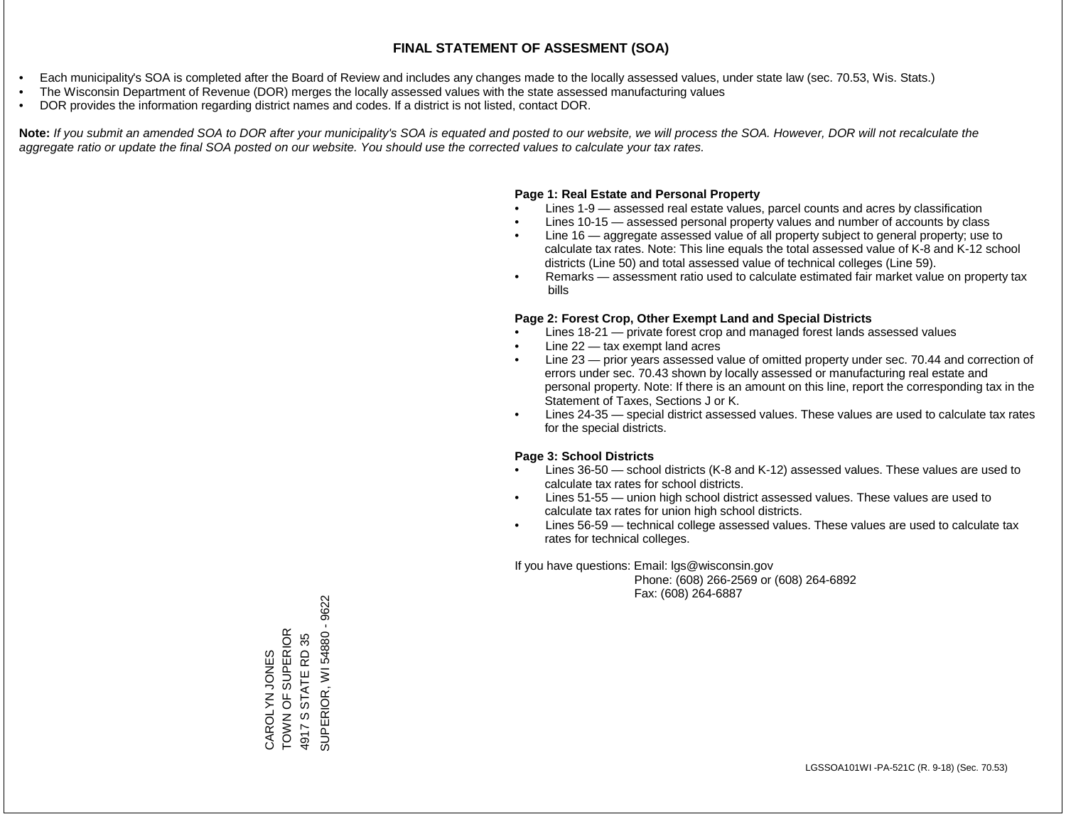# FINAL STATEMENT OF ASSESMENT (SOA)

- Each municipality's SOA is completed after the Board of Review and includes any changes made to the locally assessed values, under state law (sec. 70.53, Wis. Stats.)
- The Wisconsin Department of Revenue (DOR) merges the locally assessed values with the state assessed manufacturing values
- DOR provides the information regarding district names and codes. If a district is not listed, contact DOR.

**Note:** *If you submit an amended SOA to DOR after your municipality's SOA is equated and posted to our website, we will process the SOA. However, DOR will not recalculate the aggregate ratio or update the final SOA posted on our website. You should use the corrected values to calculate your tax rates.*

**Page 1: Real Estate and Personal Property**

- Lines 1-9 — assessed real estate values, parcel counts and acres by classification
- Lines 10-15 — assessed personal property values and number of accounts by class
- Line 16 — aggregate assessed value of all property subject to general property; use to calculate tax rates. Note: This line equals the total assessed value of K-8 and K-12 school districts (Line 50) and total assessed value of technical colleges (Line 59).
- Remarks — assessment ratio used to calculate estimated fair market value on property tax bills

**Page 2: Forest Crop, Other Exempt Land and Special Districts**

- Lines 18-21 — private forest crop and managed forest lands assessed values
- Line 22 — tax exempt land acres
- Line 23 — prior years assessed value of omitted property under sec. 70.44 and correction of errors under sec. 70.43 shown by locally assessed or manufacturing real estate and personal property. Note: If there is an amount on this line, report the corresponding tax in the Statement of Taxes, Sections J or K.
- Lines 24-35 — special district assessed values. These values are used to calculate tax rates for the special districts.

**Page 3: School Districts**

- Lines 36-50 — school districts (K-8 and K-12) assessed values. These values are used to calculate tax rates for school districts.
- Lines 51-55 — union high school district assessed values. These values are used to calculate tax rates for union high school districts.
- Lines 56-59 — technical college assessed values. These values are used to calculate tax rates for technical colleges.

If you have questions: Email: lgs@wisconsin.gov
Phone: (608) 266-2569 or (608) 264-6892
Fax: (608) 264-6887

CAROLYN JONES
TOWN OF SUPERIOR
4917 S STATE RD 35
SUPERIOR, WI 54880 - 9622

LGSSOA101WI -PA-521C (R. 9-18) (Sec. 70.53)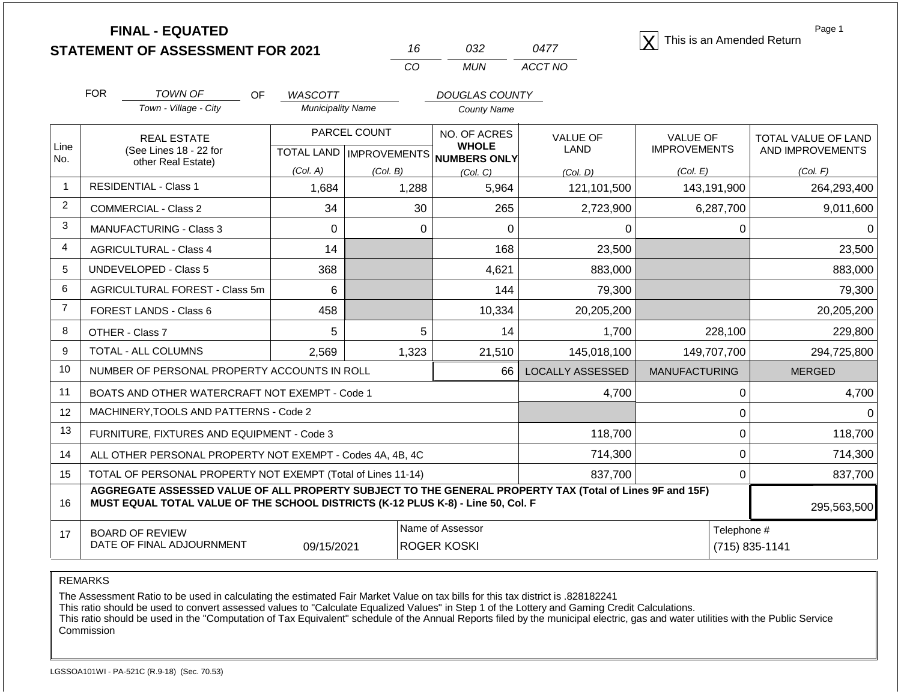**FINAL - EQUATED**
**STATEMENT OF ASSESSMENT FOR 2021**

| 16 | 032 | 0477 |
|---|---|---|
| CO | MUN | ACCT NO |

[X] This is an Amended Return

FOR *TOWN OF* (Town - Village - City) OF *WASCOTT* (Municipality Name) *DOUGLAS COUNTY* (County Name)

| Line No. | REAL ESTATE (See Lines 18 - 22 for other Real Estate) | PARCEL COUNT TOTAL LAND (Col. A) | PARCEL COUNT IMPROVEMENTS (Col. B) | NO. OF ACRES WHOLE NUMBERS ONLY (Col. C) | VALUE OF LAND (Col. D) | VALUE OF IMPROVEMENTS (Col. E) | TOTAL VALUE OF LAND AND IMPROVEMENTS (Col. F) |
|---|---|---|---|---|---|---|---|
| 1 | RESIDENTIAL - Class 1 | 1,684 | 1,288 | 5,964 | 121,101,500 | 143,191,900 | 264,293,400 |
| 2 | COMMERCIAL - Class 2 | 34 | 30 | 265 | 2,723,900 | 6,287,700 | 9,011,600 |
| 3 | MANUFACTURING - Class 3 | 0 | 0 | 0 | 0 | 0 | 0 |
| 4 | AGRICULTURAL - Class 4 | 14 | | 168 | 23,500 | | 23,500 |
| 5 | UNDEVELOPED - Class 5 | 368 | | 4,621 | 883,000 | | 883,000 |
| 6 | AGRICULTURAL FOREST - Class 5m | 6 | | 144 | 79,300 | | 79,300 |
| 7 | FOREST LANDS - Class 6 | 458 | | 10,334 | 20,205,200 | | 20,205,200 |
| 8 | OTHER - Class 7 | 5 | 5 | 14 | 1,700 | 228,100 | 229,800 |
| 9 | TOTAL - ALL COLUMNS | 2,569 | 1,323 | 21,510 | 145,018,100 | 149,707,700 | 294,725,800 |
| 10 | NUMBER OF PERSONAL PROPERTY ACCOUNTS IN ROLL | | | 66 | LOCALLY ASSESSED | MANUFACTURING | MERGED |
| 11 | BOATS AND OTHER WATERCRAFT NOT EXEMPT - Code 1 | | | | 4,700 | 0 | 4,700 |
| 12 | MACHINERY,TOOLS AND PATTERNS - Code 2 | | | | | 0 | 0 |
| 13 | FURNITURE, FIXTURES AND EQUIPMENT - Code 3 | | | | 118,700 | 0 | 118,700 |
| 14 | ALL OTHER PERSONAL PROPERTY NOT EXEMPT - Codes 4A, 4B, 4C | | | | 714,300 | 0 | 714,300 |
| 15 | TOTAL OF PERSONAL PROPERTY NOT EXEMPT (Total of Lines 11-14) | | | | 837,700 | 0 | 837,700 |
| 16 | **AGGREGATE ASSESSED VALUE OF ALL PROPERTY SUBJECT TO THE GENERAL PROPERTY TAX (Total of Lines 9F and 15F) MUST EQUAL TOTAL VALUE OF THE SCHOOL DISTRICTS (K-12 PLUS K-8) - Line 50, Col. F** | | | | | | 295,563,500 |
| 17 | BOARD OF REVIEW DATE OF FINAL ADJOURNMENT | 09/15/2021 | Name of Assessor: ROGER KOSKI | | | Telephone #: (715) 835-1141 | |

REMARKS

The Assessment Ratio to be used in calculating the estimated Fair Market Value on tax bills for this tax district is .828182241
This ratio should be used to convert assessed values to "Calculate Equalized Values" in Step 1 of the Lottery and Gaming Credit Calculations.
This ratio should be used in the "Computation of Tax Equivalent" schedule of the Annual Reports filed by the municipal electric, gas and water utilities with the Public Service Commission

LGSSOA101WI - PA-521C (R.9-18) (Sec. 70.53)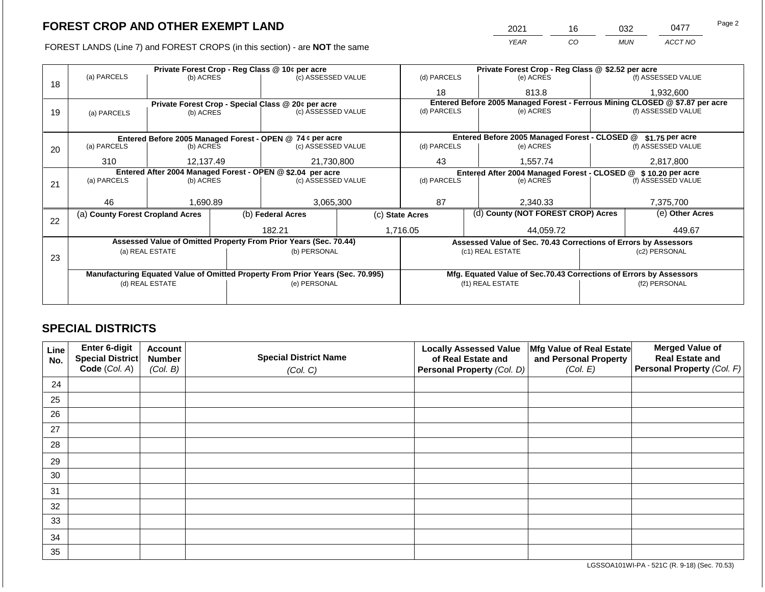# FOREST CROP AND OTHER EXEMPT LAND

| YEAR | CO | MUN | ACCT NO |
|---|---|---|---|
| 2021 | 16 | 032 | 0477 |

FOREST LANDS (Line 7) and FOREST CROPS (in this section) - are **NOT** the same

| Line | (a) PARCELS | (b) ACRES | (c) ASSESSED VALUE | (d) PARCELS | (e) ACRES | (f) ASSESSED VALUE |
|---|---|---|---|---|---|---|
| | **Private Forest Crop - Reg Class @ 10¢ per acre** | | | **Private Forest Crop - Reg Class @ $2.52 per acre** | | |
| 18 | | | | 18 | 813.8 | 1,932,600 |
| | **Private Forest Crop - Special Class @ 20¢ per acre** | | | **Entered Before 2005 Managed Forest - Ferrous Mining CLOSED @ $7.87 per acre** | | |
| 19 | | | | | | |
| | **Entered Before 2005 Managed Forest - OPEN @ 74 ¢ per acre** | | | **Entered Before 2005 Managed Forest - CLOSED @ $1.75 per acre** | | |
| 20 | 310 | 12,137.49 | 21,730,800 | 43 | 1,557.74 | 2,817,800 |
| | **Entered After 2004 Managed Forest - OPEN @ $2.04 per acre** | | | **Entered After 2004 Managed Forest - CLOSED @ $10.20 per acre** | | |
| 21 | 46 | 1,690.89 | 3,065,300 | 87 | 2,340.33 | 7,375,700 |

| Line | (a) County Forest Cropland Acres | (b) Federal Acres | (c) State Acres | (d) County (NOT FOREST CROP) Acres | (e) Other Acres |
|---|---|---|---|---|---|
| 22 | | 182.21 | 1,716.05 | 44,059.72 | 449.67 |

| Line | Assessed Value of Omitted Property From Prior Years (Sec. 70.44) (a) REAL ESTATE | (b) PERSONAL | Assessed Value of Sec. 70.43 Corrections of Errors by Assessors (c1) REAL ESTATE | (c2) PERSONAL |
|---|---|---|---|---|
| 23 | | | | |
| | **Manufacturing Equated Value of Omitted Property From Prior Years (Sec. 70.995)** (d) REAL ESTATE | (e) PERSONAL | **Mfg. Equated Value of Sec.70.43 Corrections of Errors by Assessors** (f1) REAL ESTATE | (f2) PERSONAL |
| | | | | |

## SPECIAL DISTRICTS

| Line No. | Enter 6-digit Special District Code (Col. A) | Account Number (Col. B) | Special District Name (Col. C) | Locally Assessed Value of Real Estate and Personal Property (Col. D) | Mfg Value of Real Estate and Personal Property (Col. E) | Merged Value of Real Estate and Personal Property (Col. F) |
|---|---|---|---|---|---|---|
| 24 | | | | | | |
| 25 | | | | | | |
| 26 | | | | | | |
| 27 | | | | | | |
| 28 | | | | | | |
| 29 | | | | | | |
| 30 | | | | | | |
| 31 | | | | | | |
| 32 | | | | | | |
| 33 | | | | | | |
| 34 | | | | | | |
| 35 | | | | | | |

LGSSOA101WI-PA - 521C (R. 9-18) (Sec. 70.53)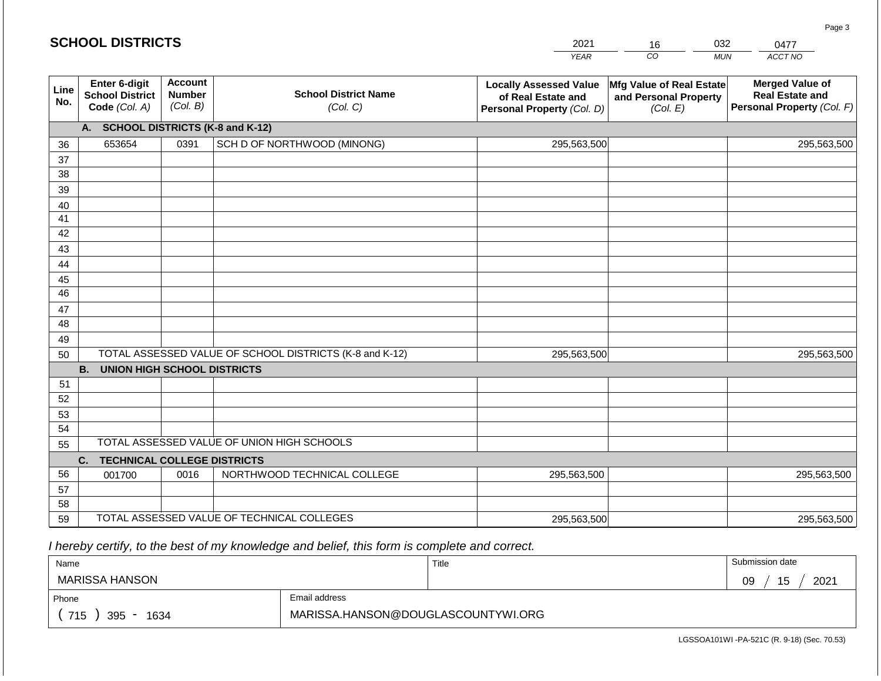## SCHOOL DISTRICTS

| 2021 | 16 | 032 | 0477 |
|---|---|---|---|
| *YEAR* | *CO* | *MUN* | *ACCT NO* |

| Line No. | Enter 6-digit School District Code *(Col. A)* | Account Number *(Col. B)* | School District Name *(Col. C)* | Locally Assessed Value of Real Estate and Personal Property *(Col. D)* | Mfg Value of Real Estate and Personal Property *(Col. E)* | Merged Value of Real Estate and Personal Property *(Col. F)* |
|---|---|---|---|---|---|---|
| | **A. SCHOOL DISTRICTS (K-8 and K-12)** | | | | | |
| 36 | 653654 | 0391 | SCH D OF NORTHWOOD (MINONG) | 295,563,500 | | 295,563,500 |
| 37 | | | | | | |
| 38 | | | | | | |
| 39 | | | | | | |
| 40 | | | | | | |
| 41 | | | | | | |
| 42 | | | | | | |
| 43 | | | | | | |
| 44 | | | | | | |
| 45 | | | | | | |
| 46 | | | | | | |
| 47 | | | | | | |
| 48 | | | | | | |
| 49 | | | | | | |
| 50 | TOTAL ASSESSED VALUE OF SCHOOL DISTRICTS (K-8 and K-12) | | | 295,563,500 | | 295,563,500 |
| | **B. UNION HIGH SCHOOL DISTRICTS** | | | | | |
| 51 | | | | | | |
| 52 | | | | | | |
| 53 | | | | | | |
| 54 | | | | | | |
| 55 | TOTAL ASSESSED VALUE OF UNION HIGH SCHOOLS | | | | | |
| | **C. TECHNICAL COLLEGE DISTRICTS** | | | | | |
| 56 | 001700 | 0016 | NORTHWOOD TECHNICAL COLLEGE | 295,563,500 | | 295,563,500 |
| 57 | | | | | | |
| 58 | | | | | | |
| 59 | TOTAL ASSESSED VALUE OF TECHNICAL COLLEGES | | | 295,563,500 | | 295,563,500 |

*I hereby certify, to the best of my knowledge and belief, this form is complete and correct.*

| Name | | Title | Submission date |
|---|---|---|---|
| MARISSA HANSON | | | 09 / 15 / 2021 |
| Phone | Email address | | |
| ( 715 ) 395 - 1634 | MARISSA.HANSON@DOUGLASCOUNTYWI.ORG | | |

LGSSOA101WI -PA-521C (R. 9-18) (Sec. 70.53)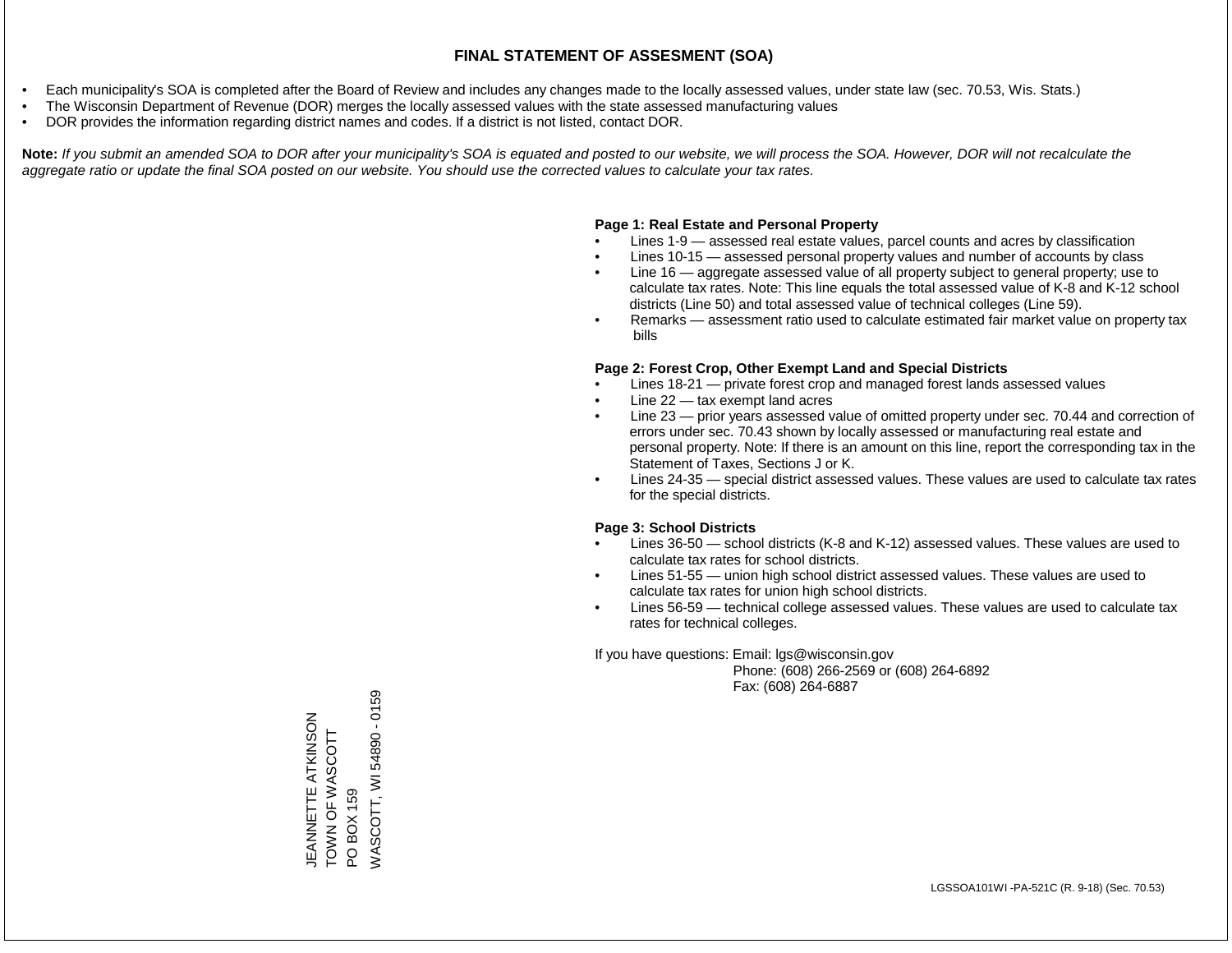# FINAL STATEMENT OF ASSESMENT (SOA)

- Each municipality's SOA is completed after the Board of Review and includes any changes made to the locally assessed values, under state law (sec. 70.53, Wis. Stats.)
- The Wisconsin Department of Revenue (DOR) merges the locally assessed values with the state assessed manufacturing values
- DOR provides the information regarding district names and codes. If a district is not listed, contact DOR.

**Note:** *If you submit an amended SOA to DOR after your municipality's SOA is equated and posted to our website, we will process the SOA. However, DOR will not recalculate the aggregate ratio or update the final SOA posted on our website. You should use the corrected values to calculate your tax rates.*

**Page 1: Real Estate and Personal Property**

- Lines 1-9 — assessed real estate values, parcel counts and acres by classification
- Lines 10-15 — assessed personal property values and number of accounts by class
- Line 16 — aggregate assessed value of all property subject to general property; use to calculate tax rates. Note: This line equals the total assessed value of K-8 and K-12 school districts (Line 50) and total assessed value of technical colleges (Line 59).
- Remarks — assessment ratio used to calculate estimated fair market value on property tax bills

**Page 2: Forest Crop, Other Exempt Land and Special Districts**

- Lines 18-21 — private forest crop and managed forest lands assessed values
- Line 22 — tax exempt land acres
- Line 23 — prior years assessed value of omitted property under sec. 70.44 and correction of errors under sec. 70.43 shown by locally assessed or manufacturing real estate and personal property. Note: If there is an amount on this line, report the corresponding tax in the Statement of Taxes, Sections J or K.
- Lines 24-35 — special district assessed values. These values are used to calculate tax rates for the special districts.

**Page 3: School Districts**

- Lines 36-50 — school districts (K-8 and K-12) assessed values. These values are used to calculate tax rates for school districts.
- Lines 51-55 — union high school district assessed values. These values are used to calculate tax rates for union high school districts.
- Lines 56-59 — technical college assessed values. These values are used to calculate tax rates for technical colleges.

If you have questions: Email: lgs@wisconsin.gov
Phone: (608) 266-2569 or (608) 264-6892
Fax: (608) 264-6887

JEANNETTE ATKINSON
TOWN OF WASCOTT
PO BOX 159
WASCOTT, WI 54890 - 0159

LGSSOA101WI -PA-521C (R. 9-18) (Sec. 70.53)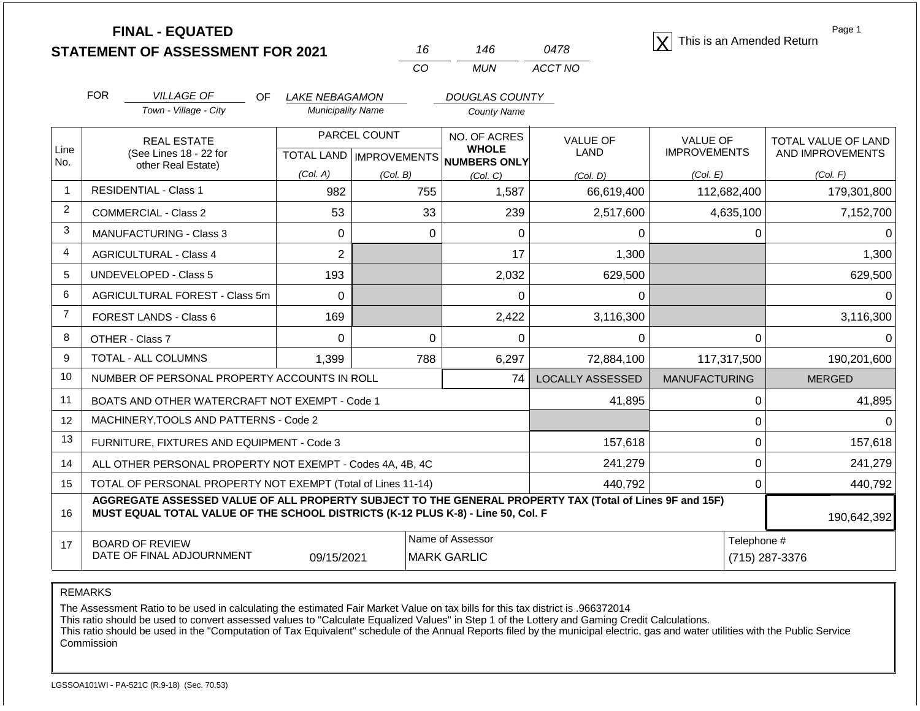# FINAL - EQUATED
## STATEMENT OF ASSESSMENT FOR 2021

| 16 | 146 | 0478 |
|---|---|---|
| CO | MUN | ACCT NO |

[X] This is an Amended Return

FOR *VILLAGE OF* (Town - Village - City) OF *LAKE NEBAGAMON* (Municipality Name) *DOUGLAS COUNTY* (County Name)

| Line No. | REAL ESTATE (See Lines 18 - 22 for other Real Estate) | PARCEL COUNT TOTAL LAND (Col. A) | PARCEL COUNT IMPROVEMENTS (Col. B) | NO. OF ACRES WHOLE NUMBERS ONLY (Col. C) | VALUE OF LAND (Col. D) | VALUE OF IMPROVEMENTS (Col. E) | TOTAL VALUE OF LAND AND IMPROVEMENTS (Col. F) |
|---|---|---|---|---|---|---|---|
| 1 | RESIDENTIAL - Class 1 | 982 | 755 | 1,587 | 66,619,400 | 112,682,400 | 179,301,800 |
| 2 | COMMERCIAL - Class 2 | 53 | 33 | 239 | 2,517,600 | 4,635,100 | 7,152,700 |
| 3 | MANUFACTURING - Class 3 | 0 | 0 | 0 | 0 | 0 | 0 |
| 4 | AGRICULTURAL - Class 4 | 2 | | 17 | 1,300 | | 1,300 |
| 5 | UNDEVELOPED - Class 5 | 193 | | 2,032 | 629,500 | | 629,500 |
| 6 | AGRICULTURAL FOREST - Class 5m | 0 | | 0 | 0 | | 0 |
| 7 | FOREST LANDS - Class 6 | 169 | | 2,422 | 3,116,300 | | 3,116,300 |
| 8 | OTHER - Class 7 | 0 | 0 | 0 | 0 | 0 | 0 |
| 9 | TOTAL - ALL COLUMNS | 1,399 | 788 | 6,297 | 72,884,100 | 117,317,500 | 190,201,600 |
| 10 | NUMBER OF PERSONAL PROPERTY ACCOUNTS IN ROLL | | | 74 | LOCALLY ASSESSED | MANUFACTURING | MERGED |
| 11 | BOATS AND OTHER WATERCRAFT NOT EXEMPT - Code 1 | | | | 41,895 | 0 | 41,895 |
| 12 | MACHINERY,TOOLS AND PATTERNS - Code 2 | | | | | 0 | 0 |
| 13 | FURNITURE, FIXTURES AND EQUIPMENT - Code 3 | | | | 157,618 | 0 | 157,618 |
| 14 | ALL OTHER PERSONAL PROPERTY NOT EXEMPT - Codes 4A, 4B, 4C | | | | 241,279 | 0 | 241,279 |
| 15 | TOTAL OF PERSONAL PROPERTY NOT EXEMPT (Total of Lines 11-14) | | | | 440,792 | 0 | 440,792 |
| 16 | **AGGREGATE ASSESSED VALUE OF ALL PROPERTY SUBJECT TO THE GENERAL PROPERTY TAX (Total of Lines 9F and 15F) MUST EQUAL TOTAL VALUE OF THE SCHOOL DISTRICTS (K-12 PLUS K-8) - Line 50, Col. F** | | | | | | 190,642,392 |
| 17 | BOARD OF REVIEW DATE OF FINAL ADJOURNMENT | 09/15/2021 | | Name of Assessor: MARK GARLIC | | | Telephone #: (715) 287-3376 |

REMARKS

The Assessment Ratio to be used in calculating the estimated Fair Market Value on tax bills for this tax district is .966372014
This ratio should be used to convert assessed values to "Calculate Equalized Values" in Step 1 of the Lottery and Gaming Credit Calculations.
This ratio should be used in the "Computation of Tax Equivalent" schedule of the Annual Reports filed by the municipal electric, gas and water utilities with the Public Service Commission

LGSSOA101WI - PA-521C (R.9-18) (Sec. 70.53)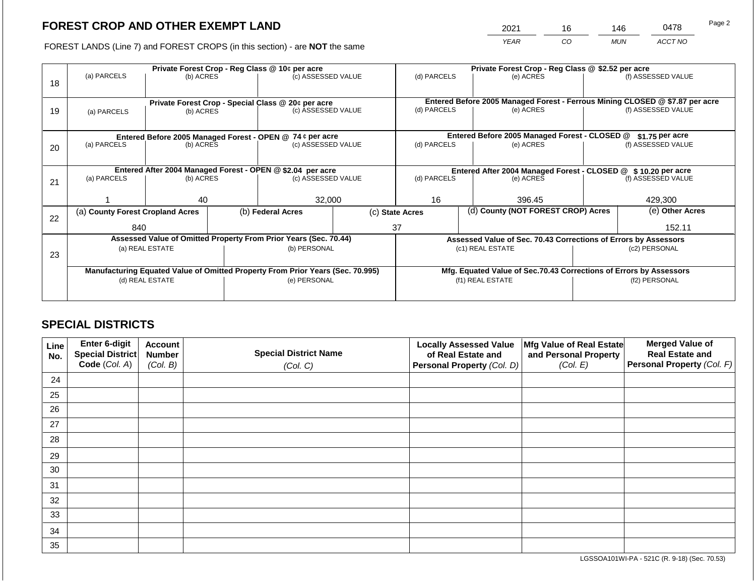## FOREST CROP AND OTHER EXEMPT LAND

| 2021 | 16 | 146 | 0478 |
|---|---|---|---|
| *YEAR* | *CO* | *MUN* | *ACCT NO* |

FOREST LANDS (Line 7) and FOREST CROPS (in this section) - are **NOT** the same

| Line | (a) PARCELS | (b) ACRES | (c) ASSESSED VALUE | (d) PARCELS | (e) ACRES | (f) ASSESSED VALUE |
|---|---|---|---|---|---|---|
| 18 | **Private Forest Crop - Reg Class @ 10¢ per acre** | | | **Private Forest Crop - Reg Class @ $2.52 per acre** | | |
| | | | | | | |
| 19 | **Private Forest Crop - Special Class @ 20¢ per acre** | | | **Entered Before 2005 Managed Forest - Ferrous Mining CLOSED @ $7.87 per acre** | | |
| | | | | | | |
| 20 | **Entered Before 2005 Managed Forest - OPEN @ 74 ¢ per acre** | | | **Entered Before 2005 Managed Forest - CLOSED @ $1.75 per acre** | | |
| | | | | | | |
| 21 | **Entered After 2004 Managed Forest - OPEN @ $2.04 per acre** | | | **Entered After 2004 Managed Forest - CLOSED @ $ 10.20 per acre** | | |
| | 1 | 40 | 32,000 | 16 | 396.45 | 429,300 |

| Line | (a) County Forest Cropland Acres | (b) Federal Acres | (c) State Acres | (d) County (NOT FOREST CROP) Acres | (e) Other Acres |
|---|---|---|---|---|---|
| 22 | 840 | | 37 | | 152.11 |

| Line | Assessed Value of Omitted Property From Prior Years (Sec. 70.44) | | Assessed Value of Sec. 70.43 Corrections of Errors by Assessors | |
|---|---|---|---|---|
| 23 | (a) REAL ESTATE | (b) PERSONAL | (c1) REAL ESTATE | (c2) PERSONAL |
| | | | | |
| | **Manufacturing Equated Value of Omitted Property From Prior Years (Sec. 70.995)** | | **Mfg. Equated Value of Sec.70.43 Corrections of Errors by Assessors** | |
| | (d) REAL ESTATE | (e) PERSONAL | (f1) REAL ESTATE | (f2) PERSONAL |
| | | | | |

## SPECIAL DISTRICTS

| Line No. | Enter 6-digit Special District Code (*Col. A*) | Account Number (*Col. B*) | Special District Name (*Col. C*) | Locally Assessed Value of Real Estate and Personal Property (*Col. D*) | Mfg Value of Real Estate and Personal Property (*Col. E*) | Merged Value of Real Estate and Personal Property (*Col. F*) |
|---|---|---|---|---|---|---|
| 24 | | | | | | |
| 25 | | | | | | |
| 26 | | | | | | |
| 27 | | | | | | |
| 28 | | | | | | |
| 29 | | | | | | |
| 30 | | | | | | |
| 31 | | | | | | |
| 32 | | | | | | |
| 33 | | | | | | |
| 34 | | | | | | |
| 35 | | | | | | |

LGSSOA101WI-PA - 521C (R. 9-18) (Sec. 70.53)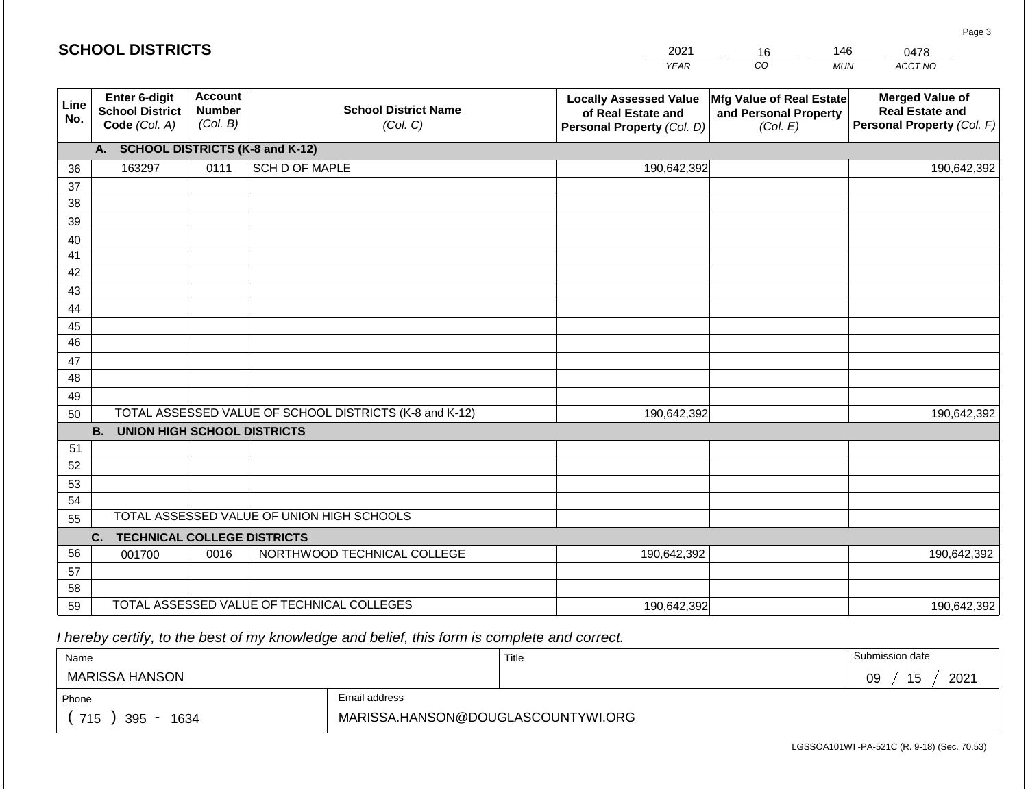## SCHOOL DISTRICTS

| YEAR | CO | MUN | ACCT NO |
|---|---|---|---|
| 2021 | 16 | 146 | 0478 |

| Line No. | Enter 6-digit School District Code (Col. A) | Account Number (Col. B) | School District Name (Col. C) | Locally Assessed Value of Real Estate and Personal Property (Col. D) | Mfg Value of Real Estate and Personal Property (Col. E) | Merged Value of Real Estate and Personal Property (Col. F) |
|---|---|---|---|---|---|---|
| | **A. SCHOOL DISTRICTS (K-8 and K-12)** | | | | | |
| 36 | 163297 | 0111 | SCH D OF MAPLE | 190,642,392 | | 190,642,392 |
| 37 | | | | | | |
| 38 | | | | | | |
| 39 | | | | | | |
| 40 | | | | | | |
| 41 | | | | | | |
| 42 | | | | | | |
| 43 | | | | | | |
| 44 | | | | | | |
| 45 | | | | | | |
| 46 | | | | | | |
| 47 | | | | | | |
| 48 | | | | | | |
| 49 | | | | | | |
| 50 | TOTAL ASSESSED VALUE OF SCHOOL DISTRICTS (K-8 and K-12) | | | 190,642,392 | | 190,642,392 |
| | **B. UNION HIGH SCHOOL DISTRICTS** | | | | | |
| 51 | | | | | | |
| 52 | | | | | | |
| 53 | | | | | | |
| 54 | | | | | | |
| 55 | TOTAL ASSESSED VALUE OF UNION HIGH SCHOOLS | | | | | |
| | **C. TECHNICAL COLLEGE DISTRICTS** | | | | | |
| 56 | 001700 | 0016 | NORTHWOOD TECHNICAL COLLEGE | 190,642,392 | | 190,642,392 |
| 57 | | | | | | |
| 58 | | | | | | |
| 59 | TOTAL ASSESSED VALUE OF TECHNICAL COLLEGES | | | 190,642,392 | | 190,642,392 |

*I hereby certify, to the best of my knowledge and belief, this form is complete and correct.*

| Name | | Title | Submission date |
|---|---|---|---|
| MARISSA HANSON | | | 09 / 15 / 2021 |
| Phone | Email address | | |
| ( 715 ) 395 - 1634 | MARISSA.HANSON@DOUGLASCOUNTYWI.ORG | | |

LGSSOA101WI -PA-521C (R. 9-18) (Sec. 70.53)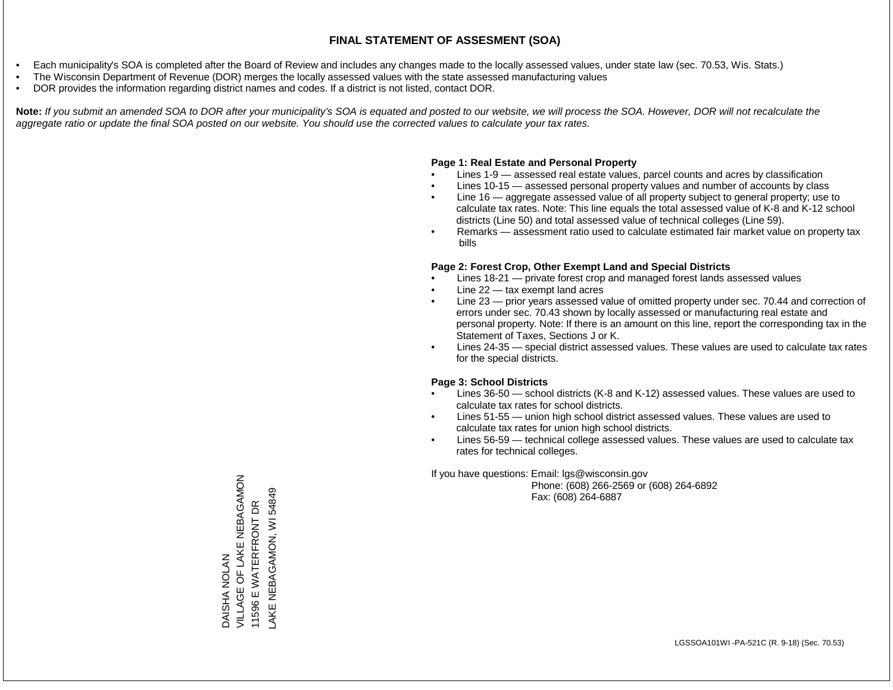# FINAL STATEMENT OF ASSESMENT (SOA)

- Each municipality's SOA is completed after the Board of Review and includes any changes made to the locally assessed values, under state law (sec. 70.53, Wis. Stats.)
- The Wisconsin Department of Revenue (DOR) merges the locally assessed values with the state assessed manufacturing values
- DOR provides the information regarding district names and codes. If a district is not listed, contact DOR.

**Note:** *If you submit an amended SOA to DOR after your municipality's SOA is equated and posted to our website, we will process the SOA. However, DOR will not recalculate the aggregate ratio or update the final SOA posted on our website. You should use the corrected values to calculate your tax rates.*

**Page 1: Real Estate and Personal Property**

- Lines 1-9 — assessed real estate values, parcel counts and acres by classification
- Lines 10-15 — assessed personal property values and number of accounts by class
- Line 16 — aggregate assessed value of all property subject to general property; use to calculate tax rates. Note: This line equals the total assessed value of K-8 and K-12 school districts (Line 50) and total assessed value of technical colleges (Line 59).
- Remarks — assessment ratio used to calculate estimated fair market value on property tax bills

**Page 2: Forest Crop, Other Exempt Land and Special Districts**

- Lines 18-21 — private forest crop and managed forest lands assessed values
- Line 22 — tax exempt land acres
- Line 23 — prior years assessed value of omitted property under sec. 70.44 and correction of errors under sec. 70.43 shown by locally assessed or manufacturing real estate and personal property. Note: If there is an amount on this line, report the corresponding tax in the Statement of Taxes, Sections J or K.
- Lines 24-35 — special district assessed values. These values are used to calculate tax rates for the special districts.

**Page 3: School Districts**

- Lines 36-50 — school districts (K-8 and K-12) assessed values. These values are used to calculate tax rates for school districts.
- Lines 51-55 — union high school district assessed values. These values are used to calculate tax rates for union high school districts.
- Lines 56-59 — technical college assessed values. These values are used to calculate tax rates for technical colleges.

If you have questions: Email: lgs@wisconsin.gov
Phone: (608) 266-2569 or (608) 264-6892
Fax: (608) 264-6887

DAISHA NOLAN
VILLAGE OF LAKE NEBAGAMON
11596 E WATERFRONT DR
LAKE NEBAGAMON, WI 54849

LGSSOA101WI -PA-521C (R. 9-18) (Sec. 70.53)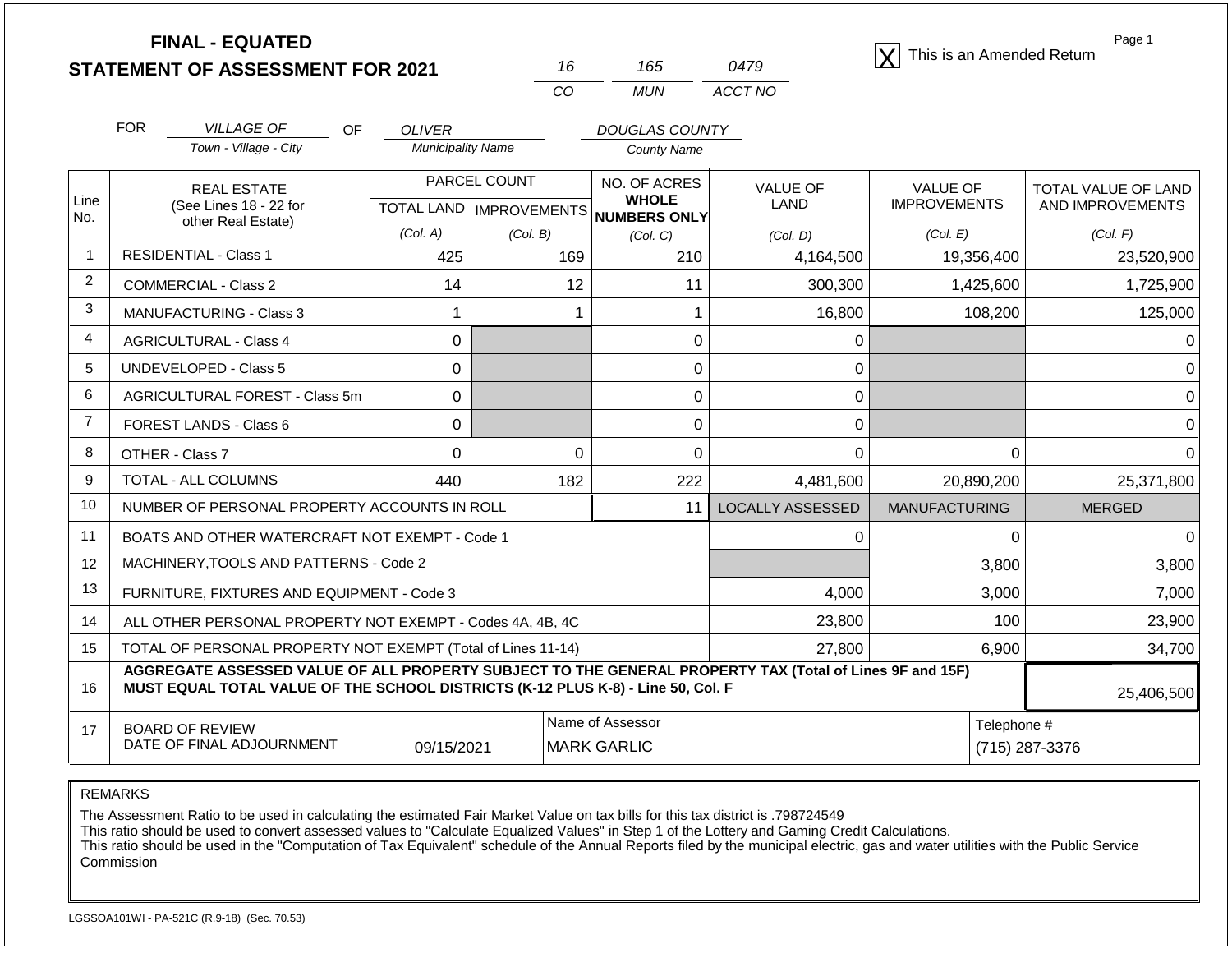# FINAL - EQUATED
## STATEMENT OF ASSESSMENT FOR 2021

| 16 | 165 | 0479 |
|---|---|---|
| CO | MUN | ACCT NO |

[X] This is an Amended Return

FOR *VILLAGE OF* (Town - Village - City) OF *OLIVER* (Municipality Name) *DOUGLAS COUNTY* (County Name)

| Line No. | REAL ESTATE (See Lines 18 - 22 for other Real Estate) | PARCEL COUNT TOTAL LAND (Col. A) | PARCEL COUNT IMPROVEMENTS (Col. B) | NO. OF ACRES WHOLE NUMBERS ONLY (Col. C) | VALUE OF LAND (Col. D) | VALUE OF IMPROVEMENTS (Col. E) | TOTAL VALUE OF LAND AND IMPROVEMENTS (Col. F) |
|---|---|---|---|---|---|---|---|
| 1 | RESIDENTIAL - Class 1 | 425 | 169 | 210 | 4,164,500 | 19,356,400 | 23,520,900 |
| 2 | COMMERCIAL - Class 2 | 14 | 12 | 11 | 300,300 | 1,425,600 | 1,725,900 |
| 3 | MANUFACTURING - Class 3 | 1 | 1 | 1 | 16,800 | 108,200 | 125,000 |
| 4 | AGRICULTURAL - Class 4 | 0 | | 0 | 0 | | 0 |
| 5 | UNDEVELOPED - Class 5 | 0 | | 0 | 0 | | 0 |
| 6 | AGRICULTURAL FOREST - Class 5m | 0 | | 0 | 0 | | 0 |
| 7 | FOREST LANDS - Class 6 | 0 | | 0 | 0 | | 0 |
| 8 | OTHER - Class 7 | 0 | 0 | 0 | 0 | 0 | 0 |
| 9 | TOTAL - ALL COLUMNS | 440 | 182 | 222 | 4,481,600 | 20,890,200 | 25,371,800 |
| 10 | NUMBER OF PERSONAL PROPERTY ACCOUNTS IN ROLL | | | 11 | LOCALLY ASSESSED | MANUFACTURING | MERGED |
| 11 | BOATS AND OTHER WATERCRAFT NOT EXEMPT - Code 1 | | | | 0 | 0 | 0 |
| 12 | MACHINERY,TOOLS AND PATTERNS - Code 2 | | | | | 3,800 | 3,800 |
| 13 | FURNITURE, FIXTURES AND EQUIPMENT - Code 3 | | | | 4,000 | 3,000 | 7,000 |
| 14 | ALL OTHER PERSONAL PROPERTY NOT EXEMPT - Codes 4A, 4B, 4C | | | | 23,800 | 100 | 23,900 |
| 15 | TOTAL OF PERSONAL PROPERTY NOT EXEMPT (Total of Lines 11-14) | | | | 27,800 | 6,900 | 34,700 |
| 16 | **AGGREGATE ASSESSED VALUE OF ALL PROPERTY SUBJECT TO THE GENERAL PROPERTY TAX (Total of Lines 9F and 15F) MUST EQUAL TOTAL VALUE OF THE SCHOOL DISTRICTS (K-12 PLUS K-8) - Line 50, Col. F** | | | | | | 25,406,500 |
| 17 | BOARD OF REVIEW DATE OF FINAL ADJOURNMENT | 09/15/2021 | Name of Assessor: MARK GARLIC | | | Telephone #: (715) 287-3376 | |

REMARKS

The Assessment Ratio to be used in calculating the estimated Fair Market Value on tax bills for this tax district is .798724549
This ratio should be used to convert assessed values to "Calculate Equalized Values" in Step 1 of the Lottery and Gaming Credit Calculations.
This ratio should be used in the "Computation of Tax Equivalent" schedule of the Annual Reports filed by the municipal electric, gas and water utilities with the Public Service Commission

LGSSOA101WI - PA-521C (R.9-18) (Sec. 70.53)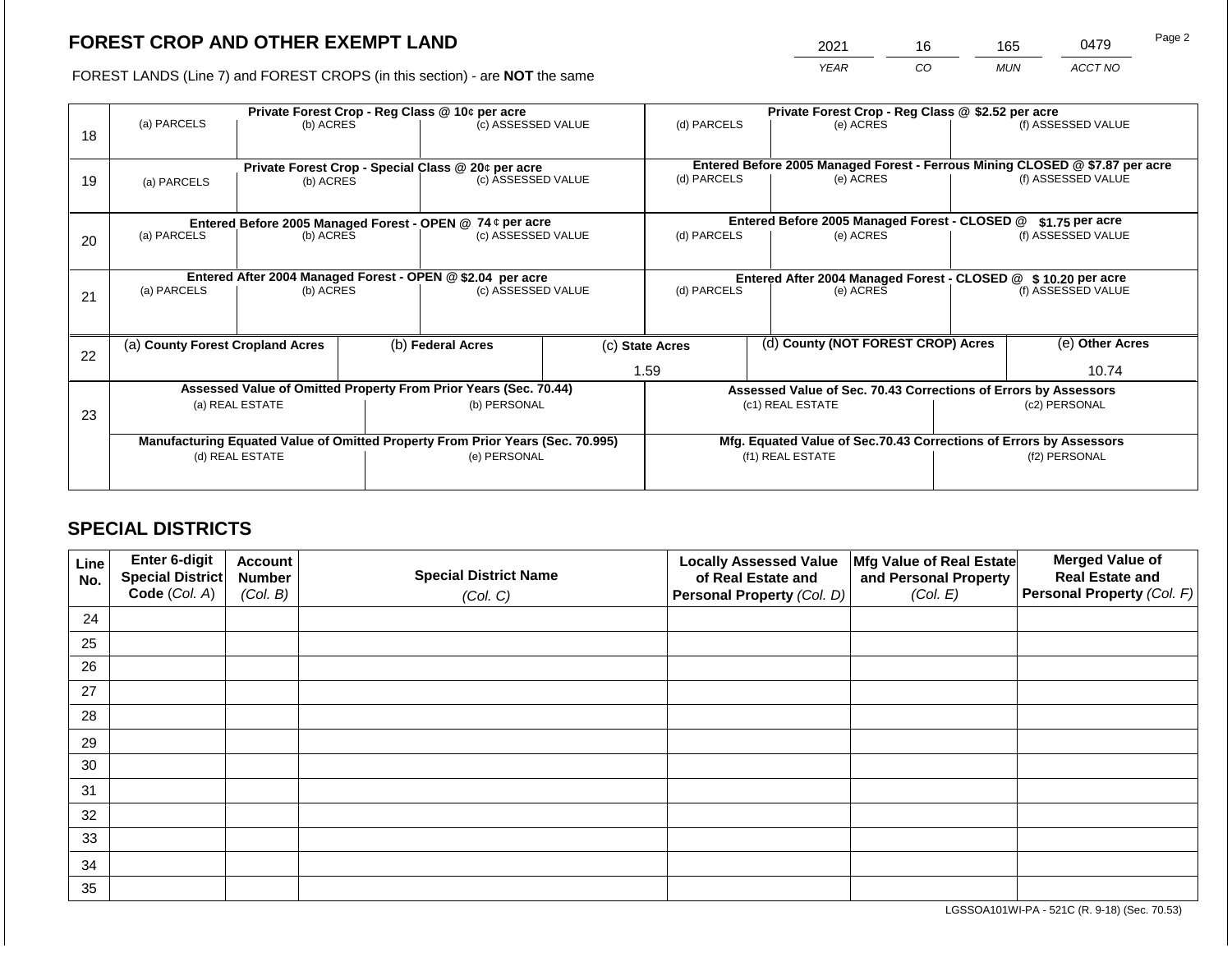# FOREST CROP AND OTHER EXEMPT LAND

FOREST LANDS (Line 7) and FOREST CROPS (in this section) - are **NOT** the same

| 2021 | 16 | 165 | 0479 |
|---|---|---|---|
| *YEAR* | *CO* | *MUN* | *ACCT NO* |

Page 2

| | Private Forest Crop - Reg Class @ 10¢ per acre | | | Private Forest Crop - Reg Class @ $2.52 per acre | | |
|---|---|---|---|---|---|---|
| 18 | (a) PARCELS | (b) ACRES | (c) ASSESSED VALUE | (d) PARCELS | (e) ACRES | (f) ASSESSED VALUE |
| | **Private Forest Crop - Special Class @ 20¢ per acre** | | | **Entered Before 2005 Managed Forest - Ferrous Mining CLOSED @ $7.87 per acre** | | |
| 19 | (a) PARCELS | (b) ACRES | (c) ASSESSED VALUE | (d) PARCELS | (e) ACRES | (f) ASSESSED VALUE |
| | **Entered Before 2005 Managed Forest - OPEN @ 74 ¢ per acre** | | | **Entered Before 2005 Managed Forest - CLOSED @ $1.75 per acre** | | |
| 20 | (a) PARCELS | (b) ACRES | (c) ASSESSED VALUE | (d) PARCELS | (e) ACRES | (f) ASSESSED VALUE |
| | **Entered After 2004 Managed Forest - OPEN @ $2.04 per acre** | | | **Entered After 2004 Managed Forest - CLOSED @ $ 10.20 per acre** | | |
| 21 | (a) PARCELS | (b) ACRES | (c) ASSESSED VALUE | (d) PARCELS | (e) ACRES | (f) ASSESSED VALUE |

| | (a) **County Forest Cropland Acres** | (b) **Federal Acres** | (c) **State Acres** | (d) **County (NOT FOREST CROP) Acres** | (e) **Other Acres** |
|---|---|---|---|---|---|
| 22 | | | 1.59 | | 10.74 |

| | **Assessed Value of Omitted Property From Prior Years (Sec. 70.44)** | | **Assessed Value of Sec. 70.43 Corrections of Errors by Assessors** | |
|---|---|---|---|---|
| 23 | (a) REAL ESTATE | (b) PERSONAL | (c1) REAL ESTATE | (c2) PERSONAL |
| | **Manufacturing Equated Value of Omitted Property From Prior Years (Sec. 70.995)** | | **Mfg. Equated Value of Sec.70.43 Corrections of Errors by Assessors** | |
| | (d) REAL ESTATE | (e) PERSONAL | (f1) REAL ESTATE | (f2) PERSONAL |

## SPECIAL DISTRICTS

| Line No. | Enter 6-digit Special District Code *(Col. A)* | Account Number *(Col. B)* | Special District Name *(Col. C)* | Locally Assessed Value of Real Estate and Personal Property *(Col. D)* | Mfg Value of Real Estate and Personal Property *(Col. E)* | Merged Value of Real Estate and Personal Property *(Col. F)* |
|---|---|---|---|---|---|---|
| 24 | | | | | | |
| 25 | | | | | | |
| 26 | | | | | | |
| 27 | | | | | | |
| 28 | | | | | | |
| 29 | | | | | | |
| 30 | | | | | | |
| 31 | | | | | | |
| 32 | | | | | | |
| 33 | | | | | | |
| 34 | | | | | | |
| 35 | | | | | | |

LGSSOA101WI-PA - 521C (R. 9-18) (Sec. 70.53)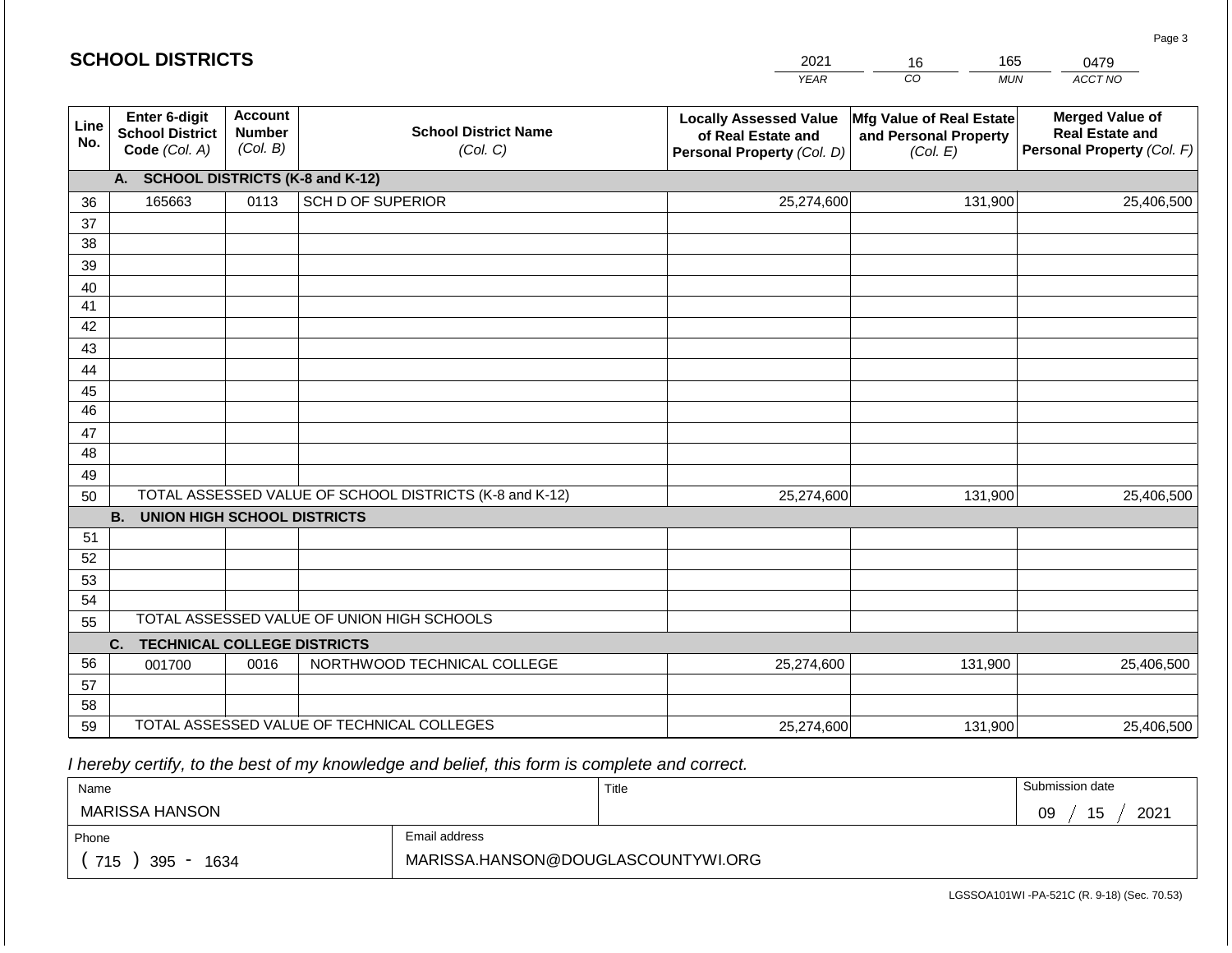## SCHOOL DISTRICTS

| 2021 | 16 | 165 | 0479 |
|---|---|---|---|
| *YEAR* | *CO* | *MUN* | *ACCT NO* |

| Line No. | Enter 6-digit School District Code *(Col. A)* | Account Number *(Col. B)* | School District Name *(Col. C)* | Locally Assessed Value of Real Estate and Personal Property *(Col. D)* | Mfg Value of Real Estate and Personal Property *(Col. E)* | Merged Value of Real Estate and Personal Property *(Col. F)* |
|---|---|---|---|---|---|---|
| | **A. SCHOOL DISTRICTS (K-8 and K-12)** | | | | | |
| 36 | 165663 | 0113 | SCH D OF SUPERIOR | 25,274,600 | 131,900 | 25,406,500 |
| 37 | | | | | | |
| 38 | | | | | | |
| 39 | | | | | | |
| 40 | | | | | | |
| 41 | | | | | | |
| 42 | | | | | | |
| 43 | | | | | | |
| 44 | | | | | | |
| 45 | | | | | | |
| 46 | | | | | | |
| 47 | | | | | | |
| 48 | | | | | | |
| 49 | | | | | | |
| 50 | TOTAL ASSESSED VALUE OF SCHOOL DISTRICTS (K-8 and K-12) | | | 25,274,600 | 131,900 | 25,406,500 |
| | **B. UNION HIGH SCHOOL DISTRICTS** | | | | | |
| 51 | | | | | | |
| 52 | | | | | | |
| 53 | | | | | | |
| 54 | | | | | | |
| 55 | TOTAL ASSESSED VALUE OF UNION HIGH SCHOOLS | | | | | |
| | **C. TECHNICAL COLLEGE DISTRICTS** | | | | | |
| 56 | 001700 | 0016 | NORTHWOOD TECHNICAL COLLEGE | 25,274,600 | 131,900 | 25,406,500 |
| 57 | | | | | | |
| 58 | | | | | | |
| 59 | TOTAL ASSESSED VALUE OF TECHNICAL COLLEGES | | | 25,274,600 | 131,900 | 25,406,500 |

*I hereby certify, to the best of my knowledge and belief, this form is complete and correct.*

| Name | Title | Submission date |
|---|---|---|
| MARISSA HANSON | | 09 / 15 / 2021 |

| Phone | Email address |
|---|---|
| ( 715 ) 395 - 1634 | MARISSA.HANSON@DOUGLASCOUNTYWI.ORG |

LGSSOA101WI -PA-521C (R. 9-18) (Sec. 70.53)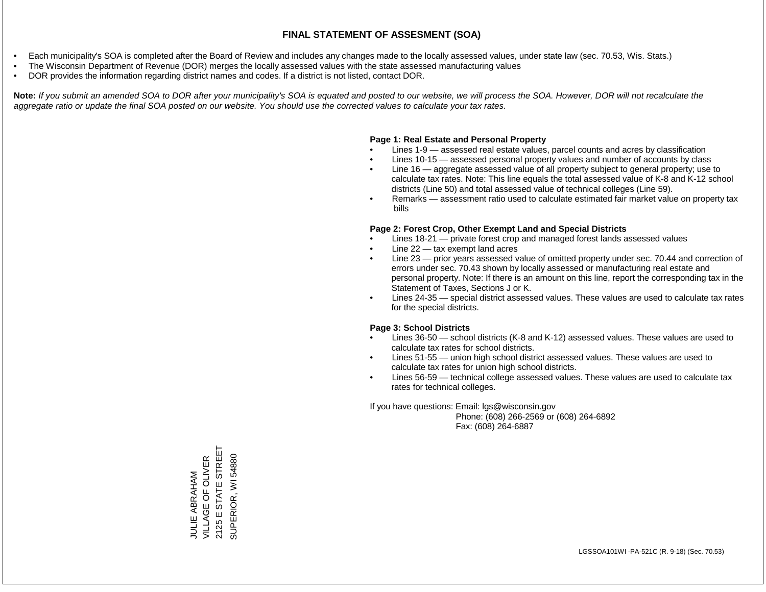# FINAL STATEMENT OF ASSESMENT (SOA)

- Each municipality's SOA is completed after the Board of Review and includes any changes made to the locally assessed values, under state law (sec. 70.53, Wis. Stats.)
- The Wisconsin Department of Revenue (DOR) merges the locally assessed values with the state assessed manufacturing values
- DOR provides the information regarding district names and codes. If a district is not listed, contact DOR.

**Note:** *If you submit an amended SOA to DOR after your municipality's SOA is equated and posted to our website, we will process the SOA. However, DOR will not recalculate the aggregate ratio or update the final SOA posted on our website. You should use the corrected values to calculate your tax rates.*

**Page 1: Real Estate and Personal Property**

- Lines 1-9 — assessed real estate values, parcel counts and acres by classification
- Lines 10-15 — assessed personal property values and number of accounts by class
- Line 16 — aggregate assessed value of all property subject to general property; use to calculate tax rates. Note: This line equals the total assessed value of K-8 and K-12 school districts (Line 50) and total assessed value of technical colleges (Line 59).
- Remarks — assessment ratio used to calculate estimated fair market value on property tax bills

**Page 2: Forest Crop, Other Exempt Land and Special Districts**

- Lines 18-21 — private forest crop and managed forest lands assessed values
- Line 22 — tax exempt land acres
- Line 23 — prior years assessed value of omitted property under sec. 70.44 and correction of errors under sec. 70.43 shown by locally assessed or manufacturing real estate and personal property. Note: If there is an amount on this line, report the corresponding tax in the Statement of Taxes, Sections J or K.
- Lines 24-35 — special district assessed values. These values are used to calculate tax rates for the special districts.

**Page 3: School Districts**

- Lines 36-50 — school districts (K-8 and K-12) assessed values. These values are used to calculate tax rates for school districts.
- Lines 51-55 — union high school district assessed values. These values are used to calculate tax rates for union high school districts.
- Lines 56-59 — technical college assessed values. These values are used to calculate tax rates for technical colleges.

If you have questions: Email: lgs@wisconsin.gov
Phone: (608) 266-2569 or (608) 264-6892
Fax: (608) 264-6887

JULIE ABRAHAM
VILLAGE OF OLIVER
2125 E STATE STREET
SUPERIOR, WI 54880

LGSSOA101WI -PA-521C (R. 9-18) (Sec. 70.53)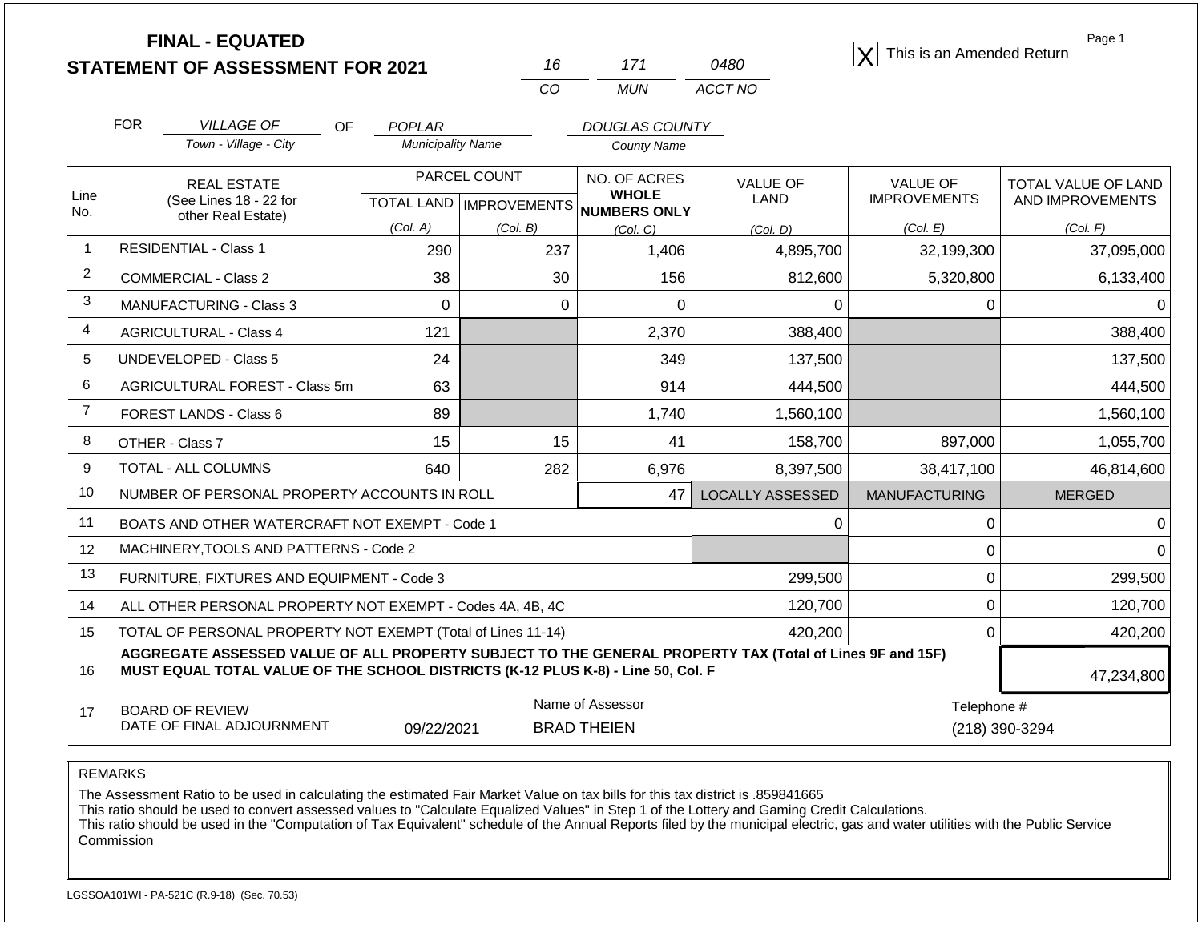# FINAL - EQUATED
## STATEMENT OF ASSESSMENT FOR 2021

| 16 | 171 | 0480 |
|---|---|---|
| CO | MUN | ACCT NO |

[X] This is an Amended Return

Page 1

FOR *VILLAGE OF* (Town - Village - City) OF *POPLAR* (Municipality Name) *DOUGLAS COUNTY* (County Name)

| Line No. | REAL ESTATE (See Lines 18 - 22 for other Real Estate) | PARCEL COUNT TOTAL LAND (Col. A) | PARCEL COUNT IMPROVEMENTS (Col. B) | NO. OF ACRES WHOLE NUMBERS ONLY (Col. C) | VALUE OF LAND (Col. D) | VALUE OF IMPROVEMENTS (Col. E) | TOTAL VALUE OF LAND AND IMPROVEMENTS (Col. F) |
|---|---|---|---|---|---|---|---|
| 1 | RESIDENTIAL - Class 1 | 290 | 237 | 1,406 | 4,895,700 | 32,199,300 | 37,095,000 |
| 2 | COMMERCIAL - Class 2 | 38 | 30 | 156 | 812,600 | 5,320,800 | 6,133,400 |
| 3 | MANUFACTURING - Class 3 | 0 | 0 | 0 | 0 | 0 | 0 |
| 4 | AGRICULTURAL - Class 4 | 121 | | 2,370 | 388,400 | | 388,400 |
| 5 | UNDEVELOPED - Class 5 | 24 | | 349 | 137,500 | | 137,500 |
| 6 | AGRICULTURAL FOREST - Class 5m | 63 | | 914 | 444,500 | | 444,500 |
| 7 | FOREST LANDS - Class 6 | 89 | | 1,740 | 1,560,100 | | 1,560,100 |
| 8 | OTHER - Class 7 | 15 | 15 | 41 | 158,700 | 897,000 | 1,055,700 |
| 9 | TOTAL - ALL COLUMNS | 640 | 282 | 6,976 | 8,397,500 | 38,417,100 | 46,814,600 |
| 10 | NUMBER OF PERSONAL PROPERTY ACCOUNTS IN ROLL | | | 47 | LOCALLY ASSESSED | MANUFACTURING | MERGED |
| 11 | BOATS AND OTHER WATERCRAFT NOT EXEMPT - Code 1 | | | | 0 | 0 | 0 |
| 12 | MACHINERY,TOOLS AND PATTERNS - Code 2 | | | | | 0 | 0 |
| 13 | FURNITURE, FIXTURES AND EQUIPMENT - Code 3 | | | | 299,500 | 0 | 299,500 |
| 14 | ALL OTHER PERSONAL PROPERTY NOT EXEMPT - Codes 4A, 4B, 4C | | | | 120,700 | 0 | 120,700 |
| 15 | TOTAL OF PERSONAL PROPERTY NOT EXEMPT (Total of Lines 11-14) | | | | 420,200 | 0 | 420,200 |
| 16 | **AGGREGATE ASSESSED VALUE OF ALL PROPERTY SUBJECT TO THE GENERAL PROPERTY TAX (Total of Lines 9F and 15F) MUST EQUAL TOTAL VALUE OF THE SCHOOL DISTRICTS (K-12 PLUS K-8) - Line 50, Col. F** | | | | | | 47,234,800 |
| 17 | BOARD OF REVIEW DATE OF FINAL ADJOURNMENT | 09/22/2021 | Name of Assessor: BRAD THEIEN | | | Telephone #: (218) 390-3294 | |

REMARKS

The Assessment Ratio to be used in calculating the estimated Fair Market Value on tax bills for this tax district is .859841665
This ratio should be used to convert assessed values to "Calculate Equalized Values" in Step 1 of the Lottery and Gaming Credit Calculations.
This ratio should be used in the "Computation of Tax Equivalent" schedule of the Annual Reports filed by the municipal electric, gas and water utilities with the Public Service Commission

LGSSOA101WI - PA-521C (R.9-18) (Sec. 70.53)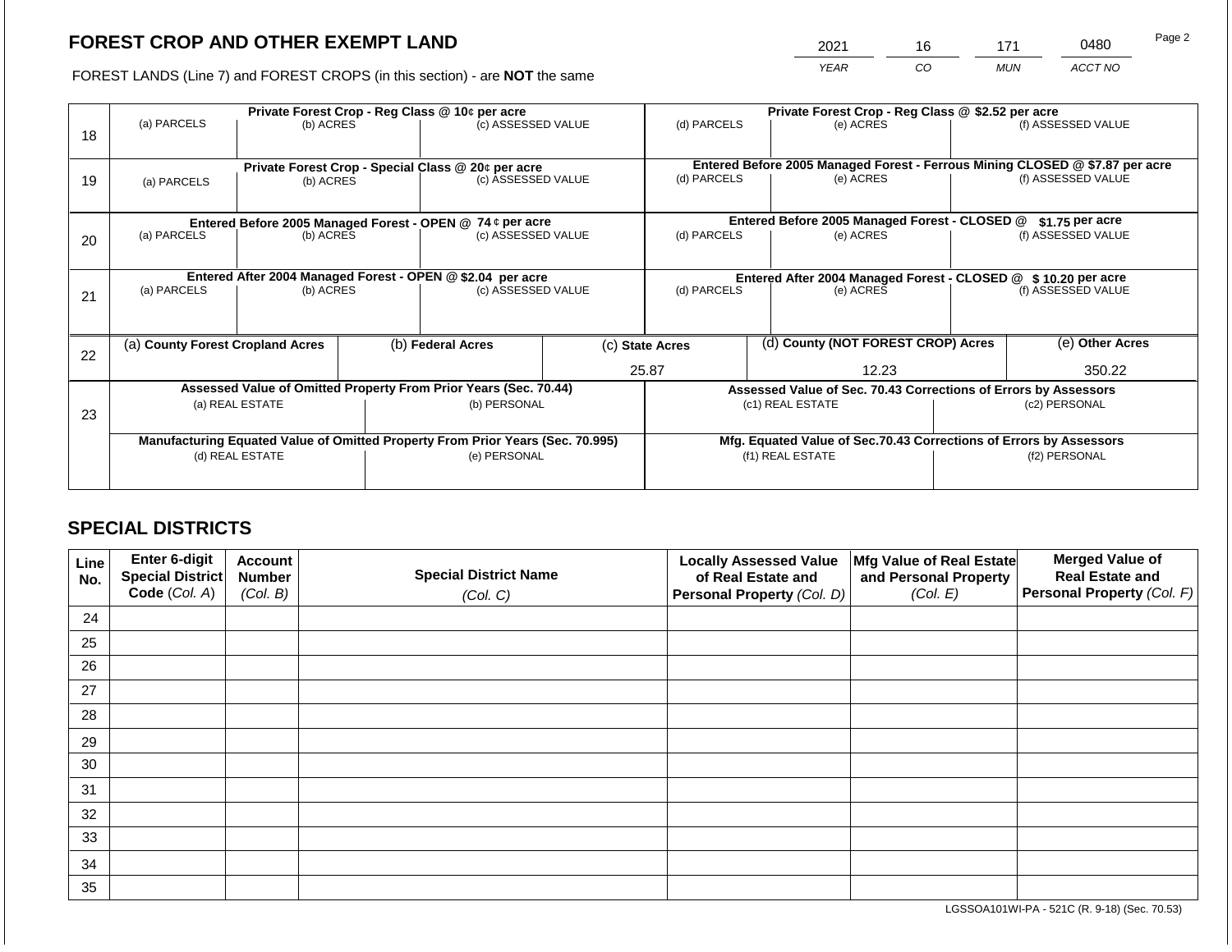## FOREST CROP AND OTHER EXEMPT LAND

FOREST LANDS (Line 7) and FOREST CROPS (in this section) - are **NOT** the same

| 2021 | 16 | 171 | 0480 |
|---|---|---|---|
| *YEAR* | *CO* | *MUN* | *ACCT NO* |

| Line | Private Forest Crop - Reg Class @ 10¢ per acre | | | Private Forest Crop - Reg Class @ $2.52 per acre | | |
|---|---|---|---|---|---|---|
| 18 | (a) PARCELS | (b) ACRES | (c) ASSESSED VALUE | (d) PARCELS | (e) ACRES | (f) ASSESSED VALUE |
| | | | | | | |
| | **Private Forest Crop - Special Class @ 20¢ per acre** | | | **Entered Before 2005 Managed Forest - Ferrous Mining CLOSED @ $7.87 per acre** | | |
| 19 | (a) PARCELS | (b) ACRES | (c) ASSESSED VALUE | (d) PARCELS | (e) ACRES | (f) ASSESSED VALUE |
| | | | | | | |
| | **Entered Before 2005 Managed Forest - OPEN @ 74 ¢ per acre** | | | **Entered Before 2005 Managed Forest - CLOSED @ $1.75 per acre** | | |
| 20 | (a) PARCELS | (b) ACRES | (c) ASSESSED VALUE | (d) PARCELS | (e) ACRES | (f) ASSESSED VALUE |
| | | | | | | |
| | **Entered After 2004 Managed Forest - OPEN @ $2.04 per acre** | | | **Entered After 2004 Managed Forest - CLOSED @ $ 10.20 per acre** | | |
| 21 | (a) PARCELS | (b) ACRES | (c) ASSESSED VALUE | (d) PARCELS | (e) ACRES | (f) ASSESSED VALUE |
| | | | | | | |

| Line | (a) County Forest Cropland Acres | (b) Federal Acres | (c) State Acres | (d) County (NOT FOREST CROP) Acres | (e) Other Acres |
|---|---|---|---|---|---|
| 22 | | | 25.87 | 12.23 | 350.22 |

| Line | Assessed Value of Omitted Property From Prior Years (Sec. 70.44) | | Assessed Value of Sec. 70.43 Corrections of Errors by Assessors | |
|---|---|---|---|---|
| 23 | (a) REAL ESTATE | (b) PERSONAL | (c1) REAL ESTATE | (c2) PERSONAL |
| | | | | |
| | **Manufacturing Equated Value of Omitted Property From Prior Years (Sec. 70.995)** | | **Mfg. Equated Value of Sec.70.43 Corrections of Errors by Assessors** | |
| | (d) REAL ESTATE | (e) PERSONAL | (f1) REAL ESTATE | (f2) PERSONAL |
| | | | | |

## SPECIAL DISTRICTS

| Line No. | Enter 6-digit Special District Code (Col. A) | Account Number (Col. B) | Special District Name (Col. C) | Locally Assessed Value of Real Estate and Personal Property (Col. D) | Mfg Value of Real Estate and Personal Property (Col. E) | Merged Value of Real Estate and Personal Property (Col. F) |
|---|---|---|---|---|---|---|
| 24 | | | | | | |
| 25 | | | | | | |
| 26 | | | | | | |
| 27 | | | | | | |
| 28 | | | | | | |
| 29 | | | | | | |
| 30 | | | | | | |
| 31 | | | | | | |
| 32 | | | | | | |
| 33 | | | | | | |
| 34 | | | | | | |
| 35 | | | | | | |

LGSSOA101WI-PA - 521C (R. 9-18) (Sec. 70.53)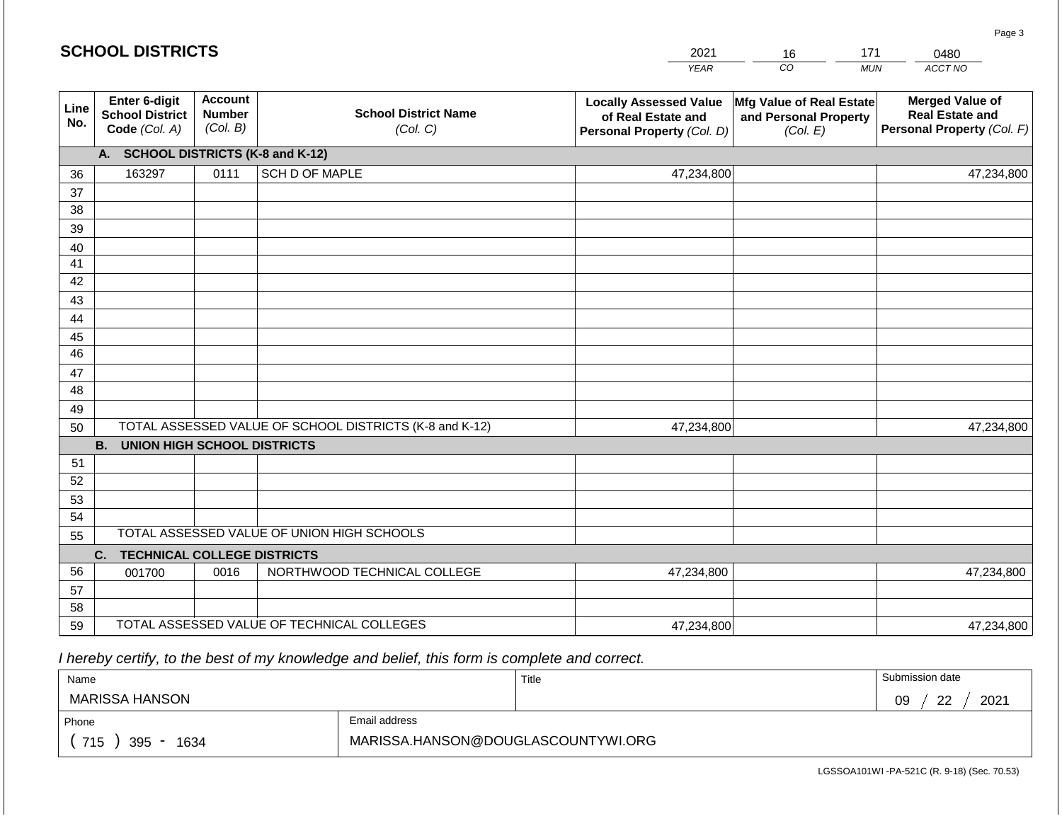## SCHOOL DISTRICTS

| YEAR | CO | MUN | ACCT NO |
|---|---|---|---|
| 2021 | 16 | 171 | 0480 |

| Line No. | Enter 6-digit School District Code (Col. A) | Account Number (Col. B) | School District Name (Col. C) | Locally Assessed Value of Real Estate and Personal Property (Col. D) | Mfg Value of Real Estate and Personal Property (Col. E) | Merged Value of Real Estate and Personal Property (Col. F) |
|---|---|---|---|---|---|---|
| | **A. SCHOOL DISTRICTS (K-8 and K-12)** | | | | | |
| 36 | 163297 | 0111 | SCH D OF MAPLE | 47,234,800 | | 47,234,800 |
| 37 | | | | | | |
| 38 | | | | | | |
| 39 | | | | | | |
| 40 | | | | | | |
| 41 | | | | | | |
| 42 | | | | | | |
| 43 | | | | | | |
| 44 | | | | | | |
| 45 | | | | | | |
| 46 | | | | | | |
| 47 | | | | | | |
| 48 | | | | | | |
| 49 | | | | | | |
| 50 | TOTAL ASSESSED VALUE OF SCHOOL DISTRICTS (K-8 and K-12) | | | 47,234,800 | | 47,234,800 |
| | **B. UNION HIGH SCHOOL DISTRICTS** | | | | | |
| 51 | | | | | | |
| 52 | | | | | | |
| 53 | | | | | | |
| 54 | | | | | | |
| 55 | TOTAL ASSESSED VALUE OF UNION HIGH SCHOOLS | | | | | |
| | **C. TECHNICAL COLLEGE DISTRICTS** | | | | | |
| 56 | 001700 | 0016 | NORTHWOOD TECHNICAL COLLEGE | 47,234,800 | | 47,234,800 |
| 57 | | | | | | |
| 58 | | | | | | |
| 59 | TOTAL ASSESSED VALUE OF TECHNICAL COLLEGES | | | 47,234,800 | | 47,234,800 |

*I hereby certify, to the best of my knowledge and belief, this form is complete and correct.*

| Name | Title | Submission date |
|---|---|---|
| MARISSA HANSON | | 09 / 22 / 2021 |

| Phone | Email address |
|---|---|
| ( 715 ) 395 - 1634 | MARISSA.HANSON@DOUGLASCOUNTYWI.ORG |

LGSSOA101WI -PA-521C (R. 9-18) (Sec. 70.53)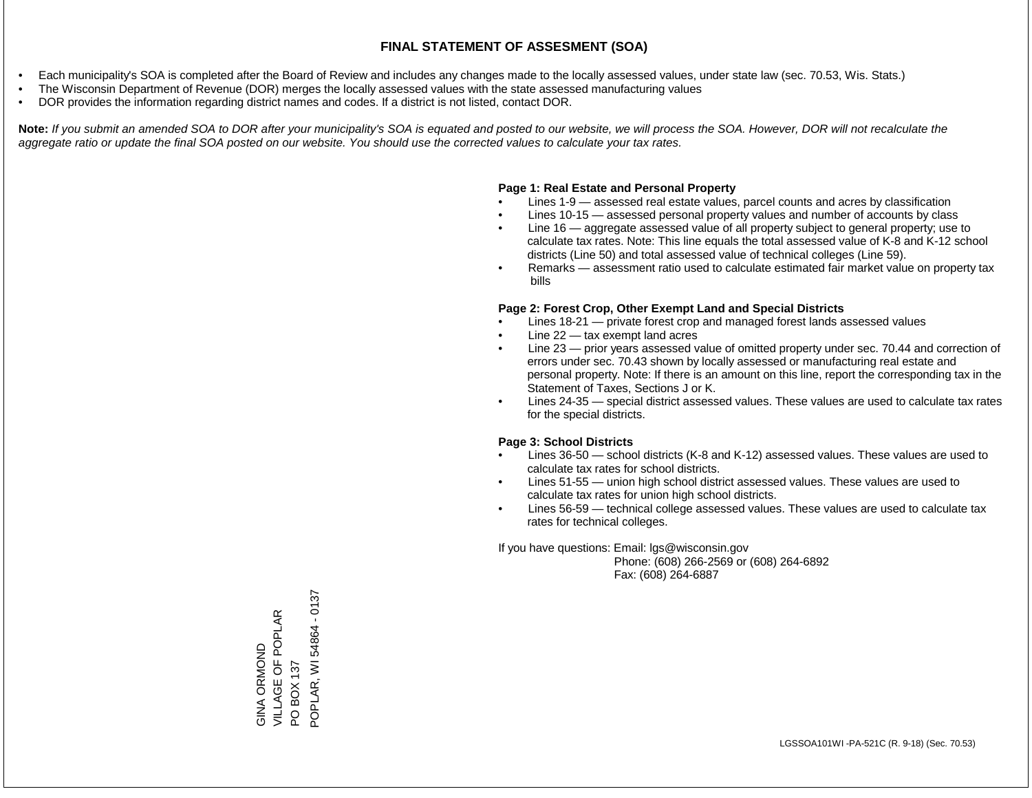# FINAL STATEMENT OF ASSESMENT (SOA)

- Each municipality's SOA is completed after the Board of Review and includes any changes made to the locally assessed values, under state law (sec. 70.53, Wis. Stats.)
- The Wisconsin Department of Revenue (DOR) merges the locally assessed values with the state assessed manufacturing values
- DOR provides the information regarding district names and codes. If a district is not listed, contact DOR.

**Note:** *If you submit an amended SOA to DOR after your municipality's SOA is equated and posted to our website, we will process the SOA. However, DOR will not recalculate the aggregate ratio or update the final SOA posted on our website. You should use the corrected values to calculate your tax rates.*

**Page 1: Real Estate and Personal Property**

- Lines 1-9 — assessed real estate values, parcel counts and acres by classification
- Lines 10-15 — assessed personal property values and number of accounts by class
- Line 16 — aggregate assessed value of all property subject to general property; use to calculate tax rates. Note: This line equals the total assessed value of K-8 and K-12 school districts (Line 50) and total assessed value of technical colleges (Line 59).
- Remarks — assessment ratio used to calculate estimated fair market value on property tax bills

**Page 2: Forest Crop, Other Exempt Land and Special Districts**

- Lines 18-21 — private forest crop and managed forest lands assessed values
- Line 22 — tax exempt land acres
- Line 23 — prior years assessed value of omitted property under sec. 70.44 and correction of errors under sec. 70.43 shown by locally assessed or manufacturing real estate and personal property. Note: If there is an amount on this line, report the corresponding tax in the Statement of Taxes, Sections J or K.
- Lines 24-35 — special district assessed values. These values are used to calculate tax rates for the special districts.

**Page 3: School Districts**

- Lines 36-50 — school districts (K-8 and K-12) assessed values. These values are used to calculate tax rates for school districts.
- Lines 51-55 — union high school district assessed values. These values are used to calculate tax rates for union high school districts.
- Lines 56-59 — technical college assessed values. These values are used to calculate tax rates for technical colleges.

If you have questions: Email: lgs@wisconsin.gov
Phone: (608) 266-2569 or (608) 264-6892
Fax: (608) 264-6887

GINA ORMOND
VILLAGE OF POPLAR
PO BOX 137
POPLAR, WI 54864 - 0137

LGSSOA101WI -PA-521C (R. 9-18) (Sec. 70.53)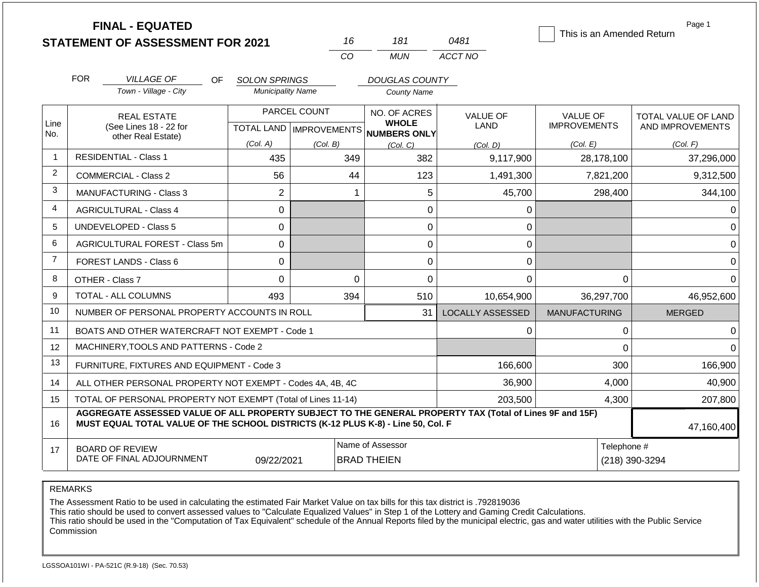# FINAL - EQUATED
## STATEMENT OF ASSESSMENT FOR 2021

| 16 | 181 | 0481 |
|---|---|---|
| CO | MUN | ACCT NO |

☐ This is an Amended Return

Page 1

FOR *VILLAGE OF* (Town - Village - City) OF *SOLON SPRINGS* (Municipality Name) *DOUGLAS COUNTY* (County Name)

| Line No. | REAL ESTATE (See Lines 18 - 22 for other Real Estate) | PARCEL COUNT TOTAL LAND (Col. A) | PARCEL COUNT IMPROVEMENTS (Col. B) | NO. OF ACRES WHOLE NUMBERS ONLY (Col. C) | VALUE OF LAND (Col. D) | VALUE OF IMPROVEMENTS (Col. E) | TOTAL VALUE OF LAND AND IMPROVEMENTS (Col. F) |
|---|---|---|---|---|---|---|---|
| 1 | RESIDENTIAL - Class 1 | 435 | 349 | 382 | 9,117,900 | 28,178,100 | 37,296,000 |
| 2 | COMMERCIAL - Class 2 | 56 | 44 | 123 | 1,491,300 | 7,821,200 | 9,312,500 |
| 3 | MANUFACTURING - Class 3 | 2 | 1 | 5 | 45,700 | 298,400 | 344,100 |
| 4 | AGRICULTURAL - Class 4 | 0 | | 0 | 0 | | 0 |
| 5 | UNDEVELOPED - Class 5 | 0 | | 0 | 0 | | 0 |
| 6 | AGRICULTURAL FOREST - Class 5m | 0 | | 0 | 0 | | 0 |
| 7 | FOREST LANDS - Class 6 | 0 | | 0 | 0 | | 0 |
| 8 | OTHER - Class 7 | 0 | 0 | 0 | 0 | 0 | 0 |
| 9 | TOTAL - ALL COLUMNS | 493 | 394 | 510 | 10,654,900 | 36,297,700 | 46,952,600 |
| 10 | NUMBER OF PERSONAL PROPERTY ACCOUNTS IN ROLL | | | 31 | LOCALLY ASSESSED | MANUFACTURING | MERGED |
| 11 | BOATS AND OTHER WATERCRAFT NOT EXEMPT - Code 1 | | | | 0 | 0 | 0 |
| 12 | MACHINERY,TOOLS AND PATTERNS - Code 2 | | | | | 0 | 0 |
| 13 | FURNITURE, FIXTURES AND EQUIPMENT - Code 3 | | | | 166,600 | 300 | 166,900 |
| 14 | ALL OTHER PERSONAL PROPERTY NOT EXEMPT - Codes 4A, 4B, 4C | | | | 36,900 | 4,000 | 40,900 |
| 15 | TOTAL OF PERSONAL PROPERTY NOT EXEMPT (Total of Lines 11-14) | | | | 203,500 | 4,300 | 207,800 |
| 16 | **AGGREGATE ASSESSED VALUE OF ALL PROPERTY SUBJECT TO THE GENERAL PROPERTY TAX (Total of Lines 9F and 15F) MUST EQUAL TOTAL VALUE OF THE SCHOOL DISTRICTS (K-12 PLUS K-8) - Line 50, Col. F** | | | | | | 47,160,400 |
| 17 | BOARD OF REVIEW DATE OF FINAL ADJOURNMENT | 09/22/2021 | Name of Assessor: BRAD THEIEN | | | Telephone #: (218) 390-3294 | |

REMARKS

The Assessment Ratio to be used in calculating the estimated Fair Market Value on tax bills for this tax district is .792819036
This ratio should be used to convert assessed values to "Calculate Equalized Values" in Step 1 of the Lottery and Gaming Credit Calculations.
This ratio should be used in the "Computation of Tax Equivalent" schedule of the Annual Reports filed by the municipal electric, gas and water utilities with the Public Service Commission

LGSSOA101WI - PA-521C (R.9-18) (Sec. 70.53)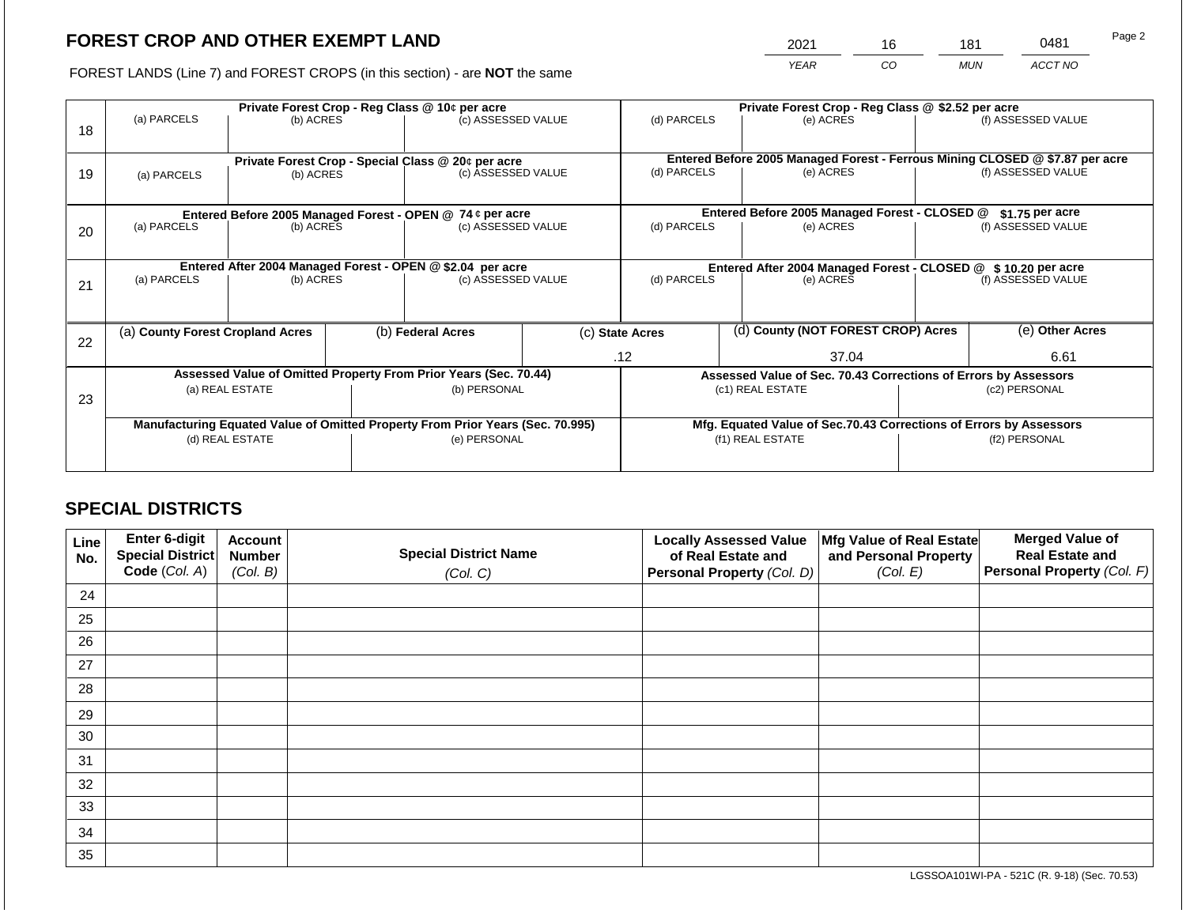# FOREST CROP AND OTHER EXEMPT LAND

FOREST LANDS (Line 7) and FOREST CROPS (in this section) - are **NOT** the same

| YEAR | CO | MUN | ACCT NO |
|---|---|---|---|
| 2021 | 16 | 181 | 0481 |

| Line | Private Forest Crop - Reg Class @ 10¢ per acre | | | Private Forest Crop - Reg Class @ $2.52 per acre | | |
|---|---|---|---|---|---|---|
| 18 | (a) PARCELS | (b) ACRES | (c) ASSESSED VALUE | (d) PARCELS | (e) ACRES | (f) ASSESSED VALUE |
| | | | | | | |
| | **Private Forest Crop - Special Class @ 20¢ per acre** | | | **Entered Before 2005 Managed Forest - Ferrous Mining CLOSED @ $7.87 per acre** | | |
| 19 | (a) PARCELS | (b) ACRES | (c) ASSESSED VALUE | (d) PARCELS | (e) ACRES | (f) ASSESSED VALUE |
| | | | | | | |
| | **Entered Before 2005 Managed Forest - OPEN @ 74 ¢ per acre** | | | **Entered Before 2005 Managed Forest - CLOSED @ $1.75 per acre** | | |
| 20 | (a) PARCELS | (b) ACRES | (c) ASSESSED VALUE | (d) PARCELS | (e) ACRES | (f) ASSESSED VALUE |
| | | | | | | |
| | **Entered After 2004 Managed Forest - OPEN @ $2.04 per acre** | | | **Entered After 2004 Managed Forest - CLOSED @ $ 10.20 per acre** | | |
| 21 | (a) PARCELS | (b) ACRES | (c) ASSESSED VALUE | (d) PARCELS | (e) ACRES | (f) ASSESSED VALUE |
| | | | | | | |

| Line | (a) County Forest Cropland Acres | (b) Federal Acres | (c) State Acres | (d) County (NOT FOREST CROP) Acres | (e) Other Acres |
|---|---|---|---|---|---|
| 22 | | | .12 | 37.04 | 6.61 |

| Line | Assessed Value of Omitted Property From Prior Years (Sec. 70.44) | | Assessed Value of Sec. 70.43 Corrections of Errors by Assessors | |
|---|---|---|---|---|
| 23 | (a) REAL ESTATE | (b) PERSONAL | (c1) REAL ESTATE | (c2) PERSONAL |
| | | | | |
| | **Manufacturing Equated Value of Omitted Property From Prior Years (Sec. 70.995)** | | **Mfg. Equated Value of Sec.70.43 Corrections of Errors by Assessors** | |
| | (d) REAL ESTATE | (e) PERSONAL | (f1) REAL ESTATE | (f2) PERSONAL |
| | | | | |

## SPECIAL DISTRICTS

| Line No. | Enter 6-digit Special District Code (Col. A) | Account Number (Col. B) | Special District Name (Col. C) | Locally Assessed Value of Real Estate and Personal Property (Col. D) | Mfg Value of Real Estate and Personal Property (Col. E) | Merged Value of Real Estate and Personal Property (Col. F) |
|---|---|---|---|---|---|---|
| 24 | | | | | | |
| 25 | | | | | | |
| 26 | | | | | | |
| 27 | | | | | | |
| 28 | | | | | | |
| 29 | | | | | | |
| 30 | | | | | | |
| 31 | | | | | | |
| 32 | | | | | | |
| 33 | | | | | | |
| 34 | | | | | | |
| 35 | | | | | | |

LGSSOA101WI-PA - 521C (R. 9-18) (Sec. 70.53)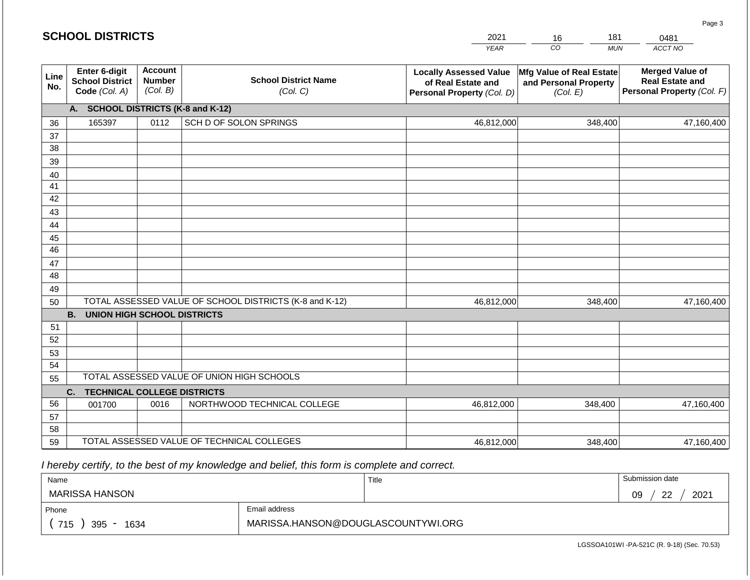## SCHOOL DISTRICTS

| YEAR | CO | MUN | ACCT NO |
|---|---|---|---|
| 2021 | 16 | 181 | 0481 |

| Line No. | Enter 6-digit School District Code (Col. A) | Account Number (Col. B) | School District Name (Col. C) | Locally Assessed Value of Real Estate and Personal Property (Col. D) | Mfg Value of Real Estate and Personal Property (Col. E) | Merged Value of Real Estate and Personal Property (Col. F) |
|---|---|---|---|---|---|---|
| | **A. SCHOOL DISTRICTS (K-8 and K-12)** | | | | | |
| 36 | 165397 | 0112 | SCH D OF SOLON SPRINGS | 46,812,000 | 348,400 | 47,160,400 |
| 37 | | | | | | |
| 38 | | | | | | |
| 39 | | | | | | |
| 40 | | | | | | |
| 41 | | | | | | |
| 42 | | | | | | |
| 43 | | | | | | |
| 44 | | | | | | |
| 45 | | | | | | |
| 46 | | | | | | |
| 47 | | | | | | |
| 48 | | | | | | |
| 49 | | | | | | |
| 50 | TOTAL ASSESSED VALUE OF SCHOOL DISTRICTS (K-8 and K-12) | | | 46,812,000 | 348,400 | 47,160,400 |
| | **B. UNION HIGH SCHOOL DISTRICTS** | | | | | |
| 51 | | | | | | |
| 52 | | | | | | |
| 53 | | | | | | |
| 54 | | | | | | |
| 55 | TOTAL ASSESSED VALUE OF UNION HIGH SCHOOLS | | | | | |
| | **C. TECHNICAL COLLEGE DISTRICTS** | | | | | |
| 56 | 001700 | 0016 | NORTHWOOD TECHNICAL COLLEGE | 46,812,000 | 348,400 | 47,160,400 |
| 57 | | | | | | |
| 58 | | | | | | |
| 59 | TOTAL ASSESSED VALUE OF TECHNICAL COLLEGES | | | 46,812,000 | 348,400 | 47,160,400 |

*I hereby certify, to the best of my knowledge and belief, this form is complete and correct.*

| Name | Title | Submission date |
|---|---|---|
| MARISSA HANSON | | 09 / 22 / 2021 |
| **Phone** | **Email address** | |
| ( 715 ) 395 - 1634 | MARISSA.HANSON@DOUGLASCOUNTYWI.ORG | |

LGSSOA101WI -PA-521C (R. 9-18) (Sec. 70.53)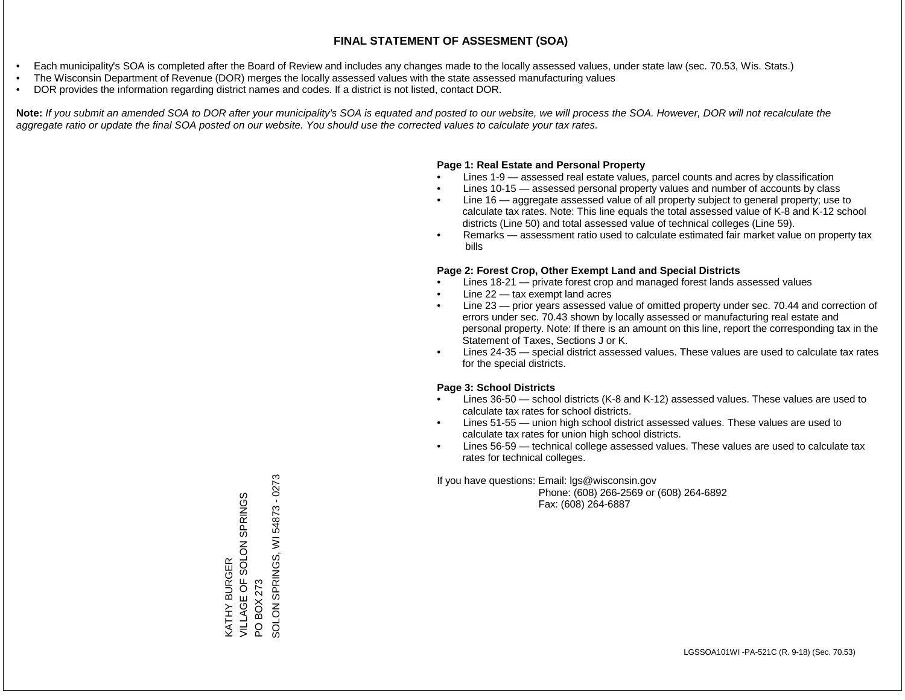# FINAL STATEMENT OF ASSESMENT (SOA)

- Each municipality's SOA is completed after the Board of Review and includes any changes made to the locally assessed values, under state law (sec. 70.53, Wis. Stats.)
- The Wisconsin Department of Revenue (DOR) merges the locally assessed values with the state assessed manufacturing values
- DOR provides the information regarding district names and codes. If a district is not listed, contact DOR.

**Note:** *If you submit an amended SOA to DOR after your municipality's SOA is equated and posted to our website, we will process the SOA. However, DOR will not recalculate the aggregate ratio or update the final SOA posted on our website. You should use the corrected values to calculate your tax rates.*

KATHY BURGER
VILLAGE OF SOLON SPRINGS
PO BOX 273
SOLON SPRINGS, WI 54873 - 0273

**Page 1: Real Estate and Personal Property**

- Lines 1-9 — assessed real estate values, parcel counts and acres by classification
- Lines 10-15 — assessed personal property values and number of accounts by class
- Line 16 — aggregate assessed value of all property subject to general property; use to calculate tax rates. Note: This line equals the total assessed value of K-8 and K-12 school districts (Line 50) and total assessed value of technical colleges (Line 59).
- Remarks — assessment ratio used to calculate estimated fair market value on property tax bills

**Page 2: Forest Crop, Other Exempt Land and Special Districts**

- Lines 18-21 — private forest crop and managed forest lands assessed values
- Line 22 — tax exempt land acres
- Line 23 — prior years assessed value of omitted property under sec. 70.44 and correction of errors under sec. 70.43 shown by locally assessed or manufacturing real estate and personal property. Note: If there is an amount on this line, report the corresponding tax in the Statement of Taxes, Sections J or K.
- Lines 24-35 — special district assessed values. These values are used to calculate tax rates for the special districts.

**Page 3: School Districts**

- Lines 36-50 — school districts (K-8 and K-12) assessed values. These values are used to calculate tax rates for school districts.
- Lines 51-55 — union high school district assessed values. These values are used to calculate tax rates for union high school districts.
- Lines 56-59 — technical college assessed values. These values are used to calculate tax rates for technical colleges.

If you have questions: Email: lgs@wisconsin.gov
Phone: (608) 266-2569 or (608) 264-6892
Fax: (608) 264-6887

LGSSOA101WI -PA-521C (R. 9-18) (Sec. 70.53)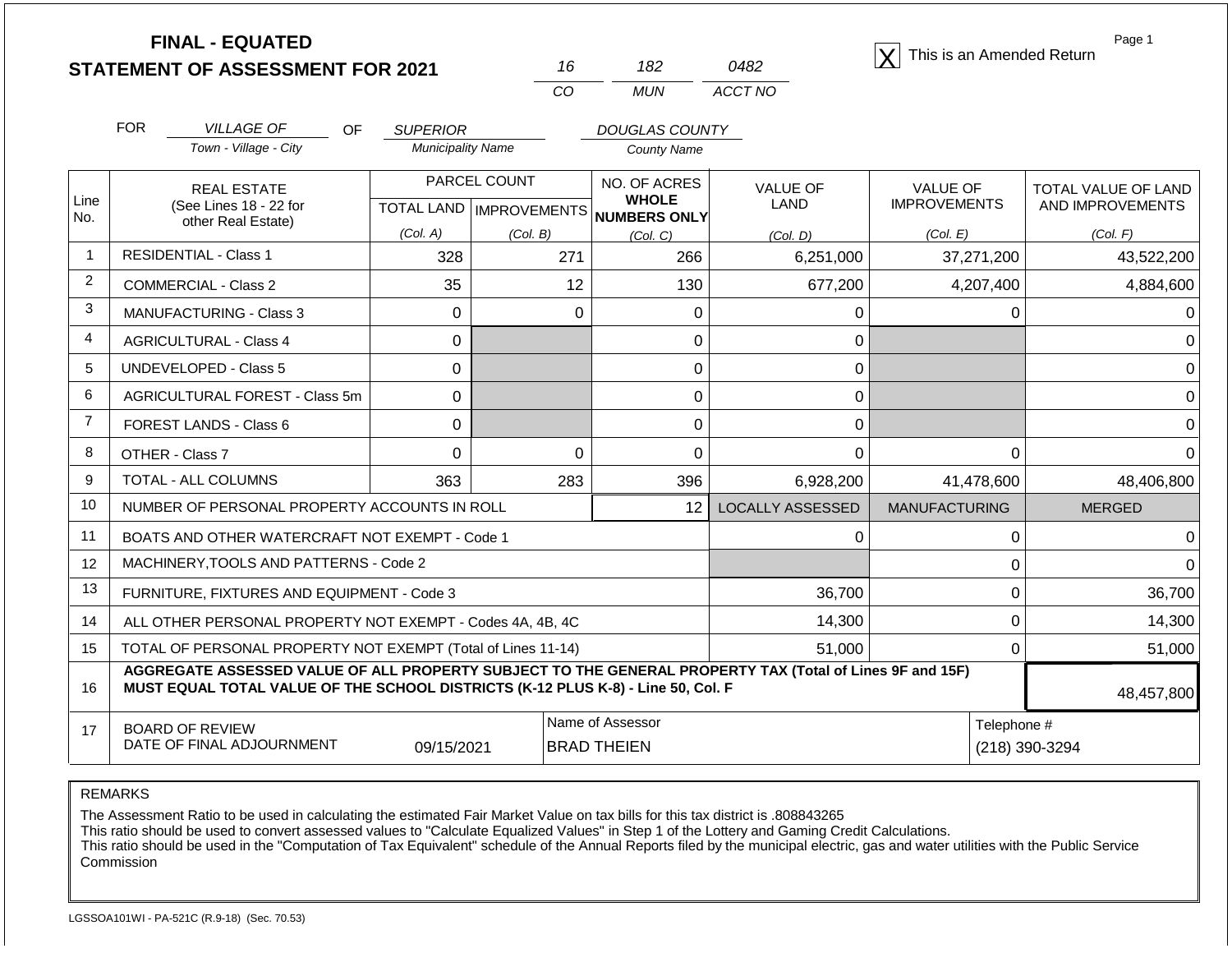# FINAL - EQUATED
# STATEMENT OF ASSESSMENT FOR 2021

| 16 | 182 | 0482 |
|---|---|---|
| CO | MUN | ACCT NO |

[X] This is an Amended Return

Page 1

FOR *VILLAGE OF* (Town - Village - City) OF *SUPERIOR* (Municipality Name) *DOUGLAS COUNTY* (County Name)

| Line No. | REAL ESTATE (See Lines 18 - 22 for other Real Estate) | PARCEL COUNT TOTAL LAND (Col. A) | IMPROVEMENTS (Col. B) | NO. OF ACRES WHOLE NUMBERS ONLY (Col. C) | VALUE OF LAND (Col. D) | VALUE OF IMPROVEMENTS (Col. E) | TOTAL VALUE OF LAND AND IMPROVEMENTS (Col. F) |
|---|---|---|---|---|---|---|---|
| 1 | RESIDENTIAL - Class 1 | 328 | 271 | 266 | 6,251,000 | 37,271,200 | 43,522,200 |
| 2 | COMMERCIAL - Class 2 | 35 | 12 | 130 | 677,200 | 4,207,400 | 4,884,600 |
| 3 | MANUFACTURING - Class 3 | 0 | 0 | 0 | 0 | 0 | 0 |
| 4 | AGRICULTURAL - Class 4 | 0 | | 0 | 0 | | 0 |
| 5 | UNDEVELOPED - Class 5 | 0 | | 0 | 0 | | 0 |
| 6 | AGRICULTURAL FOREST - Class 5m | 0 | | 0 | 0 | | 0 |
| 7 | FOREST LANDS - Class 6 | 0 | | 0 | 0 | | 0 |
| 8 | OTHER - Class 7 | 0 | 0 | 0 | 0 | 0 | 0 |
| 9 | TOTAL - ALL COLUMNS | 363 | 283 | 396 | 6,928,200 | 41,478,600 | 48,406,800 |
| 10 | NUMBER OF PERSONAL PROPERTY ACCOUNTS IN ROLL | | | 12 | LOCALLY ASSESSED | MANUFACTURING | MERGED |
| 11 | BOATS AND OTHER WATERCRAFT NOT EXEMPT - Code 1 | | | | 0 | 0 | 0 |
| 12 | MACHINERY,TOOLS AND PATTERNS - Code 2 | | | | | 0 | 0 |
| 13 | FURNITURE, FIXTURES AND EQUIPMENT - Code 3 | | | | 36,700 | 0 | 36,700 |
| 14 | ALL OTHER PERSONAL PROPERTY NOT EXEMPT - Codes 4A, 4B, 4C | | | | 14,300 | 0 | 14,300 |
| 15 | TOTAL OF PERSONAL PROPERTY NOT EXEMPT (Total of Lines 11-14) | | | | 51,000 | 0 | 51,000 |
| 16 | **AGGREGATE ASSESSED VALUE OF ALL PROPERTY SUBJECT TO THE GENERAL PROPERTY TAX (Total of Lines 9F and 15F) MUST EQUAL TOTAL VALUE OF THE SCHOOL DISTRICTS (K-12 PLUS K-8) - Line 50, Col. F** | | | | | | 48,457,800 |
| 17 | BOARD OF REVIEW DATE OF FINAL ADJOURNMENT | 09/15/2021 | | Name of Assessor: BRAD THEIEN | | Telephone #: (218) 390-3294 | |

REMARKS

The Assessment Ratio to be used in calculating the estimated Fair Market Value on tax bills for this tax district is .808843265
This ratio should be used to convert assessed values to "Calculate Equalized Values" in Step 1 of the Lottery and Gaming Credit Calculations.
This ratio should be used in the "Computation of Tax Equivalent" schedule of the Annual Reports filed by the municipal electric, gas and water utilities with the Public Service Commission

LGSSOA101WI - PA-521C (R.9-18) (Sec. 70.53)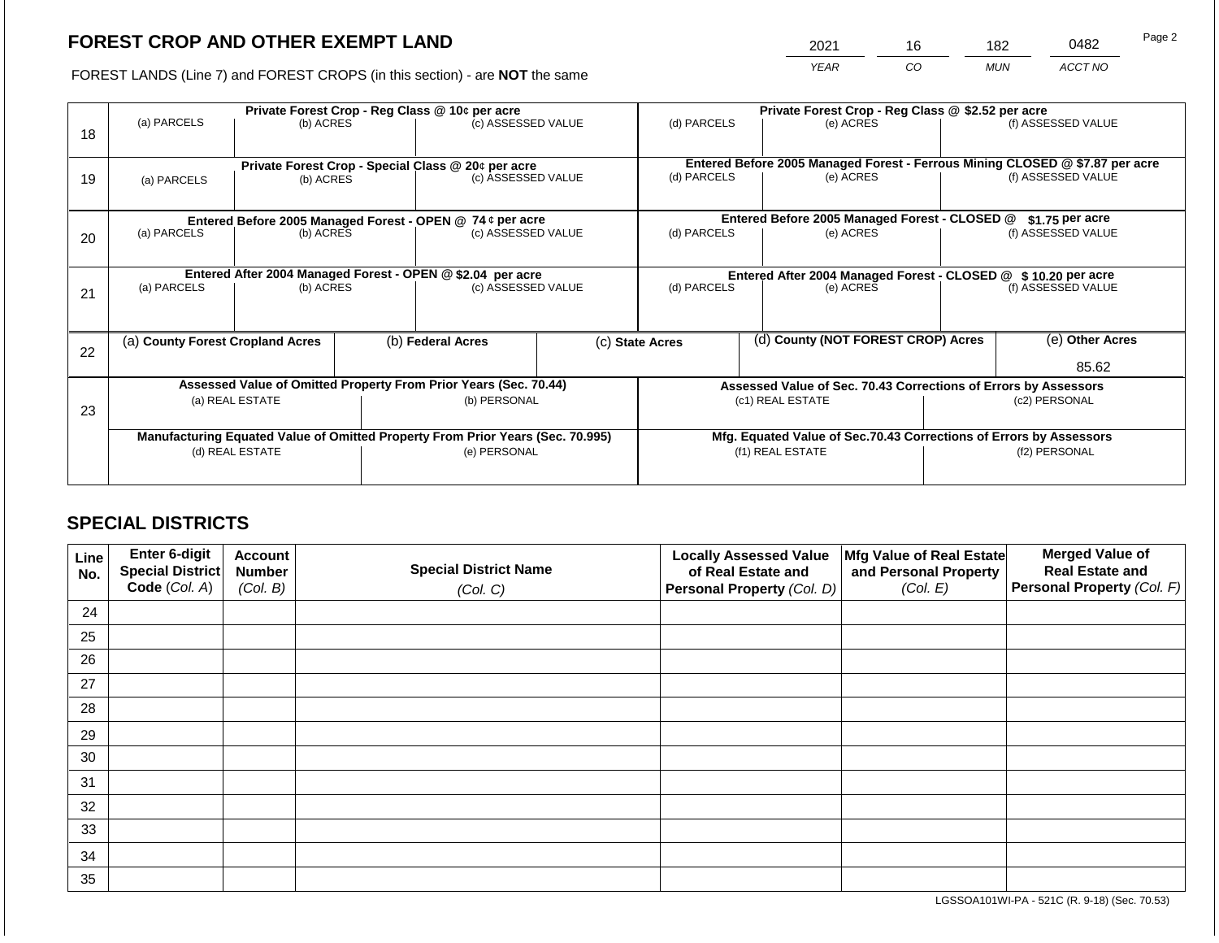# FOREST CROP AND OTHER EXEMPT LAND

FOREST LANDS (Line 7) and FOREST CROPS (in this section) - are **NOT** the same

| 2021 | 16 | 182 | 0482 |
|---|---|---|---|
| *YEAR* | *CO* | *MUN* | *ACCT NO* |

| | Private Forest Crop - Reg Class @ 10¢ per acre | | | Private Forest Crop - Reg Class @ $2.52 per acre | | |
|---|---|---|---|---|---|---|
| 18 | (a) PARCELS | (b) ACRES | (c) ASSESSED VALUE | (d) PARCELS | (e) ACRES | (f) ASSESSED VALUE |
| | **Private Forest Crop - Special Class @ 20¢ per acre** | | | **Entered Before 2005 Managed Forest - Ferrous Mining CLOSED @ $7.87 per acre** | | |
| 19 | (a) PARCELS | (b) ACRES | (c) ASSESSED VALUE | (d) PARCELS | (e) ACRES | (f) ASSESSED VALUE |
| | **Entered Before 2005 Managed Forest - OPEN @ 74 ¢ per acre** | | | **Entered Before 2005 Managed Forest - CLOSED @ $1.75 per acre** | | |
| 20 | (a) PARCELS | (b) ACRES | (c) ASSESSED VALUE | (d) PARCELS | (e) ACRES | (f) ASSESSED VALUE |
| | **Entered After 2004 Managed Forest - OPEN @ $2.04 per acre** | | | **Entered After 2004 Managed Forest - CLOSED @ $ 10.20 per acre** | | |
| 21 | (a) PARCELS | (b) ACRES | (c) ASSESSED VALUE | (d) PARCELS | (e) ACRES | (f) ASSESSED VALUE |

| | (a) **County Forest Cropland Acres** | (b) **Federal Acres** | (c) **State Acres** | (d) **County (NOT FOREST CROP) Acres** | (e) **Other Acres** |
|---|---|---|---|---|---|
| 22 | | | | | 85.62 |

| | **Assessed Value of Omitted Property From Prior Years (Sec. 70.44)** | | **Assessed Value of Sec. 70.43 Corrections of Errors by Assessors** | |
|---|---|---|---|---|
| 23 | (a) REAL ESTATE | (b) PERSONAL | (c1) REAL ESTATE | (c2) PERSONAL |
| | **Manufacturing Equated Value of Omitted Property From Prior Years (Sec. 70.995)** | | **Mfg. Equated Value of Sec.70.43 Corrections of Errors by Assessors** | |
| | (d) REAL ESTATE | (e) PERSONAL | (f1) REAL ESTATE | (f2) PERSONAL |

## SPECIAL DISTRICTS

| Line No. | Enter 6-digit Special District Code (*Col. A*) | Account Number (*Col. B*) | Special District Name (*Col. C*) | Locally Assessed Value of Real Estate and Personal Property (*Col. D*) | Mfg Value of Real Estate and Personal Property (*Col. E*) | Merged Value of Real Estate and Personal Property (*Col. F*) |
|---|---|---|---|---|---|---|
| 24 | | | | | | |
| 25 | | | | | | |
| 26 | | | | | | |
| 27 | | | | | | |
| 28 | | | | | | |
| 29 | | | | | | |
| 30 | | | | | | |
| 31 | | | | | | |
| 32 | | | | | | |
| 33 | | | | | | |
| 34 | | | | | | |
| 35 | | | | | | |

LGSSOA101WI-PA - 521C (R. 9-18) (Sec. 70.53)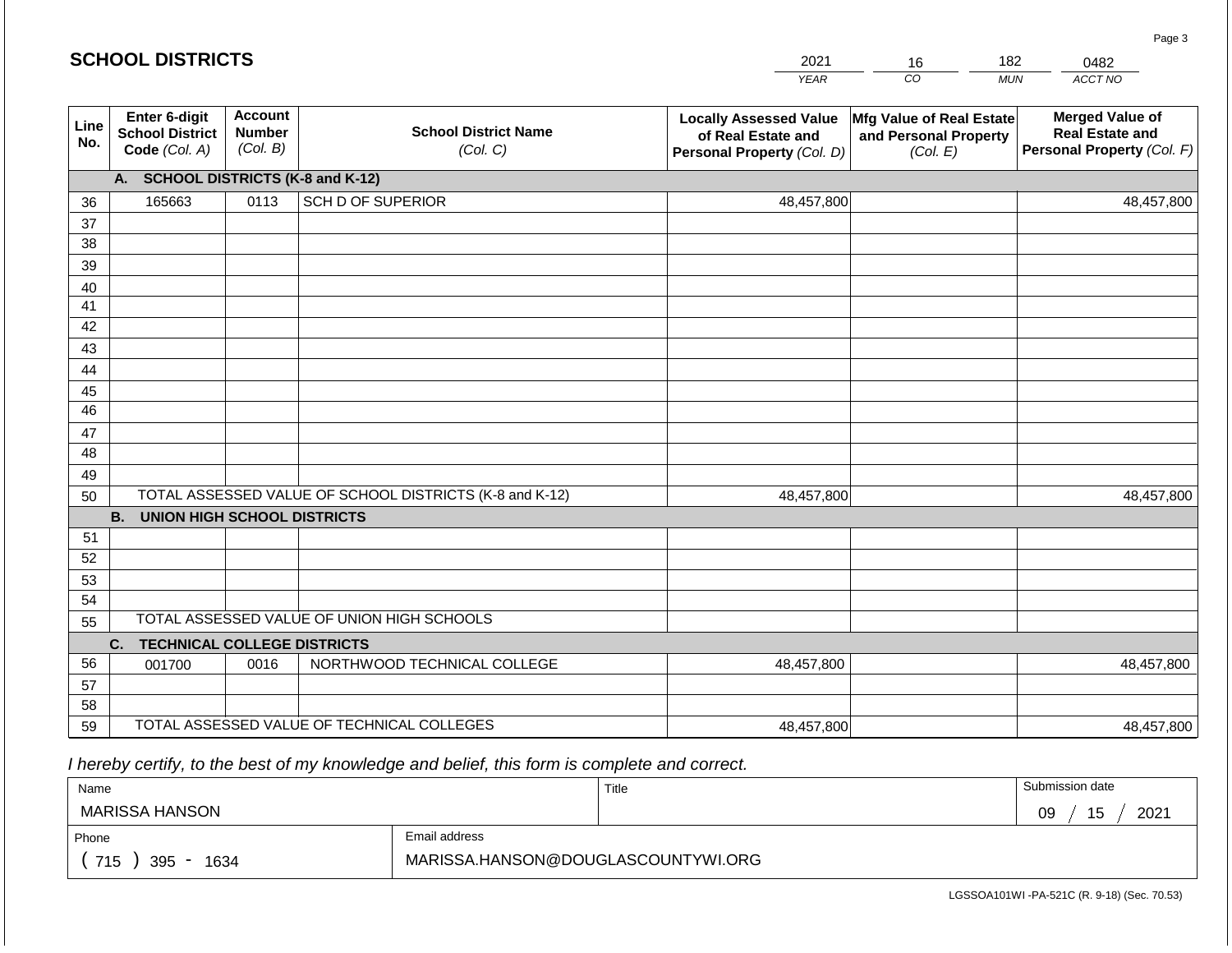## SCHOOL DISTRICTS

| 2021 | 16 | 182 | 0482 |
|---|---|---|---|
| *YEAR* | *CO* | *MUN* | *ACCT NO* |

| Line No. | Enter 6-digit School District Code *(Col. A)* | Account Number *(Col. B)* | School District Name *(Col. C)* | Locally Assessed Value of Real Estate and Personal Property *(Col. D)* | Mfg Value of Real Estate and Personal Property *(Col. E)* | Merged Value of Real Estate and Personal Property *(Col. F)* |
|---|---|---|---|---|---|---|
| | **A. SCHOOL DISTRICTS (K-8 and K-12)** | | | | | |
| 36 | 165663 | 0113 | SCH D OF SUPERIOR | 48,457,800 | | 48,457,800 |
| 37 | | | | | | |
| 38 | | | | | | |
| 39 | | | | | | |
| 40 | | | | | | |
| 41 | | | | | | |
| 42 | | | | | | |
| 43 | | | | | | |
| 44 | | | | | | |
| 45 | | | | | | |
| 46 | | | | | | |
| 47 | | | | | | |
| 48 | | | | | | |
| 49 | | | | | | |
| 50 | TOTAL ASSESSED VALUE OF SCHOOL DISTRICTS (K-8 and K-12) | | | 48,457,800 | | 48,457,800 |
| | **B. UNION HIGH SCHOOL DISTRICTS** | | | | | |
| 51 | | | | | | |
| 52 | | | | | | |
| 53 | | | | | | |
| 54 | | | | | | |
| 55 | TOTAL ASSESSED VALUE OF UNION HIGH SCHOOLS | | | | | |
| | **C. TECHNICAL COLLEGE DISTRICTS** | | | | | |
| 56 | 001700 | 0016 | NORTHWOOD TECHNICAL COLLEGE | 48,457,800 | | 48,457,800 |
| 57 | | | | | | |
| 58 | | | | | | |
| 59 | TOTAL ASSESSED VALUE OF TECHNICAL COLLEGES | | | 48,457,800 | | 48,457,800 |

*I hereby certify, to the best of my knowledge and belief, this form is complete and correct.*

| Name | Title | Submission date |
|---|---|---|
| MARISSA HANSON | | 09 / 15 / 2021 |
| **Phone** | **Email address** | |
| ( 715 ) 395 - 1634 | MARISSA.HANSON@DOUGLASCOUNTYWI.ORG | |

LGSSOA101WI -PA-521C (R. 9-18) (Sec. 70.53)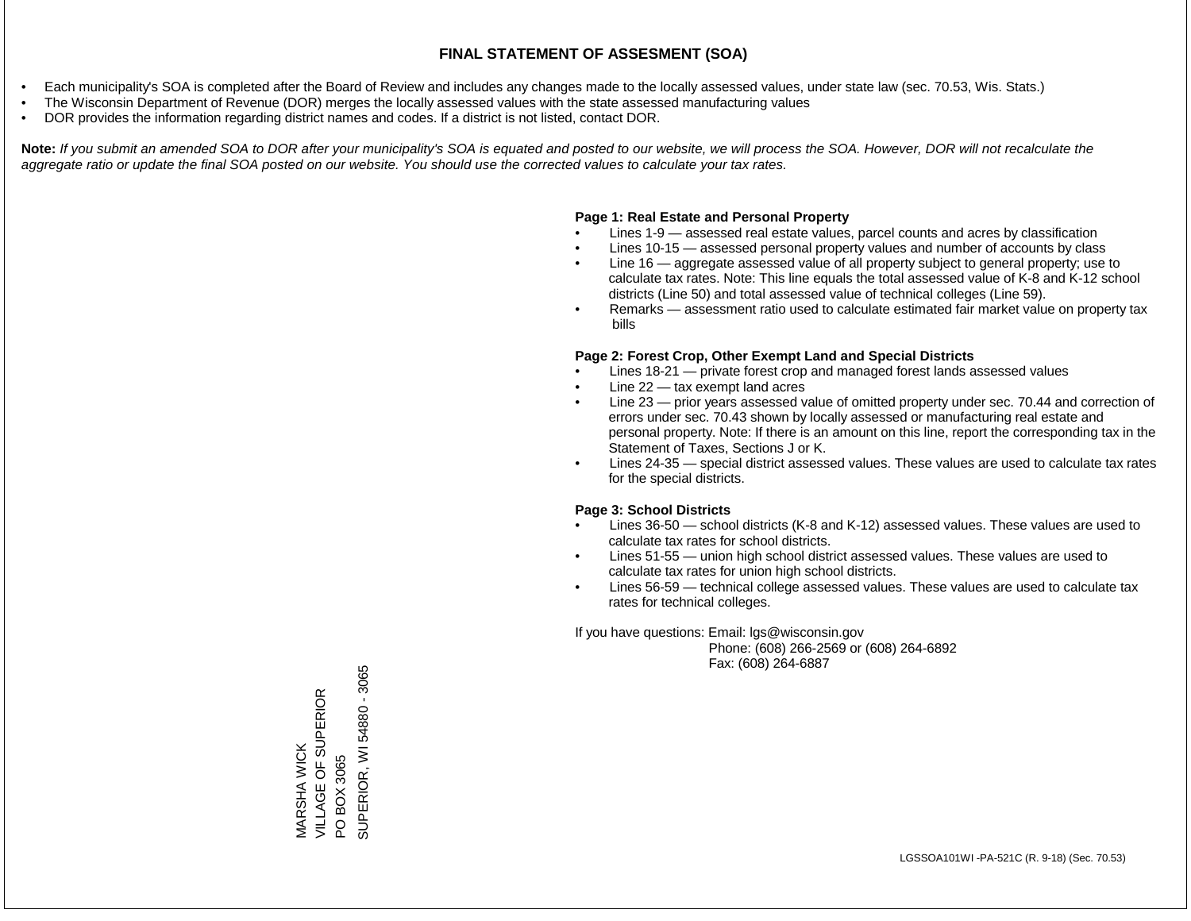# FINAL STATEMENT OF ASSESMENT (SOA)

- Each municipality's SOA is completed after the Board of Review and includes any changes made to the locally assessed values, under state law (sec. 70.53, Wis. Stats.)
- The Wisconsin Department of Revenue (DOR) merges the locally assessed values with the state assessed manufacturing values
- DOR provides the information regarding district names and codes. If a district is not listed, contact DOR.

**Note:** *If you submit an amended SOA to DOR after your municipality's SOA is equated and posted to our website, we will process the SOA. However, DOR will not recalculate the aggregate ratio or update the final SOA posted on our website. You should use the corrected values to calculate your tax rates.*

**Page 1: Real Estate and Personal Property**

- Lines 1-9 — assessed real estate values, parcel counts and acres by classification
- Lines 10-15 — assessed personal property values and number of accounts by class
- Line 16 — aggregate assessed value of all property subject to general property; use to calculate tax rates. Note: This line equals the total assessed value of K-8 and K-12 school districts (Line 50) and total assessed value of technical colleges (Line 59).
- Remarks — assessment ratio used to calculate estimated fair market value on property tax bills

**Page 2: Forest Crop, Other Exempt Land and Special Districts**

- Lines 18-21 — private forest crop and managed forest lands assessed values
- Line 22 — tax exempt land acres
- Line 23 — prior years assessed value of omitted property under sec. 70.44 and correction of errors under sec. 70.43 shown by locally assessed or manufacturing real estate and personal property. Note: If there is an amount on this line, report the corresponding tax in the Statement of Taxes, Sections J or K.
- Lines 24-35 — special district assessed values. These values are used to calculate tax rates for the special districts.

**Page 3: School Districts**

- Lines 36-50 — school districts (K-8 and K-12) assessed values. These values are used to calculate tax rates for school districts.
- Lines 51-55 — union high school district assessed values. These values are used to calculate tax rates for union high school districts.
- Lines 56-59 — technical college assessed values. These values are used to calculate tax rates for technical colleges.

If you have questions: Email: lgs@wisconsin.gov
Phone: (608) 266-2569 or (608) 264-6892
Fax: (608) 264-6887

MARSHA WICK
VILLAGE OF SUPERIOR
PO BOX 3065
SUPERIOR, WI 54880 - 3065

LGSSOA101WI -PA-521C (R. 9-18) (Sec. 70.53)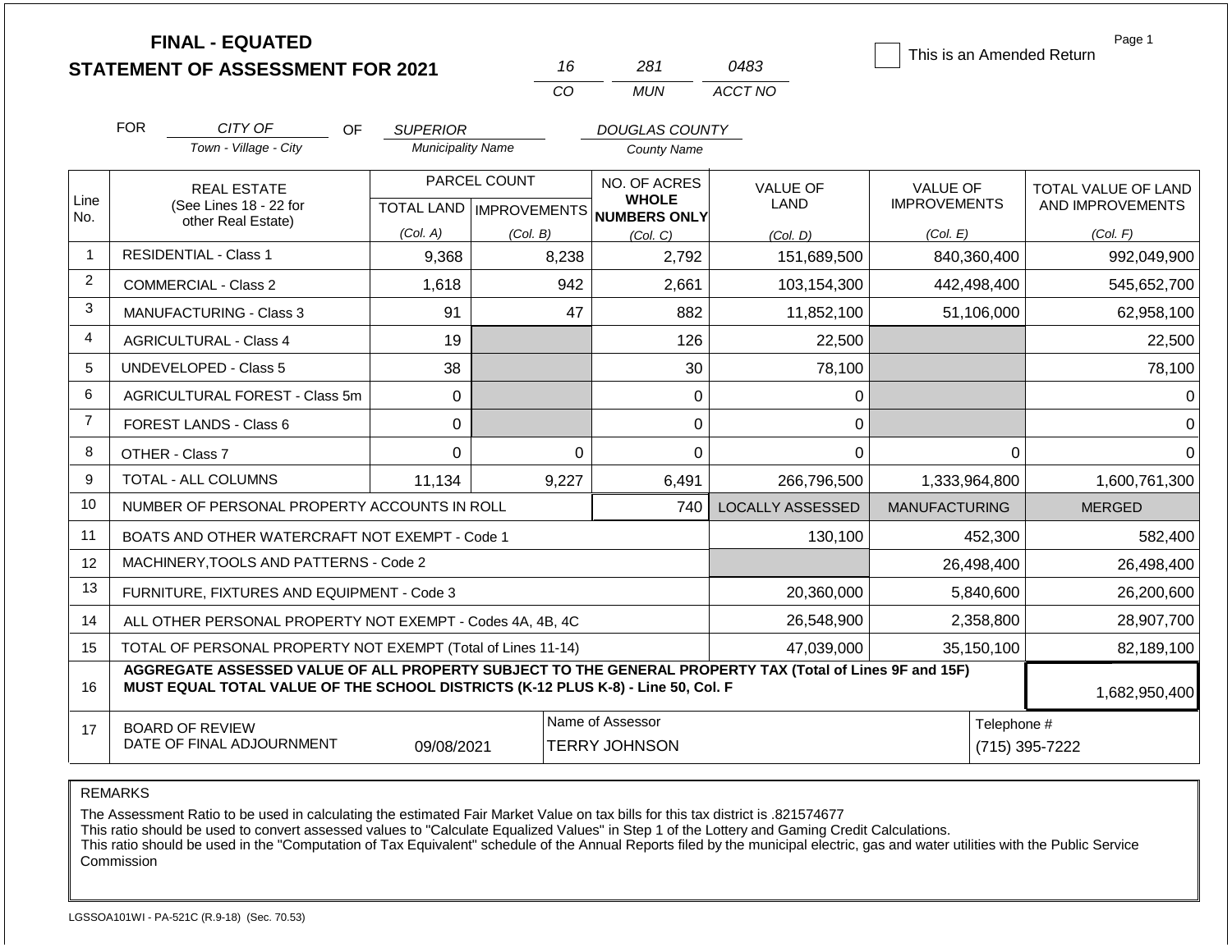# FINAL - EQUATED
# STATEMENT OF ASSESSMENT FOR 2021

| 16 | 281 | 0483 |
|---|---|---|
| CO | MUN | ACCT NO |

☐ This is an Amended Return

FOR *CITY OF* (Town - Village - City) OF *SUPERIOR* (Municipality Name) *DOUGLAS COUNTY* (County Name)

| Line No. | REAL ESTATE (See Lines 18 - 22 for other Real Estate) | PARCEL COUNT TOTAL LAND (Col. A) | PARCEL COUNT IMPROVEMENTS (Col. B) | NO. OF ACRES WHOLE NUMBERS ONLY (Col. C) | VALUE OF LAND (Col. D) | VALUE OF IMPROVEMENTS (Col. E) | TOTAL VALUE OF LAND AND IMPROVEMENTS (Col. F) |
|---|---|---|---|---|---|---|---|
| 1 | RESIDENTIAL - Class 1 | 9,368 | 8,238 | 2,792 | 151,689,500 | 840,360,400 | 992,049,900 |
| 2 | COMMERCIAL - Class 2 | 1,618 | 942 | 2,661 | 103,154,300 | 442,498,400 | 545,652,700 |
| 3 | MANUFACTURING - Class 3 | 91 | 47 | 882 | 11,852,100 | 51,106,000 | 62,958,100 |
| 4 | AGRICULTURAL - Class 4 | 19 | | 126 | 22,500 | | 22,500 |
| 5 | UNDEVELOPED - Class 5 | 38 | | 30 | 78,100 | | 78,100 |
| 6 | AGRICULTURAL FOREST - Class 5m | 0 | | 0 | 0 | | 0 |
| 7 | FOREST LANDS - Class 6 | 0 | | 0 | 0 | | 0 |
| 8 | OTHER - Class 7 | 0 | 0 | 0 | 0 | 0 | 0 |
| 9 | TOTAL - ALL COLUMNS | 11,134 | 9,227 | 6,491 | 266,796,500 | 1,333,964,800 | 1,600,761,300 |
| 10 | NUMBER OF PERSONAL PROPERTY ACCOUNTS IN ROLL | | | 740 | LOCALLY ASSESSED | MANUFACTURING | MERGED |
| 11 | BOATS AND OTHER WATERCRAFT NOT EXEMPT - Code 1 | | | | 130,100 | 452,300 | 582,400 |
| 12 | MACHINERY,TOOLS AND PATTERNS - Code 2 | | | | | 26,498,400 | 26,498,400 |
| 13 | FURNITURE, FIXTURES AND EQUIPMENT - Code 3 | | | | 20,360,000 | 5,840,600 | 26,200,600 |
| 14 | ALL OTHER PERSONAL PROPERTY NOT EXEMPT - Codes 4A, 4B, 4C | | | | 26,548,900 | 2,358,800 | 28,907,700 |
| 15 | TOTAL OF PERSONAL PROPERTY NOT EXEMPT (Total of Lines 11-14) | | | | 47,039,000 | 35,150,100 | 82,189,100 |
| 16 | AGGREGATE ASSESSED VALUE OF ALL PROPERTY SUBJECT TO THE GENERAL PROPERTY TAX (Total of Lines 9F and 15F) MUST EQUAL TOTAL VALUE OF THE SCHOOL DISTRICTS (K-12 PLUS K-8) - Line 50, Col. F | | | | | | 1,682,950,400 |
| 17 | BOARD OF REVIEW DATE OF FINAL ADJOURNMENT | 09/08/2021 | | Name of Assessor: TERRY JOHNSON | | | Telephone #: (715) 395-7222 |

REMARKS

The Assessment Ratio to be used in calculating the estimated Fair Market Value on tax bills for this tax district is .821574677
This ratio should be used to convert assessed values to "Calculate Equalized Values" in Step 1 of the Lottery and Gaming Credit Calculations.
This ratio should be used in the "Computation of Tax Equivalent" schedule of the Annual Reports filed by the municipal electric, gas and water utilities with the Public Service Commission

LGSSOA101WI - PA-521C (R.9-18) (Sec. 70.53)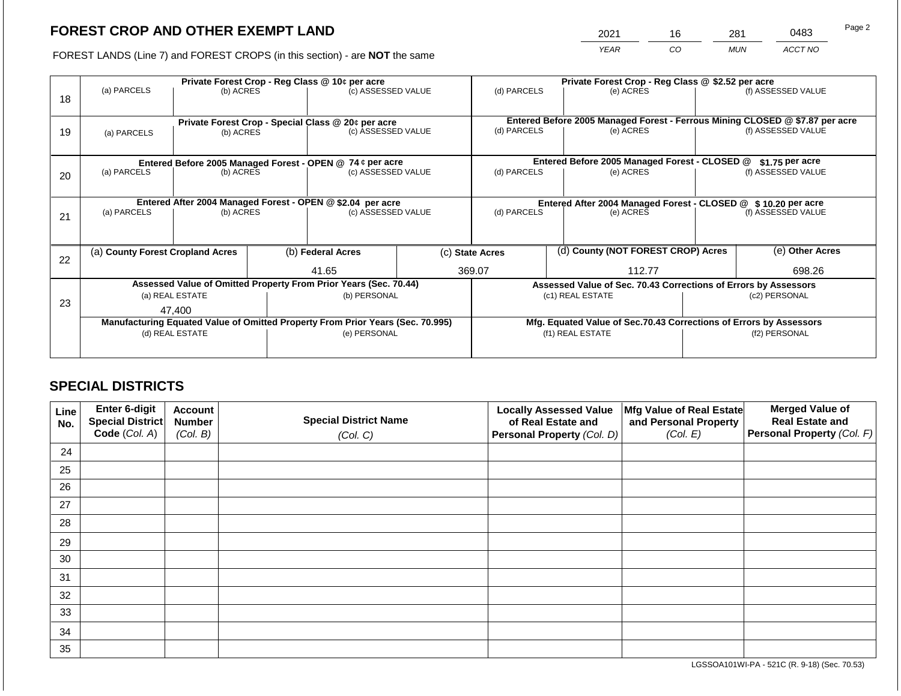# FOREST CROP AND OTHER EXEMPT LAND

FOREST LANDS (Line 7) and FOREST CROPS (in this section) - are **NOT** the same

| YEAR | CO | MUN | ACCT NO |
|---|---|---|---|
| 2021 | 16 | 281 | 0483 |

| Line | Private Forest Crop - Reg Class @ 10¢ per acre | | | Private Forest Crop - Reg Class @ $2.52 per acre | | |
|---|---|---|---|---|---|---|
| 18 | (a) PARCELS | (b) ACRES | (c) ASSESSED VALUE | (d) PARCELS | (e) ACRES | (f) ASSESSED VALUE |
| | | | | | | |
| | **Private Forest Crop - Special Class @ 20¢ per acre** | | | **Entered Before 2005 Managed Forest - Ferrous Mining CLOSED @ $7.87 per acre** | | |
| 19 | (a) PARCELS | (b) ACRES | (c) ASSESSED VALUE | (d) PARCELS | (e) ACRES | (f) ASSESSED VALUE |
| | | | | | | |
| | **Entered Before 2005 Managed Forest - OPEN @ 74 ¢ per acre** | | | **Entered Before 2005 Managed Forest - CLOSED @ $1.75 per acre** | | |
| 20 | (a) PARCELS | (b) ACRES | (c) ASSESSED VALUE | (d) PARCELS | (e) ACRES | (f) ASSESSED VALUE |
| | | | | | | |
| | **Entered After 2004 Managed Forest - OPEN @ $2.04 per acre** | | | **Entered After 2004 Managed Forest - CLOSED @ $ 10.20 per acre** | | |
| 21 | (a) PARCELS | (b) ACRES | (c) ASSESSED VALUE | (d) PARCELS | (e) ACRES | (f) ASSESSED VALUE |
| | | | | | | |

| Line | (a) County Forest Cropland Acres | (b) Federal Acres | (c) State Acres | (d) County (NOT FOREST CROP) Acres | (e) Other Acres |
|---|---|---|---|---|---|
| 22 | | 41.65 | 369.07 | 112.77 | 698.26 |

| Line | Assessed Value of Omitted Property From Prior Years (Sec. 70.44) | | Assessed Value of Sec. 70.43 Corrections of Errors by Assessors | |
|---|---|---|---|---|
| 23 | (a) REAL ESTATE | (b) PERSONAL | (c1) REAL ESTATE | (c2) PERSONAL |
| | 47,400 | | | |
| | **Manufacturing Equated Value of Omitted Property From Prior Years (Sec. 70.995)** | | **Mfg. Equated Value of Sec.70.43 Corrections of Errors by Assessors** | |
| | (d) REAL ESTATE | (e) PERSONAL | (f1) REAL ESTATE | (f2) PERSONAL |
| | | | | |

## SPECIAL DISTRICTS

| Line No. | Enter 6-digit Special District Code (Col. A) | Account Number (Col. B) | Special District Name (Col. C) | Locally Assessed Value of Real Estate and Personal Property (Col. D) | Mfg Value of Real Estate and Personal Property (Col. E) | Merged Value of Real Estate and Personal Property (Col. F) |
|---|---|---|---|---|---|---|
| 24 | | | | | | |
| 25 | | | | | | |
| 26 | | | | | | |
| 27 | | | | | | |
| 28 | | | | | | |
| 29 | | | | | | |
| 30 | | | | | | |
| 31 | | | | | | |
| 32 | | | | | | |
| 33 | | | | | | |
| 34 | | | | | | |
| 35 | | | | | | |

LGSSOA101WI-PA - 521C (R. 9-18) (Sec. 70.53)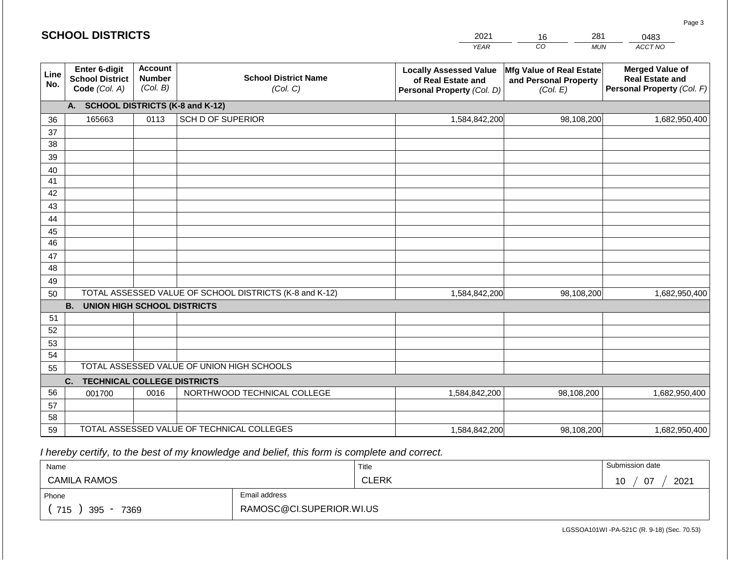## SCHOOL DISTRICTS

| YEAR | CO | MUN | ACCT NO |
|---|---|---|---|
| 2021 | 16 | 281 | 0483 |

| Line No. | Enter 6-digit School District Code *(Col. A)* | Account Number *(Col. B)* | School District Name *(Col. C)* | Locally Assessed Value of Real Estate and Personal Property *(Col. D)* | Mfg Value of Real Estate and Personal Property *(Col. E)* | Merged Value of Real Estate and Personal Property *(Col. F)* |
|---|---|---|---|---|---|---|
| | **A. SCHOOL DISTRICTS (K-8 and K-12)** | | | | | |
| 36 | 165663 | 0113 | SCH D OF SUPERIOR | 1,584,842,200 | 98,108,200 | 1,682,950,400 |
| 37 | | | | | | |
| 38 | | | | | | |
| 39 | | | | | | |
| 40 | | | | | | |
| 41 | | | | | | |
| 42 | | | | | | |
| 43 | | | | | | |
| 44 | | | | | | |
| 45 | | | | | | |
| 46 | | | | | | |
| 47 | | | | | | |
| 48 | | | | | | |
| 49 | | | | | | |
| 50 | TOTAL ASSESSED VALUE OF SCHOOL DISTRICTS (K-8 and K-12) | | | 1,584,842,200 | 98,108,200 | 1,682,950,400 |
| | **B. UNION HIGH SCHOOL DISTRICTS** | | | | | |
| 51 | | | | | | |
| 52 | | | | | | |
| 53 | | | | | | |
| 54 | | | | | | |
| 55 | TOTAL ASSESSED VALUE OF UNION HIGH SCHOOLS | | | | | |
| | **C. TECHNICAL COLLEGE DISTRICTS** | | | | | |
| 56 | 001700 | 0016 | NORTHWOOD TECHNICAL COLLEGE | 1,584,842,200 | 98,108,200 | 1,682,950,400 |
| 57 | | | | | | |
| 58 | | | | | | |
| 59 | TOTAL ASSESSED VALUE OF TECHNICAL COLLEGES | | | 1,584,842,200 | 98,108,200 | 1,682,950,400 |

*I hereby certify, to the best of my knowledge and belief, this form is complete and correct.*

| Name | Title | Submission date |
|---|---|---|
| CAMILA RAMOS | CLERK | 10 / 07 / 2021 |

| Phone | Email address |
|---|---|
| ( 715 ) 395 - 7369 | RAMOSC@CI.SUPERIOR.WI.US |

LGSSOA101WI -PA-521C (R. 9-18) (Sec. 70.53)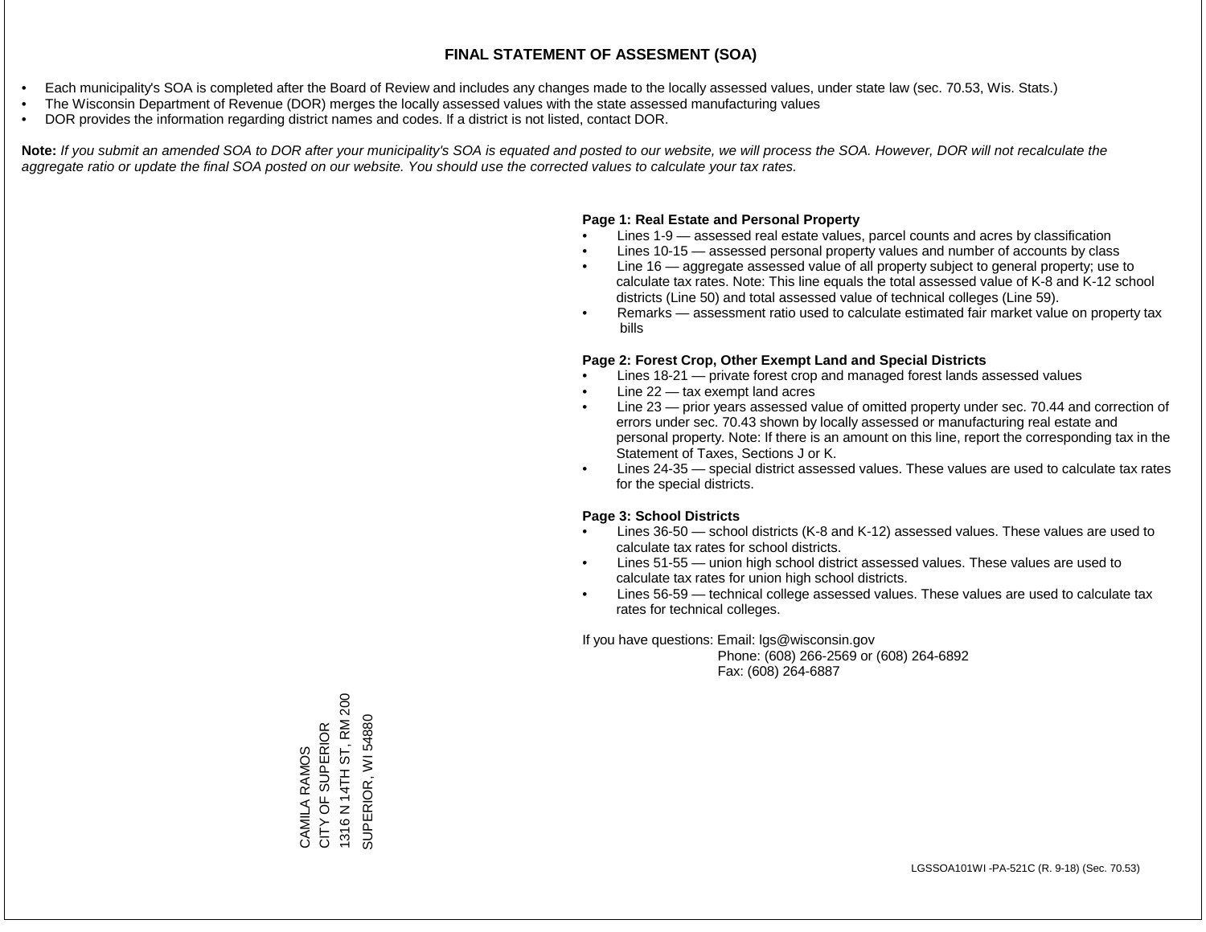# FINAL STATEMENT OF ASSESMENT (SOA)

- Each municipality's SOA is completed after the Board of Review and includes any changes made to the locally assessed values, under state law (sec. 70.53, Wis. Stats.)
- The Wisconsin Department of Revenue (DOR) merges the locally assessed values with the state assessed manufacturing values
- DOR provides the information regarding district names and codes. If a district is not listed, contact DOR.

**Note:** *If you submit an amended SOA to DOR after your municipality's SOA is equated and posted to our website, we will process the SOA. However, DOR will not recalculate the aggregate ratio or update the final SOA posted on our website. You should use the corrected values to calculate your tax rates.*

**Page 1: Real Estate and Personal Property**

- Lines 1-9 — assessed real estate values, parcel counts and acres by classification
- Lines 10-15 — assessed personal property values and number of accounts by class
- Line 16 — aggregate assessed value of all property subject to general property; use to calculate tax rates. Note: This line equals the total assessed value of K-8 and K-12 school districts (Line 50) and total assessed value of technical colleges (Line 59).
- Remarks — assessment ratio used to calculate estimated fair market value on property tax bills

**Page 2: Forest Crop, Other Exempt Land and Special Districts**

- Lines 18-21 — private forest crop and managed forest lands assessed values
- Line 22 — tax exempt land acres
- Line 23 — prior years assessed value of omitted property under sec. 70.44 and correction of errors under sec. 70.43 shown by locally assessed or manufacturing real estate and personal property. Note: If there is an amount on this line, report the corresponding tax in the Statement of Taxes, Sections J or K.
- Lines 24-35 — special district assessed values. These values are used to calculate tax rates for the special districts.

**Page 3: School Districts**

- Lines 36-50 — school districts (K-8 and K-12) assessed values. These values are used to calculate tax rates for school districts.
- Lines 51-55 — union high school district assessed values. These values are used to calculate tax rates for union high school districts.
- Lines 56-59 — technical college assessed values. These values are used to calculate tax rates for technical colleges.

If you have questions: Email: lgs@wisconsin.gov
Phone: (608) 266-2569 or (608) 264-6892
Fax: (608) 264-6887

CAMILA RAMOS
CITY OF SUPERIOR
1316 N 14TH ST, RM 200
SUPERIOR, WI 54880

LGSSOA101WI -PA-521C (R. 9-18) (Sec. 70.53)